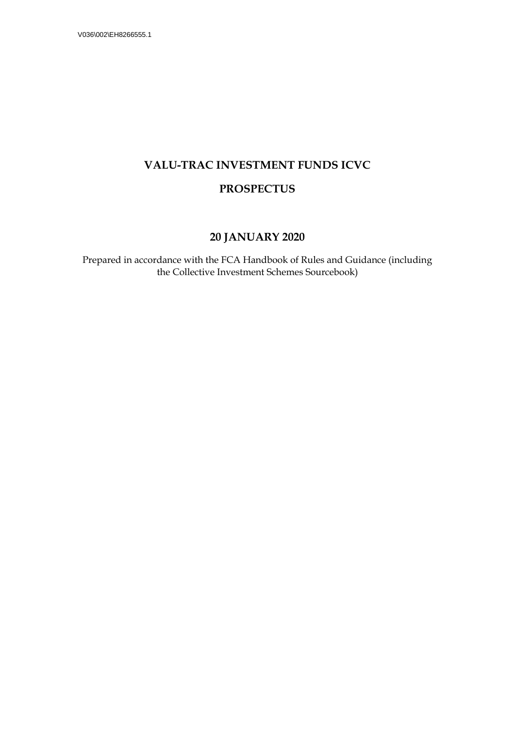V036\002\EH8266555.1

# VALU-TRAC INVESTMENT FUNDS ICVC

# PROSPECTUS

## 20 JANUARY 2020

Prepared in accordance with the FCA Handbook of Rules and Guidance (including the Collective Investment Schemes Sourcebook)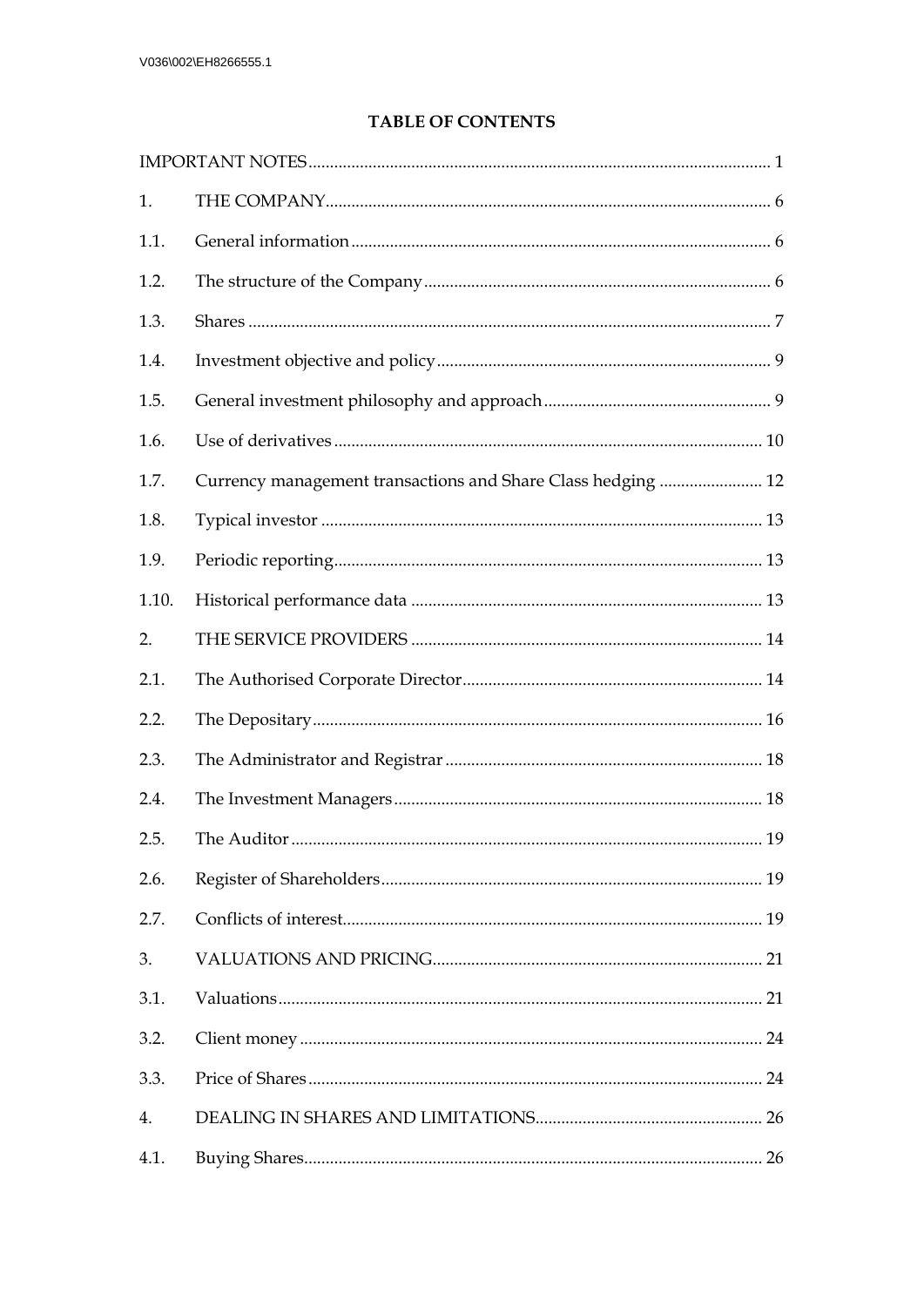## TABLE OF CONTENTS

| | | |
|---|---|---|
| IMPORTANT NOTES | | 1 |
| 1. | THE COMPANY | 6 |
| 1.1. | General information | 6 |
| 1.2. | The structure of the Company | 6 |
| 1.3. | Shares | 7 |
| 1.4. | Investment objective and policy | 9 |
| 1.5. | General investment philosophy and approach | 9 |
| 1.6. | Use of derivatives | 10 |
| 1.7. | Currency management transactions and Share Class hedging | 12 |
| 1.8. | Typical investor | 13 |
| 1.9. | Periodic reporting | 13 |
| 1.10. | Historical performance data | 13 |
| 2. | THE SERVICE PROVIDERS | 14 |
| 2.1. | The Authorised Corporate Director | 14 |
| 2.2. | The Depositary | 16 |
| 2.3. | The Administrator and Registrar | 18 |
| 2.4. | The Investment Managers | 18 |
| 2.5. | The Auditor | 19 |
| 2.6. | Register of Shareholders | 19 |
| 2.7. | Conflicts of interest | 19 |
| 3. | VALUATIONS AND PRICING | 21 |
| 3.1. | Valuations | 21 |
| 3.2. | Client money | 24 |
| 3.3. | Price of Shares | 24 |
| 4. | DEALING IN SHARES AND LIMITATIONS | 26 |
| 4.1. | Buying Shares | 26 |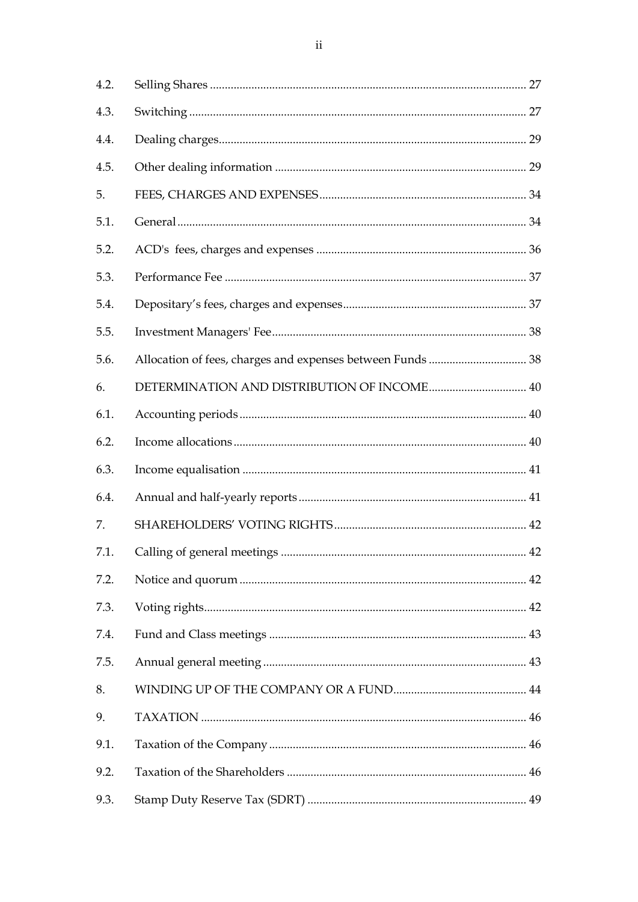| | | |
|---|---|---|
| 4.2. | Selling Shares | 27 |
| 4.3. | Switching | 27 |
| 4.4. | Dealing charges | 29 |
| 4.5. | Other dealing information | 29 |
| 5. | FEES, CHARGES AND EXPENSES | 34 |
| 5.1. | General | 34 |
| 5.2. | ACD's fees, charges and expenses | 36 |
| 5.3. | Performance Fee | 37 |
| 5.4. | Depositary's fees, charges and expenses | 37 |
| 5.5. | Investment Managers' Fee | 38 |
| 5.6. | Allocation of fees, charges and expenses between Funds | 38 |
| 6. | DETERMINATION AND DISTRIBUTION OF INCOME | 40 |
| 6.1. | Accounting periods | 40 |
| 6.2. | Income allocations | 40 |
| 6.3. | Income equalisation | 41 |
| 6.4. | Annual and half-yearly reports | 41 |
| 7. | SHAREHOLDERS' VOTING RIGHTS | 42 |
| 7.1. | Calling of general meetings | 42 |
| 7.2. | Notice and quorum | 42 |
| 7.3. | Voting rights | 42 |
| 7.4. | Fund and Class meetings | 43 |
| 7.5. | Annual general meeting | 43 |
| 8. | WINDING UP OF THE COMPANY OR A FUND | 44 |
| 9. | TAXATION | 46 |
| 9.1. | Taxation of the Company | 46 |
| 9.2. | Taxation of the Shareholders | 46 |
| 9.3. | Stamp Duty Reserve Tax (SDRT) | 49 |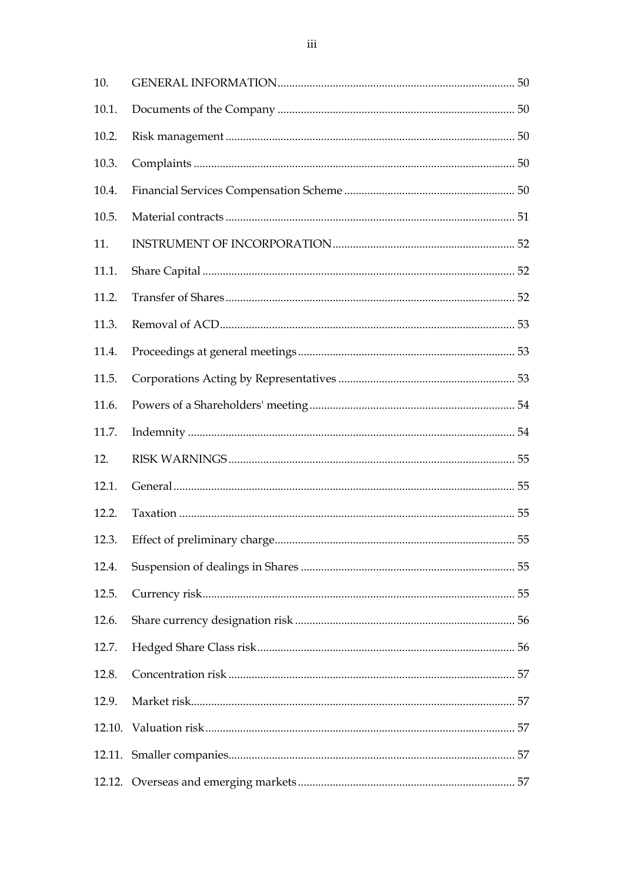| | | |
|---|---|---|
| 10. | GENERAL INFORMATION | 50 |
| 10.1. | Documents of the Company | 50 |
| 10.2. | Risk management | 50 |
| 10.3. | Complaints | 50 |
| 10.4. | Financial Services Compensation Scheme | 50 |
| 10.5. | Material contracts | 51 |
| 11. | INSTRUMENT OF INCORPORATION | 52 |
| 11.1. | Share Capital | 52 |
| 11.2. | Transfer of Shares | 52 |
| 11.3. | Removal of ACD | 53 |
| 11.4. | Proceedings at general meetings | 53 |
| 11.5. | Corporations Acting by Representatives | 53 |
| 11.6. | Powers of a Shareholders' meeting | 54 |
| 11.7. | Indemnity | 54 |
| 12. | RISK WARNINGS | 55 |
| 12.1. | General | 55 |
| 12.2. | Taxation | 55 |
| 12.3. | Effect of preliminary charge | 55 |
| 12.4. | Suspension of dealings in Shares | 55 |
| 12.5. | Currency risk | 55 |
| 12.6. | Share currency designation risk | 56 |
| 12.7. | Hedged Share Class risk | 56 |
| 12.8. | Concentration risk | 57 |
| 12.9. | Market risk | 57 |
| 12.10. | Valuation risk | 57 |
| 12.11. | Smaller companies | 57 |
| 12.12. | Overseas and emerging markets | 57 |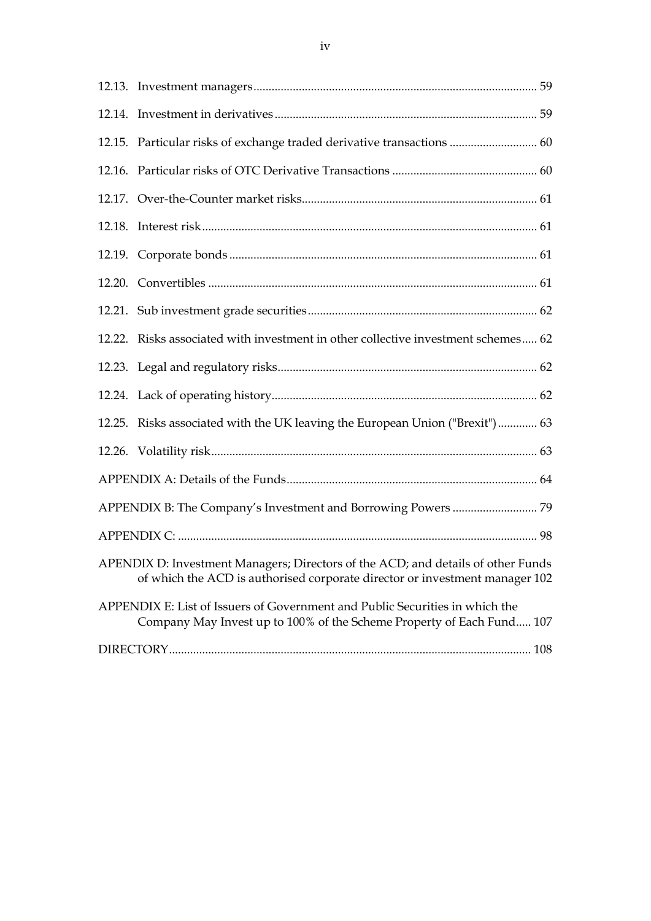12.13. Investment managers ..... 59

12.14. Investment in derivatives ..... 59

12.15. Particular risks of exchange traded derivative transactions ..... 60

12.16. Particular risks of OTC Derivative Transactions ..... 60

12.17. Over-the-Counter market risks ..... 61

12.18. Interest risk ..... 61

12.19. Corporate bonds ..... 61

12.20. Convertibles ..... 61

12.21. Sub investment grade securities ..... 62

12.22. Risks associated with investment in other collective investment schemes ..... 62

12.23. Legal and regulatory risks ..... 62

12.24. Lack of operating history ..... 62

12.25. Risks associated with the UK leaving the European Union ("Brexit") ..... 63

12.26. Volatility risk ..... 63

APPENDIX A: Details of the Funds ..... 64

APPENDIX B: The Company's Investment and Borrowing Powers ..... 79

APPENDIX C: ..... 98

APENDIX D: Investment Managers; Directors of the ACD; and details of other Funds of which the ACD is authorised corporate director or investment manager 102

APPENDIX E: List of Issuers of Government and Public Securities in which the Company May Invest up to 100% of the Scheme Property of Each Fund ..... 107

DIRECTORY ..... 108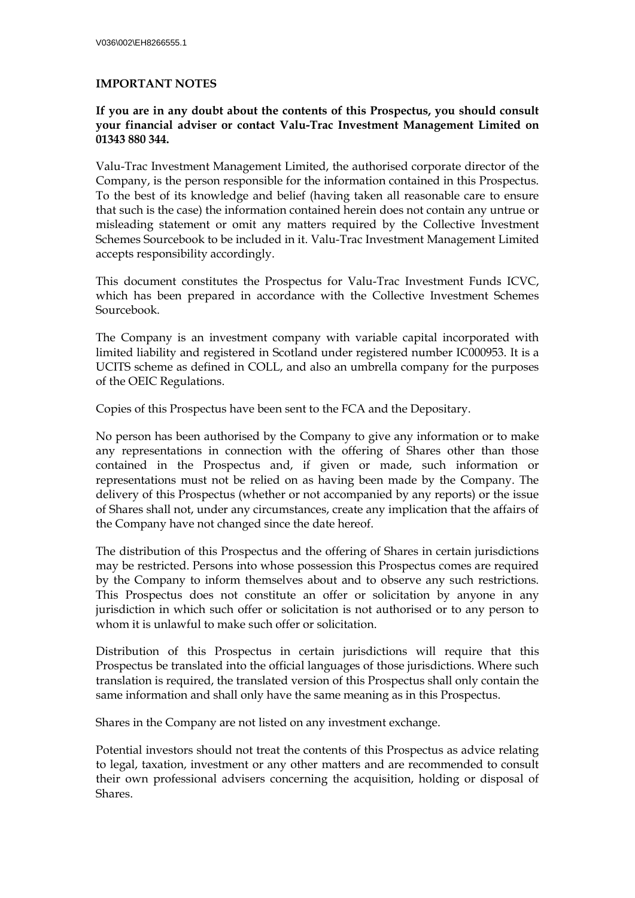## IMPORTANT NOTES

**If you are in any doubt about the contents of this Prospectus, you should consult your financial adviser or contact Valu-Trac Investment Management Limited on 01343 880 344.**

Valu-Trac Investment Management Limited, the authorised corporate director of the Company, is the person responsible for the information contained in this Prospectus. To the best of its knowledge and belief (having taken all reasonable care to ensure that such is the case) the information contained herein does not contain any untrue or misleading statement or omit any matters required by the Collective Investment Schemes Sourcebook to be included in it. Valu-Trac Investment Management Limited accepts responsibility accordingly.

This document constitutes the Prospectus for Valu-Trac Investment Funds ICVC, which has been prepared in accordance with the Collective Investment Schemes Sourcebook.

The Company is an investment company with variable capital incorporated with limited liability and registered in Scotland under registered number IC000953. It is a UCITS scheme as defined in COLL, and also an umbrella company for the purposes of the OEIC Regulations.

Copies of this Prospectus have been sent to the FCA and the Depositary.

No person has been authorised by the Company to give any information or to make any representations in connection with the offering of Shares other than those contained in the Prospectus and, if given or made, such information or representations must not be relied on as having been made by the Company. The delivery of this Prospectus (whether or not accompanied by any reports) or the issue of Shares shall not, under any circumstances, create any implication that the affairs of the Company have not changed since the date hereof.

The distribution of this Prospectus and the offering of Shares in certain jurisdictions may be restricted. Persons into whose possession this Prospectus comes are required by the Company to inform themselves about and to observe any such restrictions. This Prospectus does not constitute an offer or solicitation by anyone in any jurisdiction in which such offer or solicitation is not authorised or to any person to whom it is unlawful to make such offer or solicitation.

Distribution of this Prospectus in certain jurisdictions will require that this Prospectus be translated into the official languages of those jurisdictions. Where such translation is required, the translated version of this Prospectus shall only contain the same information and shall only have the same meaning as in this Prospectus.

Shares in the Company are not listed on any investment exchange.

Potential investors should not treat the contents of this Prospectus as advice relating to legal, taxation, investment or any other matters and are recommended to consult their own professional advisers concerning the acquisition, holding or disposal of Shares.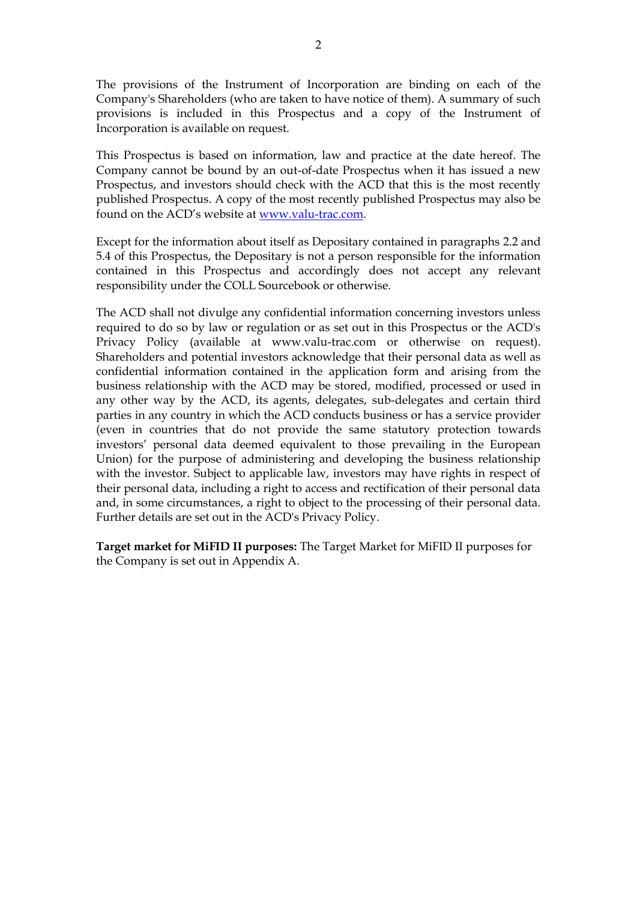The provisions of the Instrument of Incorporation are binding on each of the Company's Shareholders (who are taken to have notice of them). A summary of such provisions is included in this Prospectus and a copy of the Instrument of Incorporation is available on request.

This Prospectus is based on information, law and practice at the date hereof. The Company cannot be bound by an out-of-date Prospectus when it has issued a new Prospectus, and investors should check with the ACD that this is the most recently published Prospectus. A copy of the most recently published Prospectus may also be found on the ACD's website at www.valu-trac.com.

Except for the information about itself as Depositary contained in paragraphs 2.2 and 5.4 of this Prospectus, the Depositary is not a person responsible for the information contained in this Prospectus and accordingly does not accept any relevant responsibility under the COLL Sourcebook or otherwise.

The ACD shall not divulge any confidential information concerning investors unless required to do so by law or regulation or as set out in this Prospectus or the ACD's Privacy Policy (available at www.valu-trac.com or otherwise on request). Shareholders and potential investors acknowledge that their personal data as well as confidential information contained in the application form and arising from the business relationship with the ACD may be stored, modified, processed or used in any other way by the ACD, its agents, delegates, sub-delegates and certain third parties in any country in which the ACD conducts business or has a service provider (even in countries that do not provide the same statutory protection towards investors' personal data deemed equivalent to those prevailing in the European Union) for the purpose of administering and developing the business relationship with the investor. Subject to applicable law, investors may have rights in respect of their personal data, including a right to access and rectification of their personal data and, in some circumstances, a right to object to the processing of their personal data. Further details are set out in the ACD's Privacy Policy.

**Target market for MiFID II purposes:** The Target Market for MiFID II purposes for the Company is set out in Appendix A.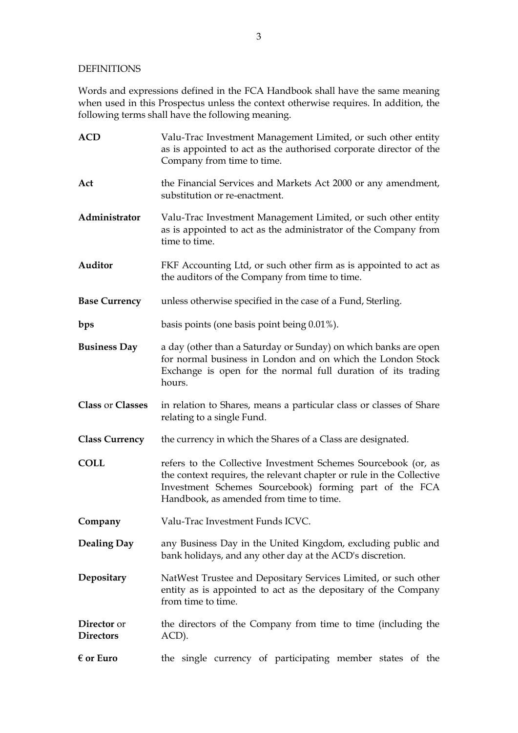DEFINITIONS

Words and expressions defined in the FCA Handbook shall have the same meaning when used in this Prospectus unless the context otherwise requires. In addition, the following terms shall have the following meaning.

| | |
|---|---|
| **ACD** | Valu-Trac Investment Management Limited, or such other entity as is appointed to act as the authorised corporate director of the Company from time to time. |
| **Act** | the Financial Services and Markets Act 2000 or any amendment, substitution or re-enactment. |
| **Administrator** | Valu-Trac Investment Management Limited, or such other entity as is appointed to act as the administrator of the Company from time to time. |
| **Auditor** | FKF Accounting Ltd, or such other firm as is appointed to act as the auditors of the Company from time to time. |
| **Base Currency** | unless otherwise specified in the case of a Fund, Sterling. |
| **bps** | basis points (one basis point being 0.01%). |
| **Business Day** | a day (other than a Saturday or Sunday) on which banks are open for normal business in London and on which the London Stock Exchange is open for the normal full duration of its trading hours. |
| **Class** or **Classes** | in relation to Shares, means a particular class or classes of Share relating to a single Fund. |
| **Class Currency** | the currency in which the Shares of a Class are designated. |
| **COLL** | refers to the Collective Investment Schemes Sourcebook (or, as the context requires, the relevant chapter or rule in the Collective Investment Schemes Sourcebook) forming part of the FCA Handbook, as amended from time to time. |
| **Company** | Valu-Trac Investment Funds ICVC. |
| **Dealing Day** | any Business Day in the United Kingdom, excluding public and bank holidays, and any other day at the ACD's discretion. |
| **Depositary** | NatWest Trustee and Depositary Services Limited, or such other entity as is appointed to act as the depositary of the Company from time to time. |
| **Director** or **Directors** | the directors of the Company from time to time (including the ACD). |
| **€ or Euro** | the single currency of participating member states of the |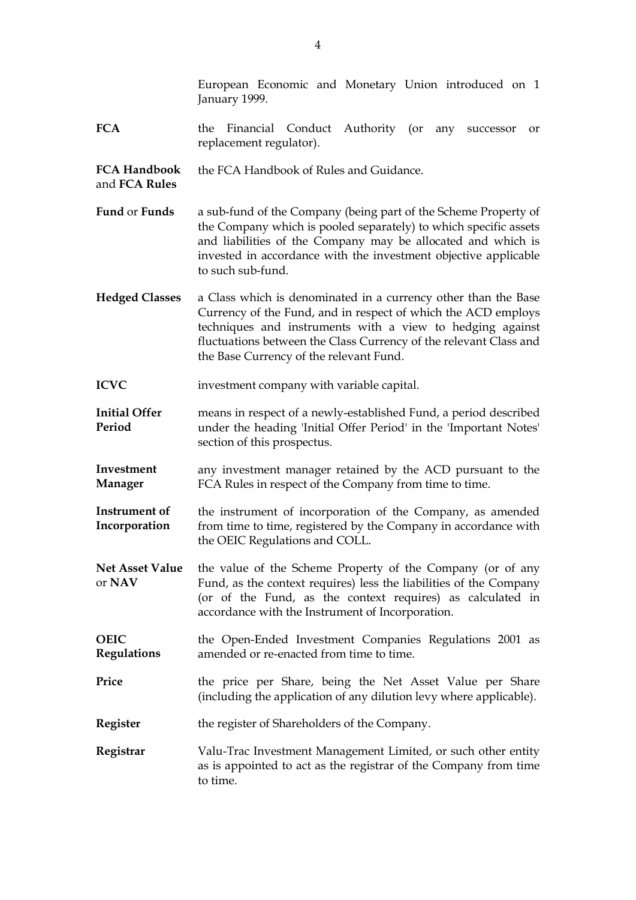European Economic and Monetary Union introduced on 1 January 1999.

| | |
|---|---|
| **FCA** | the Financial Conduct Authority (or any successor or replacement regulator). |
| **FCA Handbook** and **FCA Rules** | the FCA Handbook of Rules and Guidance. |
| **Fund** or **Funds** | a sub-fund of the Company (being part of the Scheme Property of the Company which is pooled separately) to which specific assets and liabilities of the Company may be allocated and which is invested in accordance with the investment objective applicable to such sub-fund. |
| **Hedged Classes** | a Class which is denominated in a currency other than the Base Currency of the Fund, and in respect of which the ACD employs techniques and instruments with a view to hedging against fluctuations between the Class Currency of the relevant Class and the Base Currency of the relevant Fund. |
| **ICVC** | investment company with variable capital. |
| **Initial Offer Period** | means in respect of a newly-established Fund, a period described under the heading 'Initial Offer Period' in the 'Important Notes' section of this prospectus. |
| **Investment Manager** | any investment manager retained by the ACD pursuant to the FCA Rules in respect of the Company from time to time. |
| **Instrument of Incorporation** | the instrument of incorporation of the Company, as amended from time to time, registered by the Company in accordance with the OEIC Regulations and COLL. |
| **Net Asset Value** or **NAV** | the value of the Scheme Property of the Company (or of any Fund, as the context requires) less the liabilities of the Company (or of the Fund, as the context requires) as calculated in accordance with the Instrument of Incorporation. |
| **OEIC Regulations** | the Open-Ended Investment Companies Regulations 2001 as amended or re-enacted from time to time. |
| **Price** | the price per Share, being the Net Asset Value per Share (including the application of any dilution levy where applicable). |
| **Register** | the register of Shareholders of the Company. |
| **Registrar** | Valu-Trac Investment Management Limited, or such other entity as is appointed to act as the registrar of the Company from time to time. |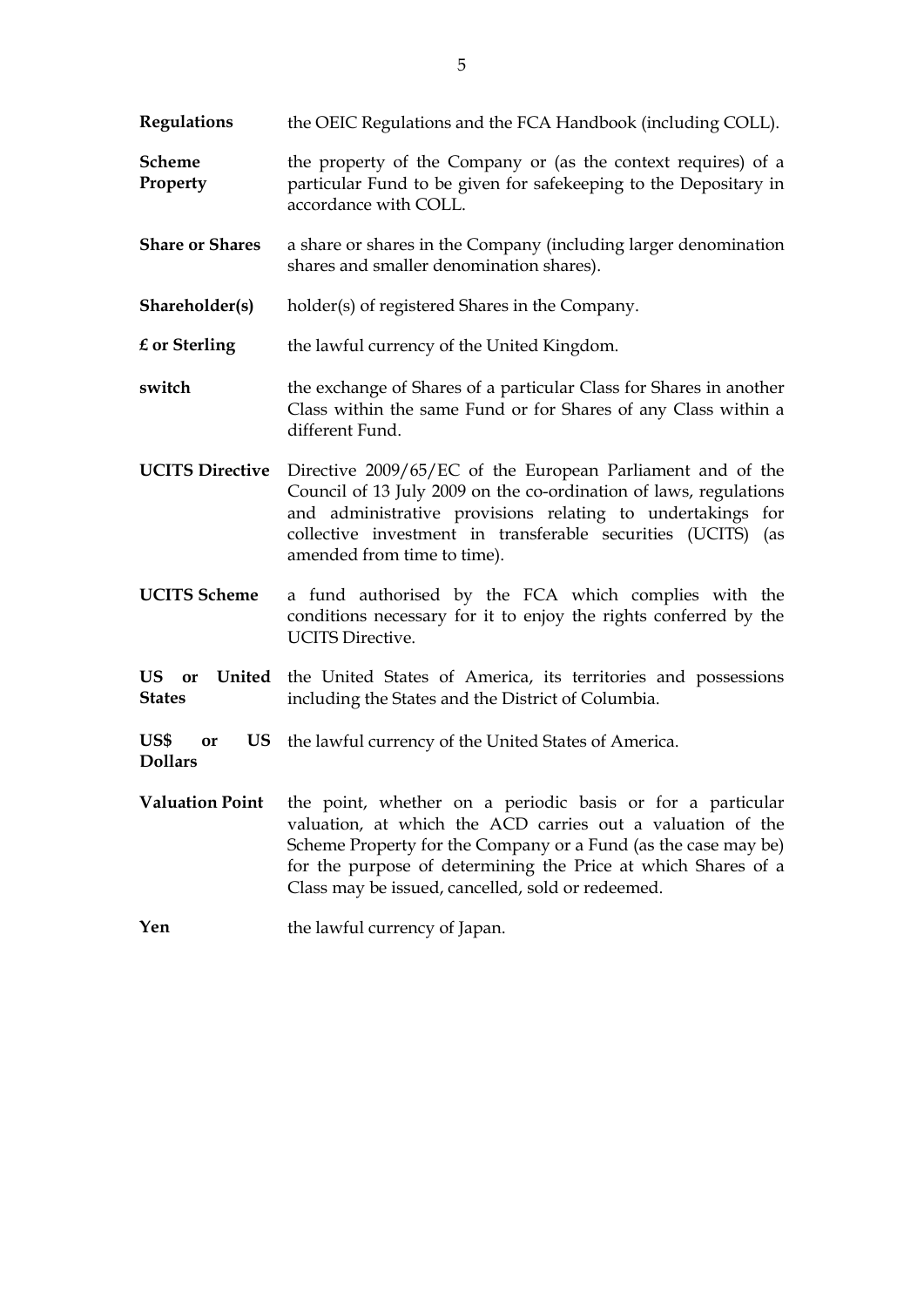| | |
|---|---|
| **Regulations** | the OEIC Regulations and the FCA Handbook (including COLL). |
| **Scheme Property** | the property of the Company or (as the context requires) of a particular Fund to be given for safekeeping to the Depositary in accordance with COLL. |
| **Share or Shares** | a share or shares in the Company (including larger denomination shares and smaller denomination shares). |
| **Shareholder(s)** | holder(s) of registered Shares in the Company. |
| **£ or Sterling** | the lawful currency of the United Kingdom. |
| **switch** | the exchange of Shares of a particular Class for Shares in another Class within the same Fund or for Shares of any Class within a different Fund. |
| **UCITS Directive** | Directive 2009/65/EC of the European Parliament and of the Council of 13 July 2009 on the co-ordination of laws, regulations and administrative provisions relating to undertakings for collective investment in transferable securities (UCITS) (as amended from time to time). |
| **UCITS Scheme** | a fund authorised by the FCA which complies with the conditions necessary for it to enjoy the rights conferred by the UCITS Directive. |
| **US or United States** | the United States of America, its territories and possessions including the States and the District of Columbia. |
| **US$ or US Dollars** | the lawful currency of the United States of America. |
| **Valuation Point** | the point, whether on a periodic basis or for a particular valuation, at which the ACD carries out a valuation of the Scheme Property for the Company or a Fund (as the case may be) for the purpose of determining the Price at which Shares of a Class may be issued, cancelled, sold or redeemed. |
| **Yen** | the lawful currency of Japan. |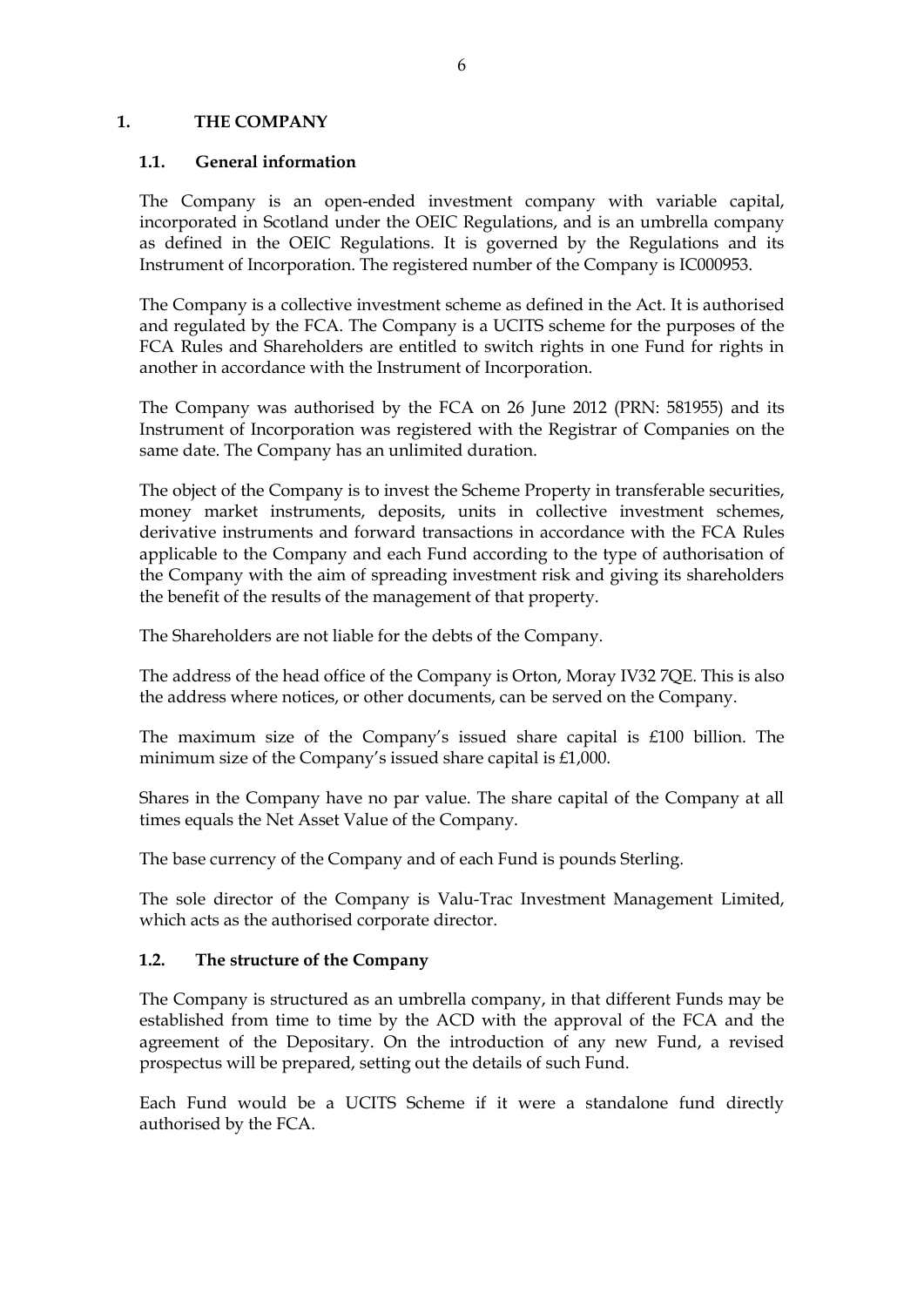# 1. THE COMPANY

## 1.1. General information

The Company is an open-ended investment company with variable capital, incorporated in Scotland under the OEIC Regulations, and is an umbrella company as defined in the OEIC Regulations. It is governed by the Regulations and its Instrument of Incorporation. The registered number of the Company is IC000953.

The Company is a collective investment scheme as defined in the Act. It is authorised and regulated by the FCA. The Company is a UCITS scheme for the purposes of the FCA Rules and Shareholders are entitled to switch rights in one Fund for rights in another in accordance with the Instrument of Incorporation.

The Company was authorised by the FCA on 26 June 2012 (PRN: 581955) and its Instrument of Incorporation was registered with the Registrar of Companies on the same date. The Company has an unlimited duration.

The object of the Company is to invest the Scheme Property in transferable securities, money market instruments, deposits, units in collective investment schemes, derivative instruments and forward transactions in accordance with the FCA Rules applicable to the Company and each Fund according to the type of authorisation of the Company with the aim of spreading investment risk and giving its shareholders the benefit of the results of the management of that property.

The Shareholders are not liable for the debts of the Company.

The address of the head office of the Company is Orton, Moray IV32 7QE. This is also the address where notices, or other documents, can be served on the Company.

The maximum size of the Company's issued share capital is £100 billion. The minimum size of the Company's issued share capital is £1,000.

Shares in the Company have no par value. The share capital of the Company at all times equals the Net Asset Value of the Company.

The base currency of the Company and of each Fund is pounds Sterling.

The sole director of the Company is Valu-Trac Investment Management Limited, which acts as the authorised corporate director.

## 1.2. The structure of the Company

The Company is structured as an umbrella company, in that different Funds may be established from time to time by the ACD with the approval of the FCA and the agreement of the Depositary. On the introduction of any new Fund, a revised prospectus will be prepared, setting out the details of such Fund.

Each Fund would be a UCITS Scheme if it were a standalone fund directly authorised by the FCA.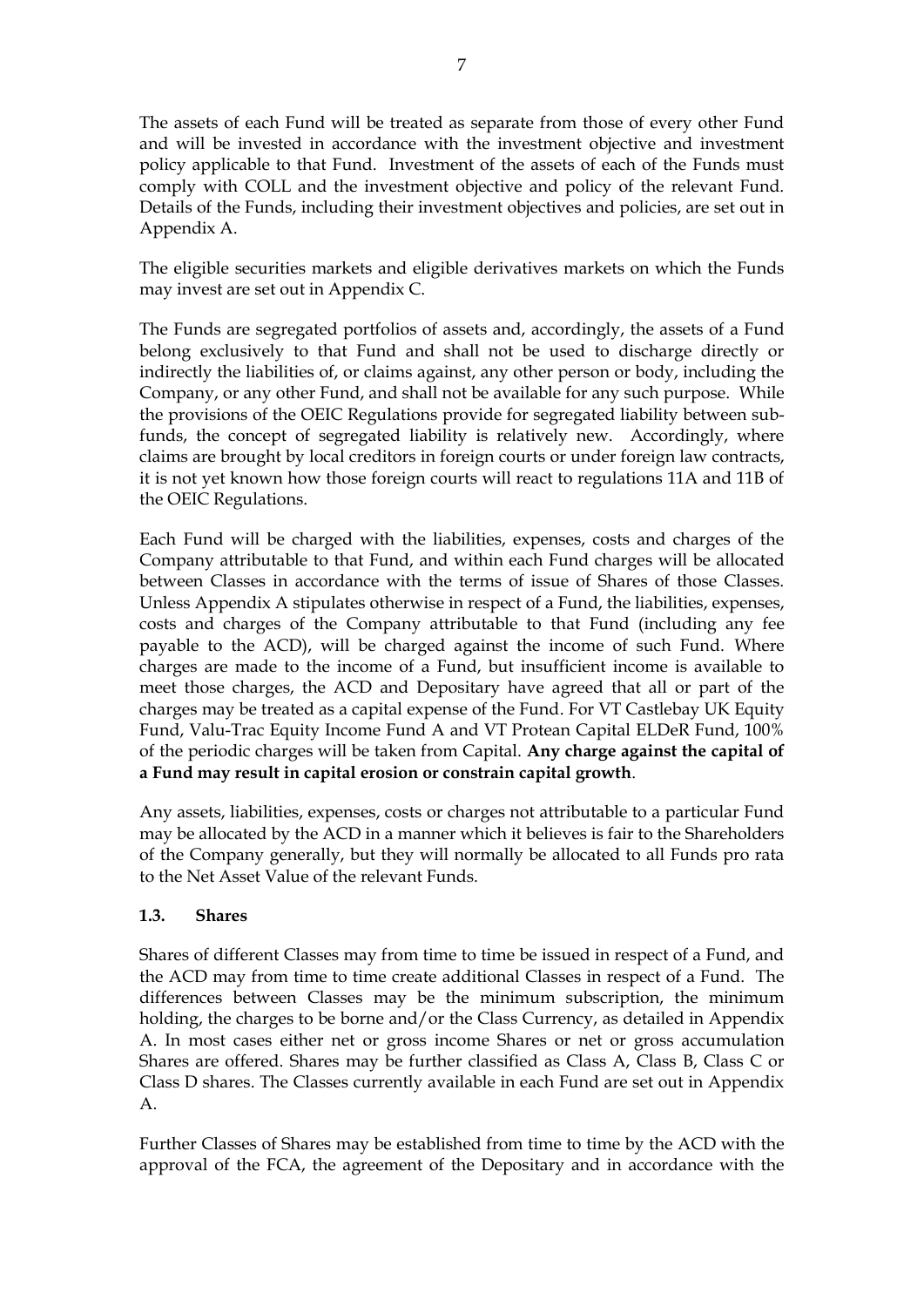The assets of each Fund will be treated as separate from those of every other Fund and will be invested in accordance with the investment objective and investment policy applicable to that Fund. Investment of the assets of each of the Funds must comply with COLL and the investment objective and policy of the relevant Fund. Details of the Funds, including their investment objectives and policies, are set out in Appendix A.

The eligible securities markets and eligible derivatives markets on which the Funds may invest are set out in Appendix C.

The Funds are segregated portfolios of assets and, accordingly, the assets of a Fund belong exclusively to that Fund and shall not be used to discharge directly or indirectly the liabilities of, or claims against, any other person or body, including the Company, or any other Fund, and shall not be available for any such purpose. While the provisions of the OEIC Regulations provide for segregated liability between sub-funds, the concept of segregated liability is relatively new. Accordingly, where claims are brought by local creditors in foreign courts or under foreign law contracts, it is not yet known how those foreign courts will react to regulations 11A and 11B of the OEIC Regulations.

Each Fund will be charged with the liabilities, expenses, costs and charges of the Company attributable to that Fund, and within each Fund charges will be allocated between Classes in accordance with the terms of issue of Shares of those Classes. Unless Appendix A stipulates otherwise in respect of a Fund, the liabilities, expenses, costs and charges of the Company attributable to that Fund (including any fee payable to the ACD), will be charged against the income of such Fund. Where charges are made to the income of a Fund, but insufficient income is available to meet those charges, the ACD and Depositary have agreed that all or part of the charges may be treated as a capital expense of the Fund. For VT Castlebay UK Equity Fund, Valu-Trac Equity Income Fund A and VT Protean Capital ELDeR Fund, 100% of the periodic charges will be taken from Capital. **Any charge against the capital of a Fund may result in capital erosion or constrain capital growth**.

Any assets, liabilities, expenses, costs or charges not attributable to a particular Fund may be allocated by the ACD in a manner which it believes is fair to the Shareholders of the Company generally, but they will normally be allocated to all Funds pro rata to the Net Asset Value of the relevant Funds.

### 1.3. Shares

Shares of different Classes may from time to time be issued in respect of a Fund, and the ACD may from time to time create additional Classes in respect of a Fund. The differences between Classes may be the minimum subscription, the minimum holding, the charges to be borne and/or the Class Currency, as detailed in Appendix A. In most cases either net or gross income Shares or net or gross accumulation Shares are offered. Shares may be further classified as Class A, Class B, Class C or Class D shares. The Classes currently available in each Fund are set out in Appendix A.

Further Classes of Shares may be established from time to time by the ACD with the approval of the FCA, the agreement of the Depositary and in accordance with the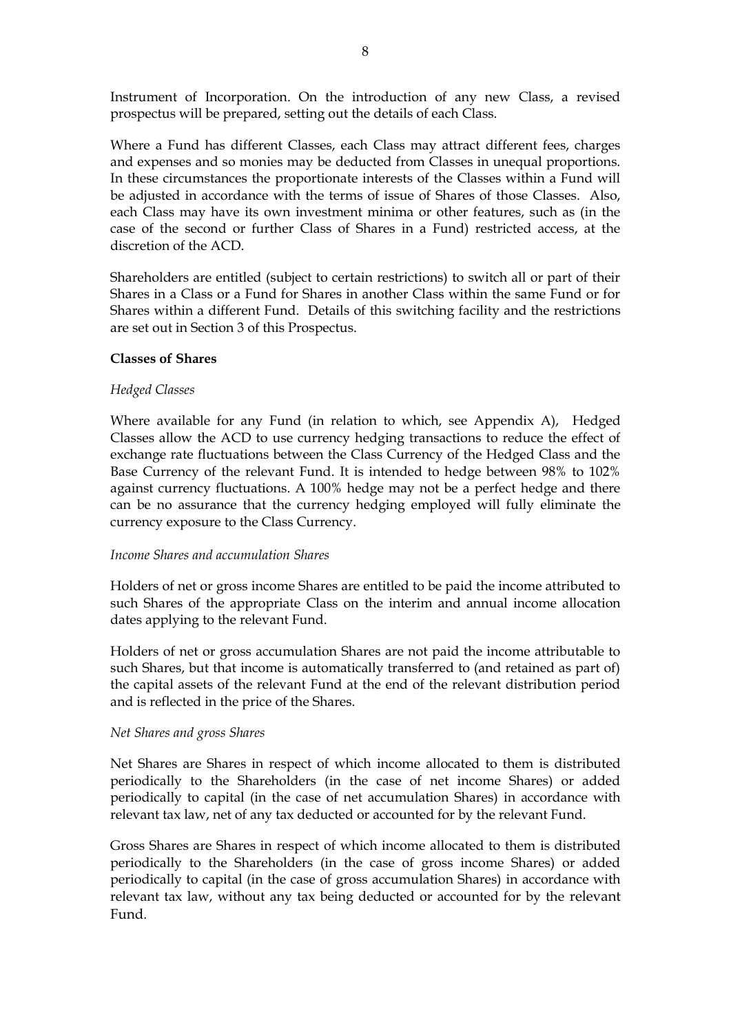Instrument of Incorporation. On the introduction of any new Class, a revised prospectus will be prepared, setting out the details of each Class.

Where a Fund has different Classes, each Class may attract different fees, charges and expenses and so monies may be deducted from Classes in unequal proportions. In these circumstances the proportionate interests of the Classes within a Fund will be adjusted in accordance with the terms of issue of Shares of those Classes. Also, each Class may have its own investment minima or other features, such as (in the case of the second or further Class of Shares in a Fund) restricted access, at the discretion of the ACD.

Shareholders are entitled (subject to certain restrictions) to switch all or part of their Shares in a Class or a Fund for Shares in another Class within the same Fund or for Shares within a different Fund. Details of this switching facility and the restrictions are set out in Section 3 of this Prospectus.

**Classes of Shares**

*Hedged Classes*

Where available for any Fund (in relation to which, see Appendix A), Hedged Classes allow the ACD to use currency hedging transactions to reduce the effect of exchange rate fluctuations between the Class Currency of the Hedged Class and the Base Currency of the relevant Fund. It is intended to hedge between 98% to 102% against currency fluctuations. A 100% hedge may not be a perfect hedge and there can be no assurance that the currency hedging employed will fully eliminate the currency exposure to the Class Currency.

*Income Shares and accumulation Shares*

Holders of net or gross income Shares are entitled to be paid the income attributed to such Shares of the appropriate Class on the interim and annual income allocation dates applying to the relevant Fund.

Holders of net or gross accumulation Shares are not paid the income attributable to such Shares, but that income is automatically transferred to (and retained as part of) the capital assets of the relevant Fund at the end of the relevant distribution period and is reflected in the price of the Shares.

*Net Shares and gross Shares*

Net Shares are Shares in respect of which income allocated to them is distributed periodically to the Shareholders (in the case of net income Shares) or added periodically to capital (in the case of net accumulation Shares) in accordance with relevant tax law, net of any tax deducted or accounted for by the relevant Fund.

Gross Shares are Shares in respect of which income allocated to them is distributed periodically to the Shareholders (in the case of gross income Shares) or added periodically to capital (in the case of gross accumulation Shares) in accordance with relevant tax law, without any tax being deducted or accounted for by the relevant Fund.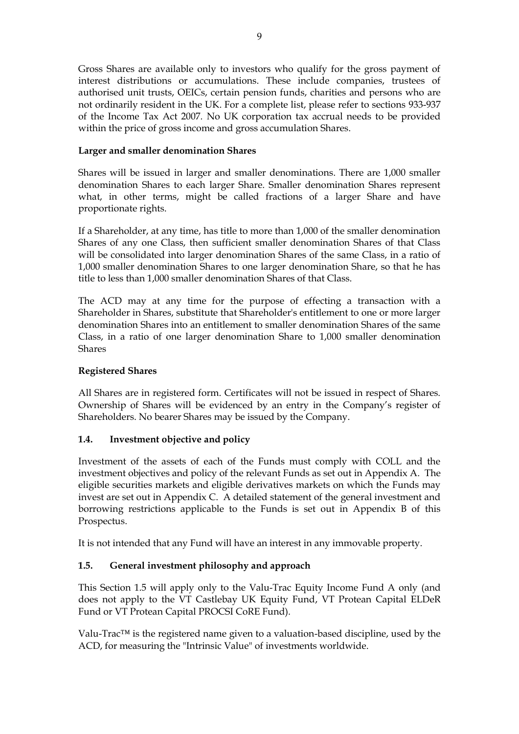Gross Shares are available only to investors who qualify for the gross payment of interest distributions or accumulations. These include companies, trustees of authorised unit trusts, OEICs, certain pension funds, charities and persons who are not ordinarily resident in the UK. For a complete list, please refer to sections 933-937 of the Income Tax Act 2007. No UK corporation tax accrual needs to be provided within the price of gross income and gross accumulation Shares.

**Larger and smaller denomination Shares**

Shares will be issued in larger and smaller denominations. There are 1,000 smaller denomination Shares to each larger Share. Smaller denomination Shares represent what, in other terms, might be called fractions of a larger Share and have proportionate rights.

If a Shareholder, at any time, has title to more than 1,000 of the smaller denomination Shares of any one Class, then sufficient smaller denomination Shares of that Class will be consolidated into larger denomination Shares of the same Class, in a ratio of 1,000 smaller denomination Shares to one larger denomination Share, so that he has title to less than 1,000 smaller denomination Shares of that Class.

The ACD may at any time for the purpose of effecting a transaction with a Shareholder in Shares, substitute that Shareholder's entitlement to one or more larger denomination Shares into an entitlement to smaller denomination Shares of the same Class, in a ratio of one larger denomination Share to 1,000 smaller denomination Shares

**Registered Shares**

All Shares are in registered form. Certificates will not be issued in respect of Shares. Ownership of Shares will be evidenced by an entry in the Company's register of Shareholders. No bearer Shares may be issued by the Company.

## 1.4. Investment objective and policy

Investment of the assets of each of the Funds must comply with COLL and the investment objectives and policy of the relevant Funds as set out in Appendix A. The eligible securities markets and eligible derivatives markets on which the Funds may invest are set out in Appendix C. A detailed statement of the general investment and borrowing restrictions applicable to the Funds is set out in Appendix B of this Prospectus.

It is not intended that any Fund will have an interest in any immovable property.

## 1.5. General investment philosophy and approach

This Section 1.5 will apply only to the Valu-Trac Equity Income Fund A only (and does not apply to the VT Castlebay UK Equity Fund, VT Protean Capital ELDeR Fund or VT Protean Capital PROCSI CoRE Fund).

Valu-Trac™ is the registered name given to a valuation-based discipline, used by the ACD, for measuring the "Intrinsic Value" of investments worldwide.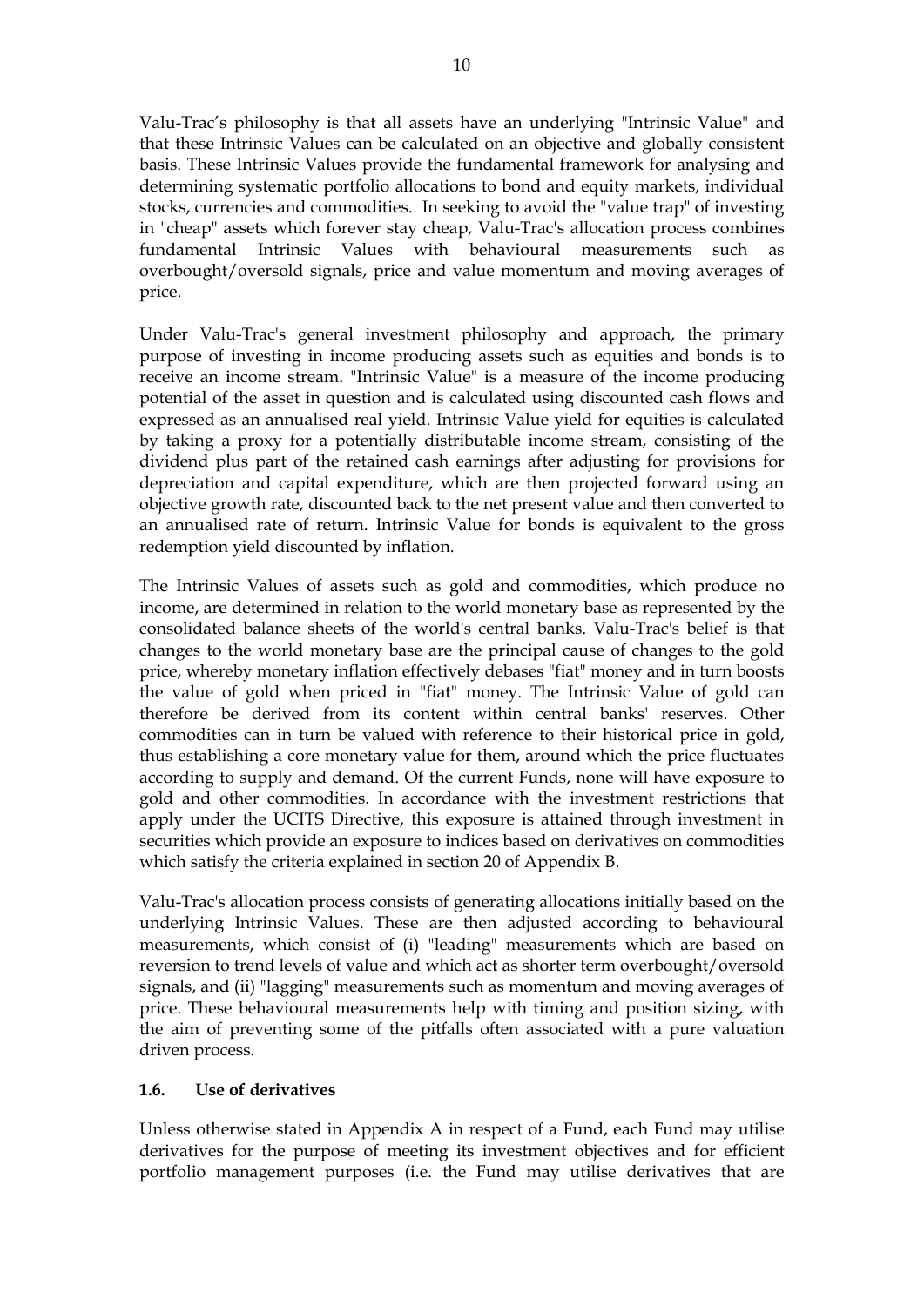Valu-Trac's philosophy is that all assets have an underlying "Intrinsic Value" and that these Intrinsic Values can be calculated on an objective and globally consistent basis. These Intrinsic Values provide the fundamental framework for analysing and determining systematic portfolio allocations to bond and equity markets, individual stocks, currencies and commodities. In seeking to avoid the "value trap" of investing in "cheap" assets which forever stay cheap, Valu-Trac's allocation process combines fundamental Intrinsic Values with behavioural measurements such as overbought/oversold signals, price and value momentum and moving averages of price.

Under Valu-Trac's general investment philosophy and approach, the primary purpose of investing in income producing assets such as equities and bonds is to receive an income stream. "Intrinsic Value" is a measure of the income producing potential of the asset in question and is calculated using discounted cash flows and expressed as an annualised real yield. Intrinsic Value yield for equities is calculated by taking a proxy for a potentially distributable income stream, consisting of the dividend plus part of the retained cash earnings after adjusting for provisions for depreciation and capital expenditure, which are then projected forward using an objective growth rate, discounted back to the net present value and then converted to an annualised rate of return. Intrinsic Value for bonds is equivalent to the gross redemption yield discounted by inflation.

The Intrinsic Values of assets such as gold and commodities, which produce no income, are determined in relation to the world monetary base as represented by the consolidated balance sheets of the world's central banks. Valu-Trac's belief is that changes to the world monetary base are the principal cause of changes to the gold price, whereby monetary inflation effectively debases "fiat" money and in turn boosts the value of gold when priced in "fiat" money. The Intrinsic Value of gold can therefore be derived from its content within central banks' reserves. Other commodities can in turn be valued with reference to their historical price in gold, thus establishing a core monetary value for them, around which the price fluctuates according to supply and demand. Of the current Funds, none will have exposure to gold and other commodities. In accordance with the investment restrictions that apply under the UCITS Directive, this exposure is attained through investment in securities which provide an exposure to indices based on derivatives on commodities which satisfy the criteria explained in section 20 of Appendix B.

Valu-Trac's allocation process consists of generating allocations initially based on the underlying Intrinsic Values. These are then adjusted according to behavioural measurements, which consist of (i) "leading" measurements which are based on reversion to trend levels of value and which act as shorter term overbought/oversold signals, and (ii) "lagging" measurements such as momentum and moving averages of price. These behavioural measurements help with timing and position sizing, with the aim of preventing some of the pitfalls often associated with a pure valuation driven process.

### 1.6. Use of derivatives

Unless otherwise stated in Appendix A in respect of a Fund, each Fund may utilise derivatives for the purpose of meeting its investment objectives and for efficient portfolio management purposes (i.e. the Fund may utilise derivatives that are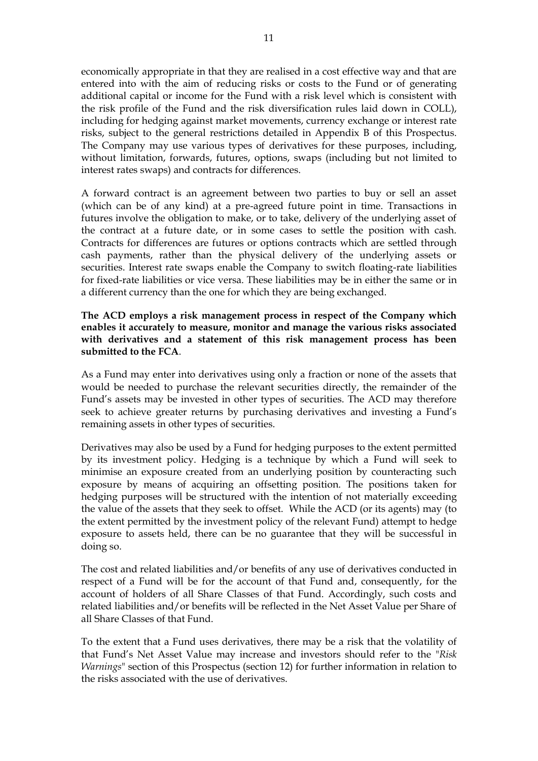economically appropriate in that they are realised in a cost effective way and that are entered into with the aim of reducing risks or costs to the Fund or of generating additional capital or income for the Fund with a risk level which is consistent with the risk profile of the Fund and the risk diversification rules laid down in COLL), including for hedging against market movements, currency exchange or interest rate risks, subject to the general restrictions detailed in Appendix B of this Prospectus. The Company may use various types of derivatives for these purposes, including, without limitation, forwards, futures, options, swaps (including but not limited to interest rates swaps) and contracts for differences.

A forward contract is an agreement between two parties to buy or sell an asset (which can be of any kind) at a pre-agreed future point in time. Transactions in futures involve the obligation to make, or to take, delivery of the underlying asset of the contract at a future date, or in some cases to settle the position with cash. Contracts for differences are futures or options contracts which are settled through cash payments, rather than the physical delivery of the underlying assets or securities. Interest rate swaps enable the Company to switch floating-rate liabilities for fixed-rate liabilities or vice versa. These liabilities may be in either the same or in a different currency than the one for which they are being exchanged.

**The ACD employs a risk management process in respect of the Company which enables it accurately to measure, monitor and manage the various risks associated with derivatives and a statement of this risk management process has been submitted to the FCA**.

As a Fund may enter into derivatives using only a fraction or none of the assets that would be needed to purchase the relevant securities directly, the remainder of the Fund's assets may be invested in other types of securities. The ACD may therefore seek to achieve greater returns by purchasing derivatives and investing a Fund's remaining assets in other types of securities.

Derivatives may also be used by a Fund for hedging purposes to the extent permitted by its investment policy. Hedging is a technique by which a Fund will seek to minimise an exposure created from an underlying position by counteracting such exposure by means of acquiring an offsetting position. The positions taken for hedging purposes will be structured with the intention of not materially exceeding the value of the assets that they seek to offset. While the ACD (or its agents) may (to the extent permitted by the investment policy of the relevant Fund) attempt to hedge exposure to assets held, there can be no guarantee that they will be successful in doing so.

The cost and related liabilities and/or benefits of any use of derivatives conducted in respect of a Fund will be for the account of that Fund and, consequently, for the account of holders of all Share Classes of that Fund. Accordingly, such costs and related liabilities and/or benefits will be reflected in the Net Asset Value per Share of all Share Classes of that Fund.

To the extent that a Fund uses derivatives, there may be a risk that the volatility of that Fund's Net Asset Value may increase and investors should refer to the "*Risk Warnings*" section of this Prospectus (section 12) for further information in relation to the risks associated with the use of derivatives.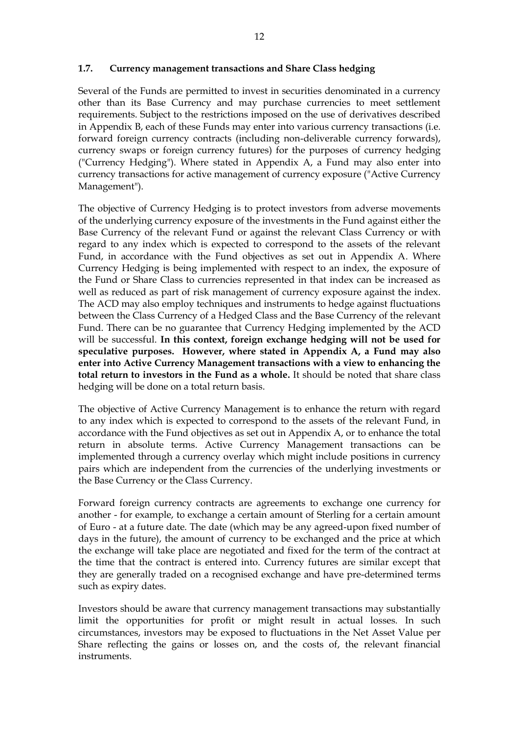### 1.7. Currency management transactions and Share Class hedging

Several of the Funds are permitted to invest in securities denominated in a currency other than its Base Currency and may purchase currencies to meet settlement requirements. Subject to the restrictions imposed on the use of derivatives described in Appendix B, each of these Funds may enter into various currency transactions (i.e. forward foreign currency contracts (including non-deliverable currency forwards), currency swaps or foreign currency futures) for the purposes of currency hedging ("Currency Hedging"). Where stated in Appendix A, a Fund may also enter into currency transactions for active management of currency exposure ("Active Currency Management").

The objective of Currency Hedging is to protect investors from adverse movements of the underlying currency exposure of the investments in the Fund against either the Base Currency of the relevant Fund or against the relevant Class Currency or with regard to any index which is expected to correspond to the assets of the relevant Fund, in accordance with the Fund objectives as set out in Appendix A. Where Currency Hedging is being implemented with respect to an index, the exposure of the Fund or Share Class to currencies represented in that index can be increased as well as reduced as part of risk management of currency exposure against the index. The ACD may also employ techniques and instruments to hedge against fluctuations between the Class Currency of a Hedged Class and the Base Currency of the relevant Fund. There can be no guarantee that Currency Hedging implemented by the ACD will be successful. **In this context, foreign exchange hedging will not be used for speculative purposes. However, where stated in Appendix A, a Fund may also enter into Active Currency Management transactions with a view to enhancing the total return to investors in the Fund as a whole.** It should be noted that share class hedging will be done on a total return basis.

The objective of Active Currency Management is to enhance the return with regard to any index which is expected to correspond to the assets of the relevant Fund, in accordance with the Fund objectives as set out in Appendix A, or to enhance the total return in absolute terms. Active Currency Management transactions can be implemented through a currency overlay which might include positions in currency pairs which are independent from the currencies of the underlying investments or the Base Currency or the Class Currency.

Forward foreign currency contracts are agreements to exchange one currency for another - for example, to exchange a certain amount of Sterling for a certain amount of Euro - at a future date. The date (which may be any agreed-upon fixed number of days in the future), the amount of currency to be exchanged and the price at which the exchange will take place are negotiated and fixed for the term of the contract at the time that the contract is entered into. Currency futures are similar except that they are generally traded on a recognised exchange and have pre-determined terms such as expiry dates.

Investors should be aware that currency management transactions may substantially limit the opportunities for profit or might result in actual losses. In such circumstances, investors may be exposed to fluctuations in the Net Asset Value per Share reflecting the gains or losses on, and the costs of, the relevant financial instruments.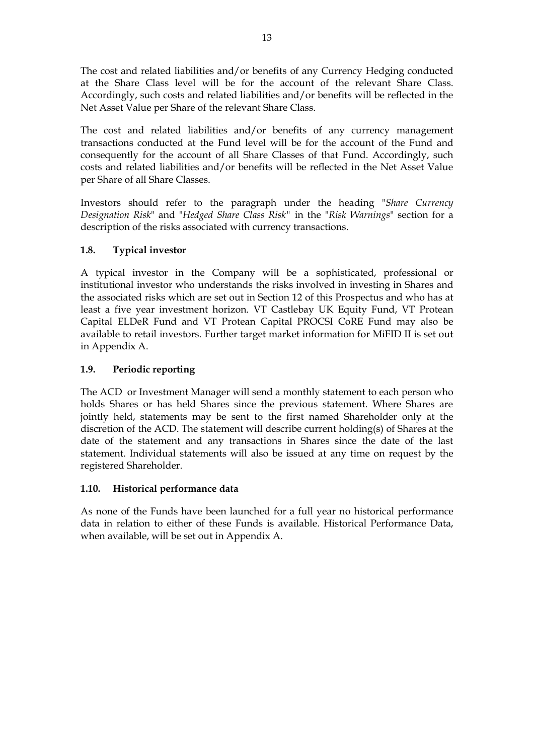The cost and related liabilities and/or benefits of any Currency Hedging conducted at the Share Class level will be for the account of the relevant Share Class. Accordingly, such costs and related liabilities and/or benefits will be reflected in the Net Asset Value per Share of the relevant Share Class.

The cost and related liabilities and/or benefits of any currency management transactions conducted at the Fund level will be for the account of the Fund and consequently for the account of all Share Classes of that Fund. Accordingly, such costs and related liabilities and/or benefits will be reflected in the Net Asset Value per Share of all Share Classes.

Investors should refer to the paragraph under the heading "*Share Currency Designation Risk*" and "*Hedged Share Class Risk*" in the "*Risk Warnings*" section for a description of the risks associated with currency transactions.

### 1.8. Typical investor

A typical investor in the Company will be a sophisticated, professional or institutional investor who understands the risks involved in investing in Shares and the associated risks which are set out in Section 12 of this Prospectus and who has at least a five year investment horizon. VT Castlebay UK Equity Fund, VT Protean Capital ELDeR Fund and VT Protean Capital PROCSI CoRE Fund may also be available to retail investors. Further target market information for MiFID II is set out in Appendix A.

### 1.9. Periodic reporting

The ACD or Investment Manager will send a monthly statement to each person who holds Shares or has held Shares since the previous statement. Where Shares are jointly held, statements may be sent to the first named Shareholder only at the discretion of the ACD. The statement will describe current holding(s) of Shares at the date of the statement and any transactions in Shares since the date of the last statement. Individual statements will also be issued at any time on request by the registered Shareholder.

### 1.10. Historical performance data

As none of the Funds have been launched for a full year no historical performance data in relation to either of these Funds is available. Historical Performance Data, when available, will be set out in Appendix A.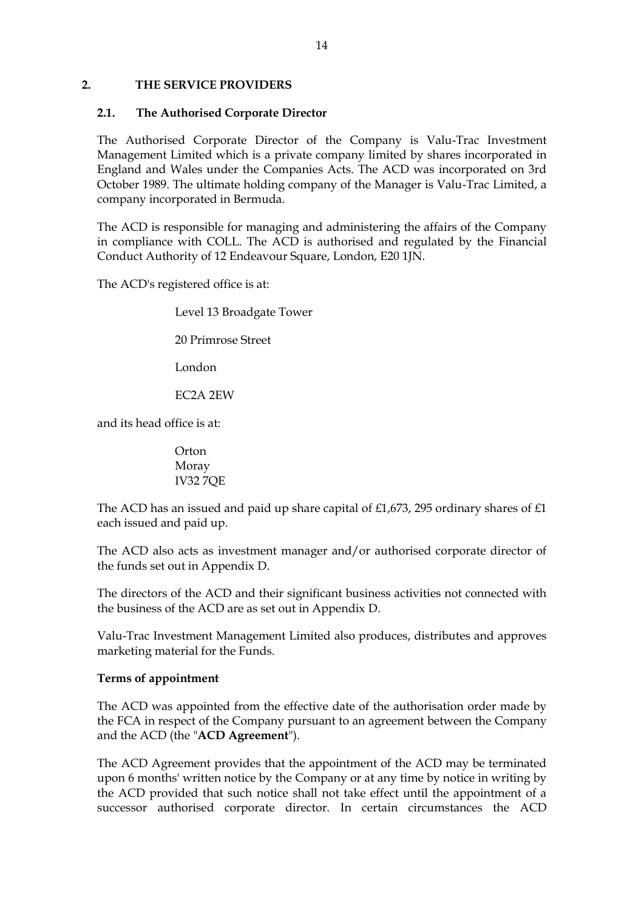## 2. THE SERVICE PROVIDERS

### 2.1. The Authorised Corporate Director

The Authorised Corporate Director of the Company is Valu-Trac Investment Management Limited which is a private company limited by shares incorporated in England and Wales under the Companies Acts. The ACD was incorporated on 3rd October 1989. The ultimate holding company of the Manager is Valu-Trac Limited, a company incorporated in Bermuda.

The ACD is responsible for managing and administering the affairs of the Company in compliance with COLL. The ACD is authorised and regulated by the Financial Conduct Authority of 12 Endeavour Square, London, E20 1JN.

The ACD's registered office is at:

Level 13 Broadgate Tower

20 Primrose Street

London

EC2A 2EW

and its head office is at:

Orton
Moray
IV32 7QE

The ACD has an issued and paid up share capital of £1,673, 295 ordinary shares of £1 each issued and paid up.

The ACD also acts as investment manager and/or authorised corporate director of the funds set out in Appendix D.

The directors of the ACD and their significant business activities not connected with the business of the ACD are as set out in Appendix D.

Valu-Trac Investment Management Limited also produces, distributes and approves marketing material for the Funds.

**Terms of appointment**

The ACD was appointed from the effective date of the authorisation order made by the FCA in respect of the Company pursuant to an agreement between the Company and the ACD (the "**ACD Agreement**").

The ACD Agreement provides that the appointment of the ACD may be terminated upon 6 months' written notice by the Company or at any time by notice in writing by the ACD provided that such notice shall not take effect until the appointment of a successor authorised corporate director. In certain circumstances the ACD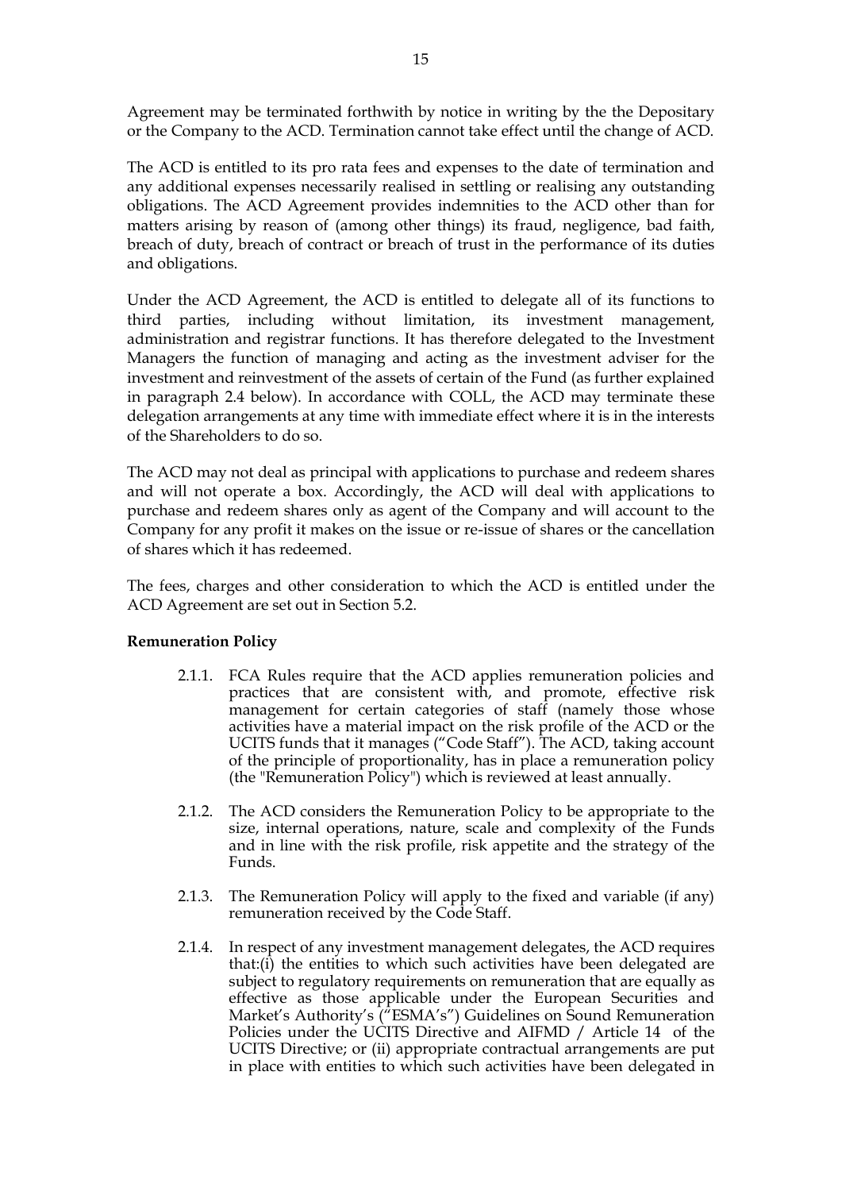Agreement may be terminated forthwith by notice in writing by the the Depositary or the Company to the ACD. Termination cannot take effect until the change of ACD.

The ACD is entitled to its pro rata fees and expenses to the date of termination and any additional expenses necessarily realised in settling or realising any outstanding obligations. The ACD Agreement provides indemnities to the ACD other than for matters arising by reason of (among other things) its fraud, negligence, bad faith, breach of duty, breach of contract or breach of trust in the performance of its duties and obligations.

Under the ACD Agreement, the ACD is entitled to delegate all of its functions to third parties, including without limitation, its investment management, administration and registrar functions. It has therefore delegated to the Investment Managers the function of managing and acting as the investment adviser for the investment and reinvestment of the assets of certain of the Fund (as further explained in paragraph 2.4 below). In accordance with COLL, the ACD may terminate these delegation arrangements at any time with immediate effect where it is in the interests of the Shareholders to do so.

The ACD may not deal as principal with applications to purchase and redeem shares and will not operate a box. Accordingly, the ACD will deal with applications to purchase and redeem shares only as agent of the Company and will account to the Company for any profit it makes on the issue or re-issue of shares or the cancellation of shares which it has redeemed.

The fees, charges and other consideration to which the ACD is entitled under the ACD Agreement are set out in Section 5.2.

**Remuneration Policy**

2.1.1. FCA Rules require that the ACD applies remuneration policies and practices that are consistent with, and promote, effective risk management for certain categories of staff (namely those whose activities have a material impact on the risk profile of the ACD or the UCITS funds that it manages ("Code Staff"). The ACD, taking account of the principle of proportionality, has in place a remuneration policy (the "Remuneration Policy") which is reviewed at least annually.

2.1.2. The ACD considers the Remuneration Policy to be appropriate to the size, internal operations, nature, scale and complexity of the Funds and in line with the risk profile, risk appetite and the strategy of the Funds.

2.1.3. The Remuneration Policy will apply to the fixed and variable (if any) remuneration received by the Code Staff.

2.1.4. In respect of any investment management delegates, the ACD requires that:(i) the entities to which such activities have been delegated are subject to regulatory requirements on remuneration that are equally as effective as those applicable under the European Securities and Market's Authority's ("ESMA's") Guidelines on Sound Remuneration Policies under the UCITS Directive and AIFMD / Article 14 of the UCITS Directive; or (ii) appropriate contractual arrangements are put in place with entities to which such activities have been delegated in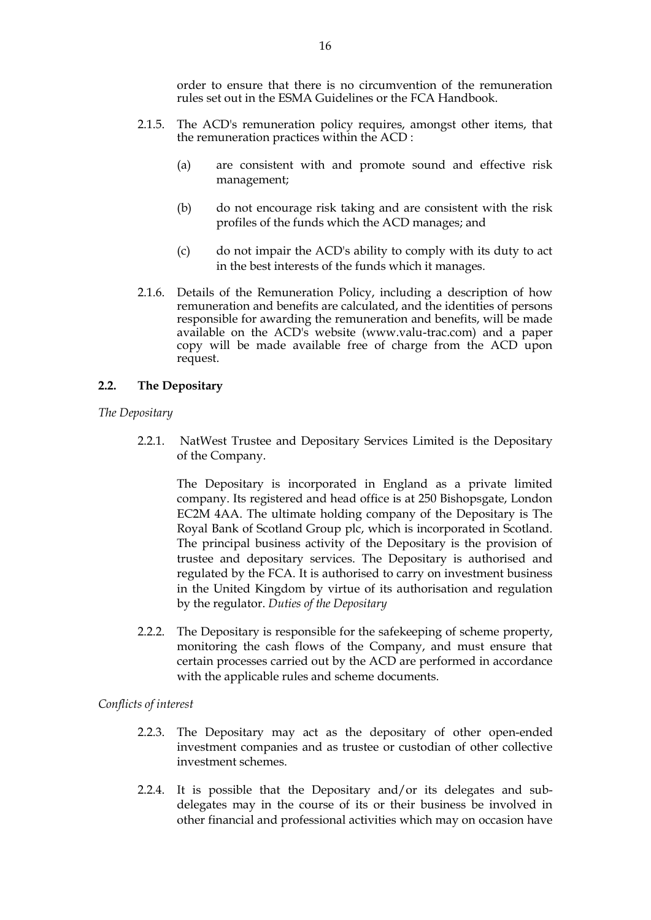order to ensure that there is no circumvention of the remuneration rules set out in the ESMA Guidelines or the FCA Handbook.

2.1.5. The ACD's remuneration policy requires, amongst other items, that the remuneration practices within the ACD :

(a) are consistent with and promote sound and effective risk management;

(b) do not encourage risk taking and are consistent with the risk profiles of the funds which the ACD manages; and

(c) do not impair the ACD's ability to comply with its duty to act in the best interests of the funds which it manages.

2.1.6. Details of the Remuneration Policy, including a description of how remuneration and benefits are calculated, and the identities of persons responsible for awarding the remuneration and benefits, will be made available on the ACD's website (www.valu-trac.com) and a paper copy will be made available free of charge from the ACD upon request.

**2.2. The Depositary**

*The Depositary*

2.2.1. NatWest Trustee and Depositary Services Limited is the Depositary of the Company.

The Depositary is incorporated in England as a private limited company. Its registered and head office is at 250 Bishopsgate, London EC2M 4AA. The ultimate holding company of the Depositary is The Royal Bank of Scotland Group plc, which is incorporated in Scotland. The principal business activity of the Depositary is the provision of trustee and depositary services. The Depositary is authorised and regulated by the FCA. It is authorised to carry on investment business in the United Kingdom by virtue of its authorisation and regulation by the regulator. *Duties of the Depositary*

2.2.2. The Depositary is responsible for the safekeeping of scheme property, monitoring the cash flows of the Company, and must ensure that certain processes carried out by the ACD are performed in accordance with the applicable rules and scheme documents.

*Conflicts of interest*

2.2.3. The Depositary may act as the depositary of other open-ended investment companies and as trustee or custodian of other collective investment schemes.

2.2.4. It is possible that the Depositary and/or its delegates and sub-delegates may in the course of its or their business be involved in other financial and professional activities which may on occasion have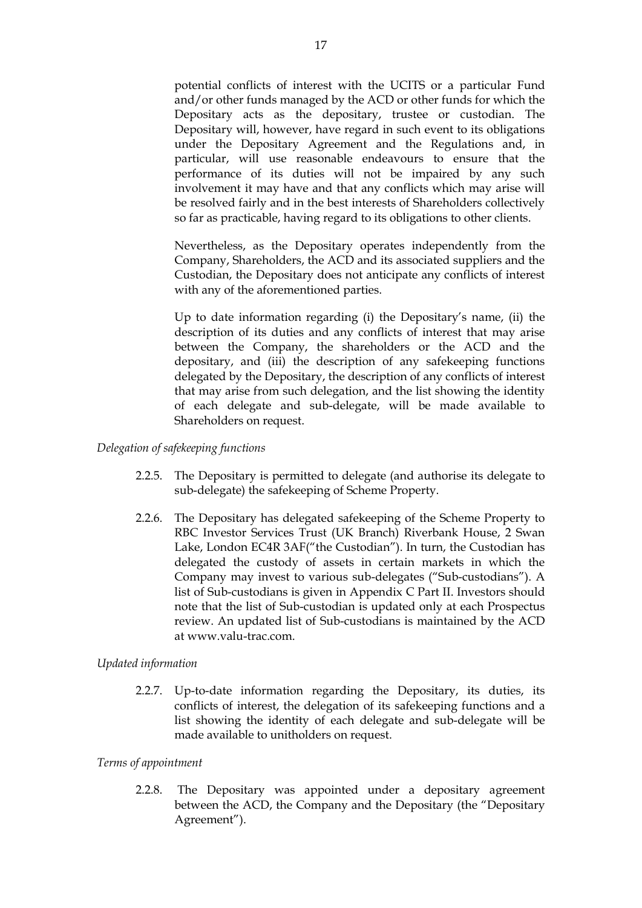potential conflicts of interest with the UCITS or a particular Fund and/or other funds managed by the ACD or other funds for which the Depositary acts as the depositary, trustee or custodian. The Depositary will, however, have regard in such event to its obligations under the Depositary Agreement and the Regulations and, in particular, will use reasonable endeavours to ensure that the performance of its duties will not be impaired by any such involvement it may have and that any conflicts which may arise will be resolved fairly and in the best interests of Shareholders collectively so far as practicable, having regard to its obligations to other clients.

Nevertheless, as the Depositary operates independently from the Company, Shareholders, the ACD and its associated suppliers and the Custodian, the Depositary does not anticipate any conflicts of interest with any of the aforementioned parties.

Up to date information regarding (i) the Depositary's name, (ii) the description of its duties and any conflicts of interest that may arise between the Company, the shareholders or the ACD and the depositary, and (iii) the description of any safekeeping functions delegated by the Depositary, the description of any conflicts of interest that may arise from such delegation, and the list showing the identity of each delegate and sub-delegate, will be made available to Shareholders on request.

*Delegation of safekeeping functions*

2.2.5. The Depositary is permitted to delegate (and authorise its delegate to sub-delegate) the safekeeping of Scheme Property.

2.2.6. The Depositary has delegated safekeeping of the Scheme Property to RBC Investor Services Trust (UK Branch) Riverbank House, 2 Swan Lake, London EC4R 3AF("the Custodian"). In turn, the Custodian has delegated the custody of assets in certain markets in which the Company may invest to various sub-delegates ("Sub-custodians"). A list of Sub-custodians is given in Appendix C Part II. Investors should note that the list of Sub-custodian is updated only at each Prospectus review. An updated list of Sub-custodians is maintained by the ACD at www.valu-trac.com.

*Updated information*

2.2.7. Up-to-date information regarding the Depositary, its duties, its conflicts of interest, the delegation of its safekeeping functions and a list showing the identity of each delegate and sub-delegate will be made available to unitholders on request.

*Terms of appointment*

2.2.8. The Depositary was appointed under a depositary agreement between the ACD, the Company and the Depositary (the "Depositary Agreement").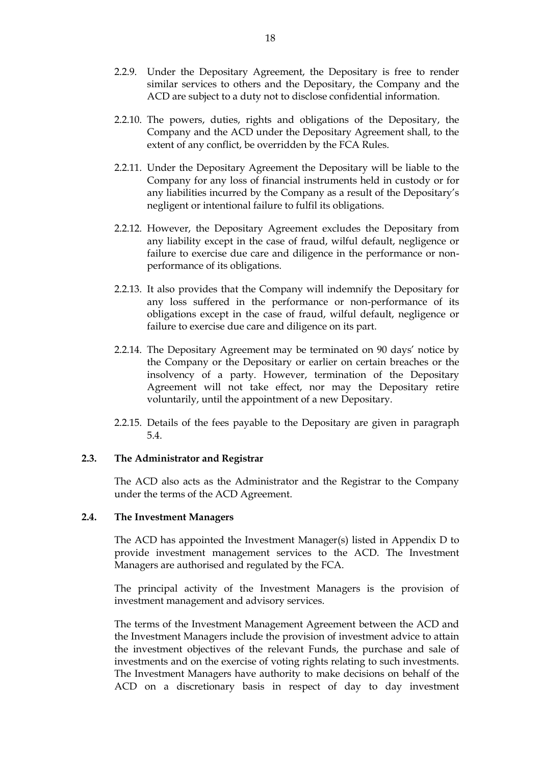2.2.9. Under the Depositary Agreement, the Depositary is free to render similar services to others and the Depositary, the Company and the ACD are subject to a duty not to disclose confidential information.

2.2.10. The powers, duties, rights and obligations of the Depositary, the Company and the ACD under the Depositary Agreement shall, to the extent of any conflict, be overridden by the FCA Rules.

2.2.11. Under the Depositary Agreement the Depositary will be liable to the Company for any loss of financial instruments held in custody or for any liabilities incurred by the Company as a result of the Depositary's negligent or intentional failure to fulfil its obligations.

2.2.12. However, the Depositary Agreement excludes the Depositary from any liability except in the case of fraud, wilful default, negligence or failure to exercise due care and diligence in the performance or non-performance of its obligations.

2.2.13. It also provides that the Company will indemnify the Depositary for any loss suffered in the performance or non-performance of its obligations except in the case of fraud, wilful default, negligence or failure to exercise due care and diligence on its part.

2.2.14. The Depositary Agreement may be terminated on 90 days' notice by the Company or the Depositary or earlier on certain breaches or the insolvency of a party. However, termination of the Depositary Agreement will not take effect, nor may the Depositary retire voluntarily, until the appointment of a new Depositary.

2.2.15. Details of the fees payable to the Depositary are given in paragraph 5.4.

**2.3. The Administrator and Registrar**

The ACD also acts as the Administrator and the Registrar to the Company under the terms of the ACD Agreement.

**2.4. The Investment Managers**

The ACD has appointed the Investment Manager(s) listed in Appendix D to provide investment management services to the ACD. The Investment Managers are authorised and regulated by the FCA.

The principal activity of the Investment Managers is the provision of investment management and advisory services.

The terms of the Investment Management Agreement between the ACD and the Investment Managers include the provision of investment advice to attain the investment objectives of the relevant Funds, the purchase and sale of investments and on the exercise of voting rights relating to such investments. The Investment Managers have authority to make decisions on behalf of the ACD on a discretionary basis in respect of day to day investment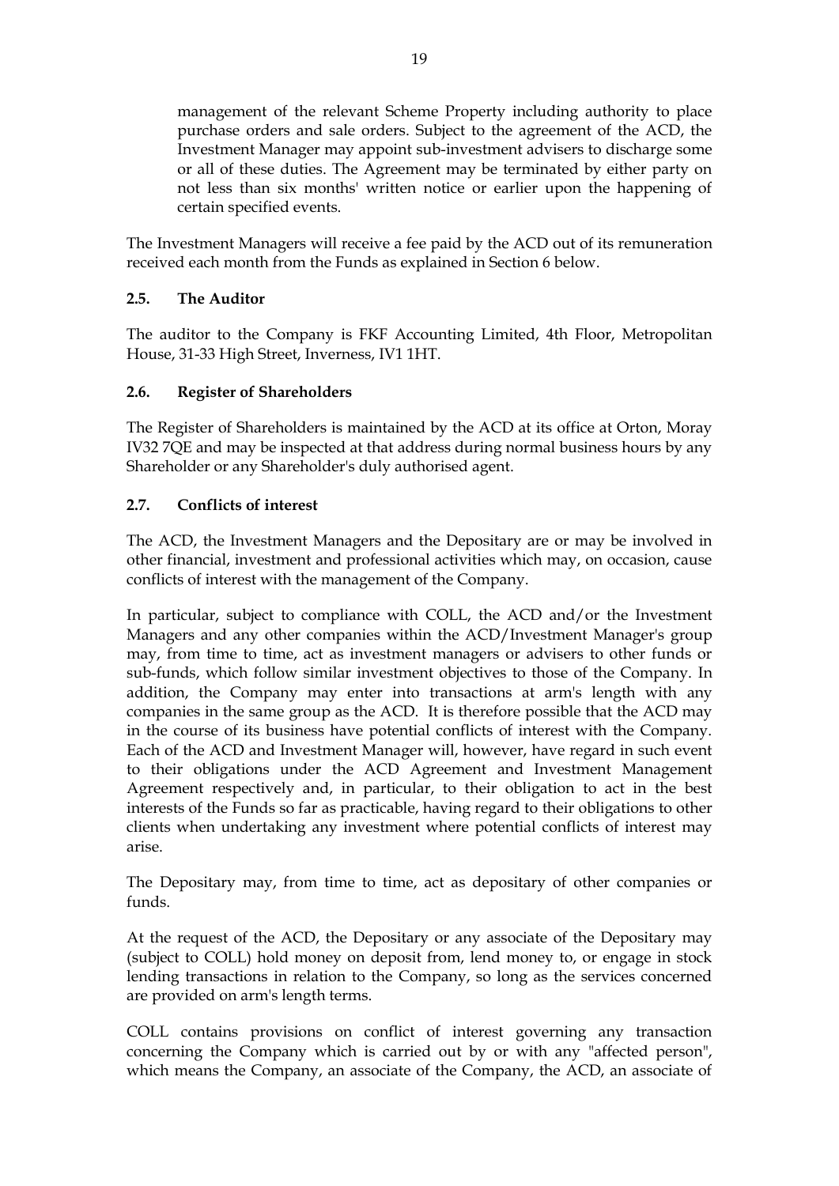management of the relevant Scheme Property including authority to place purchase orders and sale orders. Subject to the agreement of the ACD, the Investment Manager may appoint sub-investment advisers to discharge some or all of these duties. The Agreement may be terminated by either party on not less than six months' written notice or earlier upon the happening of certain specified events.

The Investment Managers will receive a fee paid by the ACD out of its remuneration received each month from the Funds as explained in Section 6 below.

### 2.5. The Auditor

The auditor to the Company is FKF Accounting Limited, 4th Floor, Metropolitan House, 31-33 High Street, Inverness, IV1 1HT.

### 2.6. Register of Shareholders

The Register of Shareholders is maintained by the ACD at its office at Orton, Moray IV32 7QE and may be inspected at that address during normal business hours by any Shareholder or any Shareholder's duly authorised agent.

### 2.7. Conflicts of interest

The ACD, the Investment Managers and the Depositary are or may be involved in other financial, investment and professional activities which may, on occasion, cause conflicts of interest with the management of the Company.

In particular, subject to compliance with COLL, the ACD and/or the Investment Managers and any other companies within the ACD/Investment Manager's group may, from time to time, act as investment managers or advisers to other funds or sub-funds, which follow similar investment objectives to those of the Company. In addition, the Company may enter into transactions at arm's length with any companies in the same group as the ACD. It is therefore possible that the ACD may in the course of its business have potential conflicts of interest with the Company. Each of the ACD and Investment Manager will, however, have regard in such event to their obligations under the ACD Agreement and Investment Management Agreement respectively and, in particular, to their obligation to act in the best interests of the Funds so far as practicable, having regard to their obligations to other clients when undertaking any investment where potential conflicts of interest may arise.

The Depositary may, from time to time, act as depositary of other companies or funds.

At the request of the ACD, the Depositary or any associate of the Depositary may (subject to COLL) hold money on deposit from, lend money to, or engage in stock lending transactions in relation to the Company, so long as the services concerned are provided on arm's length terms.

COLL contains provisions on conflict of interest governing any transaction concerning the Company which is carried out by or with any "affected person", which means the Company, an associate of the Company, the ACD, an associate of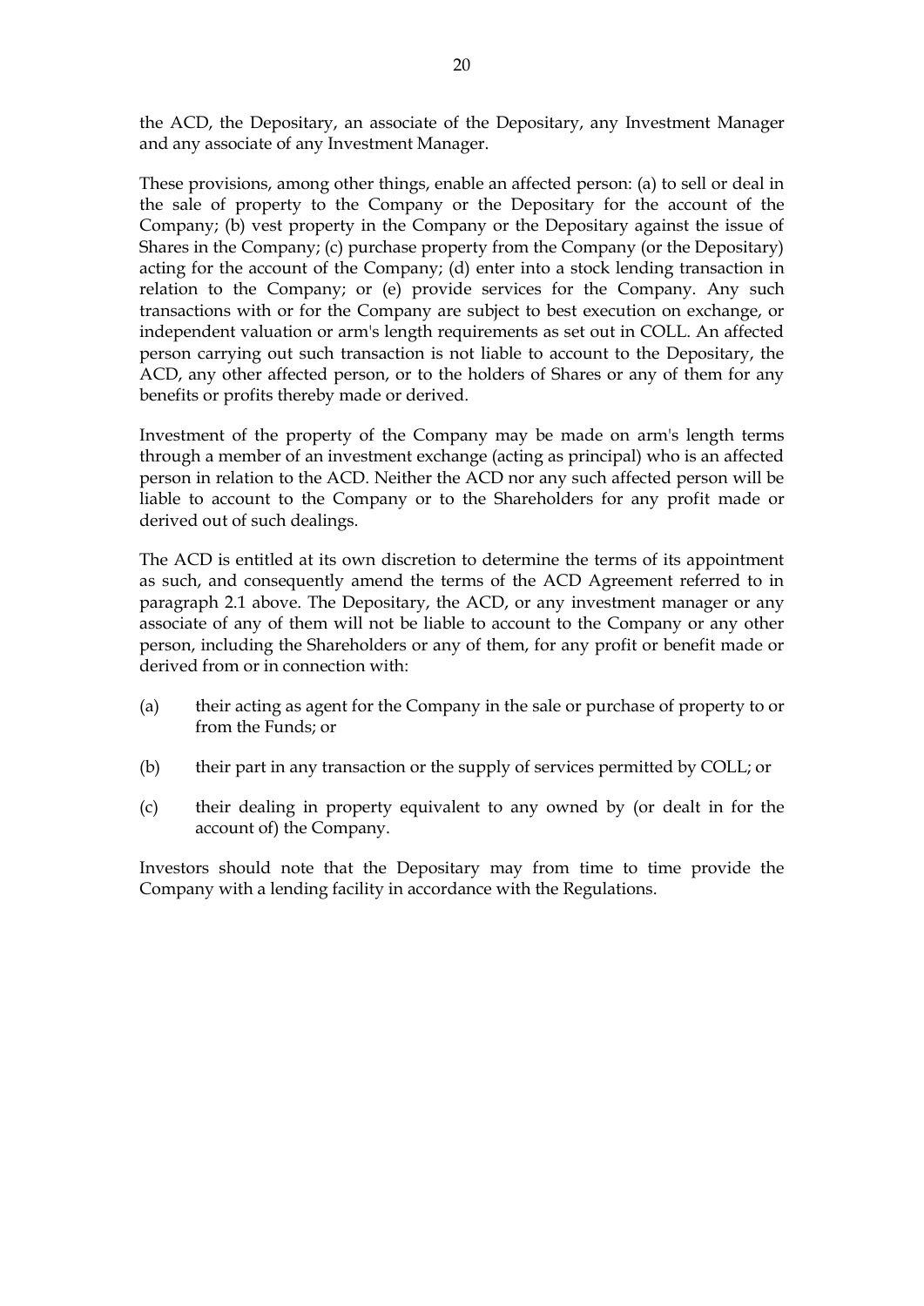the ACD, the Depositary, an associate of the Depositary, any Investment Manager and any associate of any Investment Manager.

These provisions, among other things, enable an affected person: (a) to sell or deal in the sale of property to the Company or the Depositary for the account of the Company; (b) vest property in the Company or the Depositary against the issue of Shares in the Company; (c) purchase property from the Company (or the Depositary) acting for the account of the Company; (d) enter into a stock lending transaction in relation to the Company; or (e) provide services for the Company. Any such transactions with or for the Company are subject to best execution on exchange, or independent valuation or arm's length requirements as set out in COLL. An affected person carrying out such transaction is not liable to account to the Depositary, the ACD, any other affected person, or to the holders of Shares or any of them for any benefits or profits thereby made or derived.

Investment of the property of the Company may be made on arm's length terms through a member of an investment exchange (acting as principal) who is an affected person in relation to the ACD. Neither the ACD nor any such affected person will be liable to account to the Company or to the Shareholders for any profit made or derived out of such dealings.

The ACD is entitled at its own discretion to determine the terms of its appointment as such, and consequently amend the terms of the ACD Agreement referred to in paragraph 2.1 above. The Depositary, the ACD, or any investment manager or any associate of any of them will not be liable to account to the Company or any other person, including the Shareholders or any of them, for any profit or benefit made or derived from or in connection with:

(a) their acting as agent for the Company in the sale or purchase of property to or from the Funds; or

(b) their part in any transaction or the supply of services permitted by COLL; or

(c) their dealing in property equivalent to any owned by (or dealt in for the account of) the Company.

Investors should note that the Depositary may from time to time provide the Company with a lending facility in accordance with the Regulations.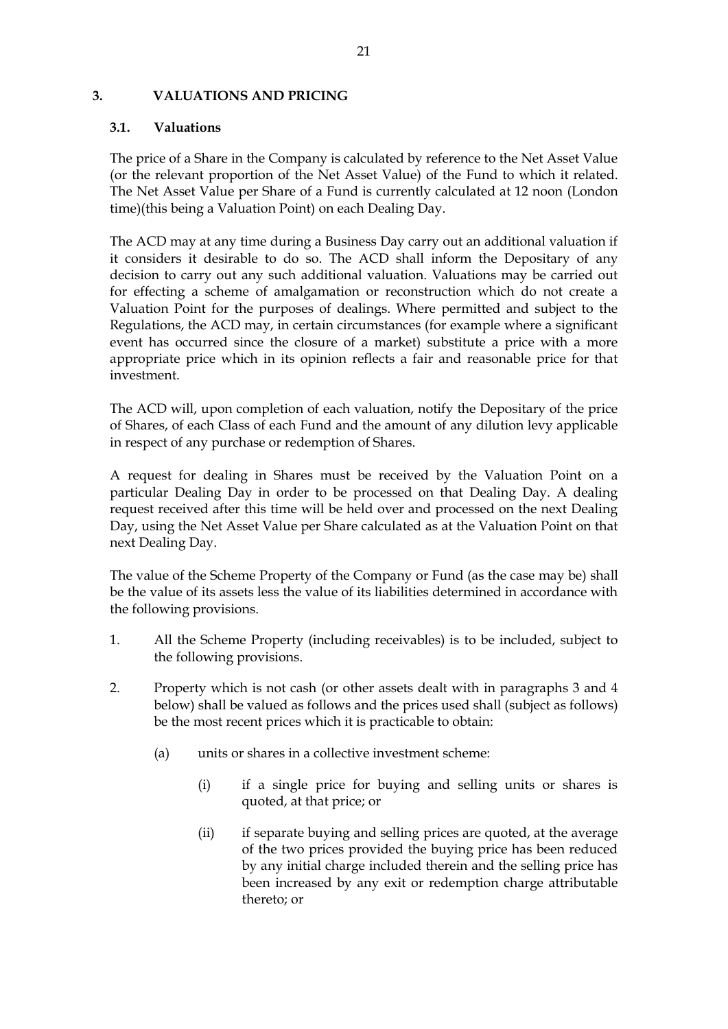## 3. VALUATIONS AND PRICING

### 3.1. Valuations

The price of a Share in the Company is calculated by reference to the Net Asset Value (or the relevant proportion of the Net Asset Value) of the Fund to which it related. The Net Asset Value per Share of a Fund is currently calculated at 12 noon (London time)(this being a Valuation Point) on each Dealing Day.

The ACD may at any time during a Business Day carry out an additional valuation if it considers it desirable to do so. The ACD shall inform the Depositary of any decision to carry out any such additional valuation. Valuations may be carried out for effecting a scheme of amalgamation or reconstruction which do not create a Valuation Point for the purposes of dealings. Where permitted and subject to the Regulations, the ACD may, in certain circumstances (for example where a significant event has occurred since the closure of a market) substitute a price with a more appropriate price which in its opinion reflects a fair and reasonable price for that investment.

The ACD will, upon completion of each valuation, notify the Depositary of the price of Shares, of each Class of each Fund and the amount of any dilution levy applicable in respect of any purchase or redemption of Shares.

A request for dealing in Shares must be received by the Valuation Point on a particular Dealing Day in order to be processed on that Dealing Day. A dealing request received after this time will be held over and processed on the next Dealing Day, using the Net Asset Value per Share calculated as at the Valuation Point on that next Dealing Day.

The value of the Scheme Property of the Company or Fund (as the case may be) shall be the value of its assets less the value of its liabilities determined in accordance with the following provisions.

1. All the Scheme Property (including receivables) is to be included, subject to the following provisions.

2. Property which is not cash (or other assets dealt with in paragraphs 3 and 4 below) shall be valued as follows and the prices used shall (subject as follows) be the most recent prices which it is practicable to obtain:

   (a) units or shares in a collective investment scheme:

      (i) if a single price for buying and selling units or shares is quoted, at that price; or

      (ii) if separate buying and selling prices are quoted, at the average of the two prices provided the buying price has been reduced by any initial charge included therein and the selling price has been increased by any exit or redemption charge attributable thereto; or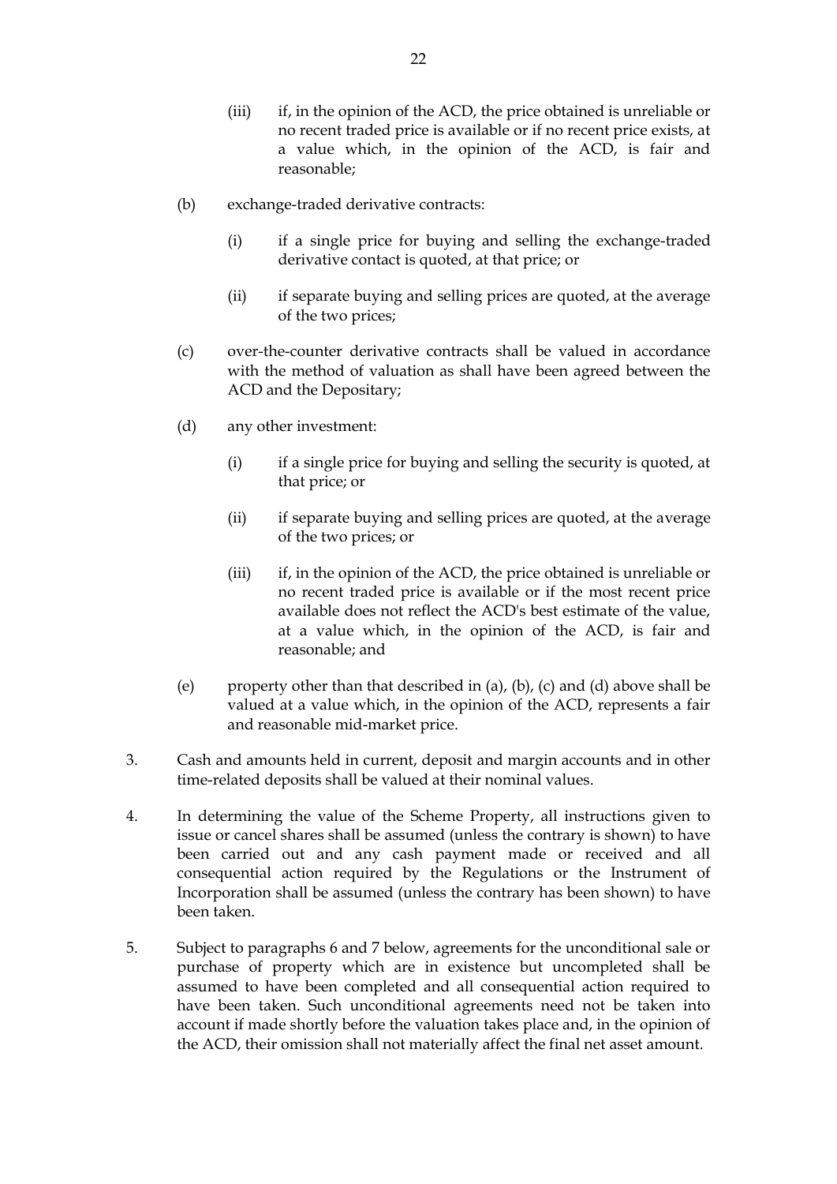(iii) if, in the opinion of the ACD, the price obtained is unreliable or no recent traded price is available or if no recent price exists, at a value which, in the opinion of the ACD, is fair and reasonable;

(b) exchange-traded derivative contracts:

(i) if a single price for buying and selling the exchange-traded derivative contact is quoted, at that price; or

(ii) if separate buying and selling prices are quoted, at the average of the two prices;

(c) over-the-counter derivative contracts shall be valued in accordance with the method of valuation as shall have been agreed between the ACD and the Depositary;

(d) any other investment:

(i) if a single price for buying and selling the security is quoted, at that price; or

(ii) if separate buying and selling prices are quoted, at the average of the two prices; or

(iii) if, in the opinion of the ACD, the price obtained is unreliable or no recent traded price is available or if the most recent price available does not reflect the ACD's best estimate of the value, at a value which, in the opinion of the ACD, is fair and reasonable; and

(e) property other than that described in (a), (b), (c) and (d) above shall be valued at a value which, in the opinion of the ACD, represents a fair and reasonable mid-market price.

3. Cash and amounts held in current, deposit and margin accounts and in other time-related deposits shall be valued at their nominal values.

4. In determining the value of the Scheme Property, all instructions given to issue or cancel shares shall be assumed (unless the contrary is shown) to have been carried out and any cash payment made or received and all consequential action required by the Regulations or the Instrument of Incorporation shall be assumed (unless the contrary has been shown) to have been taken.

5. Subject to paragraphs 6 and 7 below, agreements for the unconditional sale or purchase of property which are in existence but uncompleted shall be assumed to have been completed and all consequential action required to have been taken. Such unconditional agreements need not be taken into account if made shortly before the valuation takes place and, in the opinion of the ACD, their omission shall not materially affect the final net asset amount.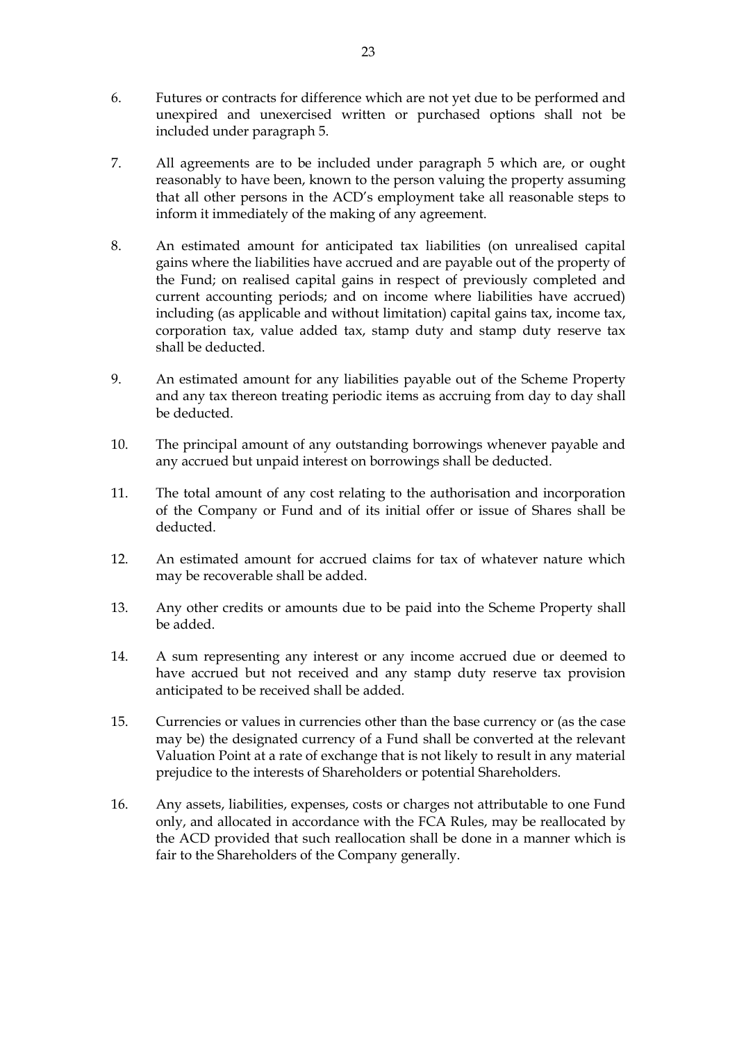6. Futures or contracts for difference which are not yet due to be performed and unexpired and unexercised written or purchased options shall not be included under paragraph 5.

7. All agreements are to be included under paragraph 5 which are, or ought reasonably to have been, known to the person valuing the property assuming that all other persons in the ACD's employment take all reasonable steps to inform it immediately of the making of any agreement.

8. An estimated amount for anticipated tax liabilities (on unrealised capital gains where the liabilities have accrued and are payable out of the property of the Fund; on realised capital gains in respect of previously completed and current accounting periods; and on income where liabilities have accrued) including (as applicable and without limitation) capital gains tax, income tax, corporation tax, value added tax, stamp duty and stamp duty reserve tax shall be deducted.

9. An estimated amount for any liabilities payable out of the Scheme Property and any tax thereon treating periodic items as accruing from day to day shall be deducted.

10. The principal amount of any outstanding borrowings whenever payable and any accrued but unpaid interest on borrowings shall be deducted.

11. The total amount of any cost relating to the authorisation and incorporation of the Company or Fund and of its initial offer or issue of Shares shall be deducted.

12. An estimated amount for accrued claims for tax of whatever nature which may be recoverable shall be added.

13. Any other credits or amounts due to be paid into the Scheme Property shall be added.

14. A sum representing any interest or any income accrued due or deemed to have accrued but not received and any stamp duty reserve tax provision anticipated to be received shall be added.

15. Currencies or values in currencies other than the base currency or (as the case may be) the designated currency of a Fund shall be converted at the relevant Valuation Point at a rate of exchange that is not likely to result in any material prejudice to the interests of Shareholders or potential Shareholders.

16. Any assets, liabilities, expenses, costs or charges not attributable to one Fund only, and allocated in accordance with the FCA Rules, may be reallocated by the ACD provided that such reallocation shall be done in a manner which is fair to the Shareholders of the Company generally.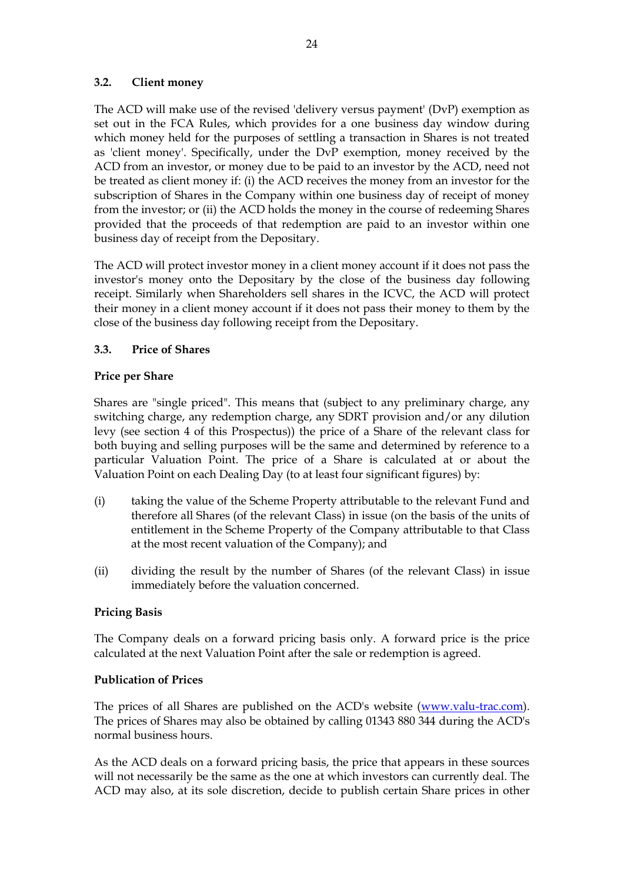### 3.2. Client money

The ACD will make use of the revised 'delivery versus payment' (DvP) exemption as set out in the FCA Rules, which provides for a one business day window during which money held for the purposes of settling a transaction in Shares is not treated as 'client money'. Specifically, under the DvP exemption, money received by the ACD from an investor, or money due to be paid to an investor by the ACD, need not be treated as client money if: (i) the ACD receives the money from an investor for the subscription of Shares in the Company within one business day of receipt of money from the investor; or (ii) the ACD holds the money in the course of redeeming Shares provided that the proceeds of that redemption are paid to an investor within one business day of receipt from the Depositary.

The ACD will protect investor money in a client money account if it does not pass the investor's money onto the Depositary by the close of the business day following receipt. Similarly when Shareholders sell shares in the ICVC, the ACD will protect their money in a client money account if it does not pass their money to them by the close of the business day following receipt from the Depositary.

### 3.3. Price of Shares

**Price per Share**

Shares are "single priced". This means that (subject to any preliminary charge, any switching charge, any redemption charge, any SDRT provision and/or any dilution levy (see section 4 of this Prospectus)) the price of a Share of the relevant class for both buying and selling purposes will be the same and determined by reference to a particular Valuation Point. The price of a Share is calculated at or about the Valuation Point on each Dealing Day (to at least four significant figures) by:

(i) taking the value of the Scheme Property attributable to the relevant Fund and therefore all Shares (of the relevant Class) in issue (on the basis of the units of entitlement in the Scheme Property of the Company attributable to that Class at the most recent valuation of the Company); and

(ii) dividing the result by the number of Shares (of the relevant Class) in issue immediately before the valuation concerned.

**Pricing Basis**

The Company deals on a forward pricing basis only. A forward price is the price calculated at the next Valuation Point after the sale or redemption is agreed.

**Publication of Prices**

The prices of all Shares are published on the ACD's website (www.valu-trac.com). The prices of Shares may also be obtained by calling 01343 880 344 during the ACD's normal business hours.

As the ACD deals on a forward pricing basis, the price that appears in these sources will not necessarily be the same as the one at which investors can currently deal. The ACD may also, at its sole discretion, decide to publish certain Share prices in other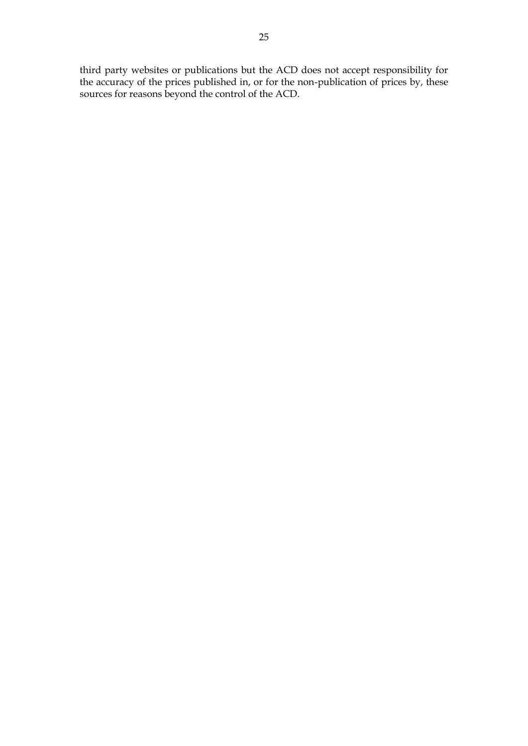third party websites or publications but the ACD does not accept responsibility for the accuracy of the prices published in, or for the non-publication of prices by, these sources for reasons beyond the control of the ACD.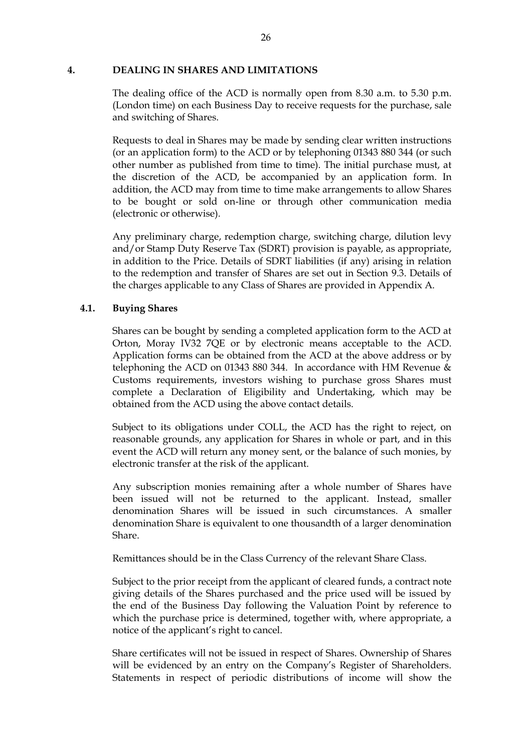## 4. DEALING IN SHARES AND LIMITATIONS

The dealing office of the ACD is normally open from 8.30 a.m. to 5.30 p.m. (London time) on each Business Day to receive requests for the purchase, sale and switching of Shares.

Requests to deal in Shares may be made by sending clear written instructions (or an application form) to the ACD or by telephoning 01343 880 344 (or such other number as published from time to time). The initial purchase must, at the discretion of the ACD, be accompanied by an application form. In addition, the ACD may from time to time make arrangements to allow Shares to be bought or sold on-line or through other communication media (electronic or otherwise).

Any preliminary charge, redemption charge, switching charge, dilution levy and/or Stamp Duty Reserve Tax (SDRT) provision is payable, as appropriate, in addition to the Price. Details of SDRT liabilities (if any) arising in relation to the redemption and transfer of Shares are set out in Section 9.3. Details of the charges applicable to any Class of Shares are provided in Appendix A.

### 4.1. Buying Shares

Shares can be bought by sending a completed application form to the ACD at Orton, Moray IV32 7QE or by electronic means acceptable to the ACD. Application forms can be obtained from the ACD at the above address or by telephoning the ACD on 01343 880 344. In accordance with HM Revenue & Customs requirements, investors wishing to purchase gross Shares must complete a Declaration of Eligibility and Undertaking, which may be obtained from the ACD using the above contact details.

Subject to its obligations under COLL, the ACD has the right to reject, on reasonable grounds, any application for Shares in whole or part, and in this event the ACD will return any money sent, or the balance of such monies, by electronic transfer at the risk of the applicant.

Any subscription monies remaining after a whole number of Shares have been issued will not be returned to the applicant. Instead, smaller denomination Shares will be issued in such circumstances. A smaller denomination Share is equivalent to one thousandth of a larger denomination Share.

Remittances should be in the Class Currency of the relevant Share Class.

Subject to the prior receipt from the applicant of cleared funds, a contract note giving details of the Shares purchased and the price used will be issued by the end of the Business Day following the Valuation Point by reference to which the purchase price is determined, together with, where appropriate, a notice of the applicant's right to cancel.

Share certificates will not be issued in respect of Shares. Ownership of Shares will be evidenced by an entry on the Company's Register of Shareholders. Statements in respect of periodic distributions of income will show the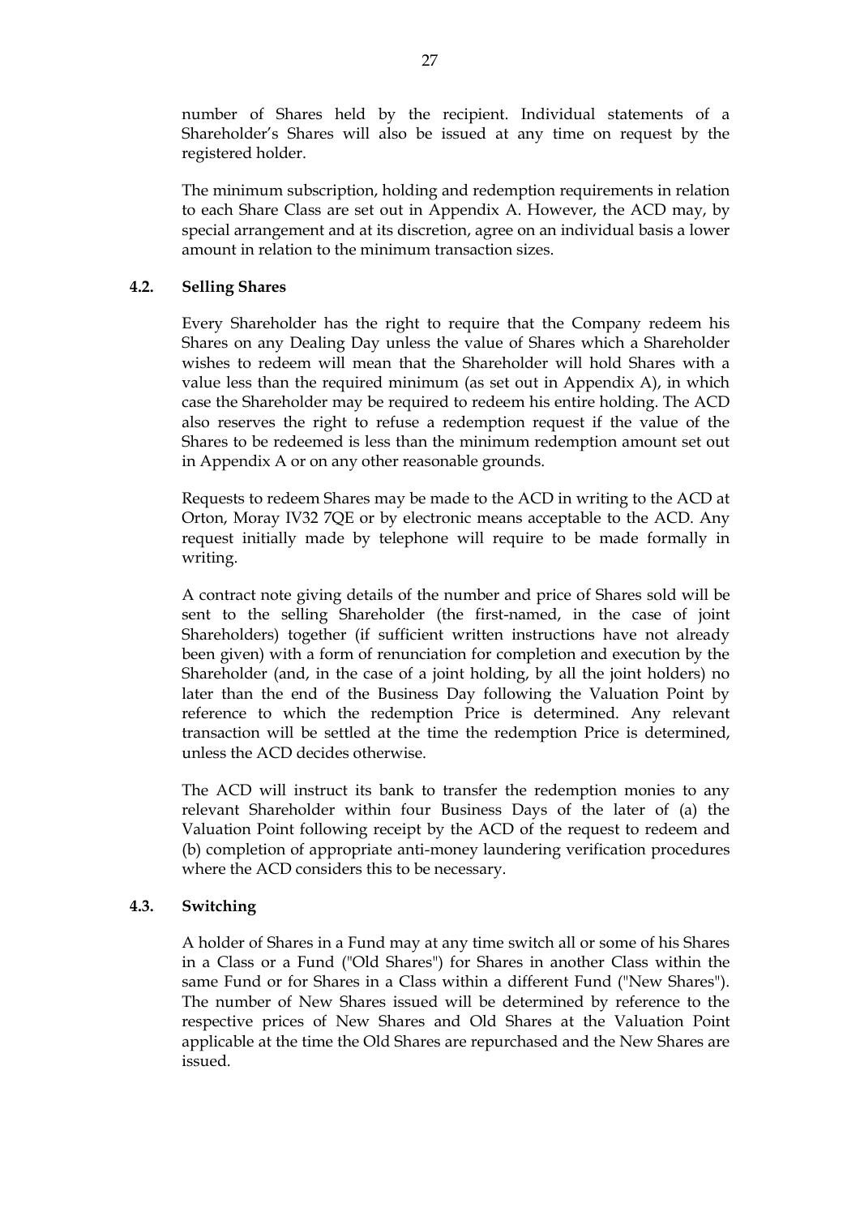number of Shares held by the recipient. Individual statements of a Shareholder's Shares will also be issued at any time on request by the registered holder.

The minimum subscription, holding and redemption requirements in relation to each Share Class are set out in Appendix A. However, the ACD may, by special arrangement and at its discretion, agree on an individual basis a lower amount in relation to the minimum transaction sizes.

### 4.2. Selling Shares

Every Shareholder has the right to require that the Company redeem his Shares on any Dealing Day unless the value of Shares which a Shareholder wishes to redeem will mean that the Shareholder will hold Shares with a value less than the required minimum (as set out in Appendix A), in which case the Shareholder may be required to redeem his entire holding. The ACD also reserves the right to refuse a redemption request if the value of the Shares to be redeemed is less than the minimum redemption amount set out in Appendix A or on any other reasonable grounds.

Requests to redeem Shares may be made to the ACD in writing to the ACD at Orton, Moray IV32 7QE or by electronic means acceptable to the ACD. Any request initially made by telephone will require to be made formally in writing.

A contract note giving details of the number and price of Shares sold will be sent to the selling Shareholder (the first-named, in the case of joint Shareholders) together (if sufficient written instructions have not already been given) with a form of renunciation for completion and execution by the Shareholder (and, in the case of a joint holding, by all the joint holders) no later than the end of the Business Day following the Valuation Point by reference to which the redemption Price is determined. Any relevant transaction will be settled at the time the redemption Price is determined, unless the ACD decides otherwise.

The ACD will instruct its bank to transfer the redemption monies to any relevant Shareholder within four Business Days of the later of (a) the Valuation Point following receipt by the ACD of the request to redeem and (b) completion of appropriate anti-money laundering verification procedures where the ACD considers this to be necessary.

### 4.3. Switching

A holder of Shares in a Fund may at any time switch all or some of his Shares in a Class or a Fund ("Old Shares") for Shares in another Class within the same Fund or for Shares in a Class within a different Fund ("New Shares"). The number of New Shares issued will be determined by reference to the respective prices of New Shares and Old Shares at the Valuation Point applicable at the time the Old Shares are repurchased and the New Shares are issued.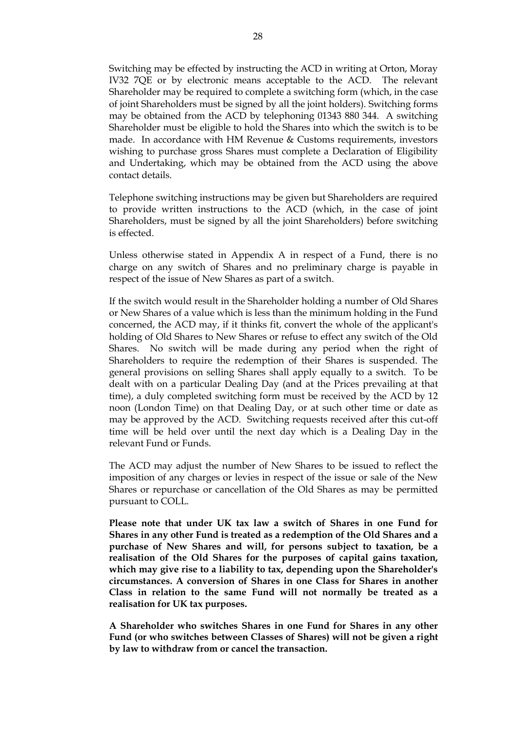Switching may be effected by instructing the ACD in writing at Orton, Moray IV32 7QE or by electronic means acceptable to the ACD. The relevant Shareholder may be required to complete a switching form (which, in the case of joint Shareholders must be signed by all the joint holders). Switching forms may be obtained from the ACD by telephoning 01343 880 344. A switching Shareholder must be eligible to hold the Shares into which the switch is to be made. In accordance with HM Revenue & Customs requirements, investors wishing to purchase gross Shares must complete a Declaration of Eligibility and Undertaking, which may be obtained from the ACD using the above contact details.

Telephone switching instructions may be given but Shareholders are required to provide written instructions to the ACD (which, in the case of joint Shareholders, must be signed by all the joint Shareholders) before switching is effected.

Unless otherwise stated in Appendix A in respect of a Fund, there is no charge on any switch of Shares and no preliminary charge is payable in respect of the issue of New Shares as part of a switch.

If the switch would result in the Shareholder holding a number of Old Shares or New Shares of a value which is less than the minimum holding in the Fund concerned, the ACD may, if it thinks fit, convert the whole of the applicant's holding of Old Shares to New Shares or refuse to effect any switch of the Old Shares. No switch will be made during any period when the right of Shareholders to require the redemption of their Shares is suspended. The general provisions on selling Shares shall apply equally to a switch. To be dealt with on a particular Dealing Day (and at the Prices prevailing at that time), a duly completed switching form must be received by the ACD by 12 noon (London Time) on that Dealing Day, or at such other time or date as may be approved by the ACD. Switching requests received after this cut-off time will be held over until the next day which is a Dealing Day in the relevant Fund or Funds.

The ACD may adjust the number of New Shares to be issued to reflect the imposition of any charges or levies in respect of the issue or sale of the New Shares or repurchase or cancellation of the Old Shares as may be permitted pursuant to COLL.

**Please note that under UK tax law a switch of Shares in one Fund for Shares in any other Fund is treated as a redemption of the Old Shares and a purchase of New Shares and will, for persons subject to taxation, be a realisation of the Old Shares for the purposes of capital gains taxation, which may give rise to a liability to tax, depending upon the Shareholder's circumstances. A conversion of Shares in one Class for Shares in another Class in relation to the same Fund will not normally be treated as a realisation for UK tax purposes.**

**A Shareholder who switches Shares in one Fund for Shares in any other Fund (or who switches between Classes of Shares) will not be given a right by law to withdraw from or cancel the transaction.**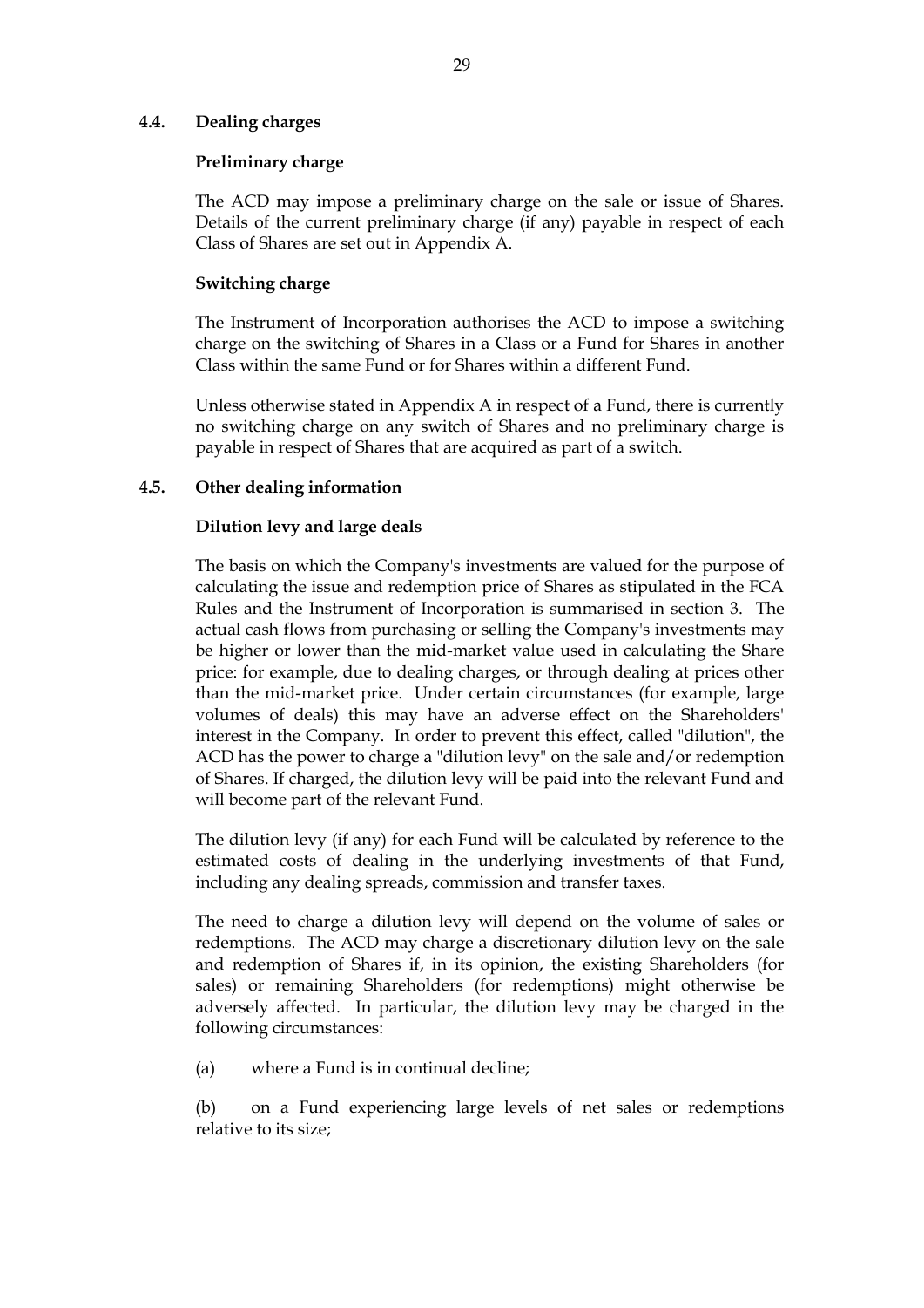### 4.4. Dealing charges

**Preliminary charge**

The ACD may impose a preliminary charge on the sale or issue of Shares. Details of the current preliminary charge (if any) payable in respect of each Class of Shares are set out in Appendix A.

**Switching charge**

The Instrument of Incorporation authorises the ACD to impose a switching charge on the switching of Shares in a Class or a Fund for Shares in another Class within the same Fund or for Shares within a different Fund.

Unless otherwise stated in Appendix A in respect of a Fund, there is currently no switching charge on any switch of Shares and no preliminary charge is payable in respect of Shares that are acquired as part of a switch.

### 4.5. Other dealing information

**Dilution levy and large deals**

The basis on which the Company's investments are valued for the purpose of calculating the issue and redemption price of Shares as stipulated in the FCA Rules and the Instrument of Incorporation is summarised in section 3. The actual cash flows from purchasing or selling the Company's investments may be higher or lower than the mid-market value used in calculating the Share price: for example, due to dealing charges, or through dealing at prices other than the mid-market price. Under certain circumstances (for example, large volumes of deals) this may have an adverse effect on the Shareholders' interest in the Company. In order to prevent this effect, called "dilution", the ACD has the power to charge a "dilution levy" on the sale and/or redemption of Shares. If charged, the dilution levy will be paid into the relevant Fund and will become part of the relevant Fund.

The dilution levy (if any) for each Fund will be calculated by reference to the estimated costs of dealing in the underlying investments of that Fund, including any dealing spreads, commission and transfer taxes.

The need to charge a dilution levy will depend on the volume of sales or redemptions. The ACD may charge a discretionary dilution levy on the sale and redemption of Shares if, in its opinion, the existing Shareholders (for sales) or remaining Shareholders (for redemptions) might otherwise be adversely affected. In particular, the dilution levy may be charged in the following circumstances:

(a) where a Fund is in continual decline;

(b) on a Fund experiencing large levels of net sales or redemptions relative to its size;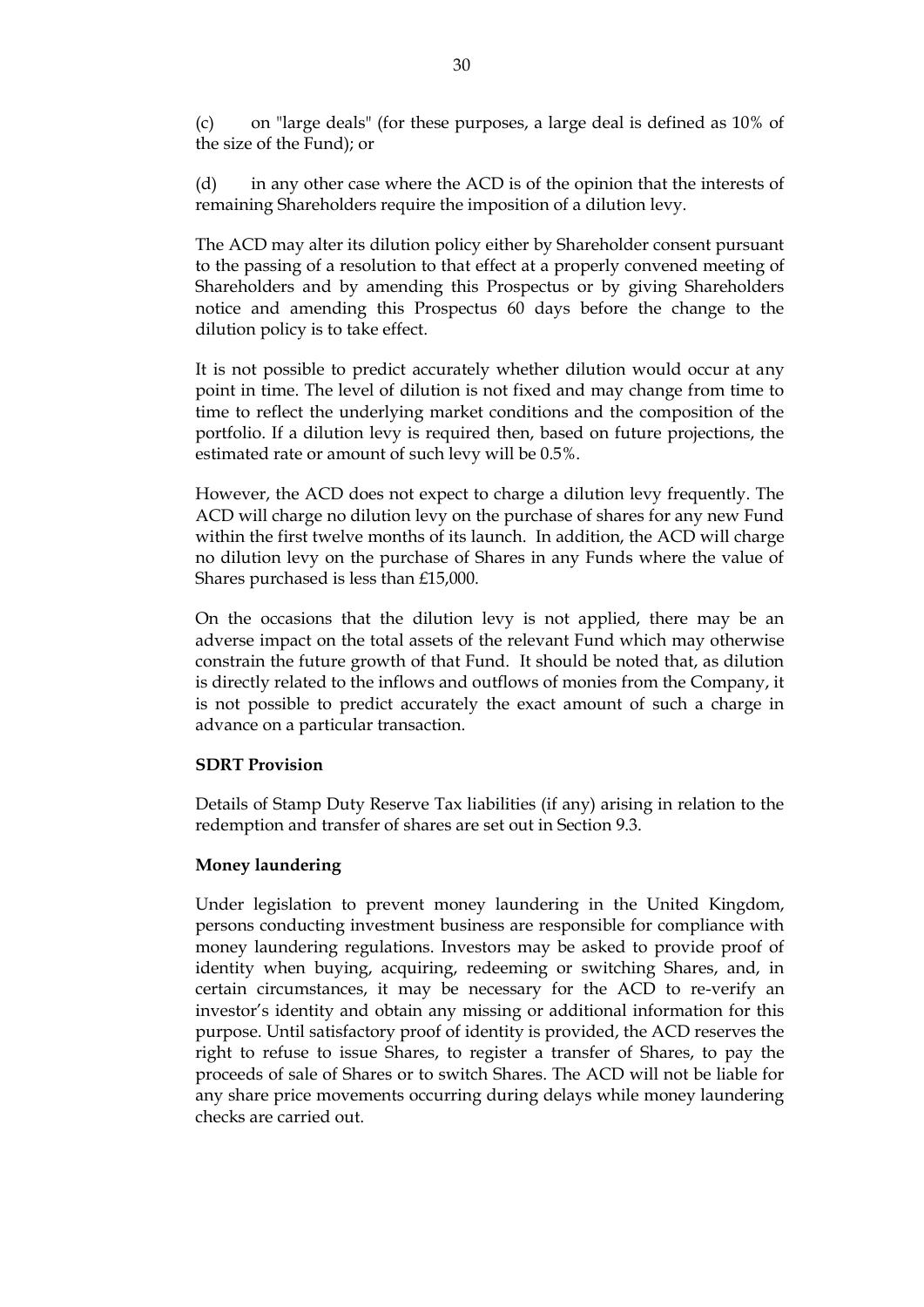(c) on "large deals" (for these purposes, a large deal is defined as 10% of the size of the Fund); or

(d) in any other case where the ACD is of the opinion that the interests of remaining Shareholders require the imposition of a dilution levy.

The ACD may alter its dilution policy either by Shareholder consent pursuant to the passing of a resolution to that effect at a properly convened meeting of Shareholders and by amending this Prospectus or by giving Shareholders notice and amending this Prospectus 60 days before the change to the dilution policy is to take effect.

It is not possible to predict accurately whether dilution would occur at any point in time. The level of dilution is not fixed and may change from time to time to reflect the underlying market conditions and the composition of the portfolio. If a dilution levy is required then, based on future projections, the estimated rate or amount of such levy will be 0.5%.

However, the ACD does not expect to charge a dilution levy frequently. The ACD will charge no dilution levy on the purchase of shares for any new Fund within the first twelve months of its launch. In addition, the ACD will charge no dilution levy on the purchase of Shares in any Funds where the value of Shares purchased is less than £15,000.

On the occasions that the dilution levy is not applied, there may be an adverse impact on the total assets of the relevant Fund which may otherwise constrain the future growth of that Fund. It should be noted that, as dilution is directly related to the inflows and outflows of monies from the Company, it is not possible to predict accurately the exact amount of such a charge in advance on a particular transaction.

**SDRT Provision**

Details of Stamp Duty Reserve Tax liabilities (if any) arising in relation to the redemption and transfer of shares are set out in Section 9.3.

**Money laundering**

Under legislation to prevent money laundering in the United Kingdom, persons conducting investment business are responsible for compliance with money laundering regulations. Investors may be asked to provide proof of identity when buying, acquiring, redeeming or switching Shares, and, in certain circumstances, it may be necessary for the ACD to re-verify an investor's identity and obtain any missing or additional information for this purpose. Until satisfactory proof of identity is provided, the ACD reserves the right to refuse to issue Shares, to register a transfer of Shares, to pay the proceeds of sale of Shares or to switch Shares. The ACD will not be liable for any share price movements occurring during delays while money laundering checks are carried out.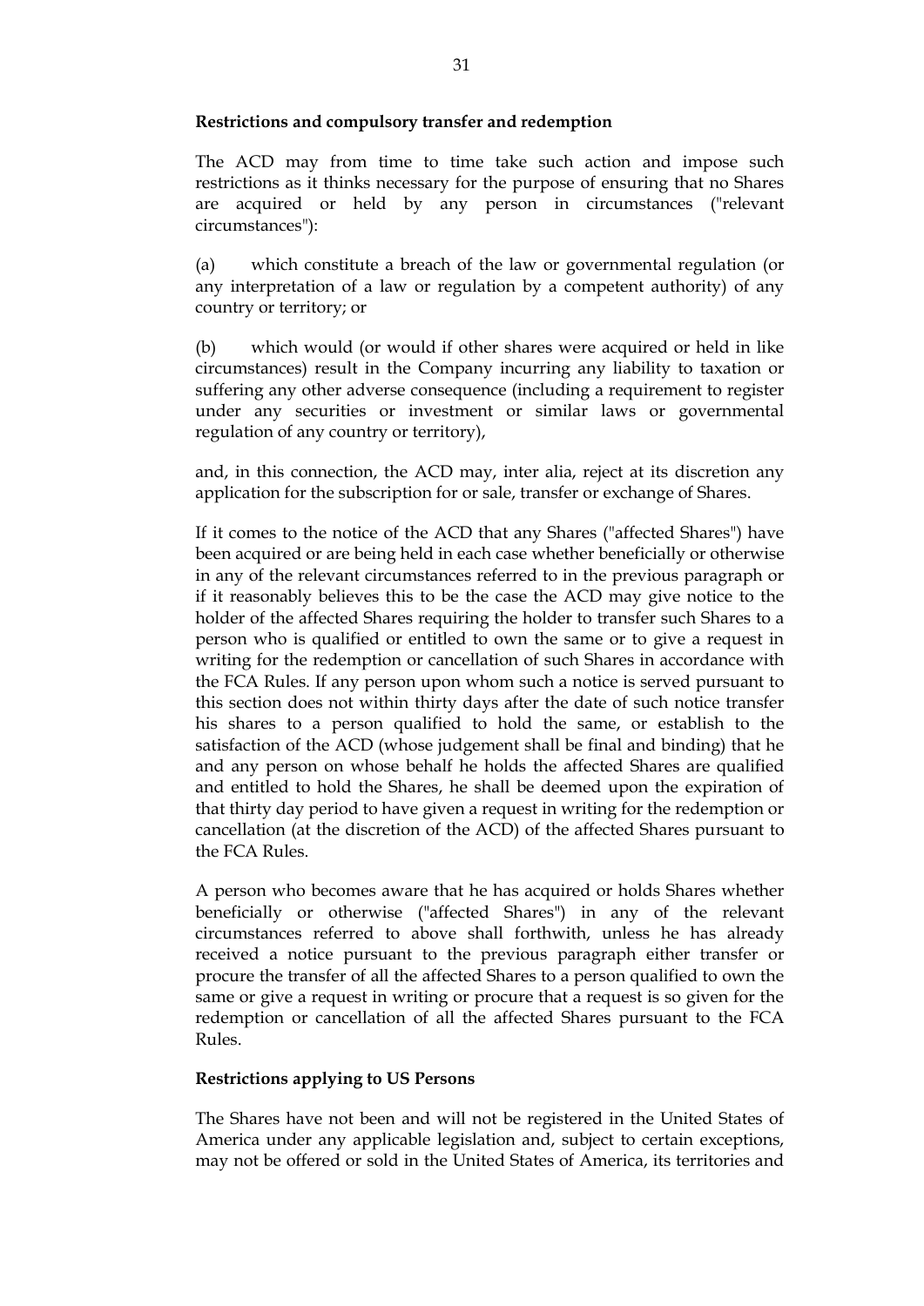**Restrictions and compulsory transfer and redemption**

The ACD may from time to time take such action and impose such restrictions as it thinks necessary for the purpose of ensuring that no Shares are acquired or held by any person in circumstances ("relevant circumstances"):

(a) which constitute a breach of the law or governmental regulation (or any interpretation of a law or regulation by a competent authority) of any country or territory; or

(b) which would (or would if other shares were acquired or held in like circumstances) result in the Company incurring any liability to taxation or suffering any other adverse consequence (including a requirement to register under any securities or investment or similar laws or governmental regulation of any country or territory),

and, in this connection, the ACD may, inter alia, reject at its discretion any application for the subscription for or sale, transfer or exchange of Shares.

If it comes to the notice of the ACD that any Shares ("affected Shares") have been acquired or are being held in each case whether beneficially or otherwise in any of the relevant circumstances referred to in the previous paragraph or if it reasonably believes this to be the case the ACD may give notice to the holder of the affected Shares requiring the holder to transfer such Shares to a person who is qualified or entitled to own the same or to give a request in writing for the redemption or cancellation of such Shares in accordance with the FCA Rules. If any person upon whom such a notice is served pursuant to this section does not within thirty days after the date of such notice transfer his shares to a person qualified to hold the same, or establish to the satisfaction of the ACD (whose judgement shall be final and binding) that he and any person on whose behalf he holds the affected Shares are qualified and entitled to hold the Shares, he shall be deemed upon the expiration of that thirty day period to have given a request in writing for the redemption or cancellation (at the discretion of the ACD) of the affected Shares pursuant to the FCA Rules.

A person who becomes aware that he has acquired or holds Shares whether beneficially or otherwise ("affected Shares") in any of the relevant circumstances referred to above shall forthwith, unless he has already received a notice pursuant to the previous paragraph either transfer or procure the transfer of all the affected Shares to a person qualified to own the same or give a request in writing or procure that a request is so given for the redemption or cancellation of all the affected Shares pursuant to the FCA Rules.

**Restrictions applying to US Persons**

The Shares have not been and will not be registered in the United States of America under any applicable legislation and, subject to certain exceptions, may not be offered or sold in the United States of America, its territories and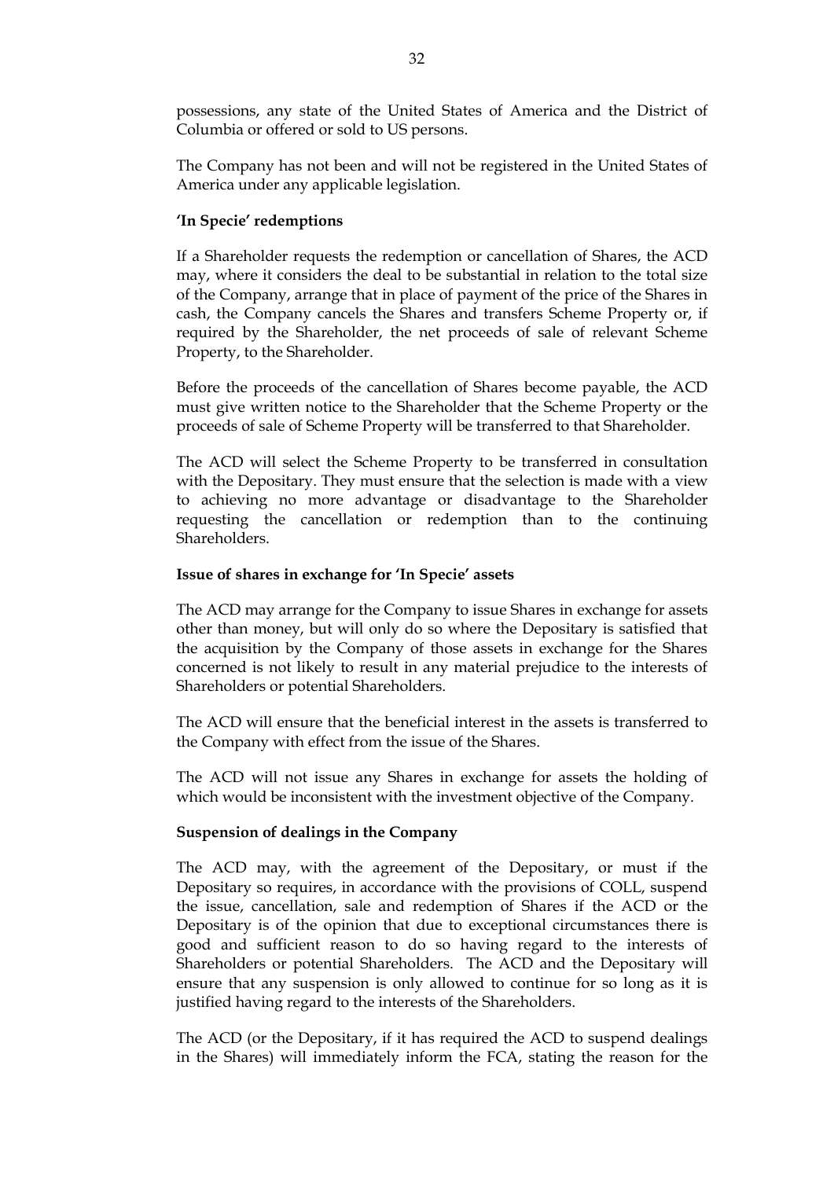possessions, any state of the United States of America and the District of Columbia or offered or sold to US persons.

The Company has not been and will not be registered in the United States of America under any applicable legislation.

**'In Specie' redemptions**

If a Shareholder requests the redemption or cancellation of Shares, the ACD may, where it considers the deal to be substantial in relation to the total size of the Company, arrange that in place of payment of the price of the Shares in cash, the Company cancels the Shares and transfers Scheme Property or, if required by the Shareholder, the net proceeds of sale of relevant Scheme Property, to the Shareholder.

Before the proceeds of the cancellation of Shares become payable, the ACD must give written notice to the Shareholder that the Scheme Property or the proceeds of sale of Scheme Property will be transferred to that Shareholder.

The ACD will select the Scheme Property to be transferred in consultation with the Depositary. They must ensure that the selection is made with a view to achieving no more advantage or disadvantage to the Shareholder requesting the cancellation or redemption than to the continuing Shareholders.

**Issue of shares in exchange for 'In Specie' assets**

The ACD may arrange for the Company to issue Shares in exchange for assets other than money, but will only do so where the Depositary is satisfied that the acquisition by the Company of those assets in exchange for the Shares concerned is not likely to result in any material prejudice to the interests of Shareholders or potential Shareholders.

The ACD will ensure that the beneficial interest in the assets is transferred to the Company with effect from the issue of the Shares.

The ACD will not issue any Shares in exchange for assets the holding of which would be inconsistent with the investment objective of the Company.

**Suspension of dealings in the Company**

The ACD may, with the agreement of the Depositary, or must if the Depositary so requires, in accordance with the provisions of COLL, suspend the issue, cancellation, sale and redemption of Shares if the ACD or the Depositary is of the opinion that due to exceptional circumstances there is good and sufficient reason to do so having regard to the interests of Shareholders or potential Shareholders. The ACD and the Depositary will ensure that any suspension is only allowed to continue for so long as it is justified having regard to the interests of the Shareholders.

The ACD (or the Depositary, if it has required the ACD to suspend dealings in the Shares) will immediately inform the FCA, stating the reason for the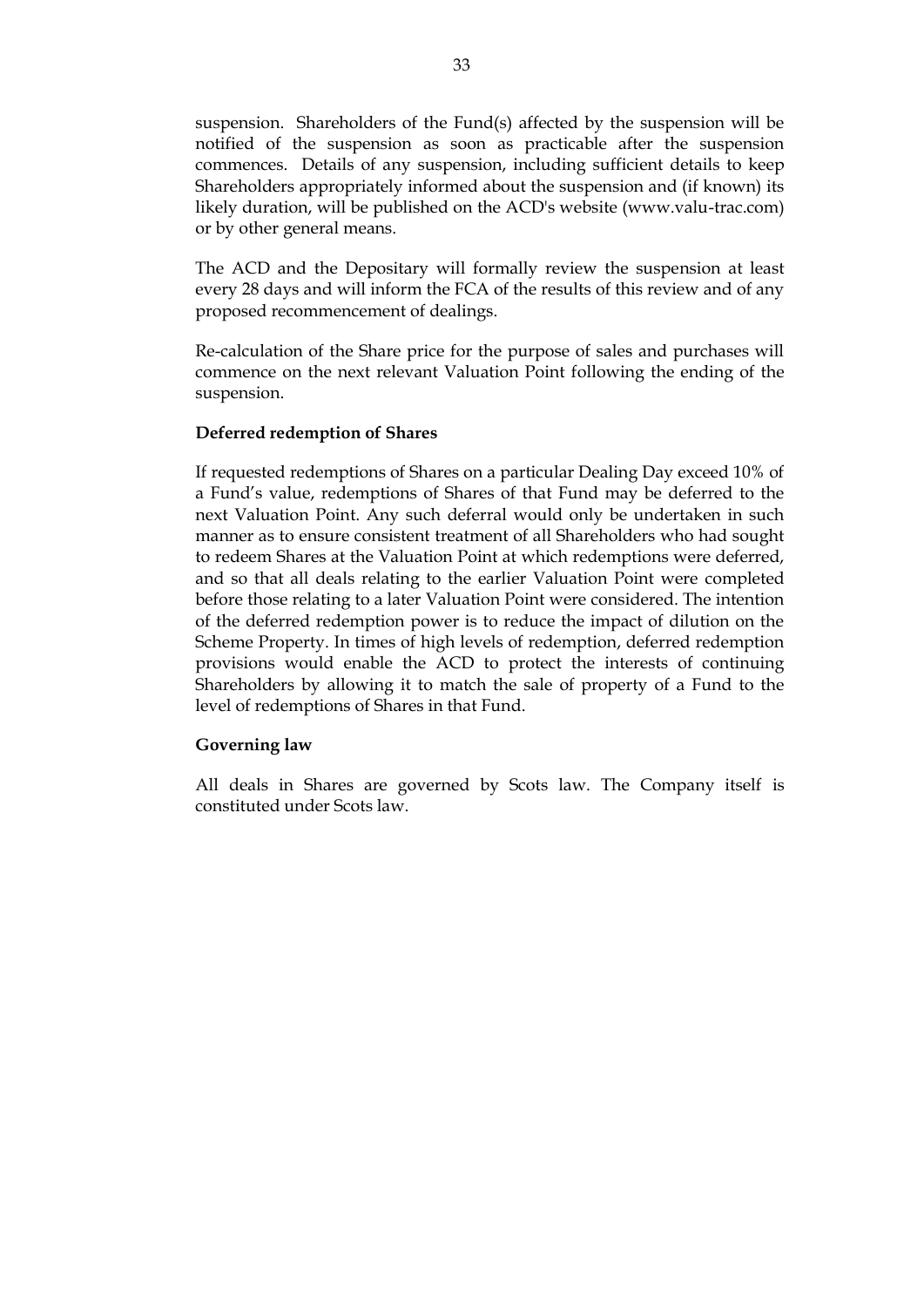suspension. Shareholders of the Fund(s) affected by the suspension will be notified of the suspension as soon as practicable after the suspension commences. Details of any suspension, including sufficient details to keep Shareholders appropriately informed about the suspension and (if known) its likely duration, will be published on the ACD's website (www.valu-trac.com) or by other general means.

The ACD and the Depositary will formally review the suspension at least every 28 days and will inform the FCA of the results of this review and of any proposed recommencement of dealings.

Re-calculation of the Share price for the purpose of sales and purchases will commence on the next relevant Valuation Point following the ending of the suspension.

**Deferred redemption of Shares**

If requested redemptions of Shares on a particular Dealing Day exceed 10% of a Fund's value, redemptions of Shares of that Fund may be deferred to the next Valuation Point. Any such deferral would only be undertaken in such manner as to ensure consistent treatment of all Shareholders who had sought to redeem Shares at the Valuation Point at which redemptions were deferred, and so that all deals relating to the earlier Valuation Point were completed before those relating to a later Valuation Point were considered. The intention of the deferred redemption power is to reduce the impact of dilution on the Scheme Property. In times of high levels of redemption, deferred redemption provisions would enable the ACD to protect the interests of continuing Shareholders by allowing it to match the sale of property of a Fund to the level of redemptions of Shares in that Fund.

**Governing law**

All deals in Shares are governed by Scots law. The Company itself is constituted under Scots law.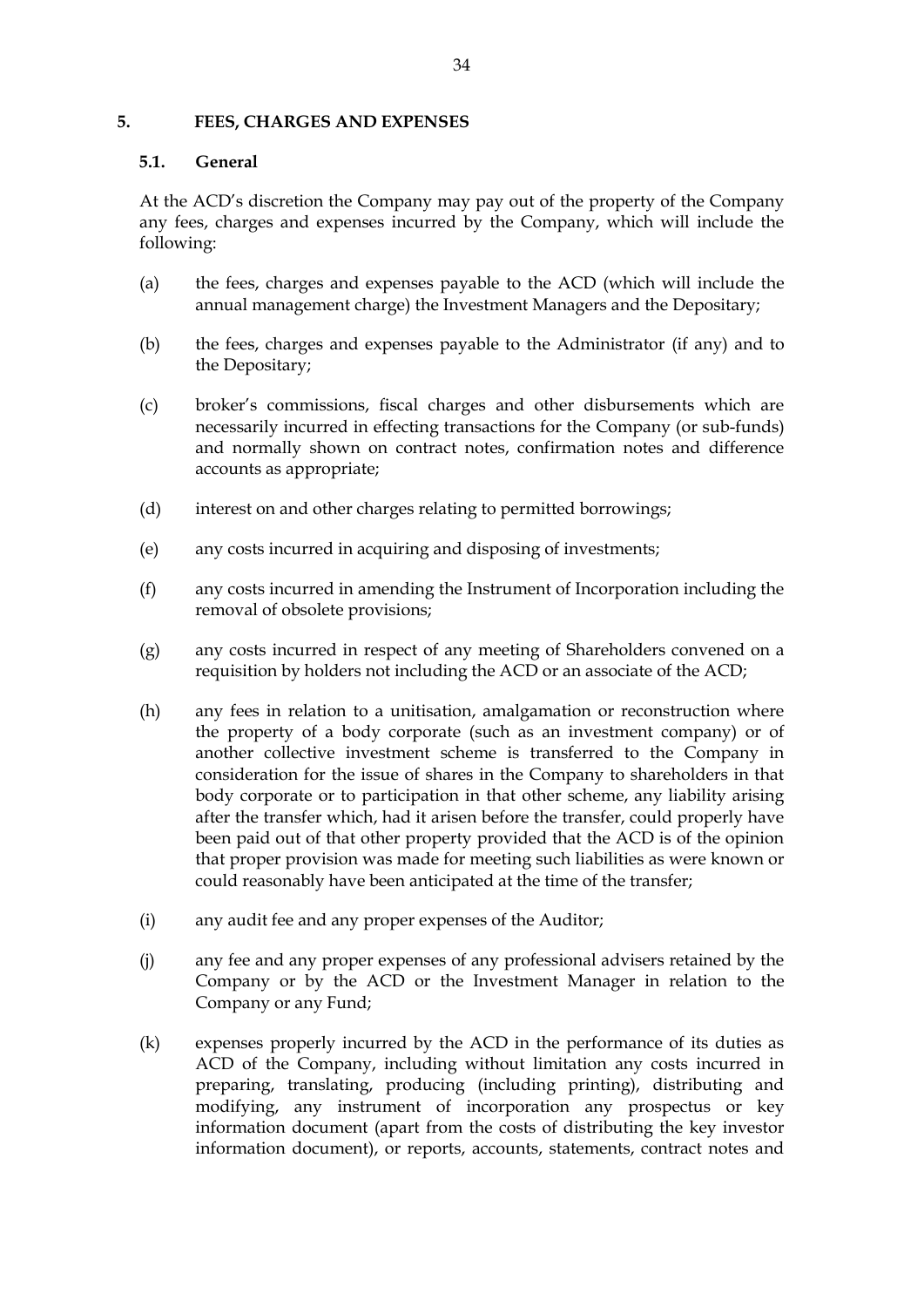## 5. FEES, CHARGES AND EXPENSES

### 5.1. General

At the ACD's discretion the Company may pay out of the property of the Company any fees, charges and expenses incurred by the Company, which will include the following:

(a) the fees, charges and expenses payable to the ACD (which will include the annual management charge) the Investment Managers and the Depositary;

(b) the fees, charges and expenses payable to the Administrator (if any) and to the Depositary;

(c) broker's commissions, fiscal charges and other disbursements which are necessarily incurred in effecting transactions for the Company (or sub-funds) and normally shown on contract notes, confirmation notes and difference accounts as appropriate;

(d) interest on and other charges relating to permitted borrowings;

(e) any costs incurred in acquiring and disposing of investments;

(f) any costs incurred in amending the Instrument of Incorporation including the removal of obsolete provisions;

(g) any costs incurred in respect of any meeting of Shareholders convened on a requisition by holders not including the ACD or an associate of the ACD;

(h) any fees in relation to a unitisation, amalgamation or reconstruction where the property of a body corporate (such as an investment company) or of another collective investment scheme is transferred to the Company in consideration for the issue of shares in the Company to shareholders in that body corporate or to participation in that other scheme, any liability arising after the transfer which, had it arisen before the transfer, could properly have been paid out of that other property provided that the ACD is of the opinion that proper provision was made for meeting such liabilities as were known or could reasonably have been anticipated at the time of the transfer;

(i) any audit fee and any proper expenses of the Auditor;

(j) any fee and any proper expenses of any professional advisers retained by the Company or by the ACD or the Investment Manager in relation to the Company or any Fund;

(k) expenses properly incurred by the ACD in the performance of its duties as ACD of the Company, including without limitation any costs incurred in preparing, translating, producing (including printing), distributing and modifying, any instrument of incorporation any prospectus or key information document (apart from the costs of distributing the key investor information document), or reports, accounts, statements, contract notes and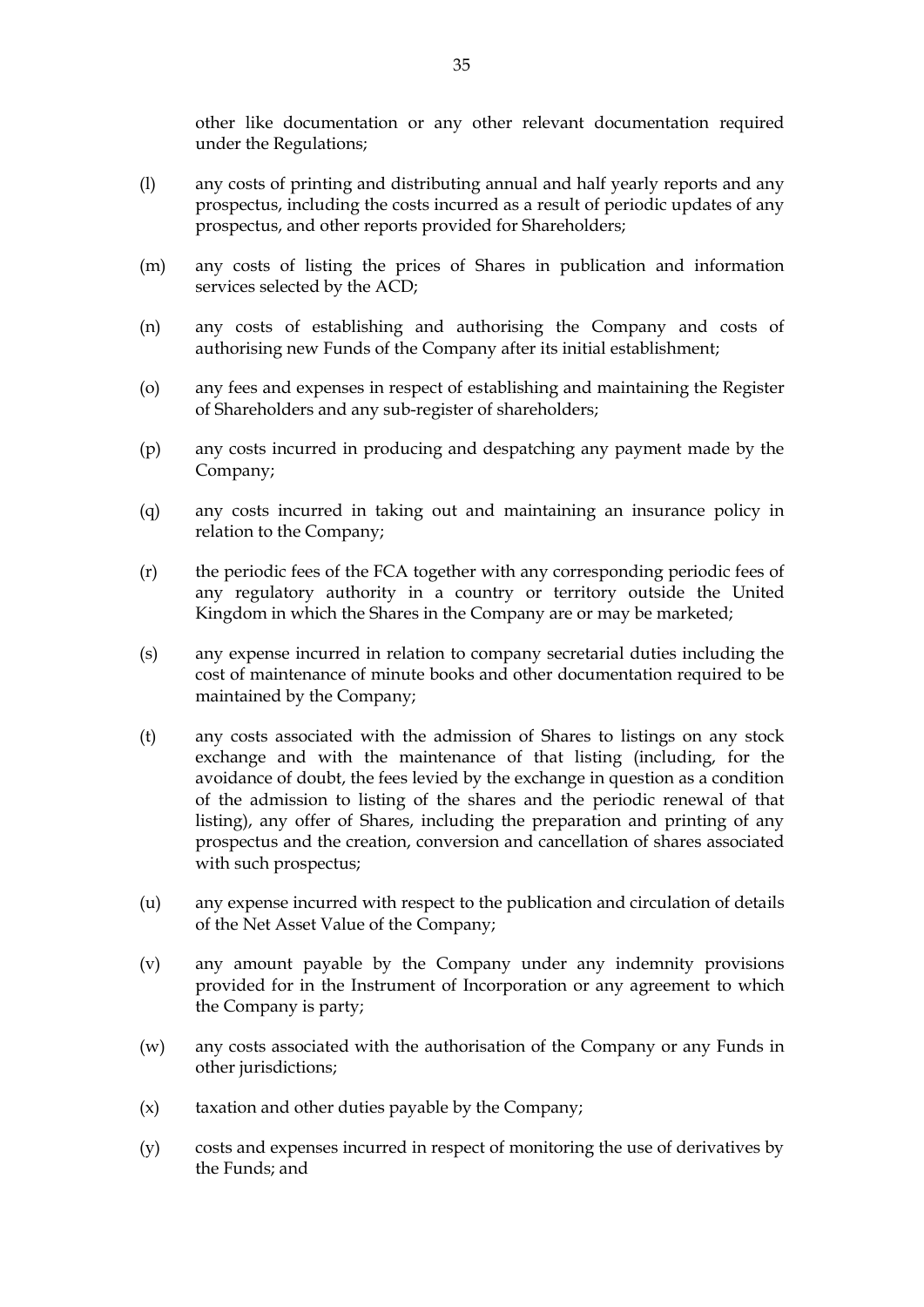other like documentation or any other relevant documentation required under the Regulations;

(l) any costs of printing and distributing annual and half yearly reports and any prospectus, including the costs incurred as a result of periodic updates of any prospectus, and other reports provided for Shareholders;

(m) any costs of listing the prices of Shares in publication and information services selected by the ACD;

(n) any costs of establishing and authorising the Company and costs of authorising new Funds of the Company after its initial establishment;

(o) any fees and expenses in respect of establishing and maintaining the Register of Shareholders and any sub-register of shareholders;

(p) any costs incurred in producing and despatching any payment made by the Company;

(q) any costs incurred in taking out and maintaining an insurance policy in relation to the Company;

(r) the periodic fees of the FCA together with any corresponding periodic fees of any regulatory authority in a country or territory outside the United Kingdom in which the Shares in the Company are or may be marketed;

(s) any expense incurred in relation to company secretarial duties including the cost of maintenance of minute books and other documentation required to be maintained by the Company;

(t) any costs associated with the admission of Shares to listings on any stock exchange and with the maintenance of that listing (including, for the avoidance of doubt, the fees levied by the exchange in question as a condition of the admission to listing of the shares and the periodic renewal of that listing), any offer of Shares, including the preparation and printing of any prospectus and the creation, conversion and cancellation of shares associated with such prospectus;

(u) any expense incurred with respect to the publication and circulation of details of the Net Asset Value of the Company;

(v) any amount payable by the Company under any indemnity provisions provided for in the Instrument of Incorporation or any agreement to which the Company is party;

(w) any costs associated with the authorisation of the Company or any Funds in other jurisdictions;

(x) taxation and other duties payable by the Company;

(y) costs and expenses incurred in respect of monitoring the use of derivatives by the Funds; and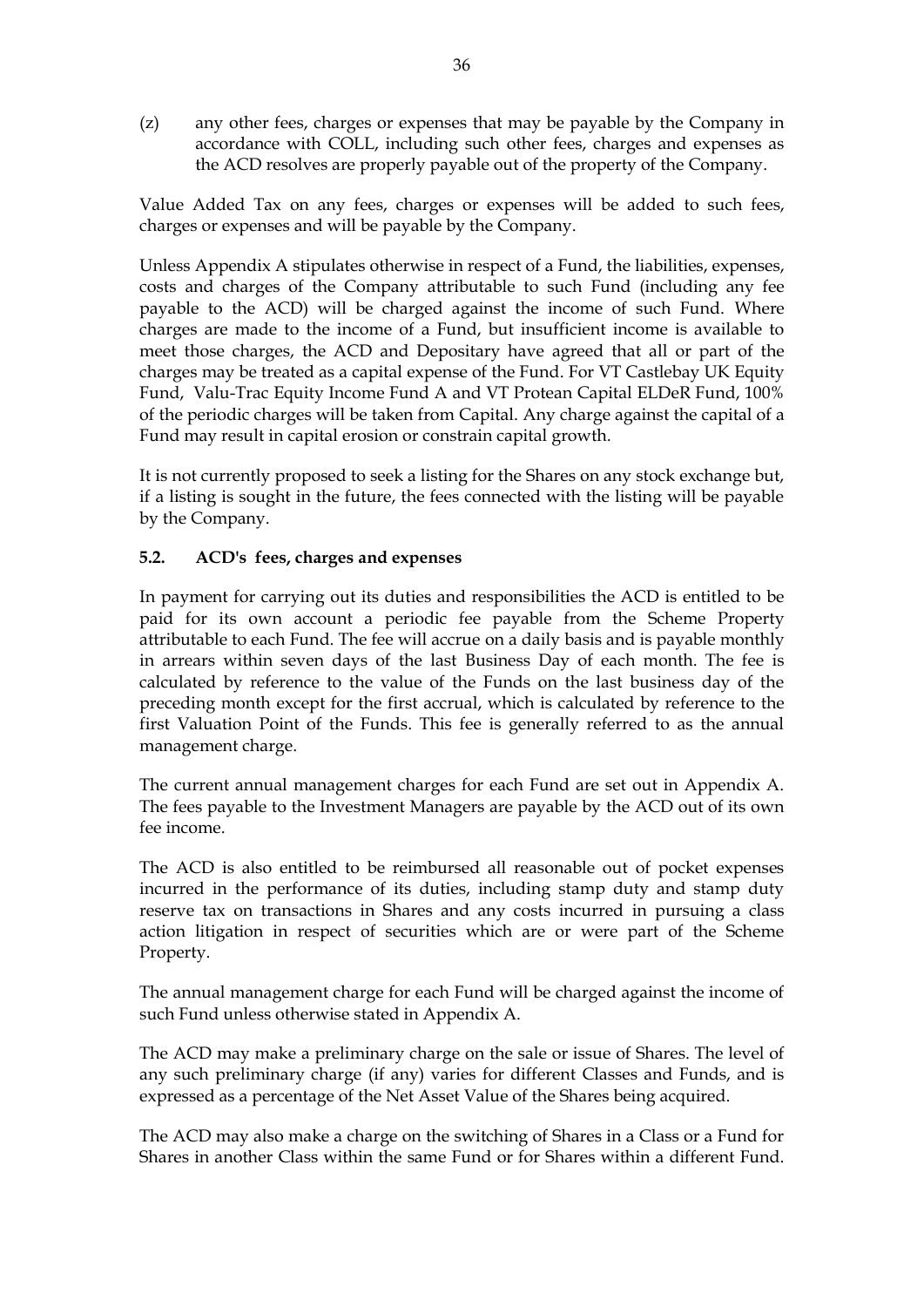(z) any other fees, charges or expenses that may be payable by the Company in accordance with COLL, including such other fees, charges and expenses as the ACD resolves are properly payable out of the property of the Company.

Value Added Tax on any fees, charges or expenses will be added to such fees, charges or expenses and will be payable by the Company.

Unless Appendix A stipulates otherwise in respect of a Fund, the liabilities, expenses, costs and charges of the Company attributable to such Fund (including any fee payable to the ACD) will be charged against the income of such Fund. Where charges are made to the income of a Fund, but insufficient income is available to meet those charges, the ACD and Depositary have agreed that all or part of the charges may be treated as a capital expense of the Fund. For VT Castlebay UK Equity Fund, Valu-Trac Equity Income Fund A and VT Protean Capital ELDeR Fund, 100% of the periodic charges will be taken from Capital. Any charge against the capital of a Fund may result in capital erosion or constrain capital growth.

It is not currently proposed to seek a listing for the Shares on any stock exchange but, if a listing is sought in the future, the fees connected with the listing will be payable by the Company.

### 5.2. ACD's fees, charges and expenses

In payment for carrying out its duties and responsibilities the ACD is entitled to be paid for its own account a periodic fee payable from the Scheme Property attributable to each Fund. The fee will accrue on a daily basis and is payable monthly in arrears within seven days of the last Business Day of each month. The fee is calculated by reference to the value of the Funds on the last business day of the preceding month except for the first accrual, which is calculated by reference to the first Valuation Point of the Funds. This fee is generally referred to as the annual management charge.

The current annual management charges for each Fund are set out in Appendix A. The fees payable to the Investment Managers are payable by the ACD out of its own fee income.

The ACD is also entitled to be reimbursed all reasonable out of pocket expenses incurred in the performance of its duties, including stamp duty and stamp duty reserve tax on transactions in Shares and any costs incurred in pursuing a class action litigation in respect of securities which are or were part of the Scheme Property.

The annual management charge for each Fund will be charged against the income of such Fund unless otherwise stated in Appendix A.

The ACD may make a preliminary charge on the sale or issue of Shares. The level of any such preliminary charge (if any) varies for different Classes and Funds, and is expressed as a percentage of the Net Asset Value of the Shares being acquired.

The ACD may also make a charge on the switching of Shares in a Class or a Fund for Shares in another Class within the same Fund or for Shares within a different Fund.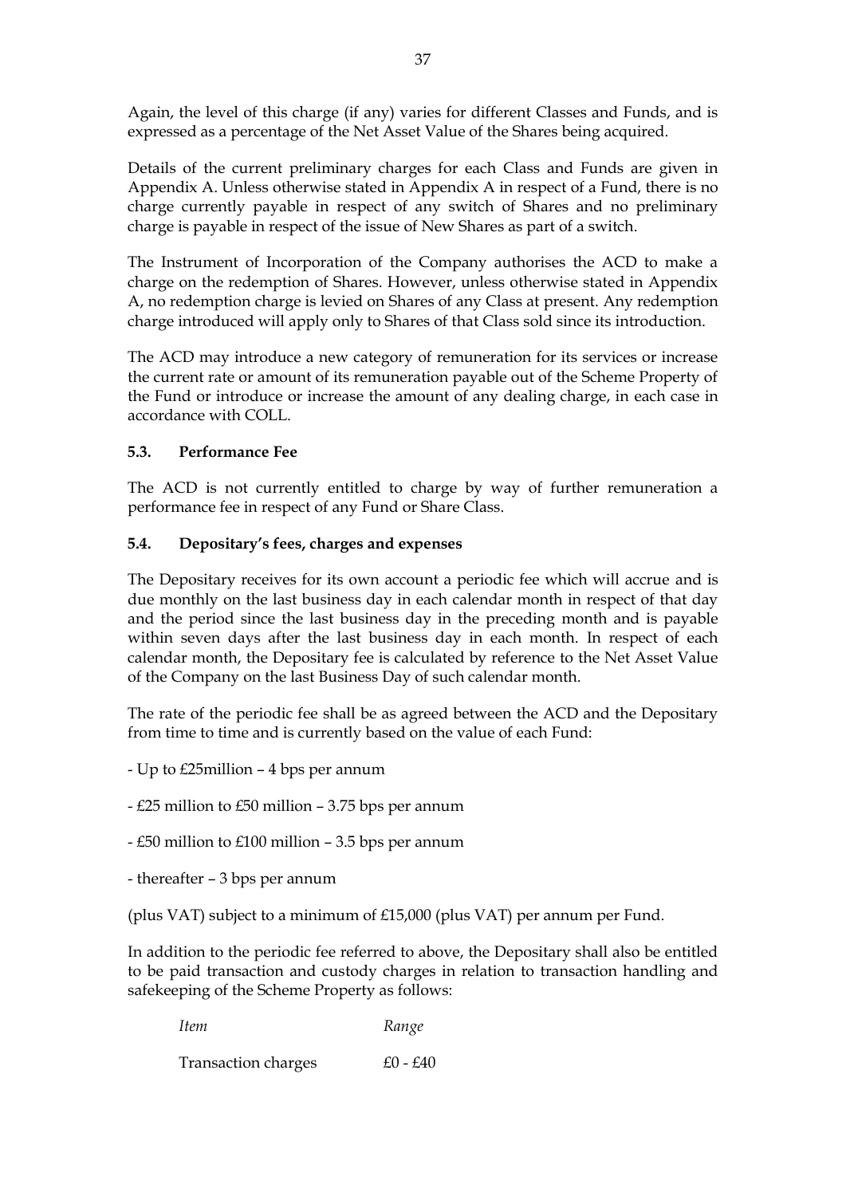Again, the level of this charge (if any) varies for different Classes and Funds, and is expressed as a percentage of the Net Asset Value of the Shares being acquired.

Details of the current preliminary charges for each Class and Funds are given in Appendix A. Unless otherwise stated in Appendix A in respect of a Fund, there is no charge currently payable in respect of any switch of Shares and no preliminary charge is payable in respect of the issue of New Shares as part of a switch.

The Instrument of Incorporation of the Company authorises the ACD to make a charge on the redemption of Shares. However, unless otherwise stated in Appendix A, no redemption charge is levied on Shares of any Class at present. Any redemption charge introduced will apply only to Shares of that Class sold since its introduction.

The ACD may introduce a new category of remuneration for its services or increase the current rate or amount of its remuneration payable out of the Scheme Property of the Fund or introduce or increase the amount of any dealing charge, in each case in accordance with COLL.

### 5.3. Performance Fee

The ACD is not currently entitled to charge by way of further remuneration a performance fee in respect of any Fund or Share Class.

### 5.4. Depositary's fees, charges and expenses

The Depositary receives for its own account a periodic fee which will accrue and is due monthly on the last business day in each calendar month in respect of that day and the period since the last business day in the preceding month and is payable within seven days after the last business day in each month. In respect of each calendar month, the Depositary fee is calculated by reference to the Net Asset Value of the Company on the last Business Day of such calendar month.

The rate of the periodic fee shall be as agreed between the ACD and the Depositary from time to time and is currently based on the value of each Fund:

- Up to £25million – 4 bps per annum
- £25 million to £50 million – 3.75 bps per annum
- £50 million to £100 million – 3.5 bps per annum
- thereafter – 3 bps per annum

(plus VAT) subject to a minimum of £15,000 (plus VAT) per annum per Fund.

In addition to the periodic fee referred to above, the Depositary shall also be entitled to be paid transaction and custody charges in relation to transaction handling and safekeeping of the Scheme Property as follows:

| *Item* | *Range* |
|---|---|
| Transaction charges | £0 - £40 |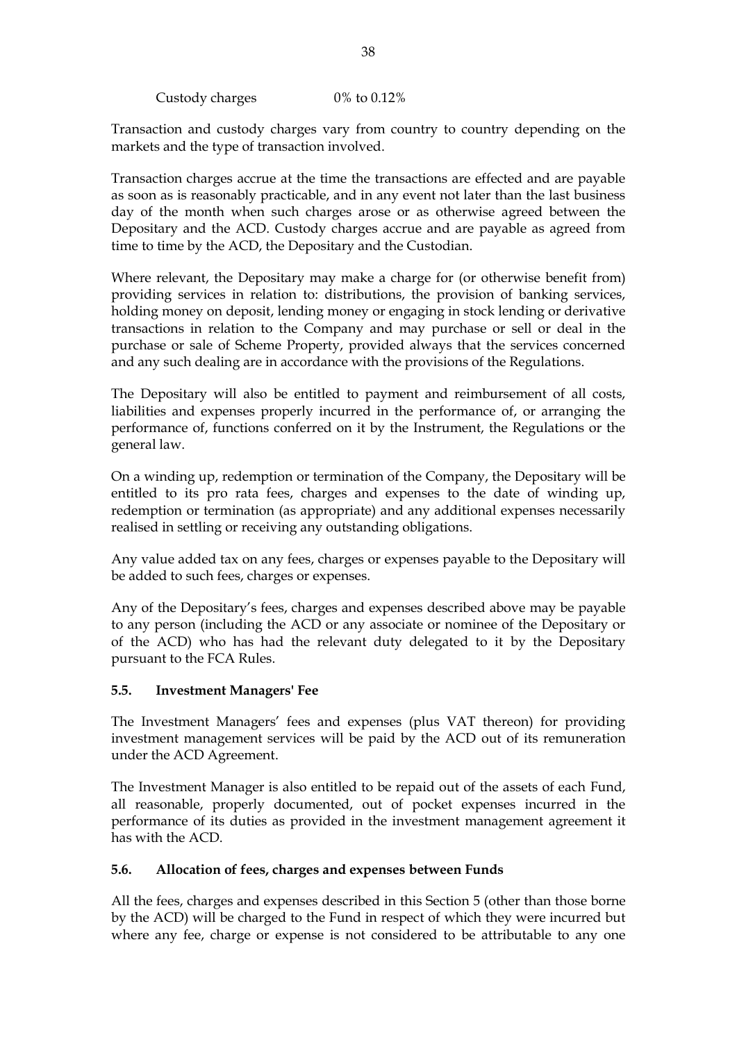Custody charges 0% to 0.12%

Transaction and custody charges vary from country to country depending on the markets and the type of transaction involved.

Transaction charges accrue at the time the transactions are effected and are payable as soon as is reasonably practicable, and in any event not later than the last business day of the month when such charges arose or as otherwise agreed between the Depositary and the ACD. Custody charges accrue and are payable as agreed from time to time by the ACD, the Depositary and the Custodian.

Where relevant, the Depositary may make a charge for (or otherwise benefit from) providing services in relation to: distributions, the provision of banking services, holding money on deposit, lending money or engaging in stock lending or derivative transactions in relation to the Company and may purchase or sell or deal in the purchase or sale of Scheme Property, provided always that the services concerned and any such dealing are in accordance with the provisions of the Regulations.

The Depositary will also be entitled to payment and reimbursement of all costs, liabilities and expenses properly incurred in the performance of, or arranging the performance of, functions conferred on it by the Instrument, the Regulations or the general law.

On a winding up, redemption or termination of the Company, the Depositary will be entitled to its pro rata fees, charges and expenses to the date of winding up, redemption or termination (as appropriate) and any additional expenses necessarily realised in settling or receiving any outstanding obligations.

Any value added tax on any fees, charges or expenses payable to the Depositary will be added to such fees, charges or expenses.

Any of the Depositary's fees, charges and expenses described above may be payable to any person (including the ACD or any associate or nominee of the Depositary or of the ACD) who has had the relevant duty delegated to it by the Depositary pursuant to the FCA Rules.

### 5.5. Investment Managers' Fee

The Investment Managers' fees and expenses (plus VAT thereon) for providing investment management services will be paid by the ACD out of its remuneration under the ACD Agreement.

The Investment Manager is also entitled to be repaid out of the assets of each Fund, all reasonable, properly documented, out of pocket expenses incurred in the performance of its duties as provided in the investment management agreement it has with the ACD.

### 5.6. Allocation of fees, charges and expenses between Funds

All the fees, charges and expenses described in this Section 5 (other than those borne by the ACD) will be charged to the Fund in respect of which they were incurred but where any fee, charge or expense is not considered to be attributable to any one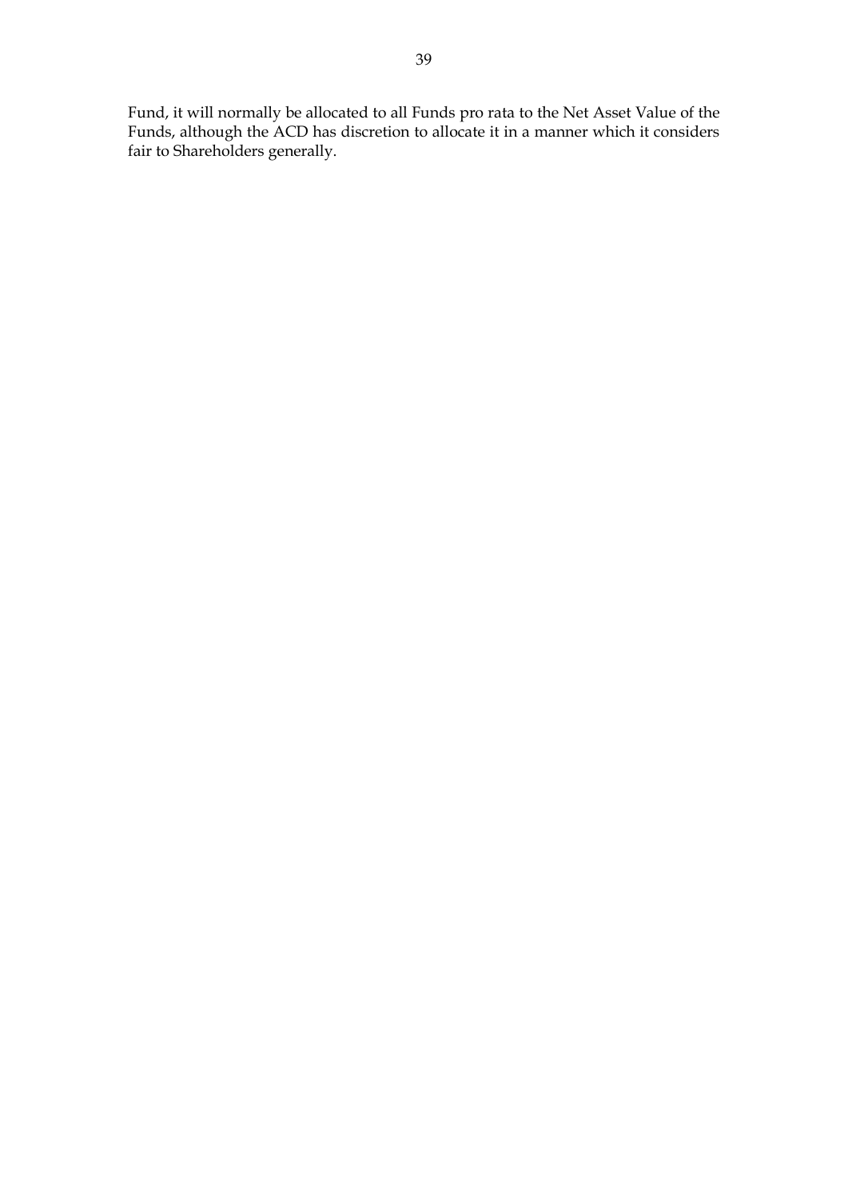Fund, it will normally be allocated to all Funds pro rata to the Net Asset Value of the Funds, although the ACD has discretion to allocate it in a manner which it considers fair to Shareholders generally.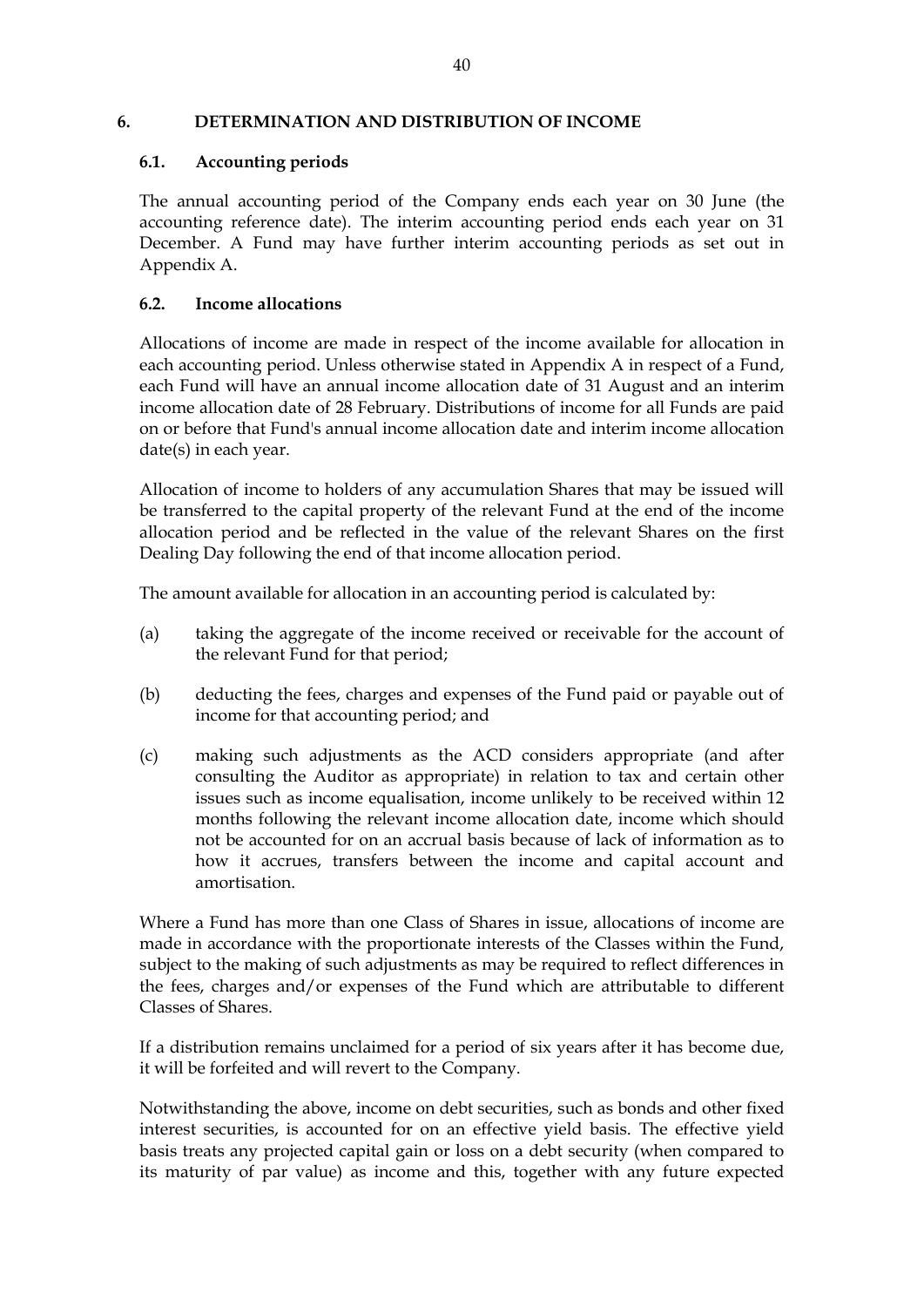## 6. DETERMINATION AND DISTRIBUTION OF INCOME

### 6.1. Accounting periods

The annual accounting period of the Company ends each year on 30 June (the accounting reference date). The interim accounting period ends each year on 31 December. A Fund may have further interim accounting periods as set out in Appendix A.

### 6.2. Income allocations

Allocations of income are made in respect of the income available for allocation in each accounting period. Unless otherwise stated in Appendix A in respect of a Fund, each Fund will have an annual income allocation date of 31 August and an interim income allocation date of 28 February. Distributions of income for all Funds are paid on or before that Fund's annual income allocation date and interim income allocation date(s) in each year.

Allocation of income to holders of any accumulation Shares that may be issued will be transferred to the capital property of the relevant Fund at the end of the income allocation period and be reflected in the value of the relevant Shares on the first Dealing Day following the end of that income allocation period.

The amount available for allocation in an accounting period is calculated by:

(a) taking the aggregate of the income received or receivable for the account of the relevant Fund for that period;

(b) deducting the fees, charges and expenses of the Fund paid or payable out of income for that accounting period; and

(c) making such adjustments as the ACD considers appropriate (and after consulting the Auditor as appropriate) in relation to tax and certain other issues such as income equalisation, income unlikely to be received within 12 months following the relevant income allocation date, income which should not be accounted for on an accrual basis because of lack of information as to how it accrues, transfers between the income and capital account and amortisation.

Where a Fund has more than one Class of Shares in issue, allocations of income are made in accordance with the proportionate interests of the Classes within the Fund, subject to the making of such adjustments as may be required to reflect differences in the fees, charges and/or expenses of the Fund which are attributable to different Classes of Shares.

If a distribution remains unclaimed for a period of six years after it has become due, it will be forfeited and will revert to the Company.

Notwithstanding the above, income on debt securities, such as bonds and other fixed interest securities, is accounted for on an effective yield basis. The effective yield basis treats any projected capital gain or loss on a debt security (when compared to its maturity of par value) as income and this, together with any future expected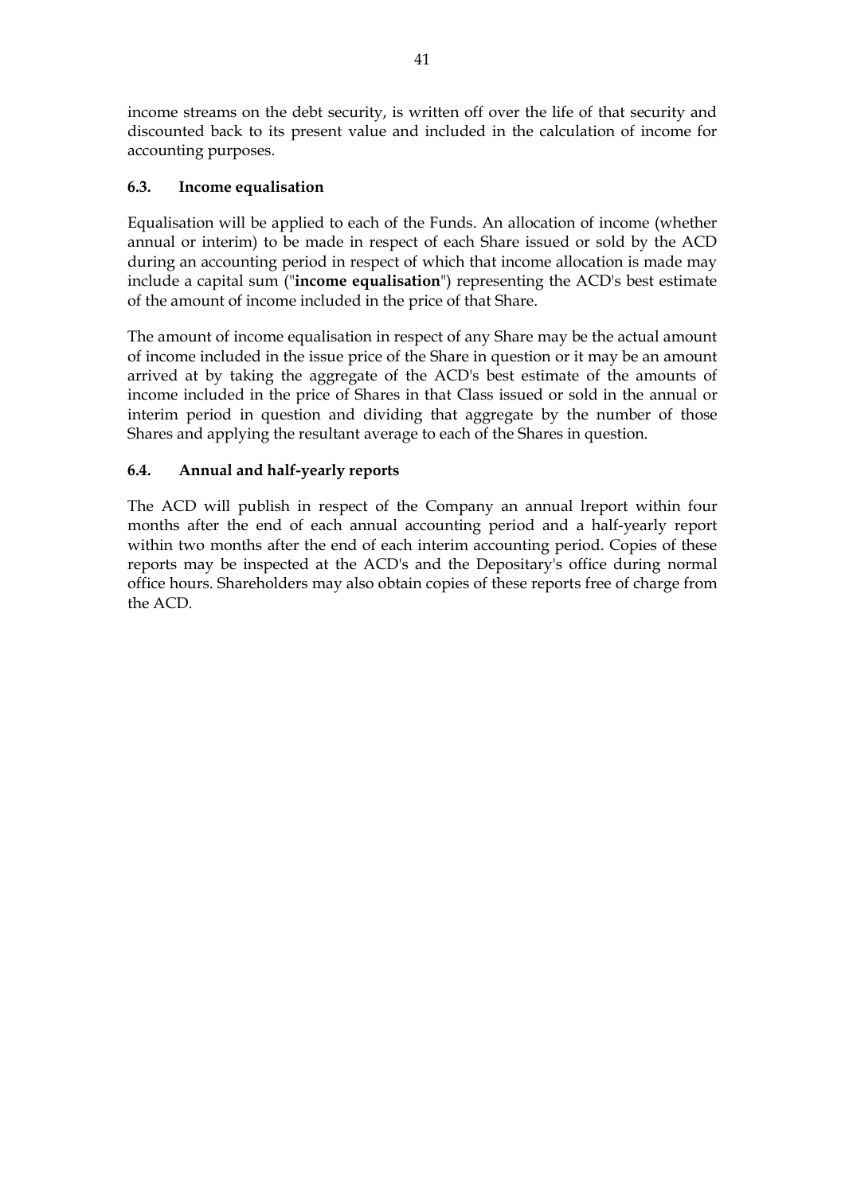income streams on the debt security, is written off over the life of that security and discounted back to its present value and included in the calculation of income for accounting purposes.

### 6.3. Income equalisation

Equalisation will be applied to each of the Funds. An allocation of income (whether annual or interim) to be made in respect of each Share issued or sold by the ACD during an accounting period in respect of which that income allocation is made may include a capital sum ("**income equalisation**") representing the ACD's best estimate of the amount of income included in the price of that Share.

The amount of income equalisation in respect of any Share may be the actual amount of income included in the issue price of the Share in question or it may be an amount arrived at by taking the aggregate of the ACD's best estimate of the amounts of income included in the price of Shares in that Class issued or sold in the annual or interim period in question and dividing that aggregate by the number of those Shares and applying the resultant average to each of the Shares in question.

### 6.4. Annual and half-yearly reports

The ACD will publish in respect of the Company an annual lreport within four months after the end of each annual accounting period and a half-yearly report within two months after the end of each interim accounting period. Copies of these reports may be inspected at the ACD's and the Depositary's office during normal office hours. Shareholders may also obtain copies of these reports free of charge from the ACD.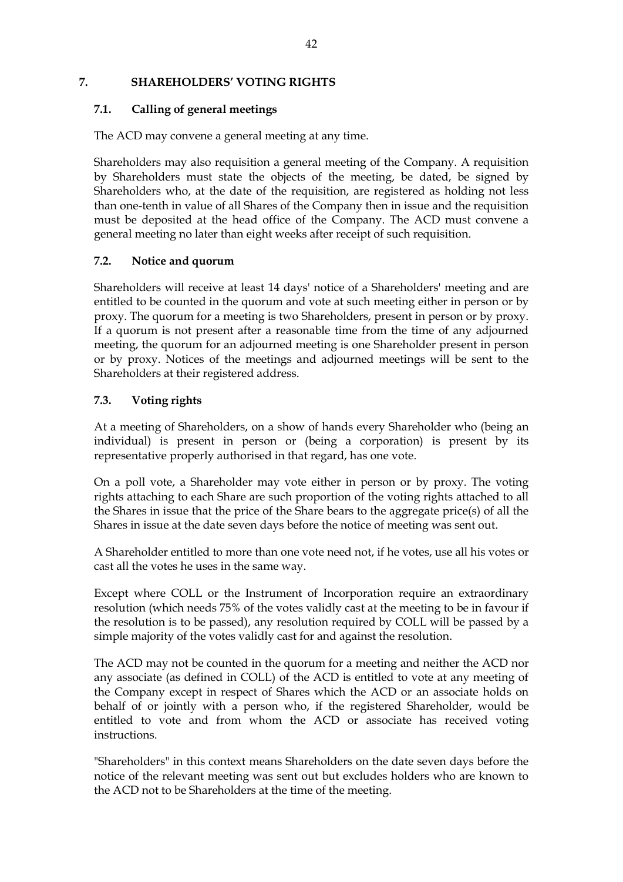## 7. SHAREHOLDERS' VOTING RIGHTS

### 7.1. Calling of general meetings

The ACD may convene a general meeting at any time.

Shareholders may also requisition a general meeting of the Company. A requisition by Shareholders must state the objects of the meeting, be dated, be signed by Shareholders who, at the date of the requisition, are registered as holding not less than one-tenth in value of all Shares of the Company then in issue and the requisition must be deposited at the head office of the Company. The ACD must convene a general meeting no later than eight weeks after receipt of such requisition.

### 7.2. Notice and quorum

Shareholders will receive at least 14 days' notice of a Shareholders' meeting and are entitled to be counted in the quorum and vote at such meeting either in person or by proxy. The quorum for a meeting is two Shareholders, present in person or by proxy. If a quorum is not present after a reasonable time from the time of any adjourned meeting, the quorum for an adjourned meeting is one Shareholder present in person or by proxy. Notices of the meetings and adjourned meetings will be sent to the Shareholders at their registered address.

### 7.3. Voting rights

At a meeting of Shareholders, on a show of hands every Shareholder who (being an individual) is present in person or (being a corporation) is present by its representative properly authorised in that regard, has one vote.

On a poll vote, a Shareholder may vote either in person or by proxy. The voting rights attaching to each Share are such proportion of the voting rights attached to all the Shares in issue that the price of the Share bears to the aggregate price(s) of all the Shares in issue at the date seven days before the notice of meeting was sent out.

A Shareholder entitled to more than one vote need not, if he votes, use all his votes or cast all the votes he uses in the same way.

Except where COLL or the Instrument of Incorporation require an extraordinary resolution (which needs 75% of the votes validly cast at the meeting to be in favour if the resolution is to be passed), any resolution required by COLL will be passed by a simple majority of the votes validly cast for and against the resolution.

The ACD may not be counted in the quorum for a meeting and neither the ACD nor any associate (as defined in COLL) of the ACD is entitled to vote at any meeting of the Company except in respect of Shares which the ACD or an associate holds on behalf of or jointly with a person who, if the registered Shareholder, would be entitled to vote and from whom the ACD or associate has received voting instructions.

"Shareholders" in this context means Shareholders on the date seven days before the notice of the relevant meeting was sent out but excludes holders who are known to the ACD not to be Shareholders at the time of the meeting.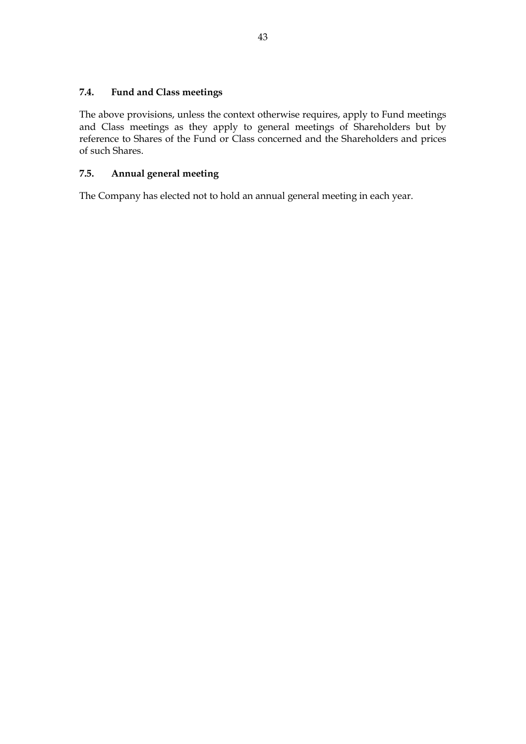### 7.4. Fund and Class meetings

The above provisions, unless the context otherwise requires, apply to Fund meetings and Class meetings as they apply to general meetings of Shareholders but by reference to Shares of the Fund or Class concerned and the Shareholders and prices of such Shares.

### 7.5. Annual general meeting

The Company has elected not to hold an annual general meeting in each year.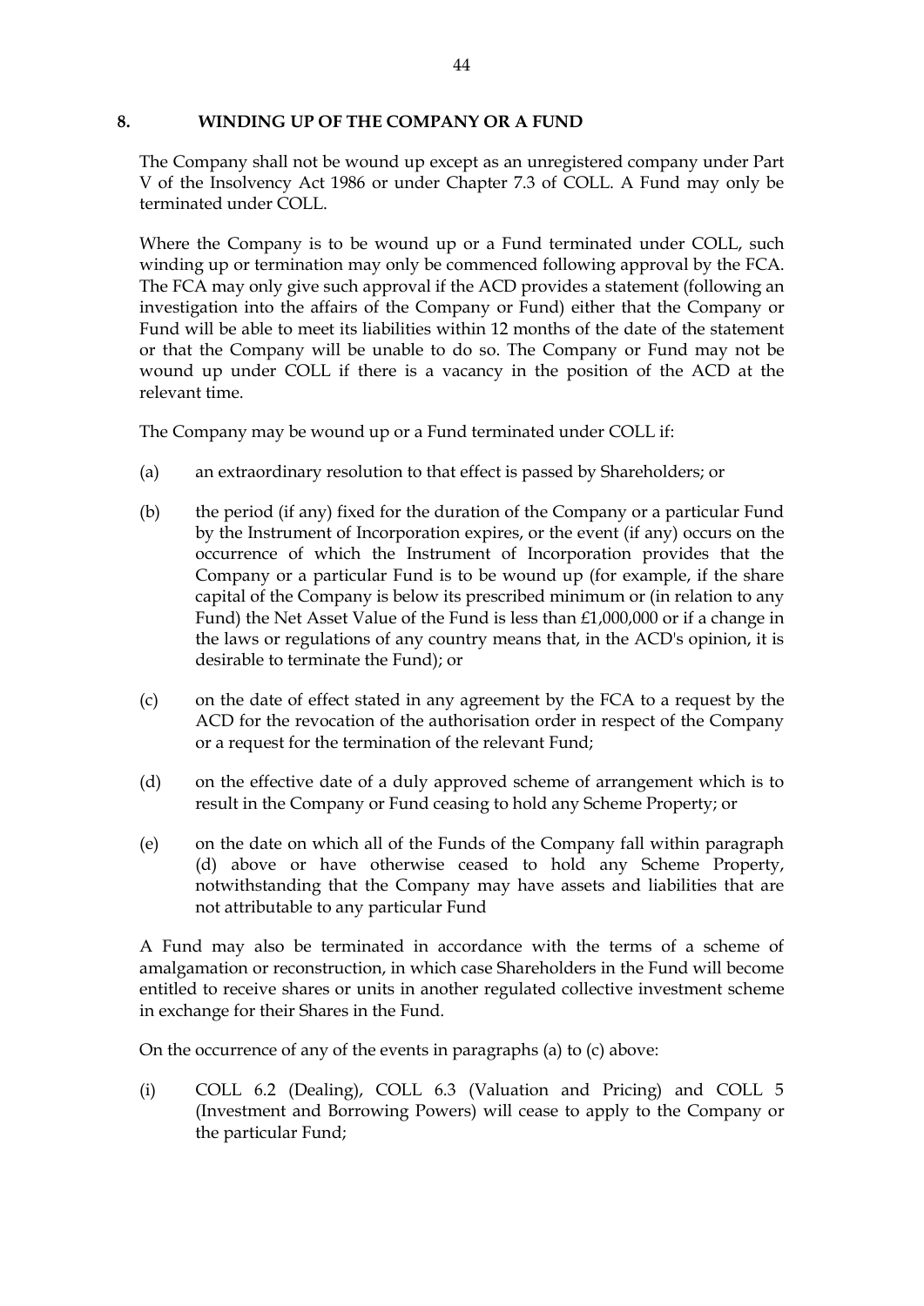## 8. WINDING UP OF THE COMPANY OR A FUND

The Company shall not be wound up except as an unregistered company under Part V of the Insolvency Act 1986 or under Chapter 7.3 of COLL. A Fund may only be terminated under COLL.

Where the Company is to be wound up or a Fund terminated under COLL, such winding up or termination may only be commenced following approval by the FCA. The FCA may only give such approval if the ACD provides a statement (following an investigation into the affairs of the Company or Fund) either that the Company or Fund will be able to meet its liabilities within 12 months of the date of the statement or that the Company will be unable to do so. The Company or Fund may not be wound up under COLL if there is a vacancy in the position of the ACD at the relevant time.

The Company may be wound up or a Fund terminated under COLL if:

(a) an extraordinary resolution to that effect is passed by Shareholders; or

(b) the period (if any) fixed for the duration of the Company or a particular Fund by the Instrument of Incorporation expires, or the event (if any) occurs on the occurrence of which the Instrument of Incorporation provides that the Company or a particular Fund is to be wound up (for example, if the share capital of the Company is below its prescribed minimum or (in relation to any Fund) the Net Asset Value of the Fund is less than £1,000,000 or if a change in the laws or regulations of any country means that, in the ACD's opinion, it is desirable to terminate the Fund); or

(c) on the date of effect stated in any agreement by the FCA to a request by the ACD for the revocation of the authorisation order in respect of the Company or a request for the termination of the relevant Fund;

(d) on the effective date of a duly approved scheme of arrangement which is to result in the Company or Fund ceasing to hold any Scheme Property; or

(e) on the date on which all of the Funds of the Company fall within paragraph (d) above or have otherwise ceased to hold any Scheme Property, notwithstanding that the Company may have assets and liabilities that are not attributable to any particular Fund

A Fund may also be terminated in accordance with the terms of a scheme of amalgamation or reconstruction, in which case Shareholders in the Fund will become entitled to receive shares or units in another regulated collective investment scheme in exchange for their Shares in the Fund.

On the occurrence of any of the events in paragraphs (a) to (c) above:

(i) COLL 6.2 (Dealing), COLL 6.3 (Valuation and Pricing) and COLL 5 (Investment and Borrowing Powers) will cease to apply to the Company or the particular Fund;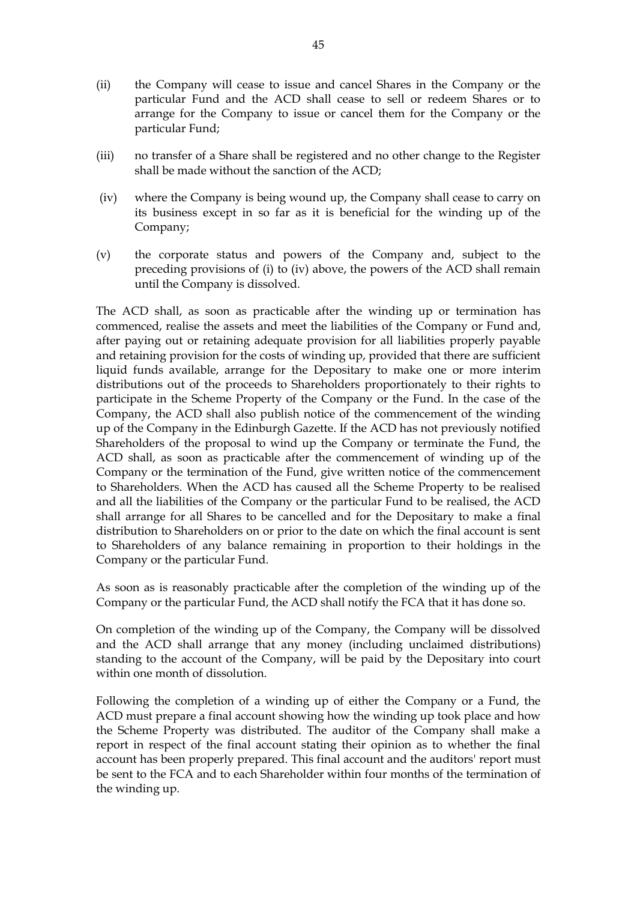(ii) the Company will cease to issue and cancel Shares in the Company or the particular Fund and the ACD shall cease to sell or redeem Shares or to arrange for the Company to issue or cancel them for the Company or the particular Fund;

(iii) no transfer of a Share shall be registered and no other change to the Register shall be made without the sanction of the ACD;

(iv) where the Company is being wound up, the Company shall cease to carry on its business except in so far as it is beneficial for the winding up of the Company;

(v) the corporate status and powers of the Company and, subject to the preceding provisions of (i) to (iv) above, the powers of the ACD shall remain until the Company is dissolved.

The ACD shall, as soon as practicable after the winding up or termination has commenced, realise the assets and meet the liabilities of the Company or Fund and, after paying out or retaining adequate provision for all liabilities properly payable and retaining provision for the costs of winding up, provided that there are sufficient liquid funds available, arrange for the Depositary to make one or more interim distributions out of the proceeds to Shareholders proportionately to their rights to participate in the Scheme Property of the Company or the Fund. In the case of the Company, the ACD shall also publish notice of the commencement of the winding up of the Company in the Edinburgh Gazette. If the ACD has not previously notified Shareholders of the proposal to wind up the Company or terminate the Fund, the ACD shall, as soon as practicable after the commencement of winding up of the Company or the termination of the Fund, give written notice of the commencement to Shareholders. When the ACD has caused all the Scheme Property to be realised and all the liabilities of the Company or the particular Fund to be realised, the ACD shall arrange for all Shares to be cancelled and for the Depositary to make a final distribution to Shareholders on or prior to the date on which the final account is sent to Shareholders of any balance remaining in proportion to their holdings in the Company or the particular Fund.

As soon as is reasonably practicable after the completion of the winding up of the Company or the particular Fund, the ACD shall notify the FCA that it has done so.

On completion of the winding up of the Company, the Company will be dissolved and the ACD shall arrange that any money (including unclaimed distributions) standing to the account of the Company, will be paid by the Depositary into court within one month of dissolution.

Following the completion of a winding up of either the Company or a Fund, the ACD must prepare a final account showing how the winding up took place and how the Scheme Property was distributed. The auditor of the Company shall make a report in respect of the final account stating their opinion as to whether the final account has been properly prepared. This final account and the auditors' report must be sent to the FCA and to each Shareholder within four months of the termination of the winding up.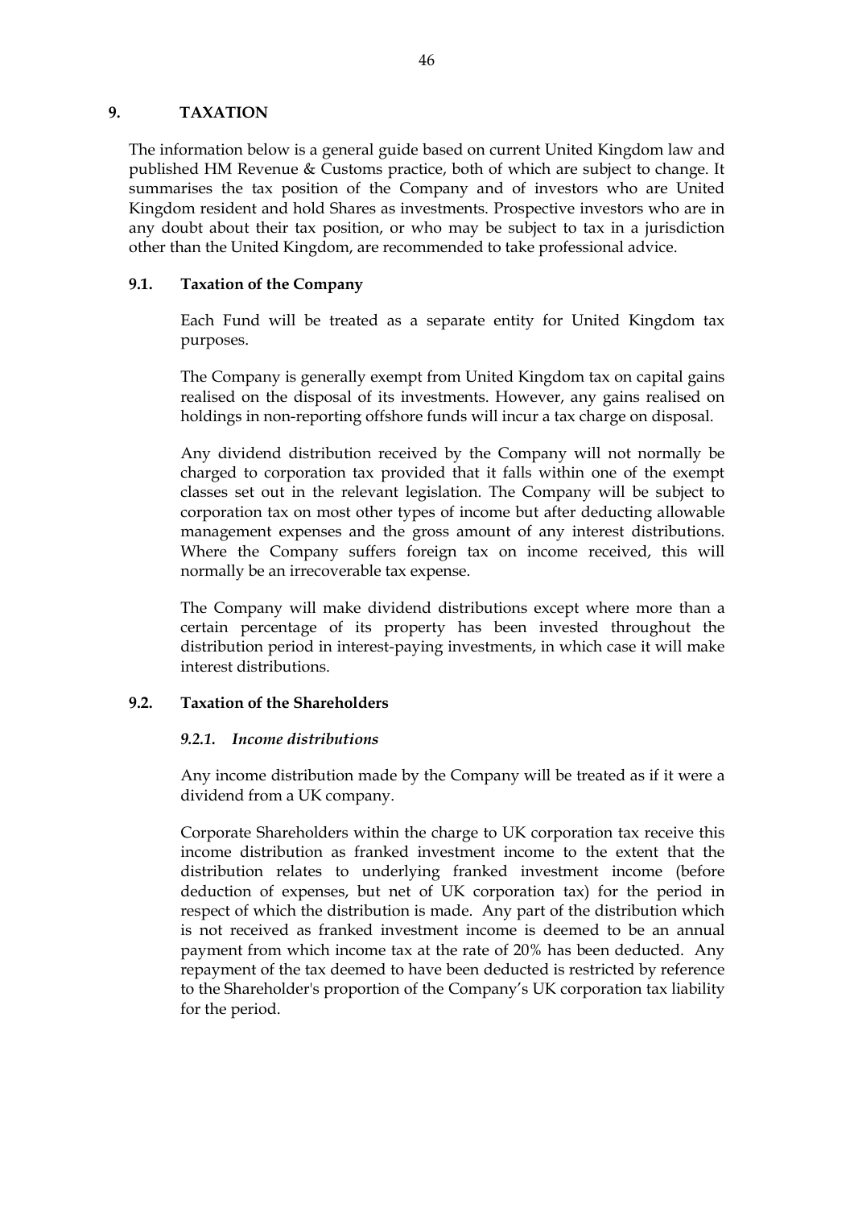## 9. TAXATION

The information below is a general guide based on current United Kingdom law and published HM Revenue & Customs practice, both of which are subject to change. It summarises the tax position of the Company and of investors who are United Kingdom resident and hold Shares as investments. Prospective investors who are in any doubt about their tax position, or who may be subject to tax in a jurisdiction other than the United Kingdom, are recommended to take professional advice.

### 9.1. Taxation of the Company

Each Fund will be treated as a separate entity for United Kingdom tax purposes.

The Company is generally exempt from United Kingdom tax on capital gains realised on the disposal of its investments. However, any gains realised on holdings in non-reporting offshore funds will incur a tax charge on disposal.

Any dividend distribution received by the Company will not normally be charged to corporation tax provided that it falls within one of the exempt classes set out in the relevant legislation. The Company will be subject to corporation tax on most other types of income but after deducting allowable management expenses and the gross amount of any interest distributions. Where the Company suffers foreign tax on income received, this will normally be an irrecoverable tax expense.

The Company will make dividend distributions except where more than a certain percentage of its property has been invested throughout the distribution period in interest-paying investments, in which case it will make interest distributions.

### 9.2. Taxation of the Shareholders

#### *9.2.1. Income distributions*

Any income distribution made by the Company will be treated as if it were a dividend from a UK company.

Corporate Shareholders within the charge to UK corporation tax receive this income distribution as franked investment income to the extent that the distribution relates to underlying franked investment income (before deduction of expenses, but net of UK corporation tax) for the period in respect of which the distribution is made. Any part of the distribution which is not received as franked investment income is deemed to be an annual payment from which income tax at the rate of 20% has been deducted. Any repayment of the tax deemed to have been deducted is restricted by reference to the Shareholder's proportion of the Company's UK corporation tax liability for the period.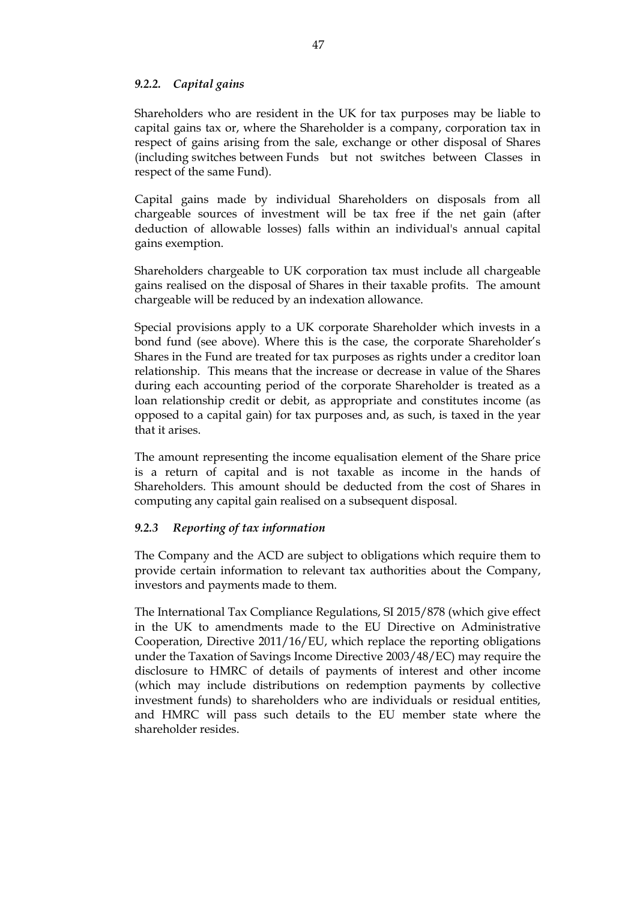#### *9.2.2. Capital gains*

Shareholders who are resident in the UK for tax purposes may be liable to capital gains tax or, where the Shareholder is a company, corporation tax in respect of gains arising from the sale, exchange or other disposal of Shares (including switches between Funds but not switches between Classes in respect of the same Fund).

Capital gains made by individual Shareholders on disposals from all chargeable sources of investment will be tax free if the net gain (after deduction of allowable losses) falls within an individual's annual capital gains exemption.

Shareholders chargeable to UK corporation tax must include all chargeable gains realised on the disposal of Shares in their taxable profits. The amount chargeable will be reduced by an indexation allowance.

Special provisions apply to a UK corporate Shareholder which invests in a bond fund (see above). Where this is the case, the corporate Shareholder's Shares in the Fund are treated for tax purposes as rights under a creditor loan relationship. This means that the increase or decrease in value of the Shares during each accounting period of the corporate Shareholder is treated as a loan relationship credit or debit, as appropriate and constitutes income (as opposed to a capital gain) for tax purposes and, as such, is taxed in the year that it arises.

The amount representing the income equalisation element of the Share price is a return of capital and is not taxable as income in the hands of Shareholders. This amount should be deducted from the cost of Shares in computing any capital gain realised on a subsequent disposal.

#### *9.2.3 Reporting of tax information*

The Company and the ACD are subject to obligations which require them to provide certain information to relevant tax authorities about the Company, investors and payments made to them.

The International Tax Compliance Regulations, SI 2015/878 (which give effect in the UK to amendments made to the EU Directive on Administrative Cooperation, Directive 2011/16/EU, which replace the reporting obligations under the Taxation of Savings Income Directive 2003/48/EC) may require the disclosure to HMRC of details of payments of interest and other income (which may include distributions on redemption payments by collective investment funds) to shareholders who are individuals or residual entities, and HMRC will pass such details to the EU member state where the shareholder resides.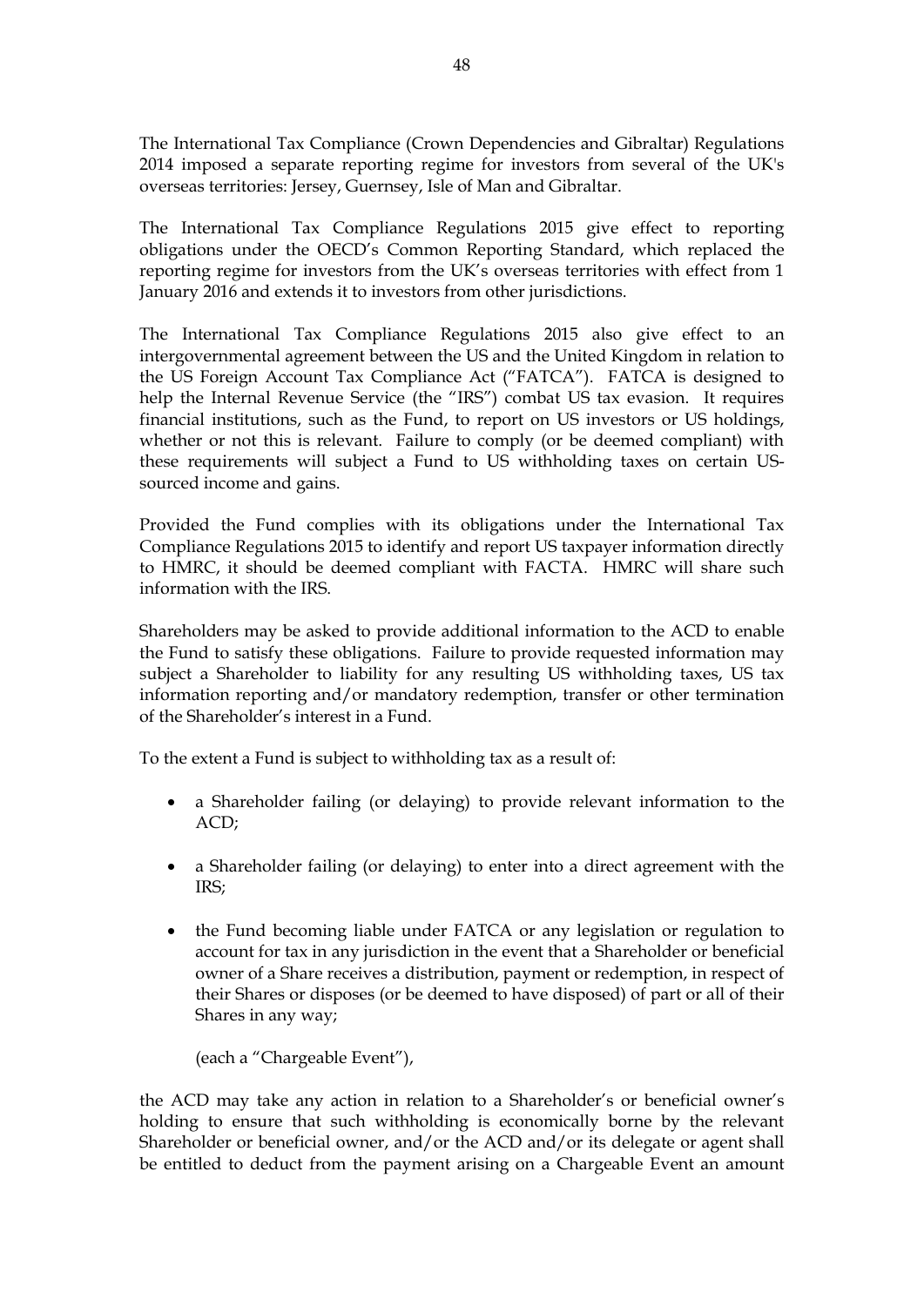The International Tax Compliance (Crown Dependencies and Gibraltar) Regulations 2014 imposed a separate reporting regime for investors from several of the UK's overseas territories: Jersey, Guernsey, Isle of Man and Gibraltar.

The International Tax Compliance Regulations 2015 give effect to reporting obligations under the OECD's Common Reporting Standard, which replaced the reporting regime for investors from the UK's overseas territories with effect from 1 January 2016 and extends it to investors from other jurisdictions.

The International Tax Compliance Regulations 2015 also give effect to an intergovernmental agreement between the US and the United Kingdom in relation to the US Foreign Account Tax Compliance Act ("FATCA"). FATCA is designed to help the Internal Revenue Service (the "IRS") combat US tax evasion. It requires financial institutions, such as the Fund, to report on US investors or US holdings, whether or not this is relevant. Failure to comply (or be deemed compliant) with these requirements will subject a Fund to US withholding taxes on certain US-sourced income and gains.

Provided the Fund complies with its obligations under the International Tax Compliance Regulations 2015 to identify and report US taxpayer information directly to HMRC, it should be deemed compliant with FACTA. HMRC will share such information with the IRS.

Shareholders may be asked to provide additional information to the ACD to enable the Fund to satisfy these obligations. Failure to provide requested information may subject a Shareholder to liability for any resulting US withholding taxes, US tax information reporting and/or mandatory redemption, transfer or other termination of the Shareholder's interest in a Fund.

To the extent a Fund is subject to withholding tax as a result of:

- a Shareholder failing (or delaying) to provide relevant information to the ACD;
- a Shareholder failing (or delaying) to enter into a direct agreement with the IRS;
- the Fund becoming liable under FATCA or any legislation or regulation to account for tax in any jurisdiction in the event that a Shareholder or beneficial owner of a Share receives a distribution, payment or redemption, in respect of their Shares or disposes (or be deemed to have disposed) of part or all of their Shares in any way;

  (each a "Chargeable Event"),

the ACD may take any action in relation to a Shareholder's or beneficial owner's holding to ensure that such withholding is economically borne by the relevant Shareholder or beneficial owner, and/or the ACD and/or its delegate or agent shall be entitled to deduct from the payment arising on a Chargeable Event an amount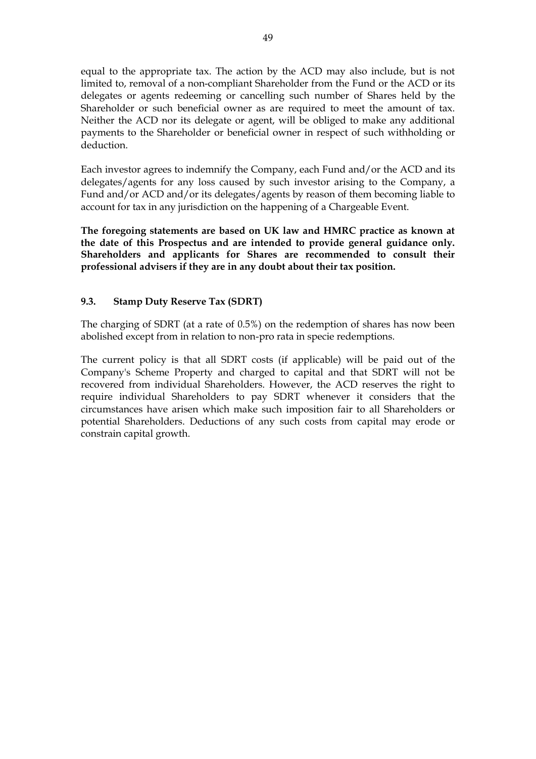equal to the appropriate tax. The action by the ACD may also include, but is not limited to, removal of a non-compliant Shareholder from the Fund or the ACD or its delegates or agents redeeming or cancelling such number of Shares held by the Shareholder or such beneficial owner as are required to meet the amount of tax. Neither the ACD nor its delegate or agent, will be obliged to make any additional payments to the Shareholder or beneficial owner in respect of such withholding or deduction.

Each investor agrees to indemnify the Company, each Fund and/or the ACD and its delegates/agents for any loss caused by such investor arising to the Company, a Fund and/or ACD and/or its delegates/agents by reason of them becoming liable to account for tax in any jurisdiction on the happening of a Chargeable Event.

**The foregoing statements are based on UK law and HMRC practice as known at the date of this Prospectus and are intended to provide general guidance only. Shareholders and applicants for Shares are recommended to consult their professional advisers if they are in any doubt about their tax position.**

### 9.3. Stamp Duty Reserve Tax (SDRT)

The charging of SDRT (at a rate of 0.5%) on the redemption of shares has now been abolished except from in relation to non-pro rata in specie redemptions.

The current policy is that all SDRT costs (if applicable) will be paid out of the Company's Scheme Property and charged to capital and that SDRT will not be recovered from individual Shareholders. However, the ACD reserves the right to require individual Shareholders to pay SDRT whenever it considers that the circumstances have arisen which make such imposition fair to all Shareholders or potential Shareholders. Deductions of any such costs from capital may erode or constrain capital growth.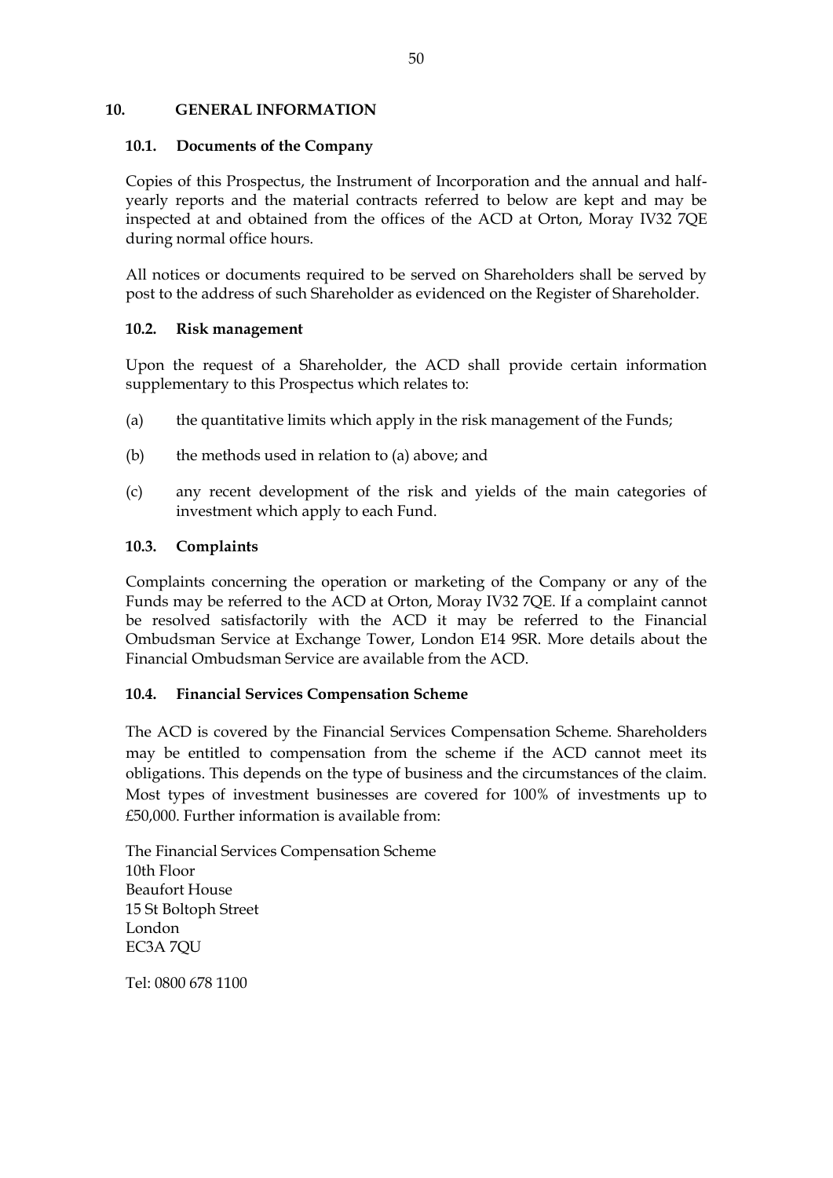## 10. GENERAL INFORMATION

### 10.1. Documents of the Company

Copies of this Prospectus, the Instrument of Incorporation and the annual and half-yearly reports and the material contracts referred to below are kept and may be inspected at and obtained from the offices of the ACD at Orton, Moray IV32 7QE during normal office hours.

All notices or documents required to be served on Shareholders shall be served by post to the address of such Shareholder as evidenced on the Register of Shareholder.

### 10.2. Risk management

Upon the request of a Shareholder, the ACD shall provide certain information supplementary to this Prospectus which relates to:

(a) the quantitative limits which apply in the risk management of the Funds;

(b) the methods used in relation to (a) above; and

(c) any recent development of the risk and yields of the main categories of investment which apply to each Fund.

### 10.3. Complaints

Complaints concerning the operation or marketing of the Company or any of the Funds may be referred to the ACD at Orton, Moray IV32 7QE. If a complaint cannot be resolved satisfactorily with the ACD it may be referred to the Financial Ombudsman Service at Exchange Tower, London E14 9SR. More details about the Financial Ombudsman Service are available from the ACD.

### 10.4. Financial Services Compensation Scheme

The ACD is covered by the Financial Services Compensation Scheme. Shareholders may be entitled to compensation from the scheme if the ACD cannot meet its obligations. This depends on the type of business and the circumstances of the claim. Most types of investment businesses are covered for 100% of investments up to £50,000. Further information is available from:

The Financial Services Compensation Scheme
10th Floor
Beaufort House
15 St Boltoph Street
London
EC3A 7QU

Tel: 0800 678 1100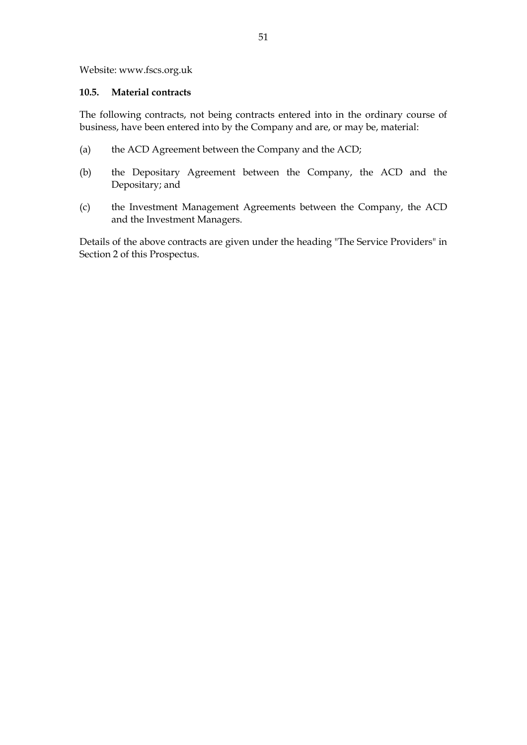Website: www.fscs.org.uk

### 10.5. Material contracts

The following contracts, not being contracts entered into in the ordinary course of business, have been entered into by the Company and are, or may be, material:

(a) the ACD Agreement between the Company and the ACD;

(b) the Depositary Agreement between the Company, the ACD and the Depositary; and

(c) the Investment Management Agreements between the Company, the ACD and the Investment Managers.

Details of the above contracts are given under the heading "The Service Providers" in Section 2 of this Prospectus.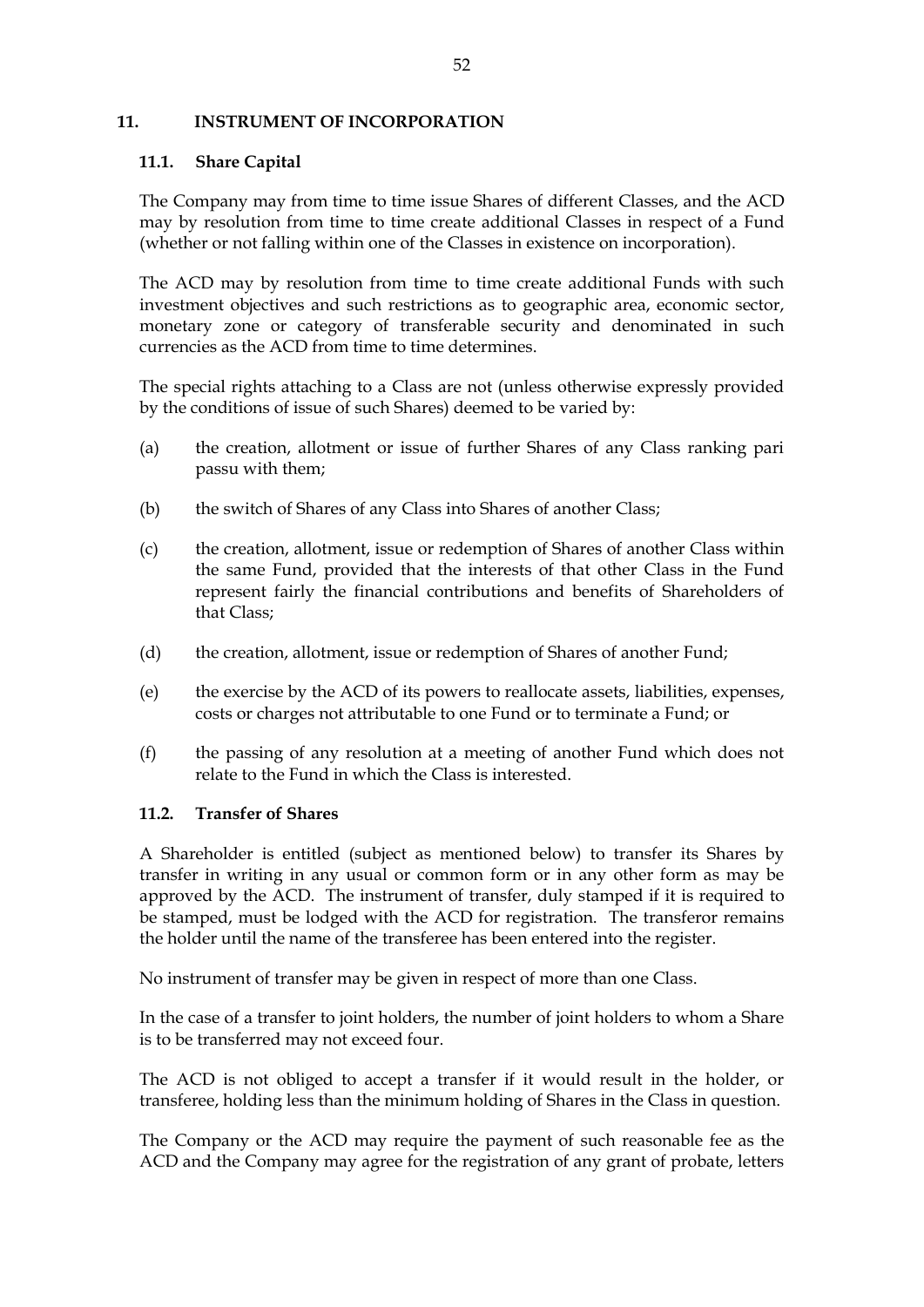## 11. INSTRUMENT OF INCORPORATION

### 11.1. Share Capital

The Company may from time to time issue Shares of different Classes, and the ACD may by resolution from time to time create additional Classes in respect of a Fund (whether or not falling within one of the Classes in existence on incorporation).

The ACD may by resolution from time to time create additional Funds with such investment objectives and such restrictions as to geographic area, economic sector, monetary zone or category of transferable security and denominated in such currencies as the ACD from time to time determines.

The special rights attaching to a Class are not (unless otherwise expressly provided by the conditions of issue of such Shares) deemed to be varied by:

(a) the creation, allotment or issue of further Shares of any Class ranking pari passu with them;

(b) the switch of Shares of any Class into Shares of another Class;

(c) the creation, allotment, issue or redemption of Shares of another Class within the same Fund, provided that the interests of that other Class in the Fund represent fairly the financial contributions and benefits of Shareholders of that Class;

(d) the creation, allotment, issue or redemption of Shares of another Fund;

(e) the exercise by the ACD of its powers to reallocate assets, liabilities, expenses, costs or charges not attributable to one Fund or to terminate a Fund; or

(f) the passing of any resolution at a meeting of another Fund which does not relate to the Fund in which the Class is interested.

### 11.2. Transfer of Shares

A Shareholder is entitled (subject as mentioned below) to transfer its Shares by transfer in writing in any usual or common form or in any other form as may be approved by the ACD. The instrument of transfer, duly stamped if it is required to be stamped, must be lodged with the ACD for registration. The transferor remains the holder until the name of the transferee has been entered into the register.

No instrument of transfer may be given in respect of more than one Class.

In the case of a transfer to joint holders, the number of joint holders to whom a Share is to be transferred may not exceed four.

The ACD is not obliged to accept a transfer if it would result in the holder, or transferee, holding less than the minimum holding of Shares in the Class in question.

The Company or the ACD may require the payment of such reasonable fee as the ACD and the Company may agree for the registration of any grant of probate, letters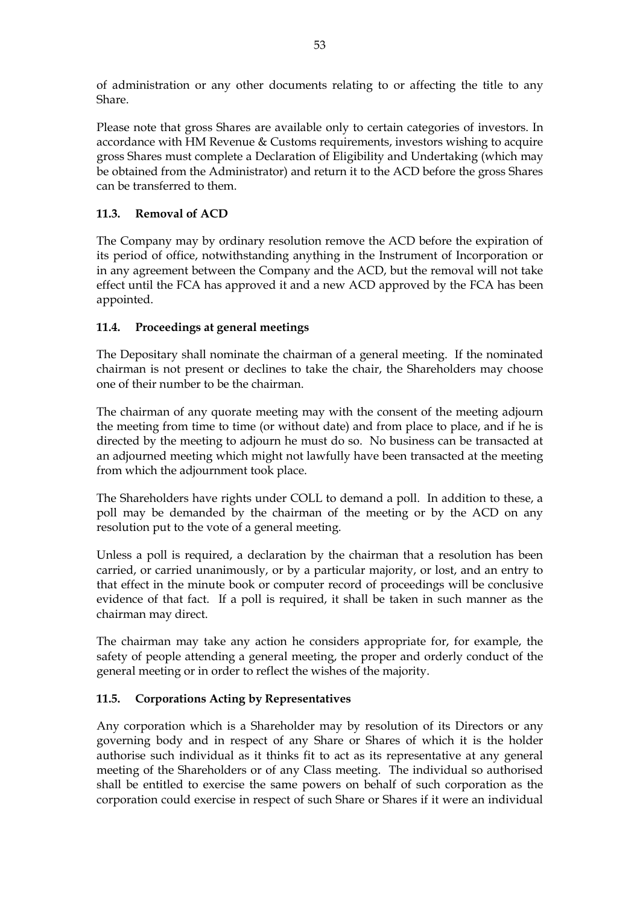of administration or any other documents relating to or affecting the title to any Share.

Please note that gross Shares are available only to certain categories of investors. In accordance with HM Revenue & Customs requirements, investors wishing to acquire gross Shares must complete a Declaration of Eligibility and Undertaking (which may be obtained from the Administrator) and return it to the ACD before the gross Shares can be transferred to them.

### 11.3. Removal of ACD

The Company may by ordinary resolution remove the ACD before the expiration of its period of office, notwithstanding anything in the Instrument of Incorporation or in any agreement between the Company and the ACD, but the removal will not take effect until the FCA has approved it and a new ACD approved by the FCA has been appointed.

### 11.4. Proceedings at general meetings

The Depositary shall nominate the chairman of a general meeting. If the nominated chairman is not present or declines to take the chair, the Shareholders may choose one of their number to be the chairman.

The chairman of any quorate meeting may with the consent of the meeting adjourn the meeting from time to time (or without date) and from place to place, and if he is directed by the meeting to adjourn he must do so. No business can be transacted at an adjourned meeting which might not lawfully have been transacted at the meeting from which the adjournment took place.

The Shareholders have rights under COLL to demand a poll. In addition to these, a poll may be demanded by the chairman of the meeting or by the ACD on any resolution put to the vote of a general meeting.

Unless a poll is required, a declaration by the chairman that a resolution has been carried, or carried unanimously, or by a particular majority, or lost, and an entry to that effect in the minute book or computer record of proceedings will be conclusive evidence of that fact. If a poll is required, it shall be taken in such manner as the chairman may direct.

The chairman may take any action he considers appropriate for, for example, the safety of people attending a general meeting, the proper and orderly conduct of the general meeting or in order to reflect the wishes of the majority.

### 11.5. Corporations Acting by Representatives

Any corporation which is a Shareholder may by resolution of its Directors or any governing body and in respect of any Share or Shares of which it is the holder authorise such individual as it thinks fit to act as its representative at any general meeting of the Shareholders or of any Class meeting. The individual so authorised shall be entitled to exercise the same powers on behalf of such corporation as the corporation could exercise in respect of such Share or Shares if it were an individual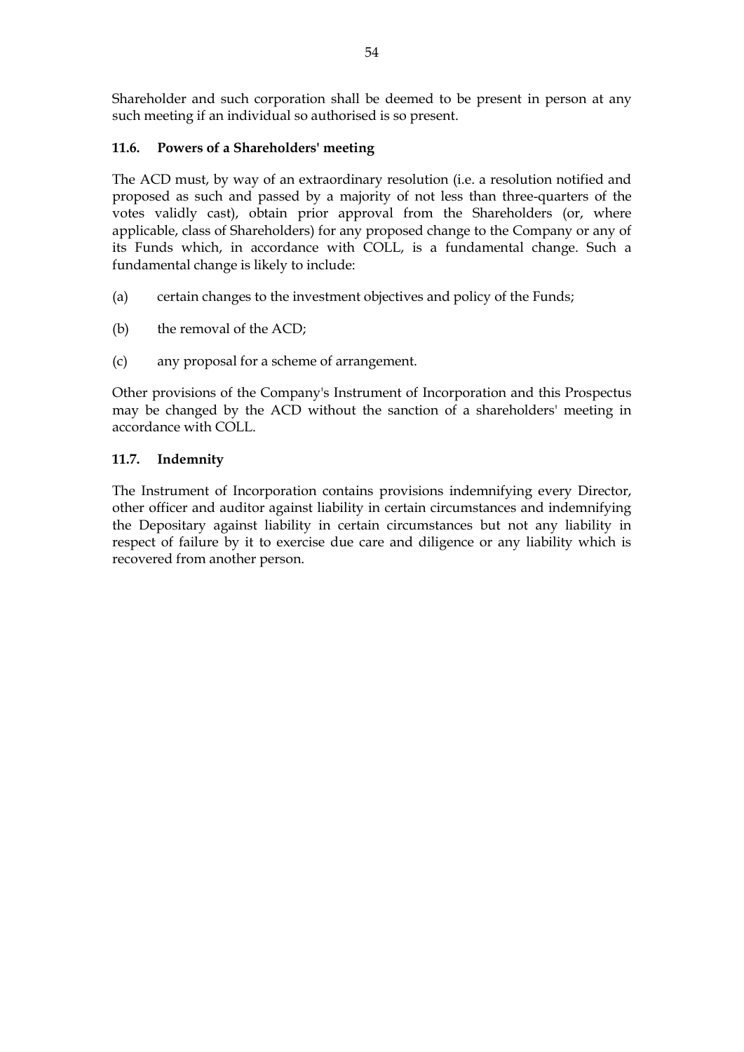Shareholder and such corporation shall be deemed to be present in person at any such meeting if an individual so authorised is so present.

### 11.6. Powers of a Shareholders' meeting

The ACD must, by way of an extraordinary resolution (i.e. a resolution notified and proposed as such and passed by a majority of not less than three-quarters of the votes validly cast), obtain prior approval from the Shareholders (or, where applicable, class of Shareholders) for any proposed change to the Company or any of its Funds which, in accordance with COLL, is a fundamental change. Such a fundamental change is likely to include:

(a) certain changes to the investment objectives and policy of the Funds;

(b) the removal of the ACD;

(c) any proposal for a scheme of arrangement.

Other provisions of the Company's Instrument of Incorporation and this Prospectus may be changed by the ACD without the sanction of a shareholders' meeting in accordance with COLL.

### 11.7. Indemnity

The Instrument of Incorporation contains provisions indemnifying every Director, other officer and auditor against liability in certain circumstances and indemnifying the Depositary against liability in certain circumstances but not any liability in respect of failure by it to exercise due care and diligence or any liability which is recovered from another person.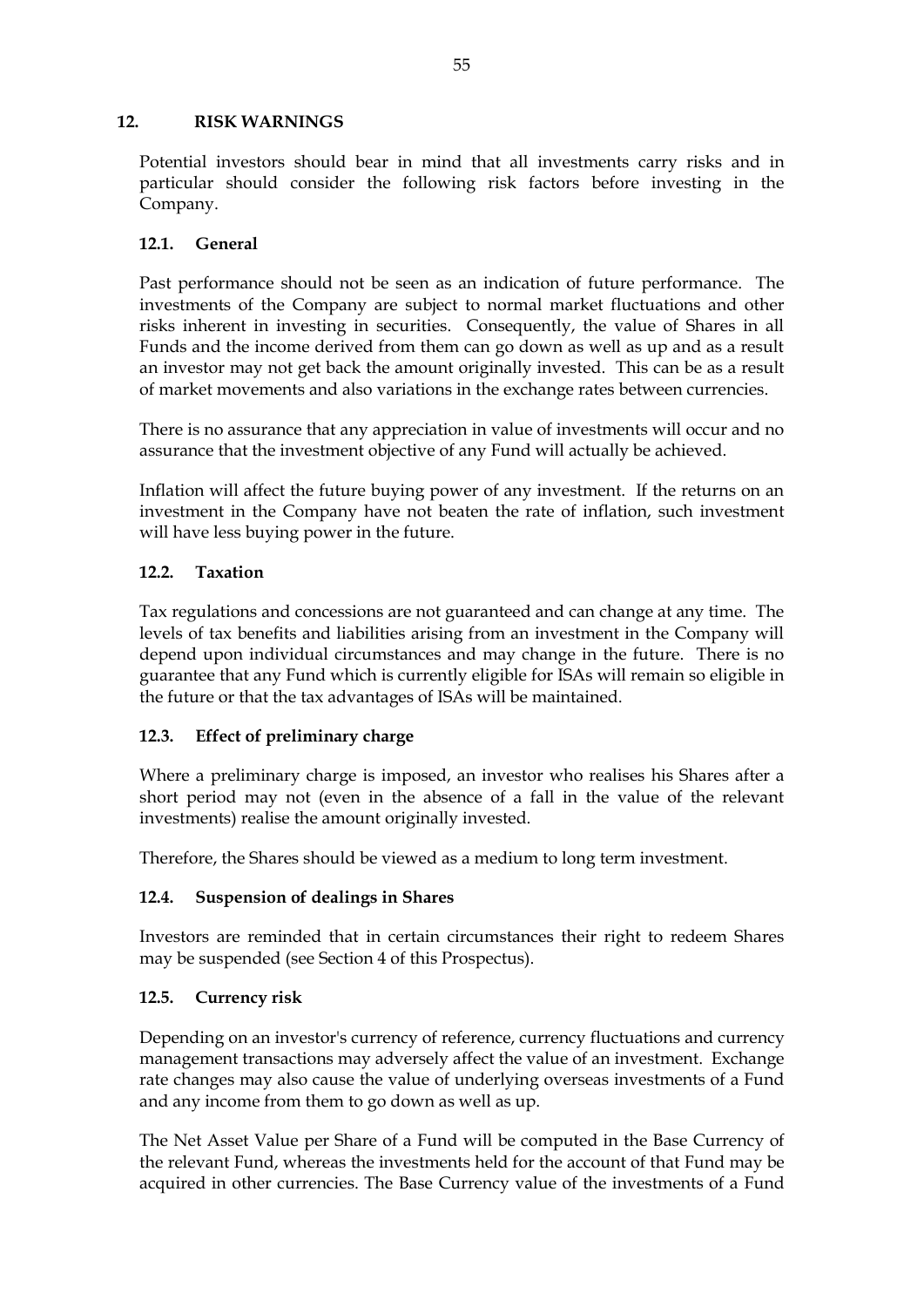## 12. RISK WARNINGS

Potential investors should bear in mind that all investments carry risks and in particular should consider the following risk factors before investing in the Company.

### 12.1. General

Past performance should not be seen as an indication of future performance. The investments of the Company are subject to normal market fluctuations and other risks inherent in investing in securities. Consequently, the value of Shares in all Funds and the income derived from them can go down as well as up and as a result an investor may not get back the amount originally invested. This can be as a result of market movements and also variations in the exchange rates between currencies.

There is no assurance that any appreciation in value of investments will occur and no assurance that the investment objective of any Fund will actually be achieved.

Inflation will affect the future buying power of any investment. If the returns on an investment in the Company have not beaten the rate of inflation, such investment will have less buying power in the future.

### 12.2. Taxation

Tax regulations and concessions are not guaranteed and can change at any time. The levels of tax benefits and liabilities arising from an investment in the Company will depend upon individual circumstances and may change in the future. There is no guarantee that any Fund which is currently eligible for ISAs will remain so eligible in the future or that the tax advantages of ISAs will be maintained.

### 12.3. Effect of preliminary charge

Where a preliminary charge is imposed, an investor who realises his Shares after a short period may not (even in the absence of a fall in the value of the relevant investments) realise the amount originally invested.

Therefore, the Shares should be viewed as a medium to long term investment.

### 12.4. Suspension of dealings in Shares

Investors are reminded that in certain circumstances their right to redeem Shares may be suspended (see Section 4 of this Prospectus).

### 12.5. Currency risk

Depending on an investor's currency of reference, currency fluctuations and currency management transactions may adversely affect the value of an investment. Exchange rate changes may also cause the value of underlying overseas investments of a Fund and any income from them to go down as well as up.

The Net Asset Value per Share of a Fund will be computed in the Base Currency of the relevant Fund, whereas the investments held for the account of that Fund may be acquired in other currencies. The Base Currency value of the investments of a Fund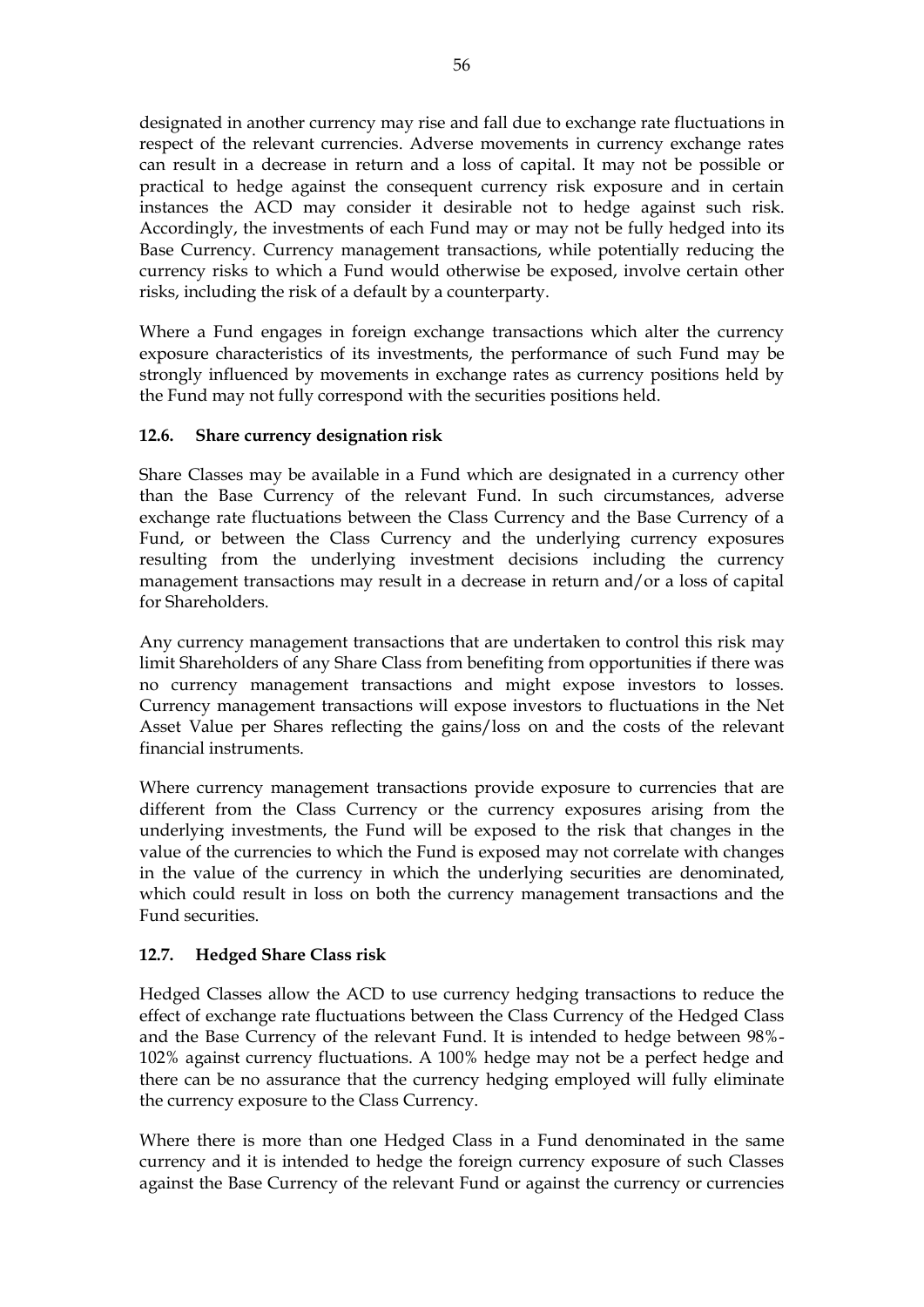designated in another currency may rise and fall due to exchange rate fluctuations in respect of the relevant currencies. Adverse movements in currency exchange rates can result in a decrease in return and a loss of capital. It may not be possible or practical to hedge against the consequent currency risk exposure and in certain instances the ACD may consider it desirable not to hedge against such risk. Accordingly, the investments of each Fund may or may not be fully hedged into its Base Currency. Currency management transactions, while potentially reducing the currency risks to which a Fund would otherwise be exposed, involve certain other risks, including the risk of a default by a counterparty.

Where a Fund engages in foreign exchange transactions which alter the currency exposure characteristics of its investments, the performance of such Fund may be strongly influenced by movements in exchange rates as currency positions held by the Fund may not fully correspond with the securities positions held.

### 12.6. Share currency designation risk

Share Classes may be available in a Fund which are designated in a currency other than the Base Currency of the relevant Fund. In such circumstances, adverse exchange rate fluctuations between the Class Currency and the Base Currency of a Fund, or between the Class Currency and the underlying currency exposures resulting from the underlying investment decisions including the currency management transactions may result in a decrease in return and/or a loss of capital for Shareholders.

Any currency management transactions that are undertaken to control this risk may limit Shareholders of any Share Class from benefiting from opportunities if there was no currency management transactions and might expose investors to losses. Currency management transactions will expose investors to fluctuations in the Net Asset Value per Shares reflecting the gains/loss on and the costs of the relevant financial instruments.

Where currency management transactions provide exposure to currencies that are different from the Class Currency or the currency exposures arising from the underlying investments, the Fund will be exposed to the risk that changes in the value of the currencies to which the Fund is exposed may not correlate with changes in the value of the currency in which the underlying securities are denominated, which could result in loss on both the currency management transactions and the Fund securities.

### 12.7. Hedged Share Class risk

Hedged Classes allow the ACD to use currency hedging transactions to reduce the effect of exchange rate fluctuations between the Class Currency of the Hedged Class and the Base Currency of the relevant Fund. It is intended to hedge between 98%-102% against currency fluctuations. A 100% hedge may not be a perfect hedge and there can be no assurance that the currency hedging employed will fully eliminate the currency exposure to the Class Currency.

Where there is more than one Hedged Class in a Fund denominated in the same currency and it is intended to hedge the foreign currency exposure of such Classes against the Base Currency of the relevant Fund or against the currency or currencies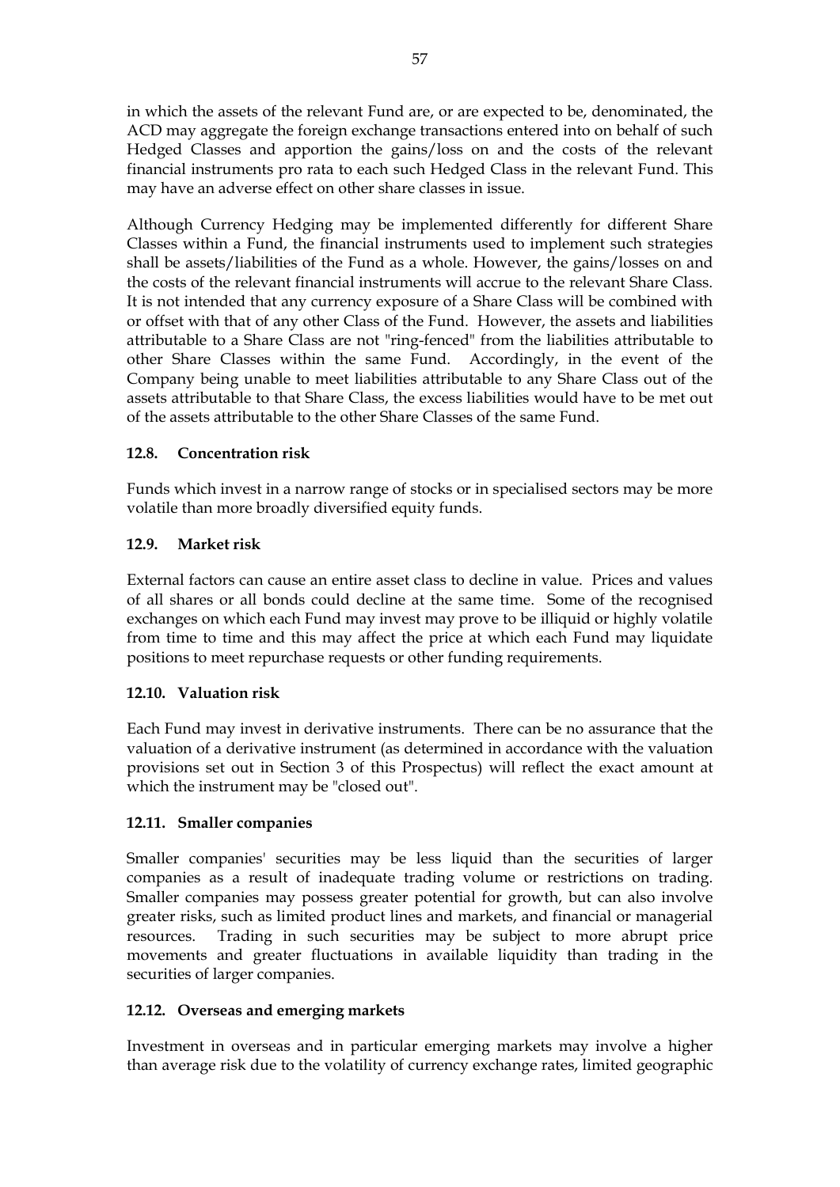in which the assets of the relevant Fund are, or are expected to be, denominated, the ACD may aggregate the foreign exchange transactions entered into on behalf of such Hedged Classes and apportion the gains/loss on and the costs of the relevant financial instruments pro rata to each such Hedged Class in the relevant Fund. This may have an adverse effect on other share classes in issue.

Although Currency Hedging may be implemented differently for different Share Classes within a Fund, the financial instruments used to implement such strategies shall be assets/liabilities of the Fund as a whole. However, the gains/losses on and the costs of the relevant financial instruments will accrue to the relevant Share Class. It is not intended that any currency exposure of a Share Class will be combined with or offset with that of any other Class of the Fund. However, the assets and liabilities attributable to a Share Class are not "ring-fenced" from the liabilities attributable to other Share Classes within the same Fund. Accordingly, in the event of the Company being unable to meet liabilities attributable to any Share Class out of the assets attributable to that Share Class, the excess liabilities would have to be met out of the assets attributable to the other Share Classes of the same Fund.

### 12.8. Concentration risk

Funds which invest in a narrow range of stocks or in specialised sectors may be more volatile than more broadly diversified equity funds.

### 12.9. Market risk

External factors can cause an entire asset class to decline in value. Prices and values of all shares or all bonds could decline at the same time. Some of the recognised exchanges on which each Fund may invest may prove to be illiquid or highly volatile from time to time and this may affect the price at which each Fund may liquidate positions to meet repurchase requests or other funding requirements.

### 12.10. Valuation risk

Each Fund may invest in derivative instruments. There can be no assurance that the valuation of a derivative instrument (as determined in accordance with the valuation provisions set out in Section 3 of this Prospectus) will reflect the exact amount at which the instrument may be "closed out".

### 12.11. Smaller companies

Smaller companies' securities may be less liquid than the securities of larger companies as a result of inadequate trading volume or restrictions on trading. Smaller companies may possess greater potential for growth, but can also involve greater risks, such as limited product lines and markets, and financial or managerial resources. Trading in such securities may be subject to more abrupt price movements and greater fluctuations in available liquidity than trading in the securities of larger companies.

### 12.12. Overseas and emerging markets

Investment in overseas and in particular emerging markets may involve a higher than average risk due to the volatility of currency exchange rates, limited geographic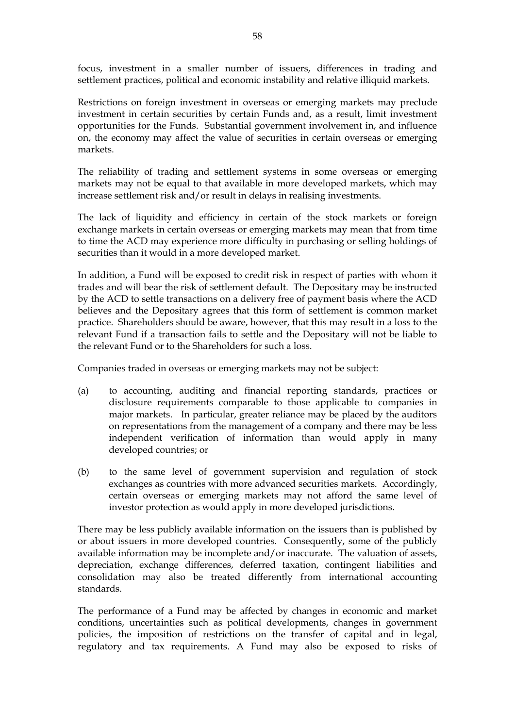focus, investment in a smaller number of issuers, differences in trading and settlement practices, political and economic instability and relative illiquid markets.

Restrictions on foreign investment in overseas or emerging markets may preclude investment in certain securities by certain Funds and, as a result, limit investment opportunities for the Funds. Substantial government involvement in, and influence on, the economy may affect the value of securities in certain overseas or emerging markets.

The reliability of trading and settlement systems in some overseas or emerging markets may not be equal to that available in more developed markets, which may increase settlement risk and/or result in delays in realising investments.

The lack of liquidity and efficiency in certain of the stock markets or foreign exchange markets in certain overseas or emerging markets may mean that from time to time the ACD may experience more difficulty in purchasing or selling holdings of securities than it would in a more developed market.

In addition, a Fund will be exposed to credit risk in respect of parties with whom it trades and will bear the risk of settlement default. The Depositary may be instructed by the ACD to settle transactions on a delivery free of payment basis where the ACD believes and the Depositary agrees that this form of settlement is common market practice. Shareholders should be aware, however, that this may result in a loss to the relevant Fund if a transaction fails to settle and the Depositary will not be liable to the relevant Fund or to the Shareholders for such a loss.

Companies traded in overseas or emerging markets may not be subject:

(a) to accounting, auditing and financial reporting standards, practices or disclosure requirements comparable to those applicable to companies in major markets. In particular, greater reliance may be placed by the auditors on representations from the management of a company and there may be less independent verification of information than would apply in many developed countries; or

(b) to the same level of government supervision and regulation of stock exchanges as countries with more advanced securities markets. Accordingly, certain overseas or emerging markets may not afford the same level of investor protection as would apply in more developed jurisdictions.

There may be less publicly available information on the issuers than is published by or about issuers in more developed countries. Consequently, some of the publicly available information may be incomplete and/or inaccurate. The valuation of assets, depreciation, exchange differences, deferred taxation, contingent liabilities and consolidation may also be treated differently from international accounting standards.

The performance of a Fund may be affected by changes in economic and market conditions, uncertainties such as political developments, changes in government policies, the imposition of restrictions on the transfer of capital and in legal, regulatory and tax requirements. A Fund may also be exposed to risks of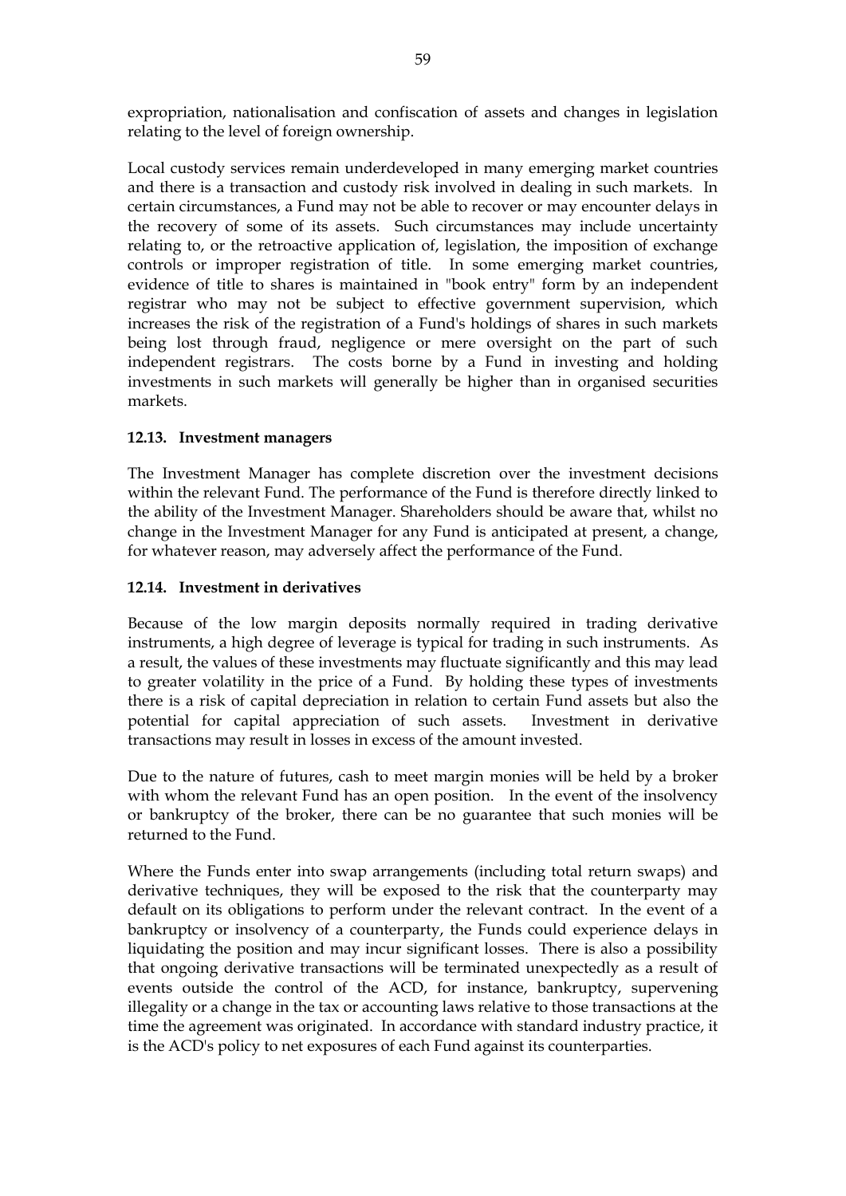expropriation, nationalisation and confiscation of assets and changes in legislation relating to the level of foreign ownership.

Local custody services remain underdeveloped in many emerging market countries and there is a transaction and custody risk involved in dealing in such markets. In certain circumstances, a Fund may not be able to recover or may encounter delays in the recovery of some of its assets. Such circumstances may include uncertainty relating to, or the retroactive application of, legislation, the imposition of exchange controls or improper registration of title. In some emerging market countries, evidence of title to shares is maintained in "book entry" form by an independent registrar who may not be subject to effective government supervision, which increases the risk of the registration of a Fund's holdings of shares in such markets being lost through fraud, negligence or mere oversight on the part of such independent registrars. The costs borne by a Fund in investing and holding investments in such markets will generally be higher than in organised securities markets.

### 12.13. Investment managers

The Investment Manager has complete discretion over the investment decisions within the relevant Fund. The performance of the Fund is therefore directly linked to the ability of the Investment Manager. Shareholders should be aware that, whilst no change in the Investment Manager for any Fund is anticipated at present, a change, for whatever reason, may adversely affect the performance of the Fund.

### 12.14. Investment in derivatives

Because of the low margin deposits normally required in trading derivative instruments, a high degree of leverage is typical for trading in such instruments. As a result, the values of these investments may fluctuate significantly and this may lead to greater volatility in the price of a Fund. By holding these types of investments there is a risk of capital depreciation in relation to certain Fund assets but also the potential for capital appreciation of such assets. Investment in derivative transactions may result in losses in excess of the amount invested.

Due to the nature of futures, cash to meet margin monies will be held by a broker with whom the relevant Fund has an open position. In the event of the insolvency or bankruptcy of the broker, there can be no guarantee that such monies will be returned to the Fund.

Where the Funds enter into swap arrangements (including total return swaps) and derivative techniques, they will be exposed to the risk that the counterparty may default on its obligations to perform under the relevant contract. In the event of a bankruptcy or insolvency of a counterparty, the Funds could experience delays in liquidating the position and may incur significant losses. There is also a possibility that ongoing derivative transactions will be terminated unexpectedly as a result of events outside the control of the ACD, for instance, bankruptcy, supervening illegality or a change in the tax or accounting laws relative to those transactions at the time the agreement was originated. In accordance with standard industry practice, it is the ACD's policy to net exposures of each Fund against its counterparties.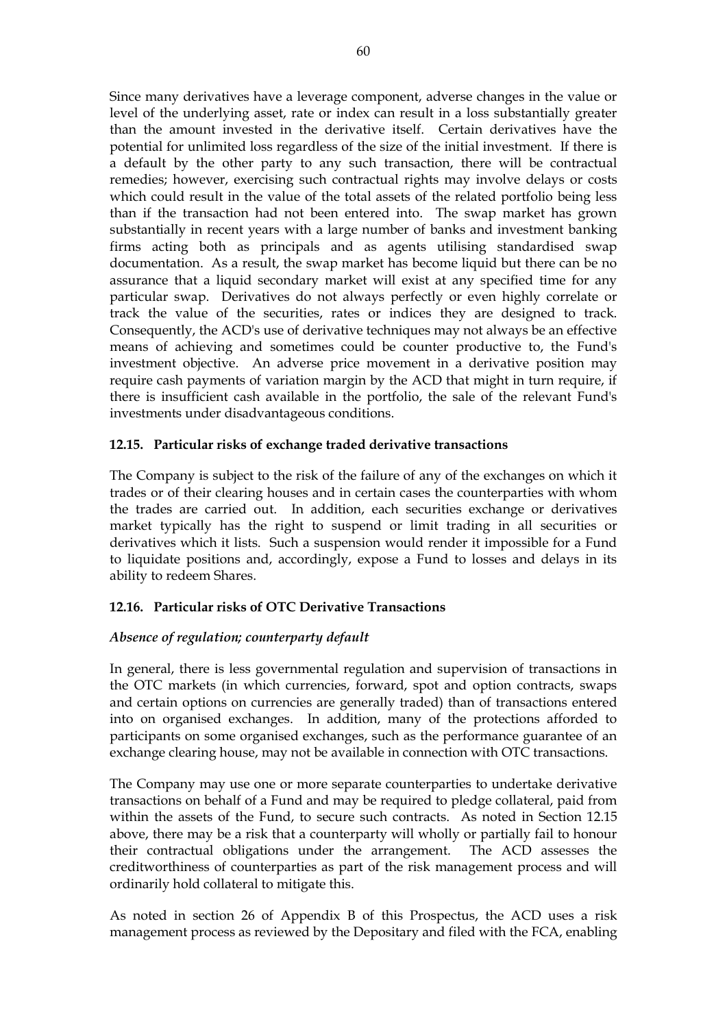Since many derivatives have a leverage component, adverse changes in the value or level of the underlying asset, rate or index can result in a loss substantially greater than the amount invested in the derivative itself. Certain derivatives have the potential for unlimited loss regardless of the size of the initial investment. If there is a default by the other party to any such transaction, there will be contractual remedies; however, exercising such contractual rights may involve delays or costs which could result in the value of the total assets of the related portfolio being less than if the transaction had not been entered into. The swap market has grown substantially in recent years with a large number of banks and investment banking firms acting both as principals and as agents utilising standardised swap documentation. As a result, the swap market has become liquid but there can be no assurance that a liquid secondary market will exist at any specified time for any particular swap. Derivatives do not always perfectly or even highly correlate or track the value of the securities, rates or indices they are designed to track. Consequently, the ACD's use of derivative techniques may not always be an effective means of achieving and sometimes could be counter productive to, the Fund's investment objective. An adverse price movement in a derivative position may require cash payments of variation margin by the ACD that might in turn require, if there is insufficient cash available in the portfolio, the sale of the relevant Fund's investments under disadvantageous conditions.

### 12.15. Particular risks of exchange traded derivative transactions

The Company is subject to the risk of the failure of any of the exchanges on which it trades or of their clearing houses and in certain cases the counterparties with whom the trades are carried out. In addition, each securities exchange or derivatives market typically has the right to suspend or limit trading in all securities or derivatives which it lists. Such a suspension would render it impossible for a Fund to liquidate positions and, accordingly, expose a Fund to losses and delays in its ability to redeem Shares.

### 12.16. Particular risks of OTC Derivative Transactions

*Absence of regulation; counterparty default*

In general, there is less governmental regulation and supervision of transactions in the OTC markets (in which currencies, forward, spot and option contracts, swaps and certain options on currencies are generally traded) than of transactions entered into on organised exchanges. In addition, many of the protections afforded to participants on some organised exchanges, such as the performance guarantee of an exchange clearing house, may not be available in connection with OTC transactions.

The Company may use one or more separate counterparties to undertake derivative transactions on behalf of a Fund and may be required to pledge collateral, paid from within the assets of the Fund, to secure such contracts. As noted in Section 12.15 above, there may be a risk that a counterparty will wholly or partially fail to honour their contractual obligations under the arrangement. The ACD assesses the creditworthiness of counterparties as part of the risk management process and will ordinarily hold collateral to mitigate this.

As noted in section 26 of Appendix B of this Prospectus, the ACD uses a risk management process as reviewed by the Depositary and filed with the FCA, enabling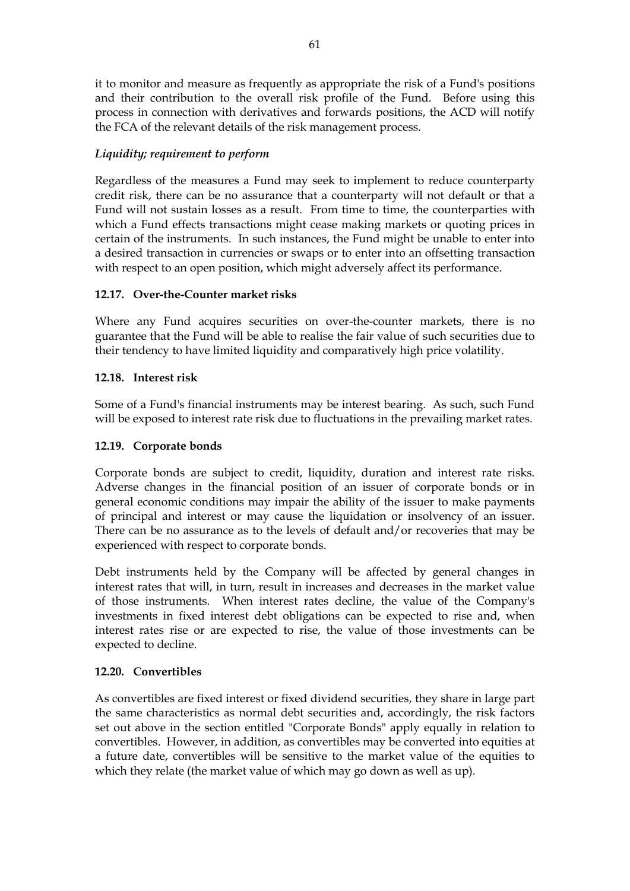it to monitor and measure as frequently as appropriate the risk of a Fund's positions and their contribution to the overall risk profile of the Fund. Before using this process in connection with derivatives and forwards positions, the ACD will notify the FCA of the relevant details of the risk management process.

### *Liquidity; requirement to perform*

Regardless of the measures a Fund may seek to implement to reduce counterparty credit risk, there can be no assurance that a counterparty will not default or that a Fund will not sustain losses as a result. From time to time, the counterparties with which a Fund effects transactions might cease making markets or quoting prices in certain of the instruments. In such instances, the Fund might be unable to enter into a desired transaction in currencies or swaps or to enter into an offsetting transaction with respect to an open position, which might adversely affect its performance.

### 12.17. Over-the-Counter market risks

Where any Fund acquires securities on over-the-counter markets, there is no guarantee that the Fund will be able to realise the fair value of such securities due to their tendency to have limited liquidity and comparatively high price volatility.

### 12.18. Interest risk

Some of a Fund's financial instruments may be interest bearing. As such, such Fund will be exposed to interest rate risk due to fluctuations in the prevailing market rates.

### 12.19. Corporate bonds

Corporate bonds are subject to credit, liquidity, duration and interest rate risks. Adverse changes in the financial position of an issuer of corporate bonds or in general economic conditions may impair the ability of the issuer to make payments of principal and interest or may cause the liquidation or insolvency of an issuer. There can be no assurance as to the levels of default and/or recoveries that may be experienced with respect to corporate bonds.

Debt instruments held by the Company will be affected by general changes in interest rates that will, in turn, result in increases and decreases in the market value of those instruments. When interest rates decline, the value of the Company's investments in fixed interest debt obligations can be expected to rise and, when interest rates rise or are expected to rise, the value of those investments can be expected to decline.

### 12.20. Convertibles

As convertibles are fixed interest or fixed dividend securities, they share in large part the same characteristics as normal debt securities and, accordingly, the risk factors set out above in the section entitled "Corporate Bonds" apply equally in relation to convertibles. However, in addition, as convertibles may be converted into equities at a future date, convertibles will be sensitive to the market value of the equities to which they relate (the market value of which may go down as well as up).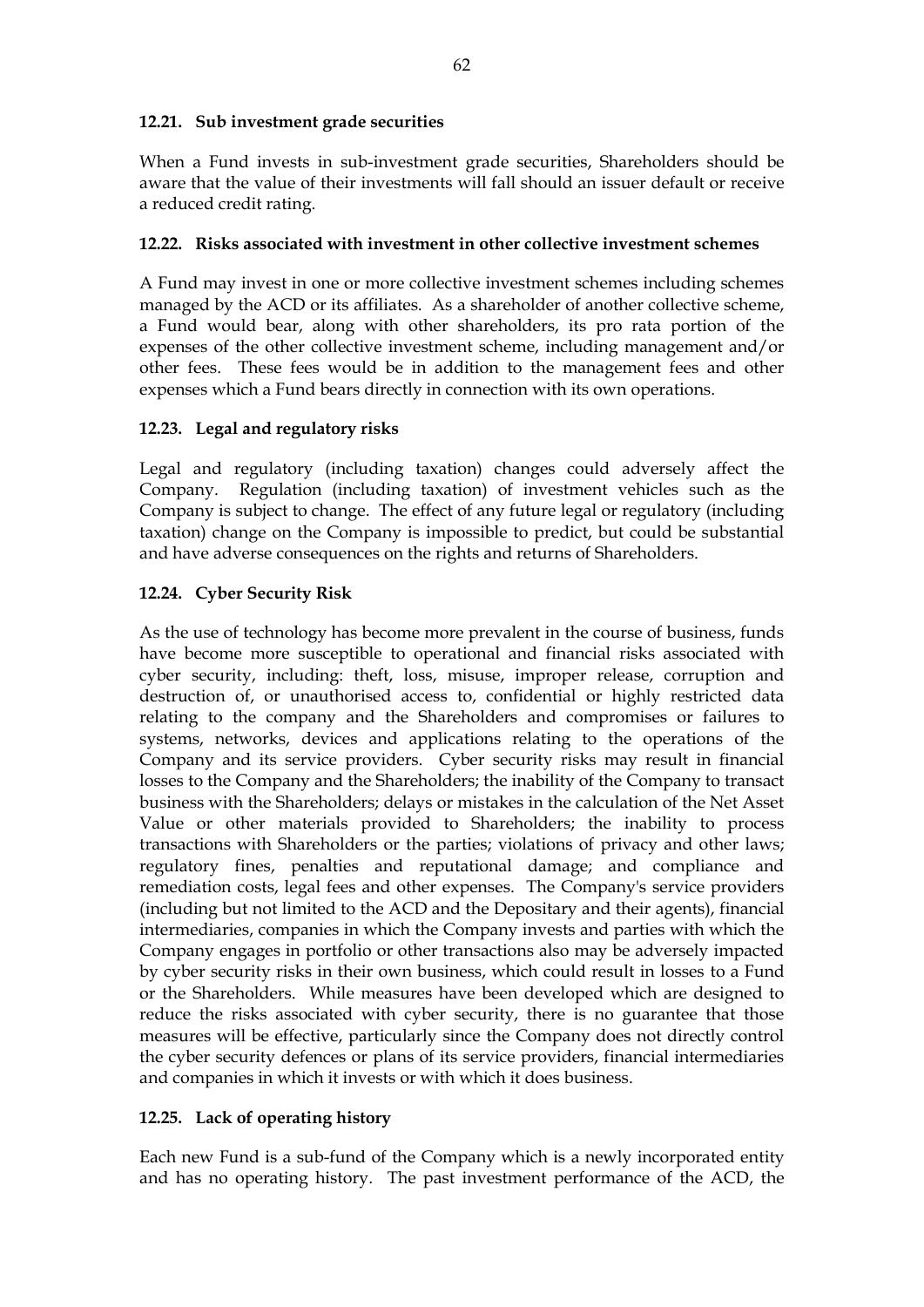### 12.21. Sub investment grade securities

When a Fund invests in sub-investment grade securities, Shareholders should be aware that the value of their investments will fall should an issuer default or receive a reduced credit rating.

### 12.22. Risks associated with investment in other collective investment schemes

A Fund may invest in one or more collective investment schemes including schemes managed by the ACD or its affiliates. As a shareholder of another collective scheme, a Fund would bear, along with other shareholders, its pro rata portion of the expenses of the other collective investment scheme, including management and/or other fees. These fees would be in addition to the management fees and other expenses which a Fund bears directly in connection with its own operations.

### 12.23. Legal and regulatory risks

Legal and regulatory (including taxation) changes could adversely affect the Company. Regulation (including taxation) of investment vehicles such as the Company is subject to change. The effect of any future legal or regulatory (including taxation) change on the Company is impossible to predict, but could be substantial and have adverse consequences on the rights and returns of Shareholders.

### 12.24. Cyber Security Risk

As the use of technology has become more prevalent in the course of business, funds have become more susceptible to operational and financial risks associated with cyber security, including: theft, loss, misuse, improper release, corruption and destruction of, or unauthorised access to, confidential or highly restricted data relating to the company and the Shareholders and compromises or failures to systems, networks, devices and applications relating to the operations of the Company and its service providers. Cyber security risks may result in financial losses to the Company and the Shareholders; the inability of the Company to transact business with the Shareholders; delays or mistakes in the calculation of the Net Asset Value or other materials provided to Shareholders; the inability to process transactions with Shareholders or the parties; violations of privacy and other laws; regulatory fines, penalties and reputational damage; and compliance and remediation costs, legal fees and other expenses. The Company's service providers (including but not limited to the ACD and the Depositary and their agents), financial intermediaries, companies in which the Company invests and parties with which the Company engages in portfolio or other transactions also may be adversely impacted by cyber security risks in their own business, which could result in losses to a Fund or the Shareholders. While measures have been developed which are designed to reduce the risks associated with cyber security, there is no guarantee that those measures will be effective, particularly since the Company does not directly control the cyber security defences or plans of its service providers, financial intermediaries and companies in which it invests or with which it does business.

### 12.25. Lack of operating history

Each new Fund is a sub-fund of the Company which is a newly incorporated entity and has no operating history. The past investment performance of the ACD, the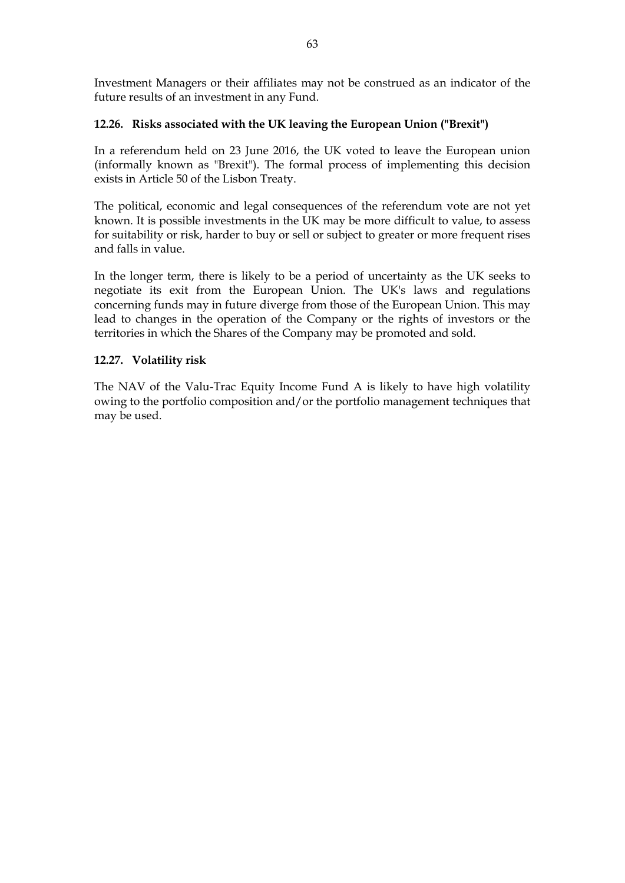Investment Managers or their affiliates may not be construed as an indicator of the future results of an investment in any Fund.

### 12.26. Risks associated with the UK leaving the European Union ("Brexit")

In a referendum held on 23 June 2016, the UK voted to leave the European union (informally known as "Brexit"). The formal process of implementing this decision exists in Article 50 of the Lisbon Treaty.

The political, economic and legal consequences of the referendum vote are not yet known. It is possible investments in the UK may be more difficult to value, to assess for suitability or risk, harder to buy or sell or subject to greater or more frequent rises and falls in value.

In the longer term, there is likely to be a period of uncertainty as the UK seeks to negotiate its exit from the European Union. The UK's laws and regulations concerning funds may in future diverge from those of the European Union. This may lead to changes in the operation of the Company or the rights of investors or the territories in which the Shares of the Company may be promoted and sold.

### 12.27. Volatility risk

The NAV of the Valu-Trac Equity Income Fund A is likely to have high volatility owing to the portfolio composition and/or the portfolio management techniques that may be used.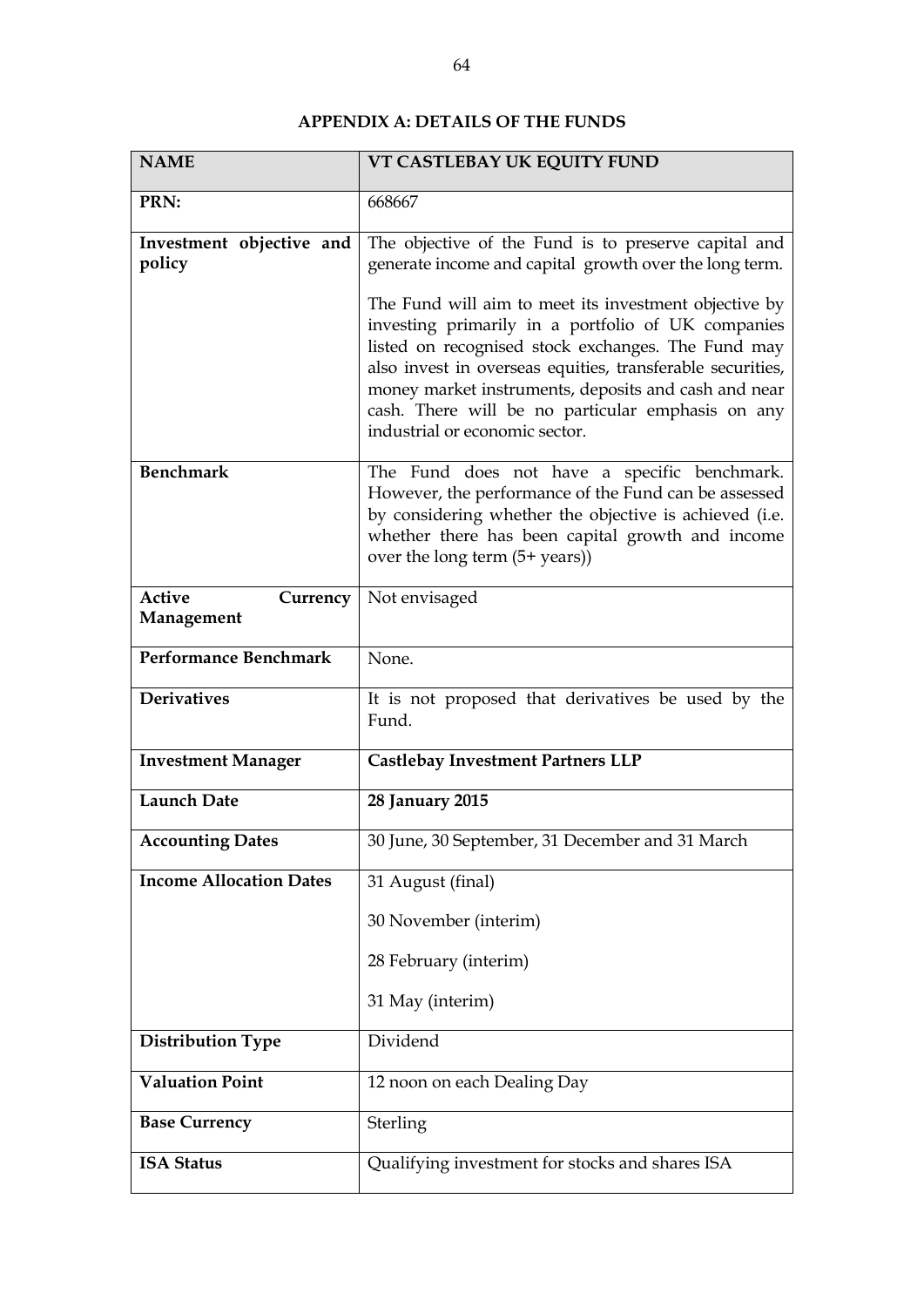## APPENDIX A: DETAILS OF THE FUNDS

| NAME | VT CASTLEBAY UK EQUITY FUND |
|---|---|
| **PRN:** | 668667 |
| **Investment objective and policy** | The objective of the Fund is to preserve capital and generate income and capital growth over the long term.<br><br>The Fund will aim to meet its investment objective by investing primarily in a portfolio of UK companies listed on recognised stock exchanges. The Fund may also invest in overseas equities, transferable securities, money market instruments, deposits and cash and near cash. There will be no particular emphasis on any industrial or economic sector. |
| **Benchmark** | The Fund does not have a specific benchmark. However, the performance of the Fund can be assessed by considering whether the objective is achieved (i.e. whether there has been capital growth and income over the long term (5+ years)) |
| **Active Currency Management** | Not envisaged |
| **Performance Benchmark** | None. |
| **Derivatives** | It is not proposed that derivatives be used by the Fund. |
| **Investment Manager** | **Castlebay Investment Partners LLP** |
| **Launch Date** | **28 January 2015** |
| **Accounting Dates** | 30 June, 30 September, 31 December and 31 March |
| **Income Allocation Dates** | 31 August (final)<br><br>30 November (interim)<br><br>28 February (interim)<br><br>31 May (interim) |
| **Distribution Type** | Dividend |
| **Valuation Point** | 12 noon on each Dealing Day |
| **Base Currency** | Sterling |
| **ISA Status** | Qualifying investment for stocks and shares ISA |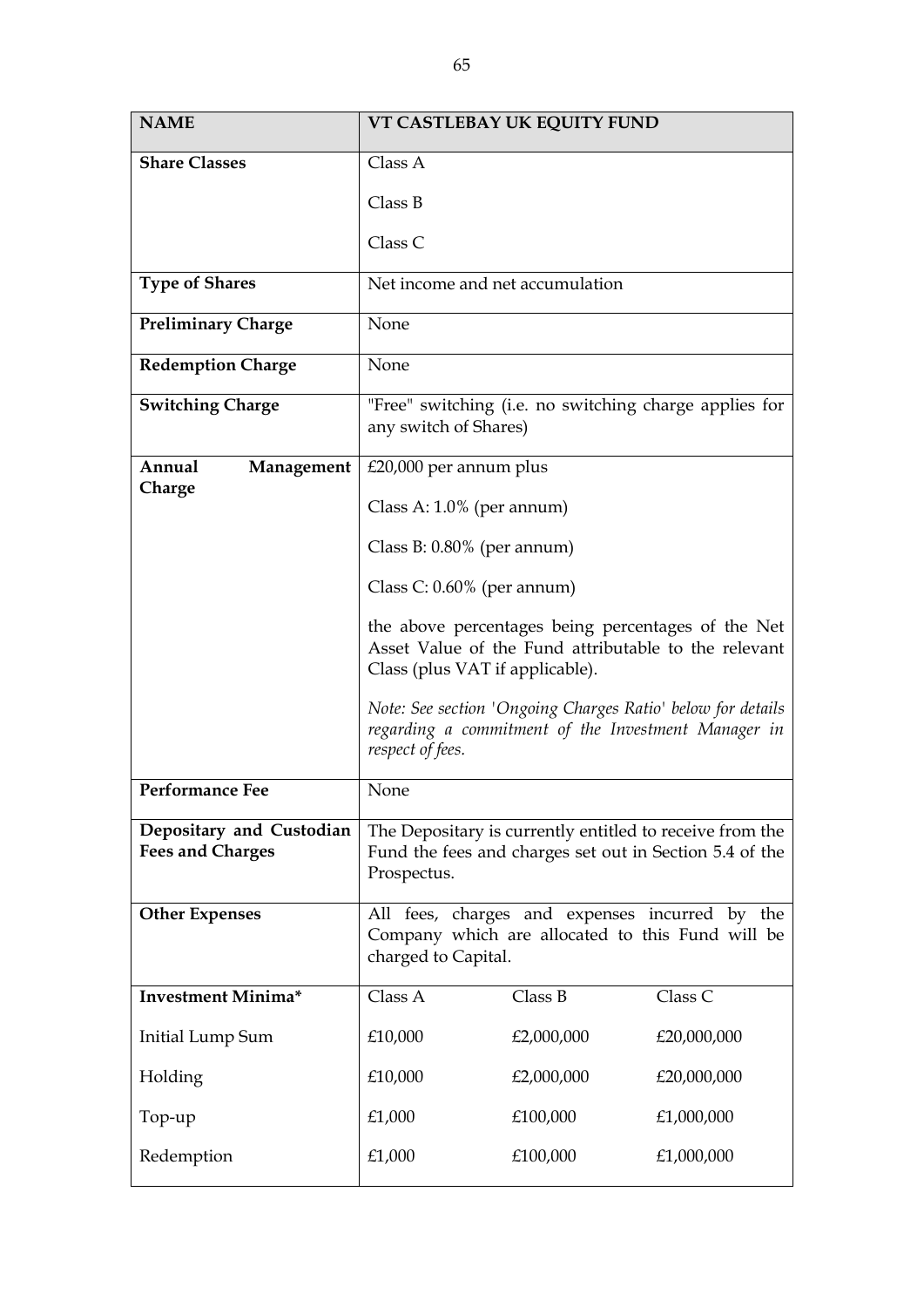| NAME | VT CASTLEBAY UK EQUITY FUND | | |
|---|---|---|---|
| **Share Classes** | Class A<br><br>Class B<br><br>Class C | | |
| **Type of Shares** | Net income and net accumulation | | |
| **Preliminary Charge** | None | | |
| **Redemption Charge** | None | | |
| **Switching Charge** | "Free" switching (i.e. no switching charge applies for any switch of Shares) | | |
| **Annual Management Charge** | £20,000 per annum plus<br><br>Class A: 1.0% (per annum)<br><br>Class B: 0.80% (per annum)<br><br>Class C: 0.60% (per annum)<br><br>the above percentages being percentages of the Net Asset Value of the Fund attributable to the relevant Class (plus VAT if applicable).<br><br>*Note: See section 'Ongoing Charges Ratio' below for details regarding a commitment of the Investment Manager in respect of fees.* | | |
| **Performance Fee** | None | | |
| **Depositary and Custodian Fees and Charges** | The Depositary is currently entitled to receive from the Fund the fees and charges set out in Section 5.4 of the Prospectus. | | |
| **Other Expenses** | All fees, charges and expenses incurred by the Company which are allocated to this Fund will be charged to Capital. | | |
| **Investment Minima*** | Class A | Class B | Class C |
| Initial Lump Sum | £10,000 | £2,000,000 | £20,000,000 |
| Holding | £10,000 | £2,000,000 | £20,000,000 |
| Top-up | £1,000 | £100,000 | £1,000,000 |
| Redemption | £1,000 | £100,000 | £1,000,000 |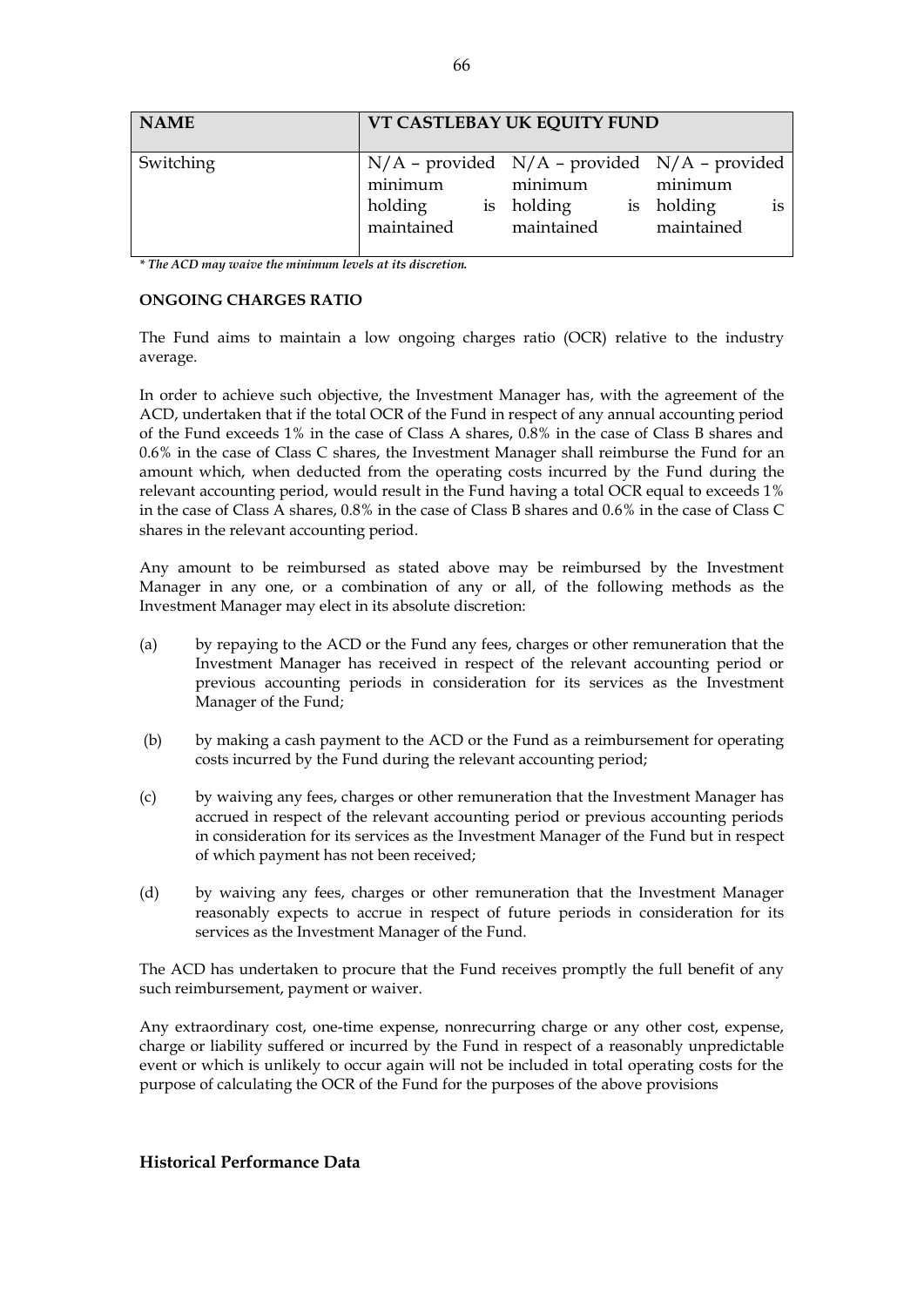| NAME | VT CASTLEBAY UK EQUITY FUND | | |
|---|---|---|---|
| Switching | N/A – provided minimum holding is maintained | N/A – provided minimum holding is maintained | N/A – provided minimum holding is maintained |

*\* The ACD may waive the minimum levels at its discretion.*

**ONGOING CHARGES RATIO**

The Fund aims to maintain a low ongoing charges ratio (OCR) relative to the industry average.

In order to achieve such objective, the Investment Manager has, with the agreement of the ACD, undertaken that if the total OCR of the Fund in respect of any annual accounting period of the Fund exceeds 1% in the case of Class A shares, 0.8% in the case of Class B shares and 0.6% in the case of Class C shares, the Investment Manager shall reimburse the Fund for an amount which, when deducted from the operating costs incurred by the Fund during the relevant accounting period, would result in the Fund having a total OCR equal to exceeds 1% in the case of Class A shares, 0.8% in the case of Class B shares and 0.6% in the case of Class C shares in the relevant accounting period.

Any amount to be reimbursed as stated above may be reimbursed by the Investment Manager in any one, or a combination of any or all, of the following methods as the Investment Manager may elect in its absolute discretion:

(a) by repaying to the ACD or the Fund any fees, charges or other remuneration that the Investment Manager has received in respect of the relevant accounting period or previous accounting periods in consideration for its services as the Investment Manager of the Fund;

(b) by making a cash payment to the ACD or the Fund as a reimbursement for operating costs incurred by the Fund during the relevant accounting period;

(c) by waiving any fees, charges or other remuneration that the Investment Manager has accrued in respect of the relevant accounting period or previous accounting periods in consideration for its services as the Investment Manager of the Fund but in respect of which payment has not been received;

(d) by waiving any fees, charges or other remuneration that the Investment Manager reasonably expects to accrue in respect of future periods in consideration for its services as the Investment Manager of the Fund.

The ACD has undertaken to procure that the Fund receives promptly the full benefit of any such reimbursement, payment or waiver.

Any extraordinary cost, one-time expense, nonrecurring charge or any other cost, expense, charge or liability suffered or incurred by the Fund in respect of a reasonably unpredictable event or which is unlikely to occur again will not be included in total operating costs for the purpose of calculating the OCR of the Fund for the purposes of the above provisions

**Historical Performance Data**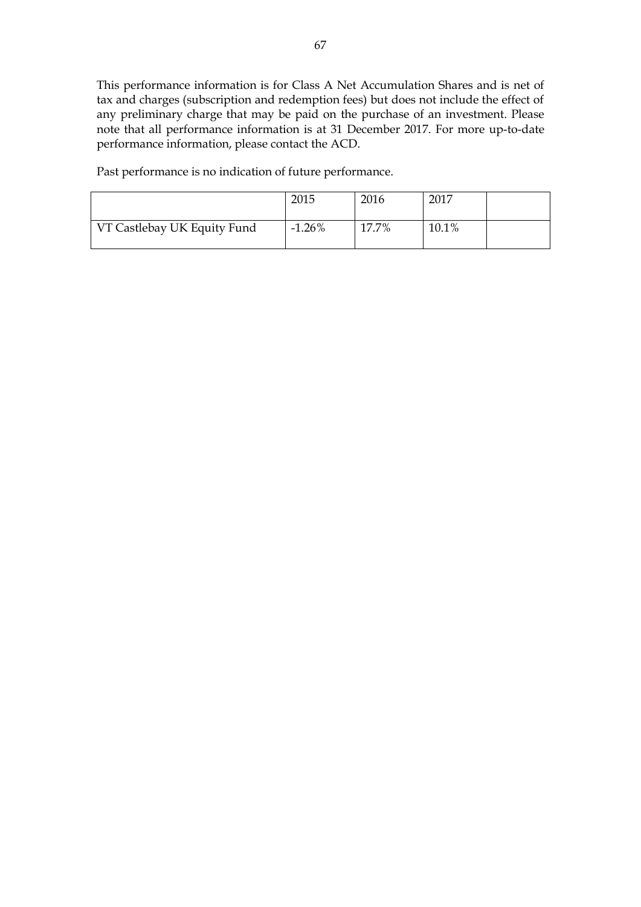This performance information is for Class A Net Accumulation Shares and is net of tax and charges (subscription and redemption fees) but does not include the effect of any preliminary charge that may be paid on the purchase of an investment. Please note that all performance information is at 31 December 2017. For more up-to-date performance information, please contact the ACD.

Past performance is no indication of future performance.

| | 2015 | 2016 | 2017 | |
|---|---|---|---|---|
| VT Castlebay UK Equity Fund | -1.26% | 17.7% | 10.1% | |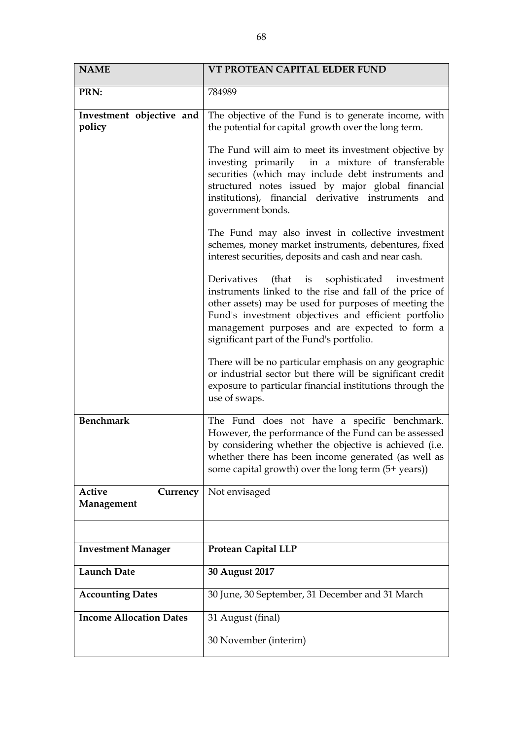| **NAME** | **VT PROTEAN CAPITAL ELDER FUND** |
|---|---|
| **PRN:** | 784989 |
| **Investment objective and policy** | The objective of the Fund is to generate income, with the potential for capital growth over the long term.<br><br>The Fund will aim to meet its investment objective by investing primarily in a mixture of transferable securities (which may include debt instruments and structured notes issued by major global financial institutions), financial derivative instruments and government bonds.<br><br>The Fund may also invest in collective investment schemes, money market instruments, debentures, fixed interest securities, deposits and cash and near cash.<br><br>Derivatives (that is sophisticated investment instruments linked to the rise and fall of the price of other assets) may be used for purposes of meeting the Fund's investment objectives and efficient portfolio management purposes and are expected to form a significant part of the Fund's portfolio.<br><br>There will be no particular emphasis on any geographic or industrial sector but there will be significant credit exposure to particular financial institutions through the use of swaps. |
| **Benchmark** | The Fund does not have a specific benchmark. However, the performance of the Fund can be assessed by considering whether the objective is achieved (i.e. whether there has been income generated (as well as some capital growth) over the long term (5+ years)) |
| **Active Currency Management** | Not envisaged |
| | |
| **Investment Manager** | **Protean Capital LLP** |
| **Launch Date** | **30 August 2017** |
| **Accounting Dates** | 30 June, 30 September, 31 December and 31 March |
| **Income Allocation Dates** | 31 August (final)<br><br>30 November (interim) |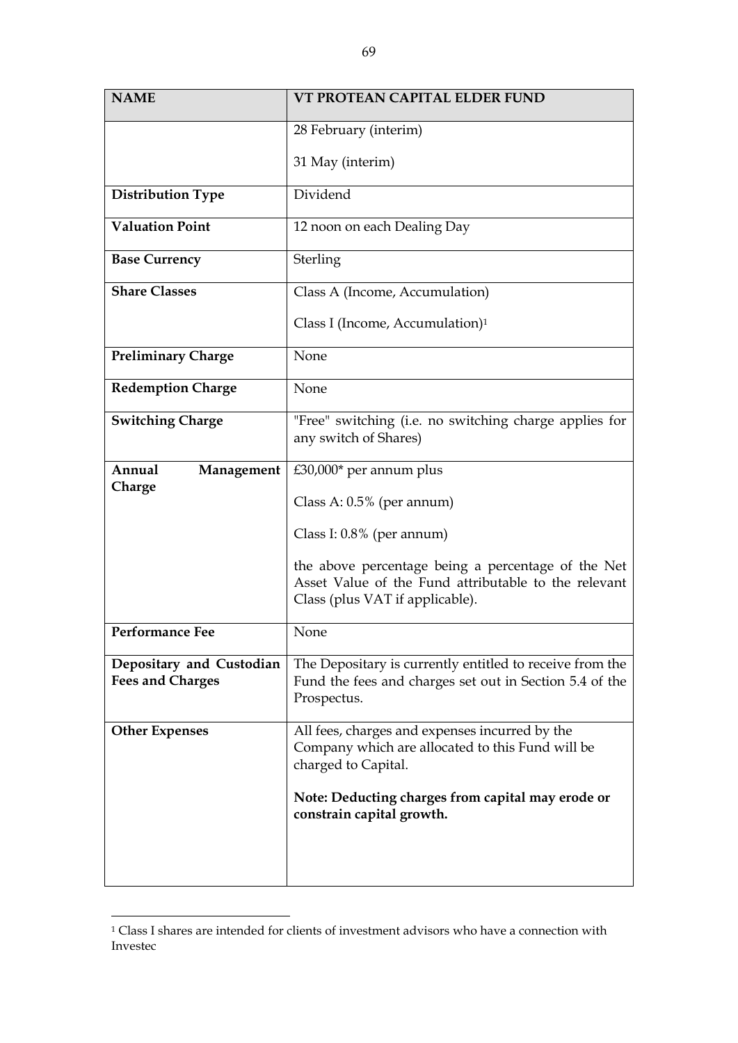| NAME | VT PROTEAN CAPITAL ELDER FUND |
|---|---|
| | 28 February (interim)<br><br>31 May (interim) |
| **Distribution Type** | Dividend |
| **Valuation Point** | 12 noon on each Dealing Day |
| **Base Currency** | Sterling |
| **Share Classes** | Class A (Income, Accumulation)<br><br>Class I (Income, Accumulation)[1] |
| **Preliminary Charge** | None |
| **Redemption Charge** | None |
| **Switching Charge** | "Free" switching (i.e. no switching charge applies for any switch of Shares) |
| **Annual Management Charge** | £30,000* per annum plus<br><br>Class A: 0.5% (per annum)<br><br>Class I: 0.8% (per annum)<br><br>the above percentage being a percentage of the Net Asset Value of the Fund attributable to the relevant Class (plus VAT if applicable). |
| **Performance Fee** | None |
| **Depositary and Custodian Fees and Charges** | The Depositary is currently entitled to receive from the Fund the fees and charges set out in Section 5.4 of the Prospectus. |
| **Other Expenses** | All fees, charges and expenses incurred by the Company which are allocated to this Fund will be charged to Capital.<br><br>**Note: Deducting charges from capital may erode or constrain capital growth.** |

[1] Class I shares are intended for clients of investment advisors who have a connection with Investec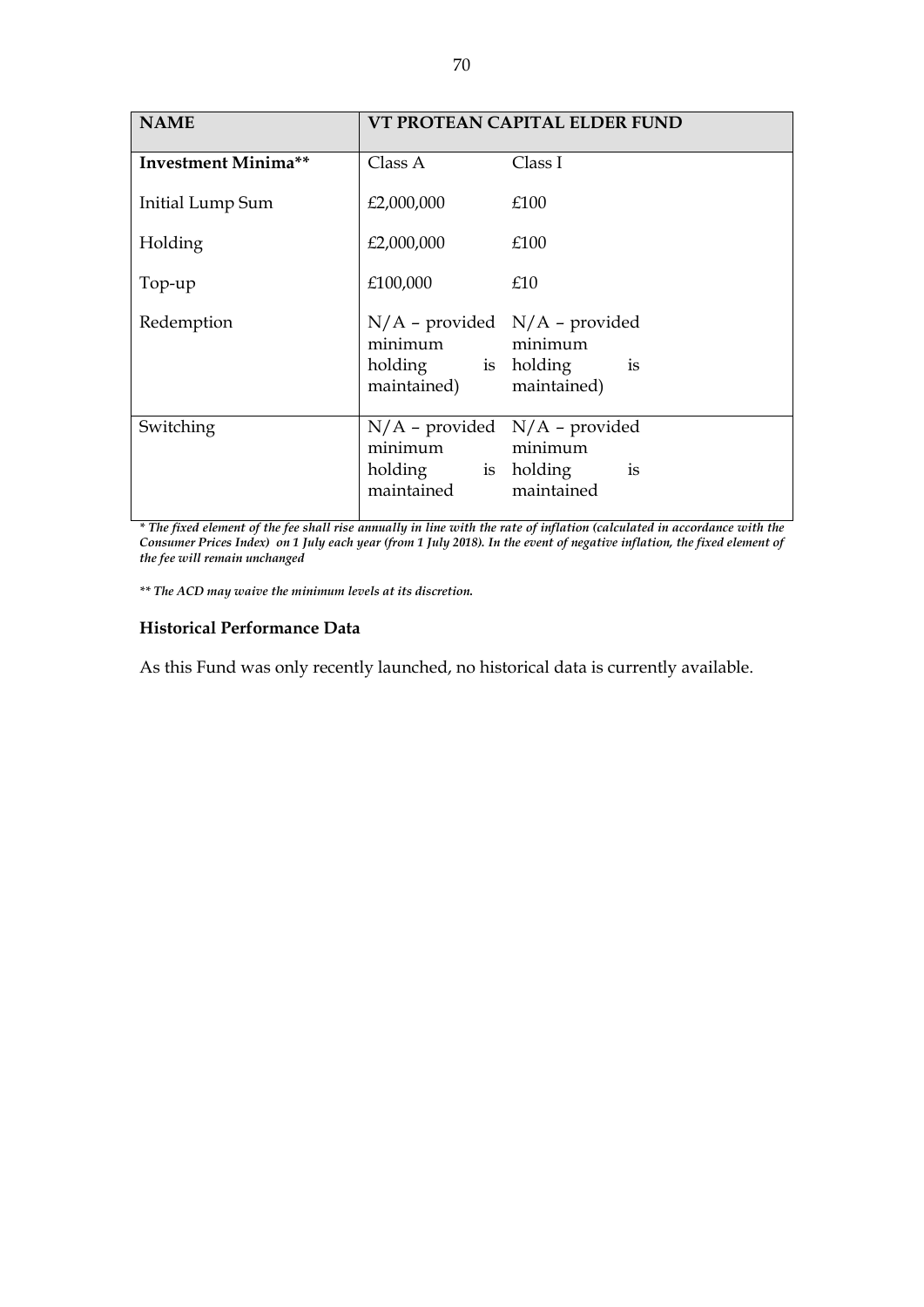| NAME | VT PROTEAN CAPITAL ELDER FUND | |
|---|---|---|
| **Investment Minima**** | Class A | Class I |
| Initial Lump Sum | £2,000,000 | £100 |
| Holding | £2,000,000 | £100 |
| Top-up | £100,000 | £10 |
| Redemption | N/A – provided minimum holding is maintained) | N/A – provided minimum holding is maintained) |
| Switching | N/A – provided minimum holding is maintained | N/A – provided minimum holding is maintained |

*\* The fixed element of the fee shall rise annually in line with the rate of inflation (calculated in accordance with the Consumer Prices Index) on 1 July each year (from 1 July 2018). In the event of negative inflation, the fixed element of the fee will remain unchanged*

*\*\* The ACD may waive the minimum levels at its discretion.*

**Historical Performance Data**

As this Fund was only recently launched, no historical data is currently available.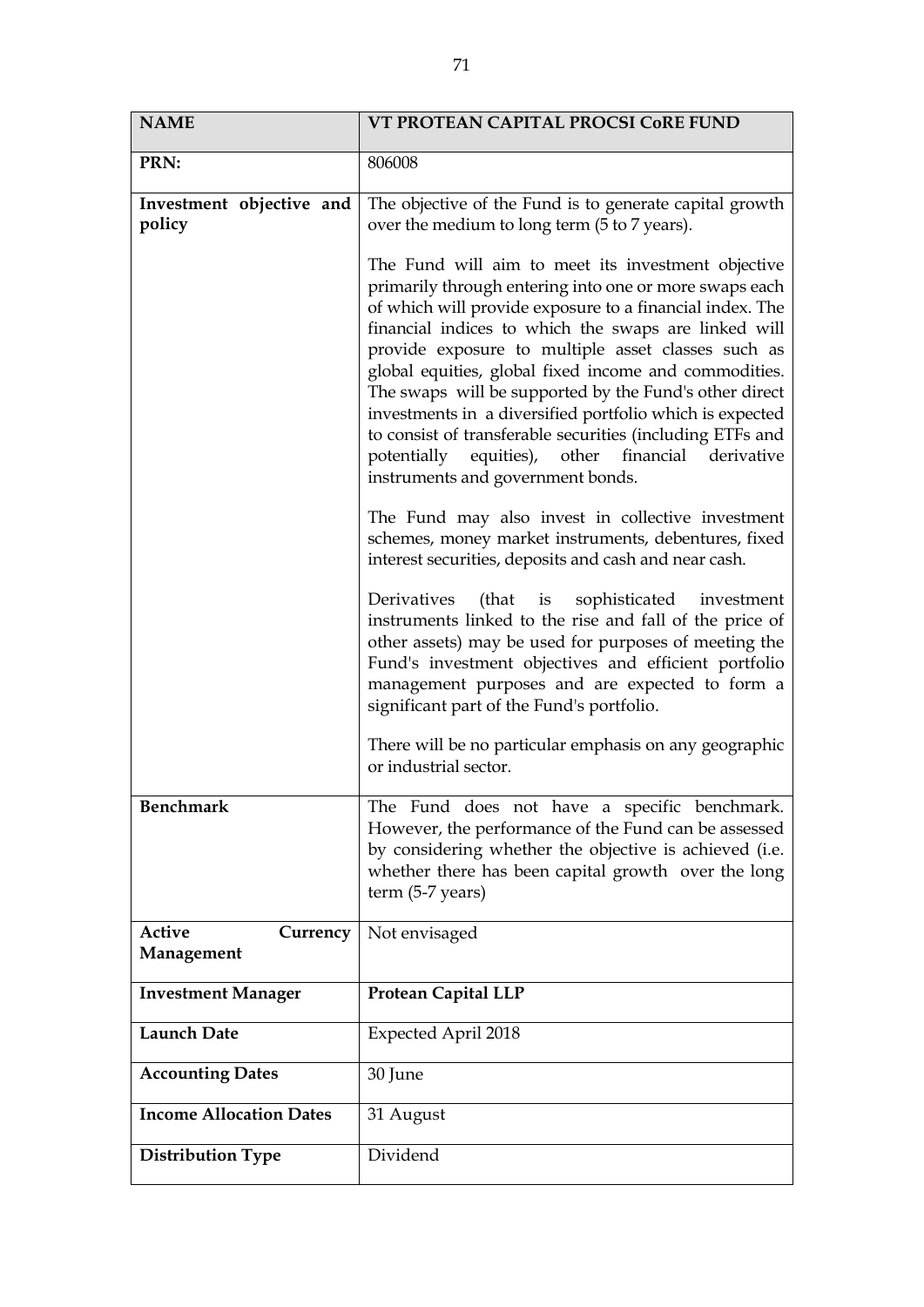| NAME | VT PROTEAN CAPITAL PROCSI CoRE FUND |
|---|---|
| **PRN:** | 806008 |
| **Investment objective and policy** | The objective of the Fund is to generate capital growth over the medium to long term (5 to 7 years).<br><br>The Fund will aim to meet its investment objective primarily through entering into one or more swaps each of which will provide exposure to a financial index. The financial indices to which the swaps are linked will provide exposure to multiple asset classes such as global equities, global fixed income and commodities. The swaps will be supported by the Fund's other direct investments in a diversified portfolio which is expected to consist of transferable securities (including ETFs and potentially equities), other financial derivative instruments and government bonds.<br><br>The Fund may also invest in collective investment schemes, money market instruments, debentures, fixed interest securities, deposits and cash and near cash.<br><br>Derivatives (that is sophisticated investment instruments linked to the rise and fall of the price of other assets) may be used for purposes of meeting the Fund's investment objectives and efficient portfolio management purposes and are expected to form a significant part of the Fund's portfolio.<br><br>There will be no particular emphasis on any geographic or industrial sector. |
| **Benchmark** | The Fund does not have a specific benchmark. However, the performance of the Fund can be assessed by considering whether the objective is achieved (i.e. whether there has been capital growth over the long term (5-7 years) |
| **Active Currency Management** | Not envisaged |
| **Investment Manager** | **Protean Capital LLP** |
| **Launch Date** | Expected April 2018 |
| **Accounting Dates** | 30 June |
| **Income Allocation Dates** | 31 August |
| **Distribution Type** | Dividend |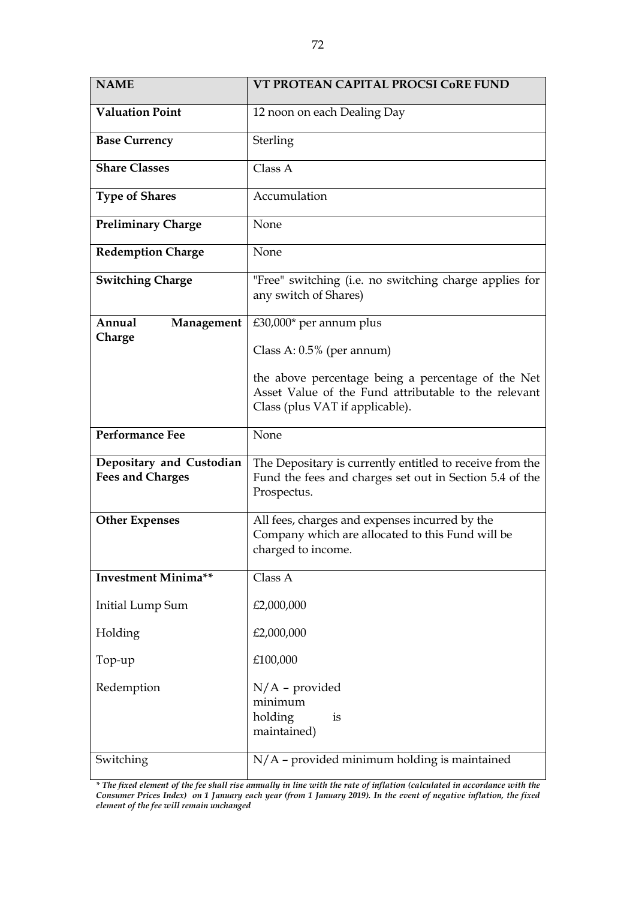| NAME | VT PROTEAN CAPITAL PROCSI CoRE FUND |
|---|---|
| **Valuation Point** | 12 noon on each Dealing Day |
| **Base Currency** | Sterling |
| **Share Classes** | Class A |
| **Type of Shares** | Accumulation |
| **Preliminary Charge** | None |
| **Redemption Charge** | None |
| **Switching Charge** | "Free" switching (i.e. no switching charge applies for any switch of Shares) |
| **Annual Management Charge** | £30,000* per annum plus<br><br>Class A: 0.5% (per annum)<br><br>the above percentage being a percentage of the Net Asset Value of the Fund attributable to the relevant Class (plus VAT if applicable). |
| **Performance Fee** | None |
| **Depositary and Custodian Fees and Charges** | The Depositary is currently entitled to receive from the Fund the fees and charges set out in Section 5.4 of the Prospectus. |
| **Other Expenses** | All fees, charges and expenses incurred by the Company which are allocated to this Fund will be charged to income. |
| **Investment Minima**** | Class A |
| Initial Lump Sum | £2,000,000 |
| Holding | £2,000,000 |
| Top-up | £100,000 |
| Redemption | N/A – provided minimum holding is maintained) |
| Switching | N/A – provided minimum holding is maintained |

*\* The fixed element of the fee shall rise annually in line with the rate of inflation (calculated in accordance with the Consumer Prices Index) on 1 January each year (from 1 January 2019). In the event of negative inflation, the fixed element of the fee will remain unchanged*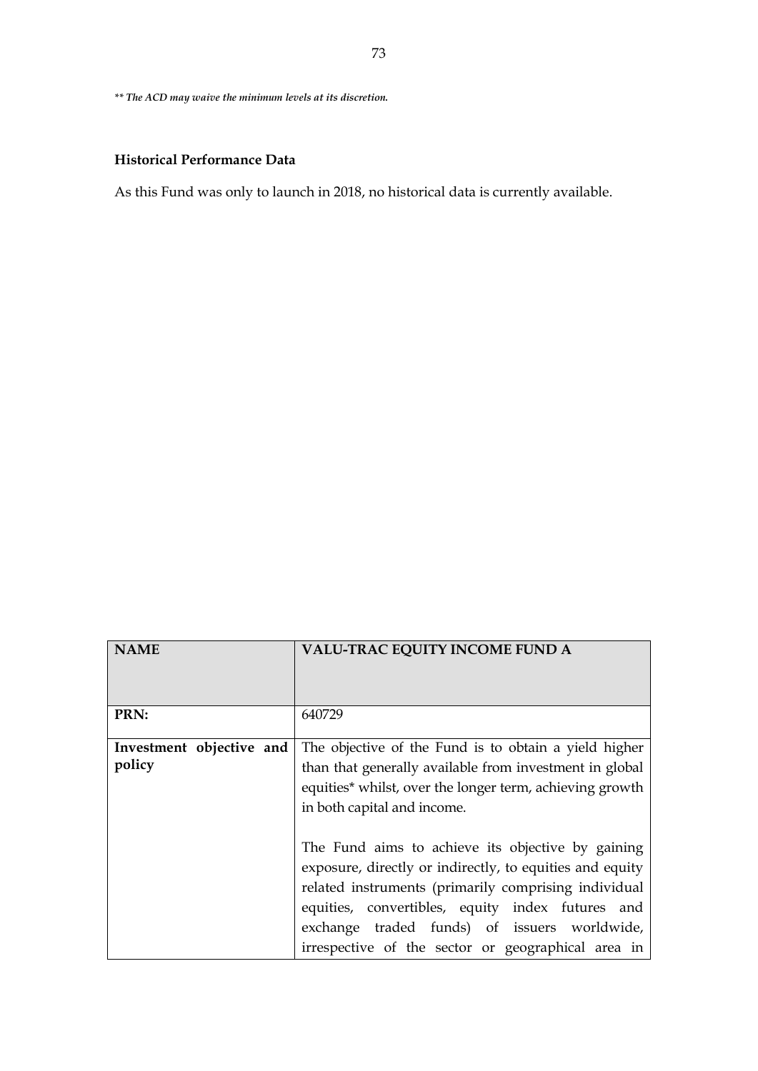*** The ACD may waive the minimum levels at its discretion.*

**Historical Performance Data**

As this Fund was only to launch in 2018, no historical data is currently available.

| **NAME** | **VALU-TRAC EQUITY INCOME FUND A** |
|---|---|
| **PRN:** | 640729 |
| **Investment objective and policy** | The objective of the Fund is to obtain a yield higher than that generally available from investment in global equities* whilst, over the longer term, achieving growth in both capital and income.<br><br>The Fund aims to achieve its objective by gaining exposure, directly or indirectly, to equities and equity related instruments (primarily comprising individual equities, convertibles, equity index futures and exchange traded funds) of issuers worldwide, irrespective of the sector or geographical area in |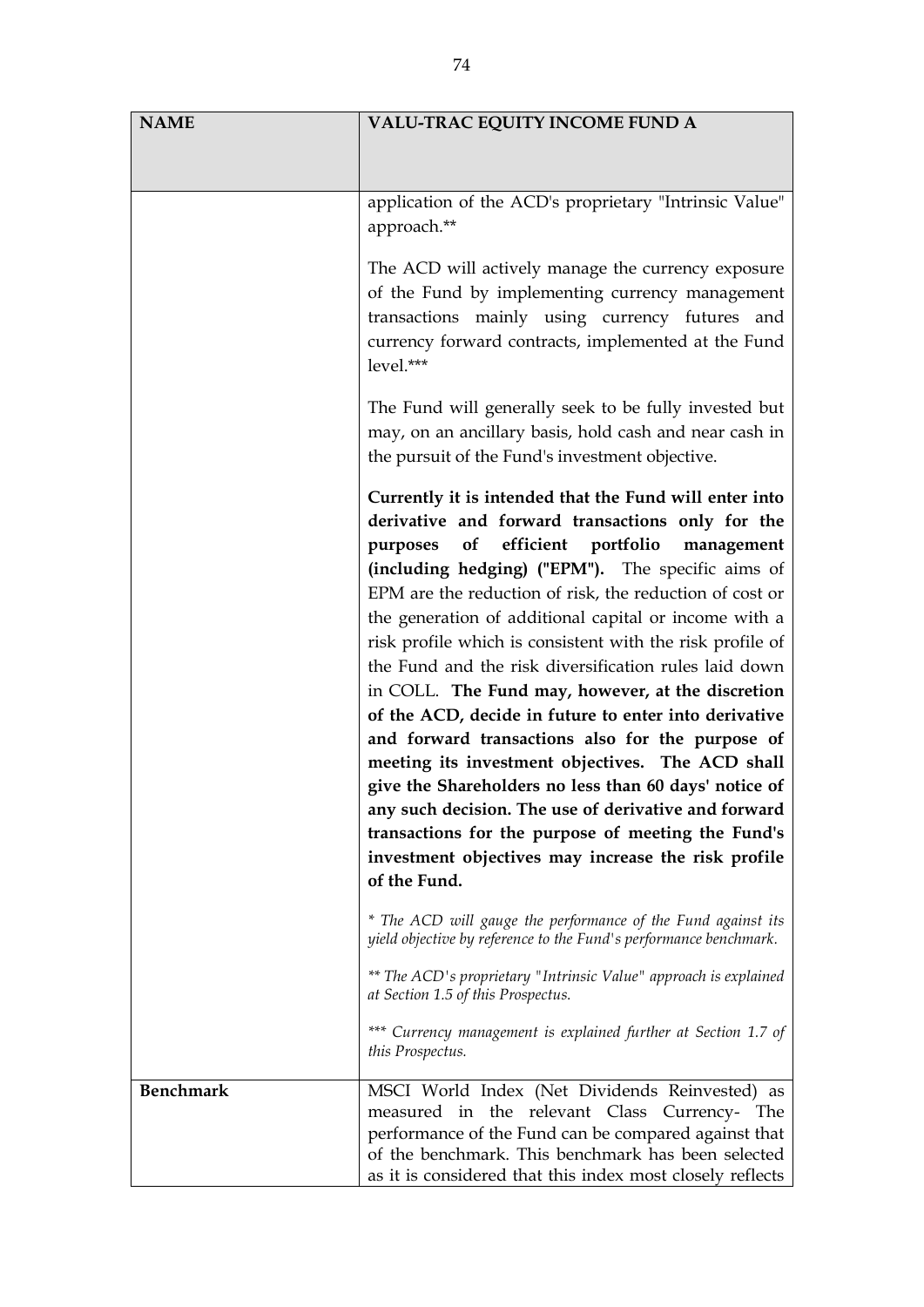| NAME | VALU-TRAC EQUITY INCOME FUND A |
|---|---|
| | application of the ACD's proprietary "Intrinsic Value" approach.**<br><br>The ACD will actively manage the currency exposure of the Fund by implementing currency management transactions mainly using currency futures and currency forward contracts, implemented at the Fund level.***<br><br>The Fund will generally seek to be fully invested but may, on an ancillary basis, hold cash and near cash in the pursuit of the Fund's investment objective.<br><br>**Currently it is intended that the Fund will enter into derivative and forward transactions only for the purposes of efficient portfolio management (including hedging) ("EPM").** The specific aims of EPM are the reduction of risk, the reduction of cost or the generation of additional capital or income with a risk profile which is consistent with the risk profile of the Fund and the risk diversification rules laid down in COLL. **The Fund may, however, at the discretion of the ACD, decide in future to enter into derivative and forward transactions also for the purpose of meeting its investment objectives. The ACD shall give the Shareholders no less than 60 days' notice of any such decision. The use of derivative and forward transactions for the purpose of meeting the Fund's investment objectives may increase the risk profile of the Fund.**<br><br>*\* The ACD will gauge the performance of the Fund against its yield objective by reference to the Fund's performance benchmark.*<br><br>*\*\* The ACD's proprietary "Intrinsic Value" approach is explained at Section 1.5 of this Prospectus.*<br><br>*\*\*\* Currency management is explained further at Section 1.7 of this Prospectus.* |
| **Benchmark** | MSCI World Index (Net Dividends Reinvested) as measured in the relevant Class Currency- The performance of the Fund can be compared against that of the benchmark. This benchmark has been selected as it is considered that this index most closely reflects |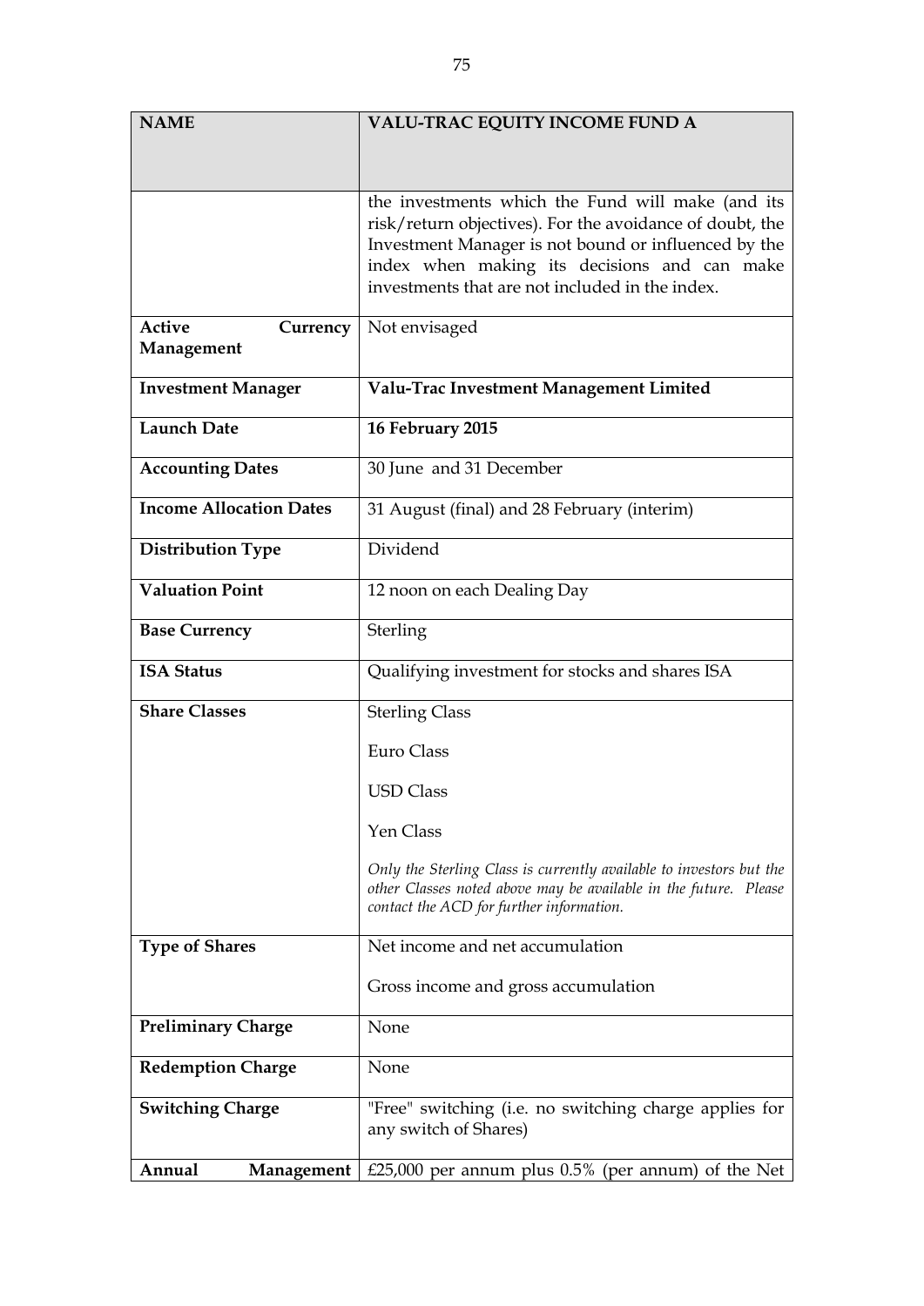| NAME | VALU-TRAC EQUITY INCOME FUND A |
|---|---|
| | the investments which the Fund will make (and its risk/return objectives). For the avoidance of doubt, the Investment Manager is not bound or influenced by the index when making its decisions and can make investments that are not included in the index. |
| **Active Currency Management** | Not envisaged |
| **Investment Manager** | **Valu-Trac Investment Management Limited** |
| **Launch Date** | **16 February 2015** |
| **Accounting Dates** | 30 June and 31 December |
| **Income Allocation Dates** | 31 August (final) and 28 February (interim) |
| **Distribution Type** | Dividend |
| **Valuation Point** | 12 noon on each Dealing Day |
| **Base Currency** | Sterling |
| **ISA Status** | Qualifying investment for stocks and shares ISA |
| **Share Classes** | Sterling Class<br><br>Euro Class<br><br>USD Class<br><br>Yen Class<br><br>*Only the Sterling Class is currently available to investors but the other Classes noted above may be available in the future. Please contact the ACD for further information.* |
| **Type of Shares** | Net income and net accumulation<br><br>Gross income and gross accumulation |
| **Preliminary Charge** | None |
| **Redemption Charge** | None |
| **Switching Charge** | "Free" switching (i.e. no switching charge applies for any switch of Shares) |
| **Annual Management** | £25,000 per annum plus 0.5% (per annum) of the Net |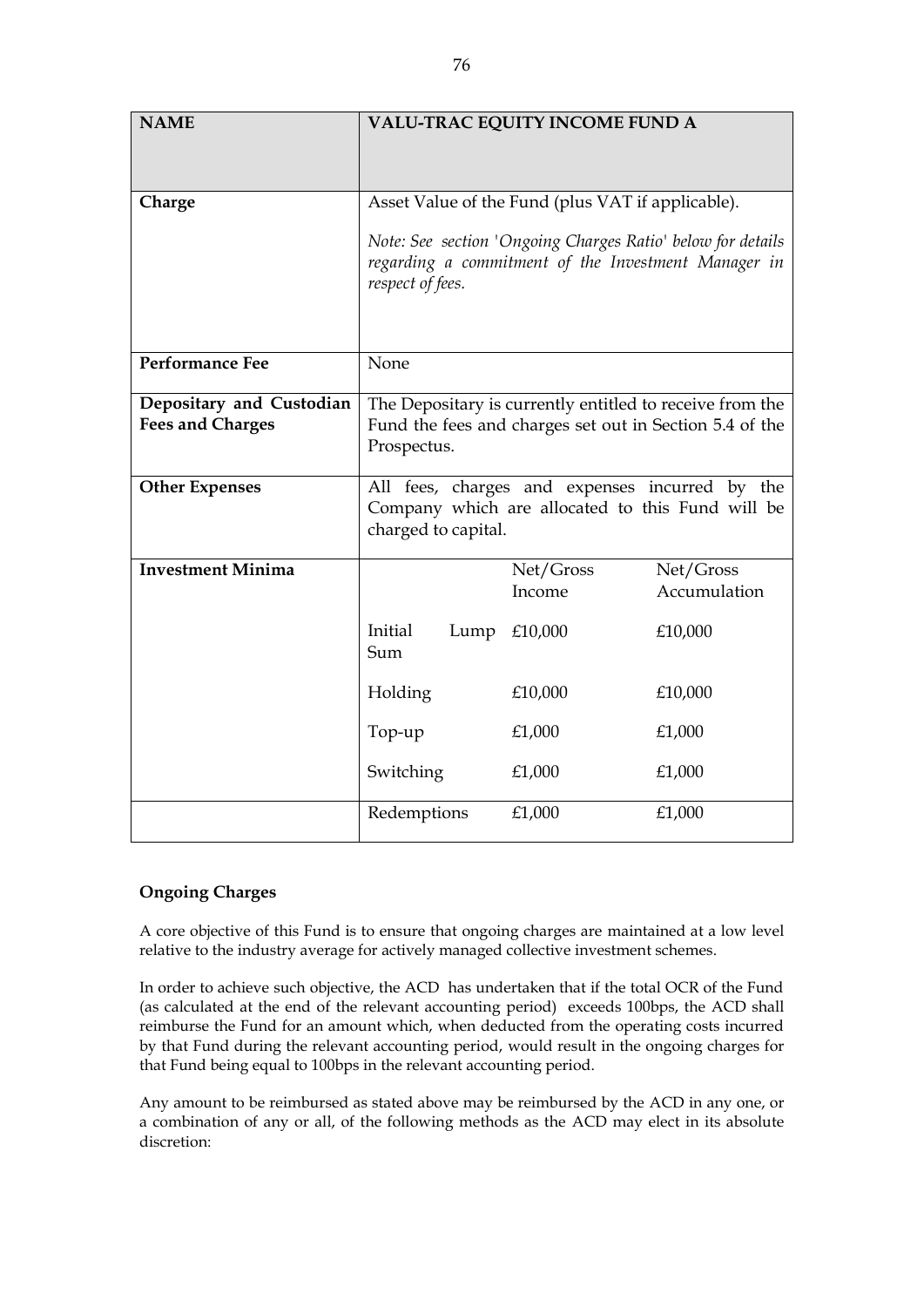| NAME | VALU-TRAC EQUITY INCOME FUND A |
|---|---|
| Charge | Asset Value of the Fund (plus VAT if applicable).<br><br>*Note: See section 'Ongoing Charges Ratio' below for details regarding a commitment of the Investment Manager in respect of fees.* |
| Performance Fee | None |
| Depositary and Custodian Fees and Charges | The Depositary is currently entitled to receive from the Fund the fees and charges set out in Section 5.4 of the Prospectus. |
| Other Expenses | All fees, charges and expenses incurred by the Company which are allocated to this Fund will be charged to capital. |

| Investment Minima | | Net/Gross Income | Net/Gross Accumulation |
|---|---|---|---|
| | Initial Lump Sum | £10,000 | £10,000 |
| | Holding | £10,000 | £10,000 |
| | Top-up | £1,000 | £1,000 |
| | Switching | £1,000 | £1,000 |
| | Redemptions | £1,000 | £1,000 |

**Ongoing Charges**

A core objective of this Fund is to ensure that ongoing charges are maintained at a low level relative to the industry average for actively managed collective investment schemes.

In order to achieve such objective, the ACD has undertaken that if the total OCR of the Fund (as calculated at the end of the relevant accounting period) exceeds 100bps, the ACD shall reimburse the Fund for an amount which, when deducted from the operating costs incurred by that Fund during the relevant accounting period, would result in the ongoing charges for that Fund being equal to 100bps in the relevant accounting period.

Any amount to be reimbursed as stated above may be reimbursed by the ACD in any one, or a combination of any or all, of the following methods as the ACD may elect in its absolute discretion: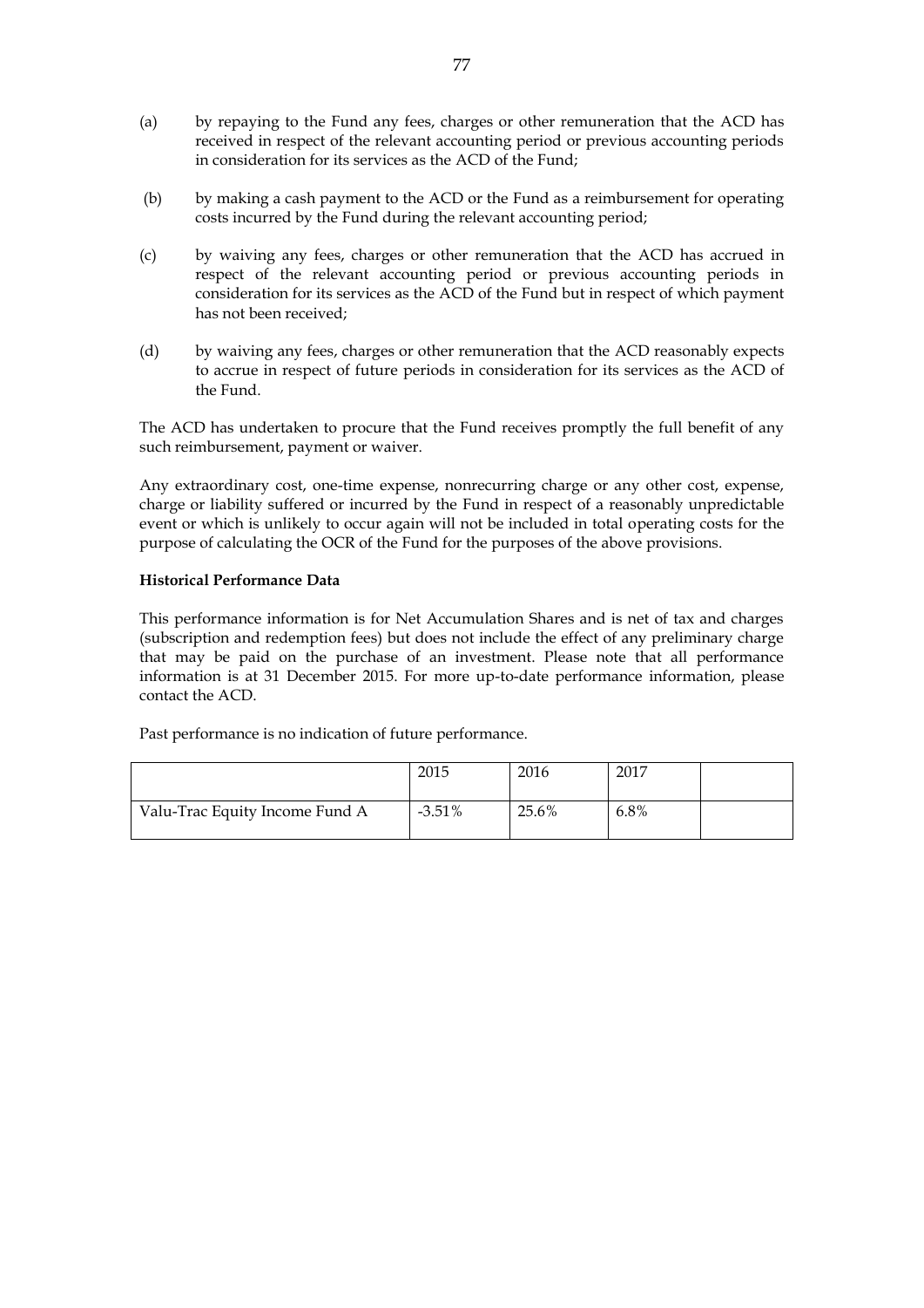(a) by repaying to the Fund any fees, charges or other remuneration that the ACD has received in respect of the relevant accounting period or previous accounting periods in consideration for its services as the ACD of the Fund;

(b) by making a cash payment to the ACD or the Fund as a reimbursement for operating costs incurred by the Fund during the relevant accounting period;

(c) by waiving any fees, charges or other remuneration that the ACD has accrued in respect of the relevant accounting period or previous accounting periods in consideration for its services as the ACD of the Fund but in respect of which payment has not been received;

(d) by waiving any fees, charges or other remuneration that the ACD reasonably expects to accrue in respect of future periods in consideration for its services as the ACD of the Fund.

The ACD has undertaken to procure that the Fund receives promptly the full benefit of any such reimbursement, payment or waiver.

Any extraordinary cost, one-time expense, nonrecurring charge or any other cost, expense, charge or liability suffered or incurred by the Fund in respect of a reasonably unpredictable event or which is unlikely to occur again will not be included in total operating costs for the purpose of calculating the OCR of the Fund for the purposes of the above provisions.

**Historical Performance Data**

This performance information is for Net Accumulation Shares and is net of tax and charges (subscription and redemption fees) but does not include the effect of any preliminary charge that may be paid on the purchase of an investment. Please note that all performance information is at 31 December 2015. For more up-to-date performance information, please contact the ACD.

Past performance is no indication of future performance.

| | 2015 | 2016 | 2017 | |
|---|---|---|---|---|
| Valu-Trac Equity Income Fund A | -3.51% | 25.6% | 6.8% | |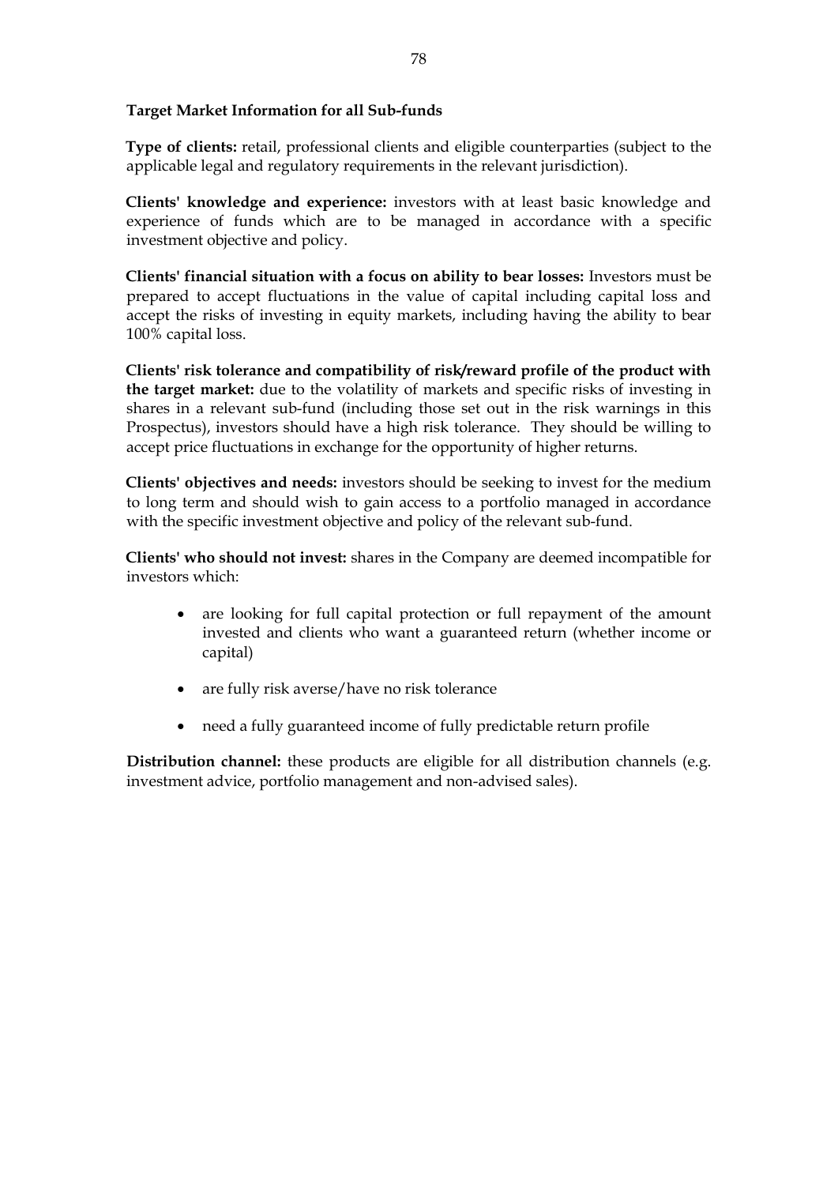**Target Market Information for all Sub-funds**

**Type of clients:** retail, professional clients and eligible counterparties (subject to the applicable legal and regulatory requirements in the relevant jurisdiction).

**Clients' knowledge and experience:** investors with at least basic knowledge and experience of funds which are to be managed in accordance with a specific investment objective and policy.

**Clients' financial situation with a focus on ability to bear losses:** Investors must be prepared to accept fluctuations in the value of capital including capital loss and accept the risks of investing in equity markets, including having the ability to bear 100% capital loss.

**Clients' risk tolerance and compatibility of risk/reward profile of the product with the target market:** due to the volatility of markets and specific risks of investing in shares in a relevant sub-fund (including those set out in the risk warnings in this Prospectus), investors should have a high risk tolerance. They should be willing to accept price fluctuations in exchange for the opportunity of higher returns.

**Clients' objectives and needs:** investors should be seeking to invest for the medium to long term and should wish to gain access to a portfolio managed in accordance with the specific investment objective and policy of the relevant sub-fund.

**Clients' who should not invest:** shares in the Company are deemed incompatible for investors which:

- are looking for full capital protection or full repayment of the amount invested and clients who want a guaranteed return (whether income or capital)
- are fully risk averse/have no risk tolerance
- need a fully guaranteed income of fully predictable return profile

**Distribution channel:** these products are eligible for all distribution channels (e.g. investment advice, portfolio management and non-advised sales).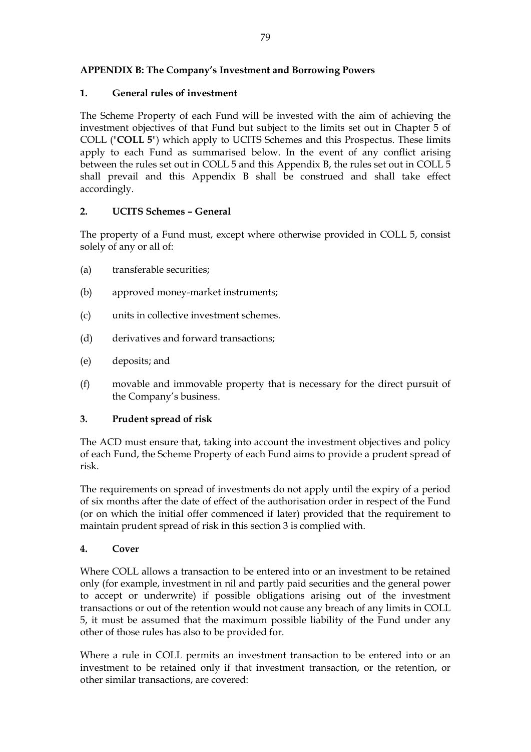## APPENDIX B: The Company's Investment and Borrowing Powers

### 1. General rules of investment

The Scheme Property of each Fund will be invested with the aim of achieving the investment objectives of that Fund but subject to the limits set out in Chapter 5 of COLL ("**COLL 5**") which apply to UCITS Schemes and this Prospectus. These limits apply to each Fund as summarised below. In the event of any conflict arising between the rules set out in COLL 5 and this Appendix B, the rules set out in COLL 5 shall prevail and this Appendix B shall be construed and shall take effect accordingly.

### 2. UCITS Schemes – General

The property of a Fund must, except where otherwise provided in COLL 5, consist solely of any or all of:

(a) transferable securities;

(b) approved money-market instruments;

(c) units in collective investment schemes.

(d) derivatives and forward transactions;

(e) deposits; and

(f) movable and immovable property that is necessary for the direct pursuit of the Company's business.

### 3. Prudent spread of risk

The ACD must ensure that, taking into account the investment objectives and policy of each Fund, the Scheme Property of each Fund aims to provide a prudent spread of risk.

The requirements on spread of investments do not apply until the expiry of a period of six months after the date of effect of the authorisation order in respect of the Fund (or on which the initial offer commenced if later) provided that the requirement to maintain prudent spread of risk in this section 3 is complied with.

### 4. Cover

Where COLL allows a transaction to be entered into or an investment to be retained only (for example, investment in nil and partly paid securities and the general power to accept or underwrite) if possible obligations arising out of the investment transactions or out of the retention would not cause any breach of any limits in COLL 5, it must be assumed that the maximum possible liability of the Fund under any other of those rules has also to be provided for.

Where a rule in COLL permits an investment transaction to be entered into or an investment to be retained only if that investment transaction, or the retention, or other similar transactions, are covered: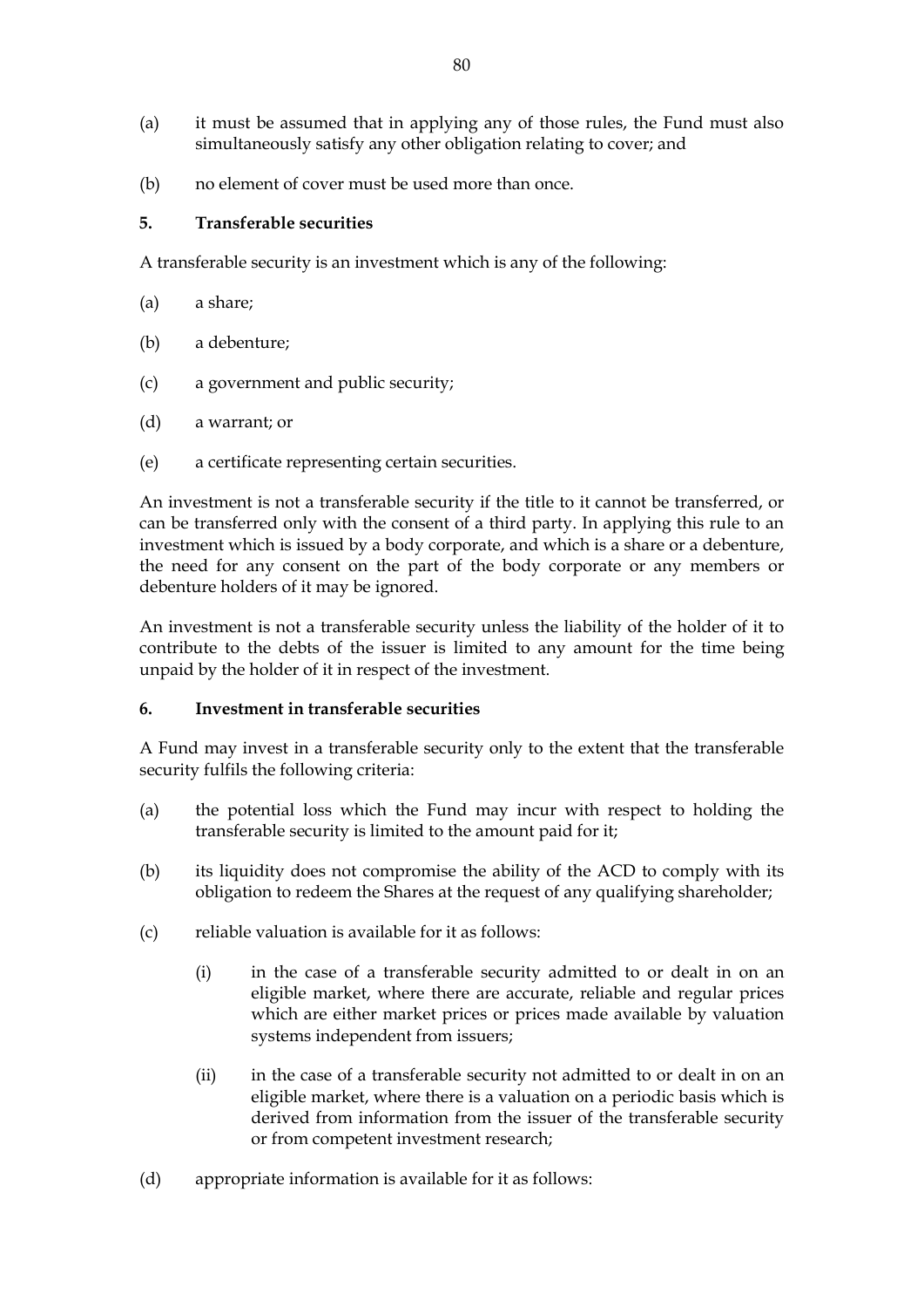(a) it must be assumed that in applying any of those rules, the Fund must also simultaneously satisfy any other obligation relating to cover; and

(b) no element of cover must be used more than once.

**5. Transferable securities**

A transferable security is an investment which is any of the following:

(a) a share;

(b) a debenture;

(c) a government and public security;

(d) a warrant; or

(e) a certificate representing certain securities.

An investment is not a transferable security if the title to it cannot be transferred, or can be transferred only with the consent of a third party. In applying this rule to an investment which is issued by a body corporate, and which is a share or a debenture, the need for any consent on the part of the body corporate or any members or debenture holders of it may be ignored.

An investment is not a transferable security unless the liability of the holder of it to contribute to the debts of the issuer is limited to any amount for the time being unpaid by the holder of it in respect of the investment.

**6. Investment in transferable securities**

A Fund may invest in a transferable security only to the extent that the transferable security fulfils the following criteria:

(a) the potential loss which the Fund may incur with respect to holding the transferable security is limited to the amount paid for it;

(b) its liquidity does not compromise the ability of the ACD to comply with its obligation to redeem the Shares at the request of any qualifying shareholder;

(c) reliable valuation is available for it as follows:

  (i) in the case of a transferable security admitted to or dealt in on an eligible market, where there are accurate, reliable and regular prices which are either market prices or prices made available by valuation systems independent from issuers;

  (ii) in the case of a transferable security not admitted to or dealt in on an eligible market, where there is a valuation on a periodic basis which is derived from information from the issuer of the transferable security or from competent investment research;

(d) appropriate information is available for it as follows: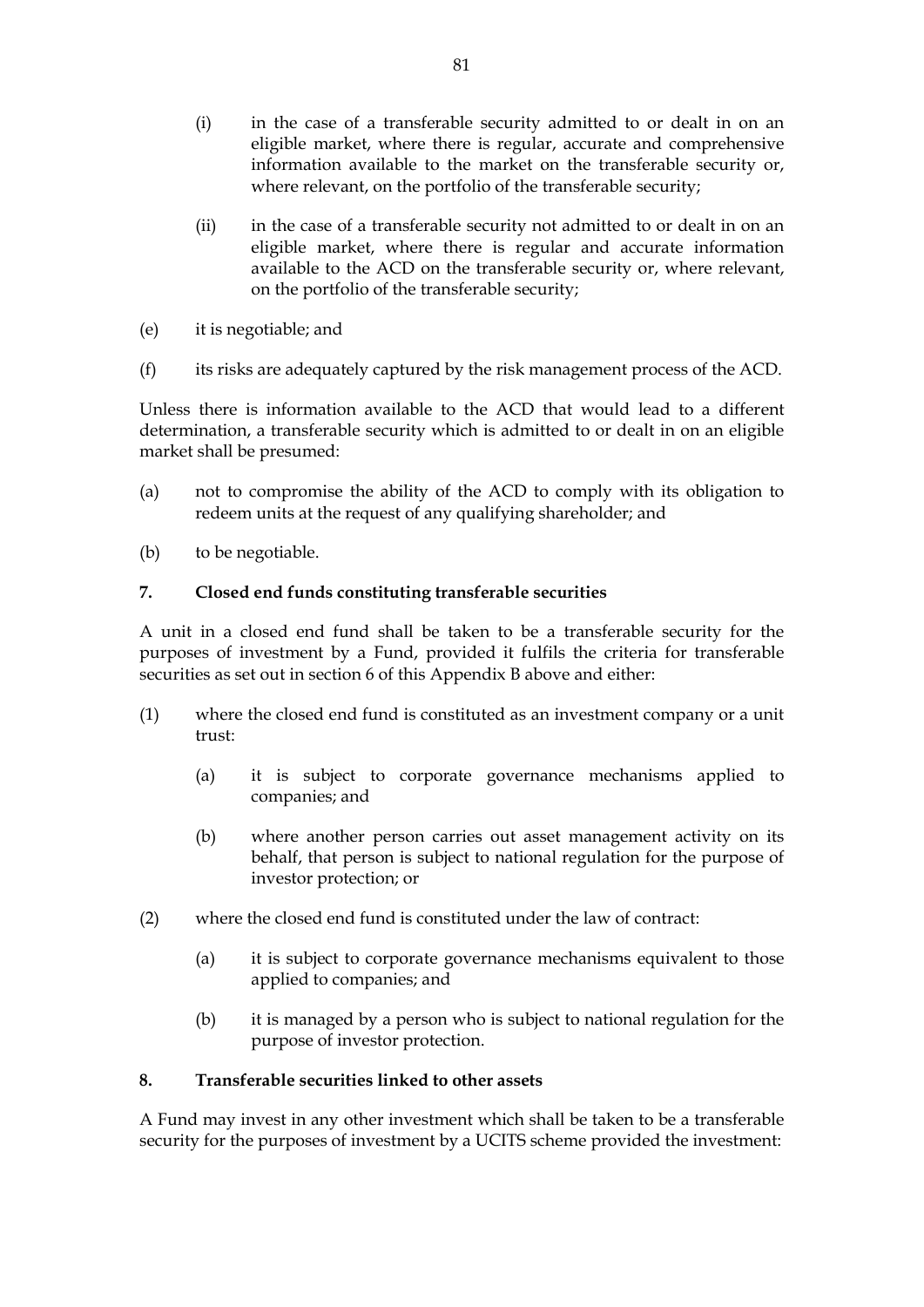(i) in the case of a transferable security admitted to or dealt in on an eligible market, where there is regular, accurate and comprehensive information available to the market on the transferable security or, where relevant, on the portfolio of the transferable security;

(ii) in the case of a transferable security not admitted to or dealt in on an eligible market, where there is regular and accurate information available to the ACD on the transferable security or, where relevant, on the portfolio of the transferable security;

(e) it is negotiable; and

(f) its risks are adequately captured by the risk management process of the ACD.

Unless there is information available to the ACD that would lead to a different determination, a transferable security which is admitted to or dealt in on an eligible market shall be presumed:

(a) not to compromise the ability of the ACD to comply with its obligation to redeem units at the request of any qualifying shareholder; and

(b) to be negotiable.

**7. Closed end funds constituting transferable securities**

A unit in a closed end fund shall be taken to be a transferable security for the purposes of investment by a Fund, provided it fulfils the criteria for transferable securities as set out in section 6 of this Appendix B above and either:

(1) where the closed end fund is constituted as an investment company or a unit trust:

  (a) it is subject to corporate governance mechanisms applied to companies; and

  (b) where another person carries out asset management activity on its behalf, that person is subject to national regulation for the purpose of investor protection; or

(2) where the closed end fund is constituted under the law of contract:

  (a) it is subject to corporate governance mechanisms equivalent to those applied to companies; and

  (b) it is managed by a person who is subject to national regulation for the purpose of investor protection.

**8. Transferable securities linked to other assets**

A Fund may invest in any other investment which shall be taken to be a transferable security for the purposes of investment by a UCITS scheme provided the investment: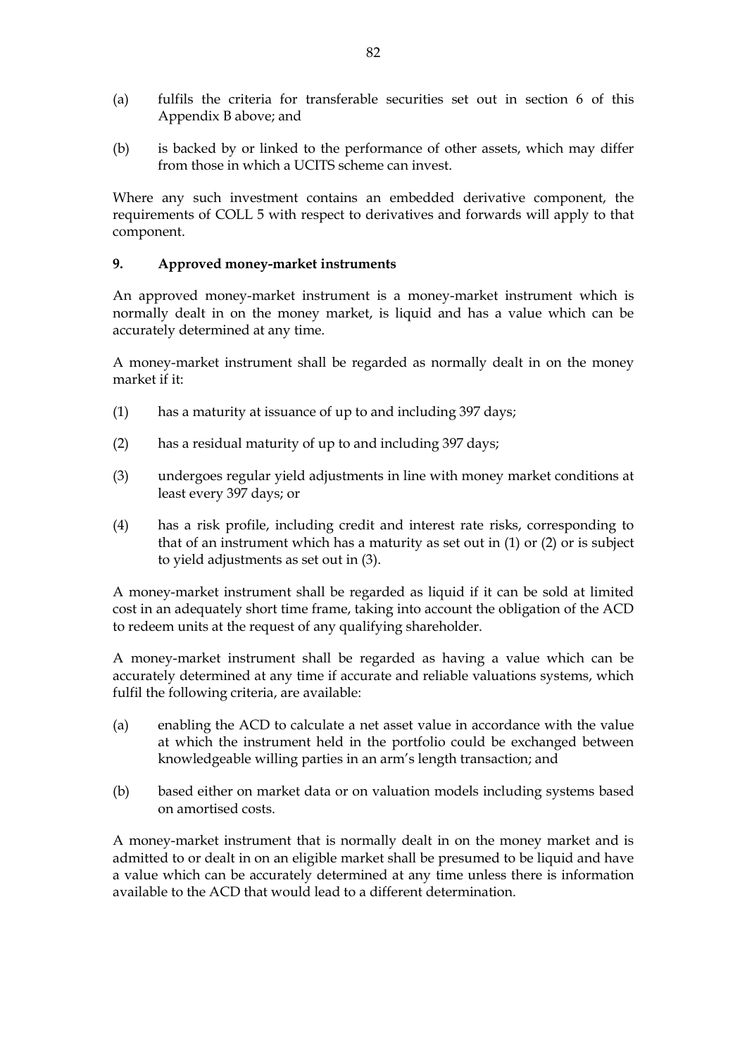(a) fulfils the criteria for transferable securities set out in section 6 of this Appendix B above; and

(b) is backed by or linked to the performance of other assets, which may differ from those in which a UCITS scheme can invest.

Where any such investment contains an embedded derivative component, the requirements of COLL 5 with respect to derivatives and forwards will apply to that component.

### 9. Approved money-market instruments

An approved money-market instrument is a money-market instrument which is normally dealt in on the money market, is liquid and has a value which can be accurately determined at any time.

A money-market instrument shall be regarded as normally dealt in on the money market if it:

(1) has a maturity at issuance of up to and including 397 days;

(2) has a residual maturity of up to and including 397 days;

(3) undergoes regular yield adjustments in line with money market conditions at least every 397 days; or

(4) has a risk profile, including credit and interest rate risks, corresponding to that of an instrument which has a maturity as set out in (1) or (2) or is subject to yield adjustments as set out in (3).

A money-market instrument shall be regarded as liquid if it can be sold at limited cost in an adequately short time frame, taking into account the obligation of the ACD to redeem units at the request of any qualifying shareholder.

A money-market instrument shall be regarded as having a value which can be accurately determined at any time if accurate and reliable valuations systems, which fulfil the following criteria, are available:

(a) enabling the ACD to calculate a net asset value in accordance with the value at which the instrument held in the portfolio could be exchanged between knowledgeable willing parties in an arm's length transaction; and

(b) based either on market data or on valuation models including systems based on amortised costs.

A money-market instrument that is normally dealt in on the money market and is admitted to or dealt in on an eligible market shall be presumed to be liquid and have a value which can be accurately determined at any time unless there is information available to the ACD that would lead to a different determination.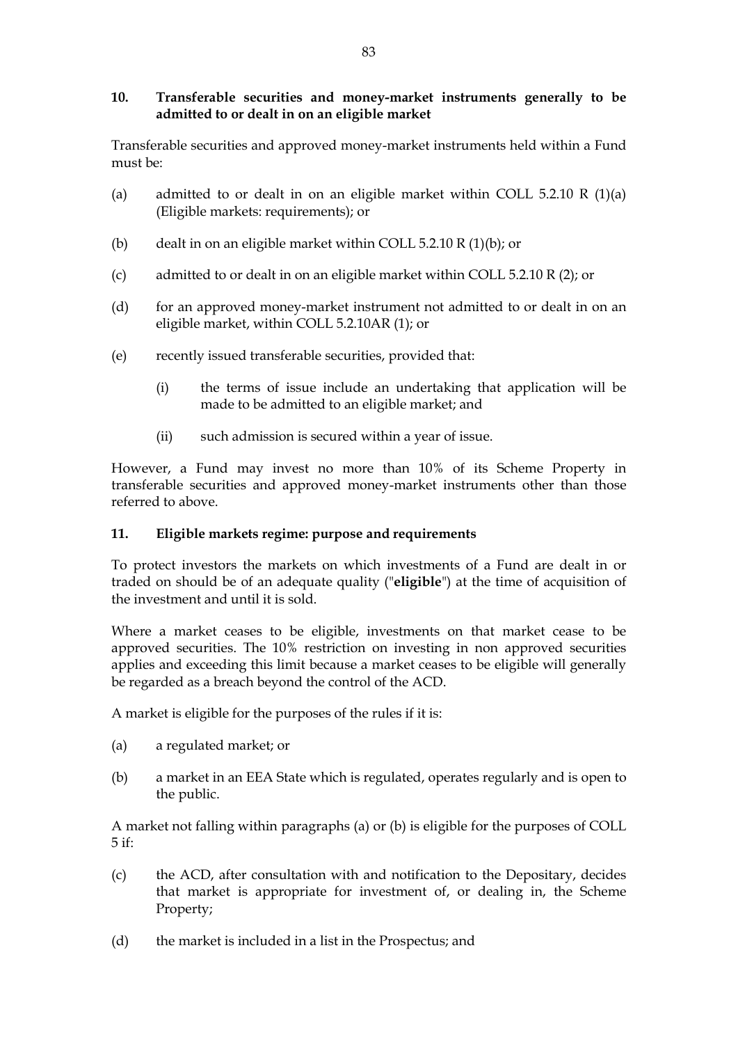## 10. Transferable securities and money-market instruments generally to be admitted to or dealt in on an eligible market

Transferable securities and approved money-market instruments held within a Fund must be:

(a) admitted to or dealt in on an eligible market within COLL 5.2.10 R (1)(a) (Eligible markets: requirements); or

(b) dealt in on an eligible market within COLL 5.2.10 R (1)(b); or

(c) admitted to or dealt in on an eligible market within COLL 5.2.10 R (2); or

(d) for an approved money-market instrument not admitted to or dealt in on an eligible market, within COLL 5.2.10AR (1); or

(e) recently issued transferable securities, provided that:

  (i) the terms of issue include an undertaking that application will be made to be admitted to an eligible market; and

  (ii) such admission is secured within a year of issue.

However, a Fund may invest no more than 10% of its Scheme Property in transferable securities and approved money-market instruments other than those referred to above.

## 11. Eligible markets regime: purpose and requirements

To protect investors the markets on which investments of a Fund are dealt in or traded on should be of an adequate quality ("**eligible**") at the time of acquisition of the investment and until it is sold.

Where a market ceases to be eligible, investments on that market cease to be approved securities. The 10% restriction on investing in non approved securities applies and exceeding this limit because a market ceases to be eligible will generally be regarded as a breach beyond the control of the ACD.

A market is eligible for the purposes of the rules if it is:

(a) a regulated market; or

(b) a market in an EEA State which is regulated, operates regularly and is open to the public.

A market not falling within paragraphs (a) or (b) is eligible for the purposes of COLL 5 if:

(c) the ACD, after consultation with and notification to the Depositary, decides that market is appropriate for investment of, or dealing in, the Scheme Property;

(d) the market is included in a list in the Prospectus; and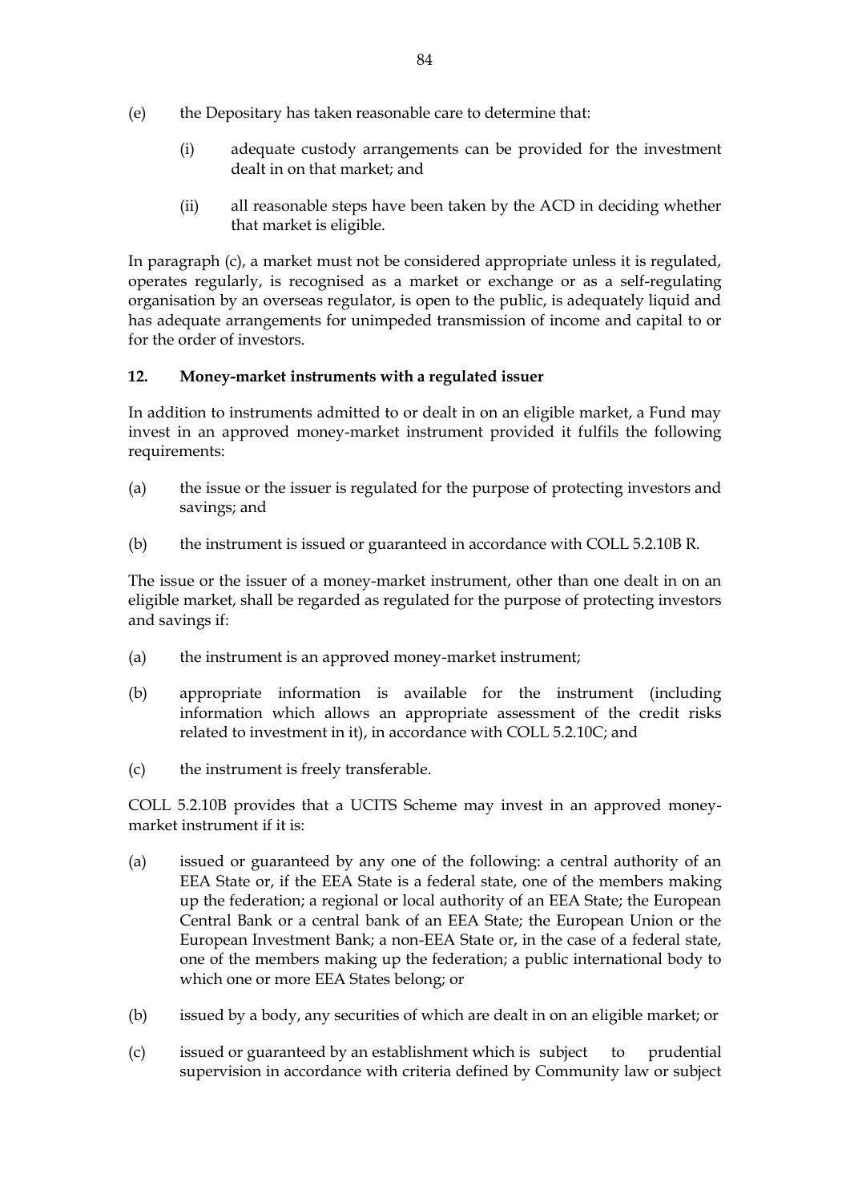(e) the Depositary has taken reasonable care to determine that:

   (i) adequate custody arrangements can be provided for the investment dealt in on that market; and

   (ii) all reasonable steps have been taken by the ACD in deciding whether that market is eligible.

In paragraph (c), a market must not be considered appropriate unless it is regulated, operates regularly, is recognised as a market or exchange or as a self-regulating organisation by an overseas regulator, is open to the public, is adequately liquid and has adequate arrangements for unimpeded transmission of income and capital to or for the order of investors.

**12. Money-market instruments with a regulated issuer**

In addition to instruments admitted to or dealt in on an eligible market, a Fund may invest in an approved money-market instrument provided it fulfils the following requirements:

(a) the issue or the issuer is regulated for the purpose of protecting investors and savings; and

(b) the instrument is issued or guaranteed in accordance with COLL 5.2.10B R.

The issue or the issuer of a money-market instrument, other than one dealt in on an eligible market, shall be regarded as regulated for the purpose of protecting investors and savings if:

(a) the instrument is an approved money-market instrument;

(b) appropriate information is available for the instrument (including information which allows an appropriate assessment of the credit risks related to investment in it), in accordance with COLL 5.2.10C; and

(c) the instrument is freely transferable.

COLL 5.2.10B provides that a UCITS Scheme may invest in an approved money-market instrument if it is:

(a) issued or guaranteed by any one of the following: a central authority of an EEA State or, if the EEA State is a federal state, one of the members making up the federation; a regional or local authority of an EEA State; the European Central Bank or a central bank of an EEA State; the European Union or the European Investment Bank; a non-EEA State or, in the case of a federal state, one of the members making up the federation; a public international body to which one or more EEA States belong; or

(b) issued by a body, any securities of which are dealt in on an eligible market; or

(c) issued or guaranteed by an establishment which is subject to prudential supervision in accordance with criteria defined by Community law or subject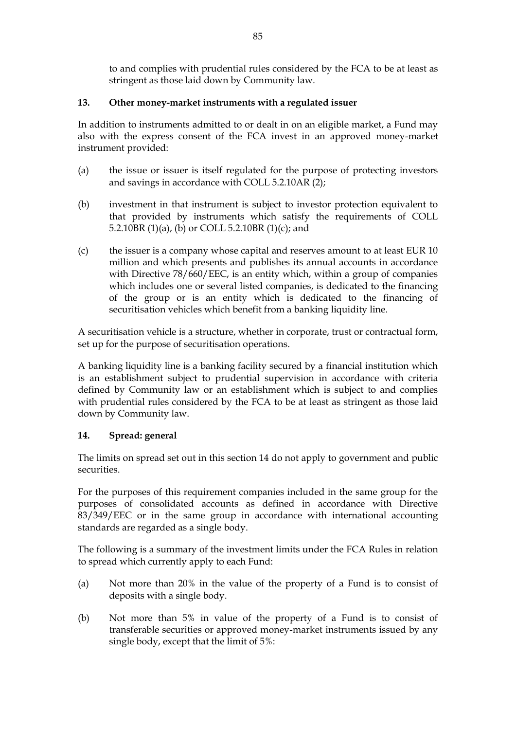to and complies with prudential rules considered by the FCA to be at least as stringent as those laid down by Community law.

### 13. Other money-market instruments with a regulated issuer

In addition to instruments admitted to or dealt in on an eligible market, a Fund may also with the express consent of the FCA invest in an approved money-market instrument provided:

(a) the issue or issuer is itself regulated for the purpose of protecting investors and savings in accordance with COLL 5.2.10AR (2);

(b) investment in that instrument is subject to investor protection equivalent to that provided by instruments which satisfy the requirements of COLL 5.2.10BR (1)(a), (b) or COLL 5.2.10BR (1)(c); and

(c) the issuer is a company whose capital and reserves amount to at least EUR 10 million and which presents and publishes its annual accounts in accordance with Directive 78/660/EEC, is an entity which, within a group of companies which includes one or several listed companies, is dedicated to the financing of the group or is an entity which is dedicated to the financing of securitisation vehicles which benefit from a banking liquidity line.

A securitisation vehicle is a structure, whether in corporate, trust or contractual form, set up for the purpose of securitisation operations.

A banking liquidity line is a banking facility secured by a financial institution which is an establishment subject to prudential supervision in accordance with criteria defined by Community law or an establishment which is subject to and complies with prudential rules considered by the FCA to be at least as stringent as those laid down by Community law.

### 14. Spread: general

The limits on spread set out in this section 14 do not apply to government and public securities.

For the purposes of this requirement companies included in the same group for the purposes of consolidated accounts as defined in accordance with Directive 83/349/EEC or in the same group in accordance with international accounting standards are regarded as a single body.

The following is a summary of the investment limits under the FCA Rules in relation to spread which currently apply to each Fund:

(a) Not more than 20% in the value of the property of a Fund is to consist of deposits with a single body.

(b) Not more than 5% in value of the property of a Fund is to consist of transferable securities or approved money-market instruments issued by any single body, except that the limit of 5%: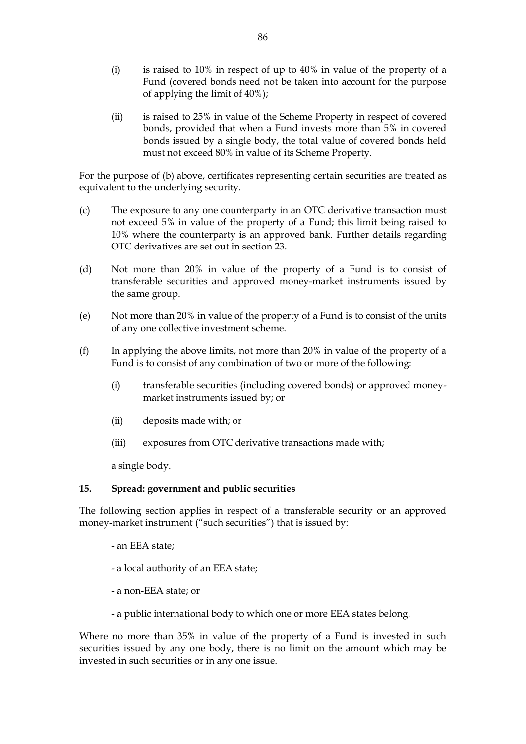(i) is raised to 10% in respect of up to 40% in value of the property of a Fund (covered bonds need not be taken into account for the purpose of applying the limit of 40%);

(ii) is raised to 25% in value of the Scheme Property in respect of covered bonds, provided that when a Fund invests more than 5% in covered bonds issued by a single body, the total value of covered bonds held must not exceed 80% in value of its Scheme Property.

For the purpose of (b) above, certificates representing certain securities are treated as equivalent to the underlying security.

(c) The exposure to any one counterparty in an OTC derivative transaction must not exceed 5% in value of the property of a Fund; this limit being raised to 10% where the counterparty is an approved bank. Further details regarding OTC derivatives are set out in section 23.

(d) Not more than 20% in value of the property of a Fund is to consist of transferable securities and approved money-market instruments issued by the same group.

(e) Not more than 20% in value of the property of a Fund is to consist of the units of any one collective investment scheme.

(f) In applying the above limits, not more than 20% in value of the property of a Fund is to consist of any combination of two or more of the following:

(i) transferable securities (including covered bonds) or approved money-market instruments issued by; or

(ii) deposits made with; or

(iii) exposures from OTC derivative transactions made with;

a single body.

**15. Spread: government and public securities**

The following section applies in respect of a transferable security or an approved money-market instrument ("such securities") that is issued by:

- an EEA state;

- a local authority of an EEA state;

- a non-EEA state; or

- a public international body to which one or more EEA states belong.

Where no more than 35% in value of the property of a Fund is invested in such securities issued by any one body, there is no limit on the amount which may be invested in such securities or in any one issue.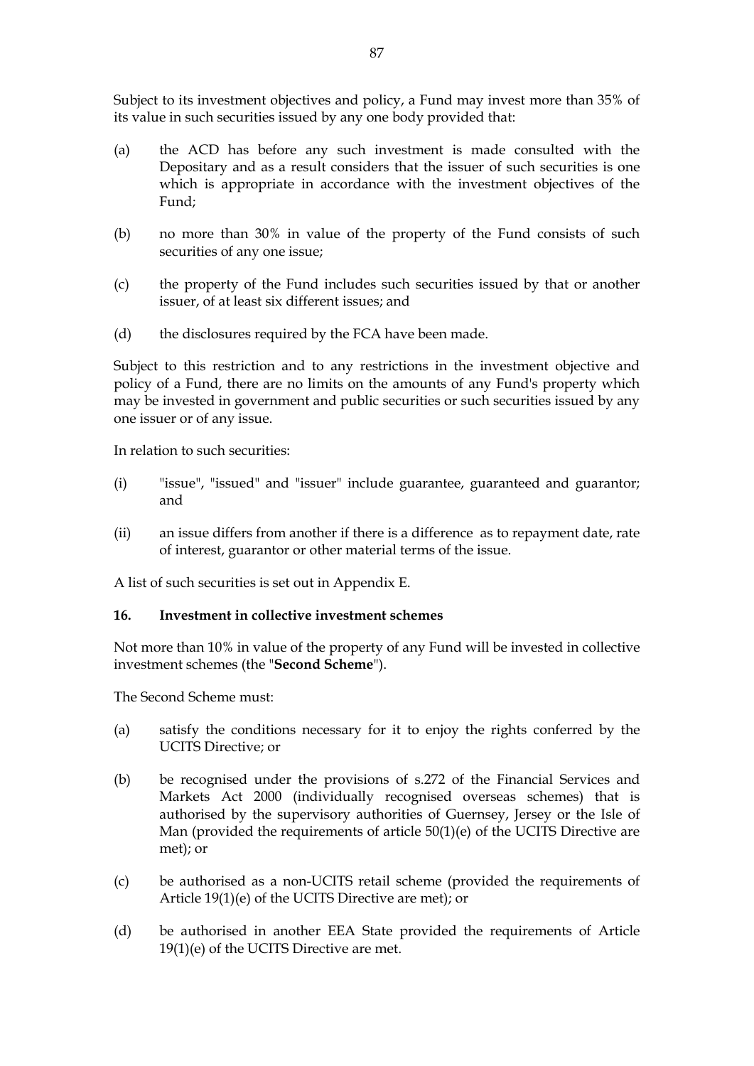Subject to its investment objectives and policy, a Fund may invest more than 35% of its value in such securities issued by any one body provided that:

(a) the ACD has before any such investment is made consulted with the Depositary and as a result considers that the issuer of such securities is one which is appropriate in accordance with the investment objectives of the Fund;

(b) no more than 30% in value of the property of the Fund consists of such securities of any one issue;

(c) the property of the Fund includes such securities issued by that or another issuer, of at least six different issues; and

(d) the disclosures required by the FCA have been made.

Subject to this restriction and to any restrictions in the investment objective and policy of a Fund, there are no limits on the amounts of any Fund's property which may be invested in government and public securities or such securities issued by any one issuer or of any issue.

In relation to such securities:

(i) "issue", "issued" and "issuer" include guarantee, guaranteed and guarantor; and

(ii) an issue differs from another if there is a difference as to repayment date, rate of interest, guarantor or other material terms of the issue.

A list of such securities is set out in Appendix E.

### 16. Investment in collective investment schemes

Not more than 10% in value of the property of any Fund will be invested in collective investment schemes (the "**Second Scheme**").

The Second Scheme must:

(a) satisfy the conditions necessary for it to enjoy the rights conferred by the UCITS Directive; or

(b) be recognised under the provisions of s.272 of the Financial Services and Markets Act 2000 (individually recognised overseas schemes) that is authorised by the supervisory authorities of Guernsey, Jersey or the Isle of Man (provided the requirements of article 50(1)(e) of the UCITS Directive are met); or

(c) be authorised as a non-UCITS retail scheme (provided the requirements of Article 19(1)(e) of the UCITS Directive are met); or

(d) be authorised in another EEA State provided the requirements of Article 19(1)(e) of the UCITS Directive are met.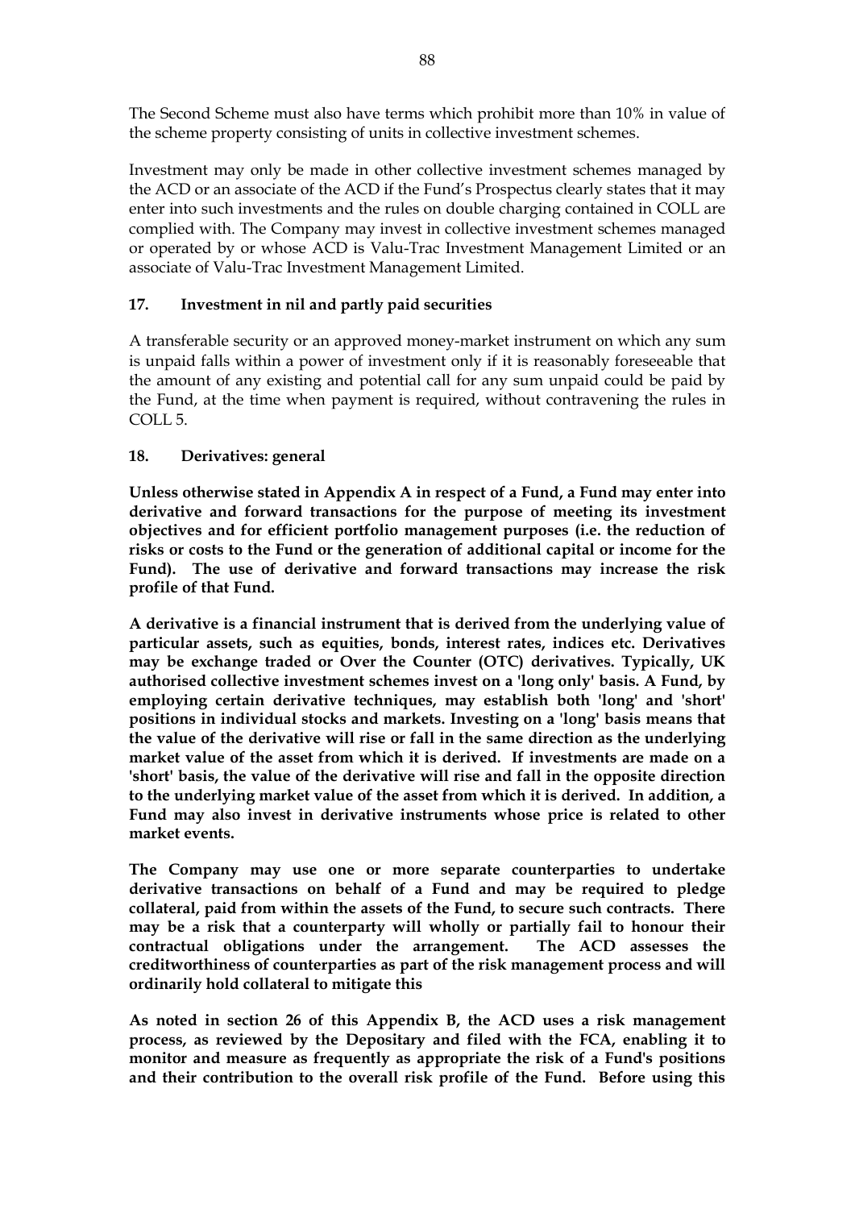The Second Scheme must also have terms which prohibit more than 10% in value of the scheme property consisting of units in collective investment schemes.

Investment may only be made in other collective investment schemes managed by the ACD or an associate of the ACD if the Fund's Prospectus clearly states that it may enter into such investments and the rules on double charging contained in COLL are complied with. The Company may invest in collective investment schemes managed or operated by or whose ACD is Valu-Trac Investment Management Limited or an associate of Valu-Trac Investment Management Limited.

## 17. Investment in nil and partly paid securities

A transferable security or an approved money-market instrument on which any sum is unpaid falls within a power of investment only if it is reasonably foreseeable that the amount of any existing and potential call for any sum unpaid could be paid by the Fund, at the time when payment is required, without contravening the rules in COLL 5.

## 18. Derivatives: general

**Unless otherwise stated in Appendix A in respect of a Fund, a Fund may enter into derivative and forward transactions for the purpose of meeting its investment objectives and for efficient portfolio management purposes (i.e. the reduction of risks or costs to the Fund or the generation of additional capital or income for the Fund). The use of derivative and forward transactions may increase the risk profile of that Fund.**

**A derivative is a financial instrument that is derived from the underlying value of particular assets, such as equities, bonds, interest rates, indices etc. Derivatives may be exchange traded or Over the Counter (OTC) derivatives. Typically, UK authorised collective investment schemes invest on a 'long only' basis. A Fund, by employing certain derivative techniques, may establish both 'long' and 'short' positions in individual stocks and markets. Investing on a 'long' basis means that the value of the derivative will rise or fall in the same direction as the underlying market value of the asset from which it is derived. If investments are made on a 'short' basis, the value of the derivative will rise and fall in the opposite direction to the underlying market value of the asset from which it is derived. In addition, a Fund may also invest in derivative instruments whose price is related to other market events.**

**The Company may use one or more separate counterparties to undertake derivative transactions on behalf of a Fund and may be required to pledge collateral, paid from within the assets of the Fund, to secure such contracts. There may be a risk that a counterparty will wholly or partially fail to honour their contractual obligations under the arrangement. The ACD assesses the creditworthiness of counterparties as part of the risk management process and will ordinarily hold collateral to mitigate this**

**As noted in section 26 of this Appendix B, the ACD uses a risk management process, as reviewed by the Depositary and filed with the FCA, enabling it to monitor and measure as frequently as appropriate the risk of a Fund's positions and their contribution to the overall risk profile of the Fund. Before using this**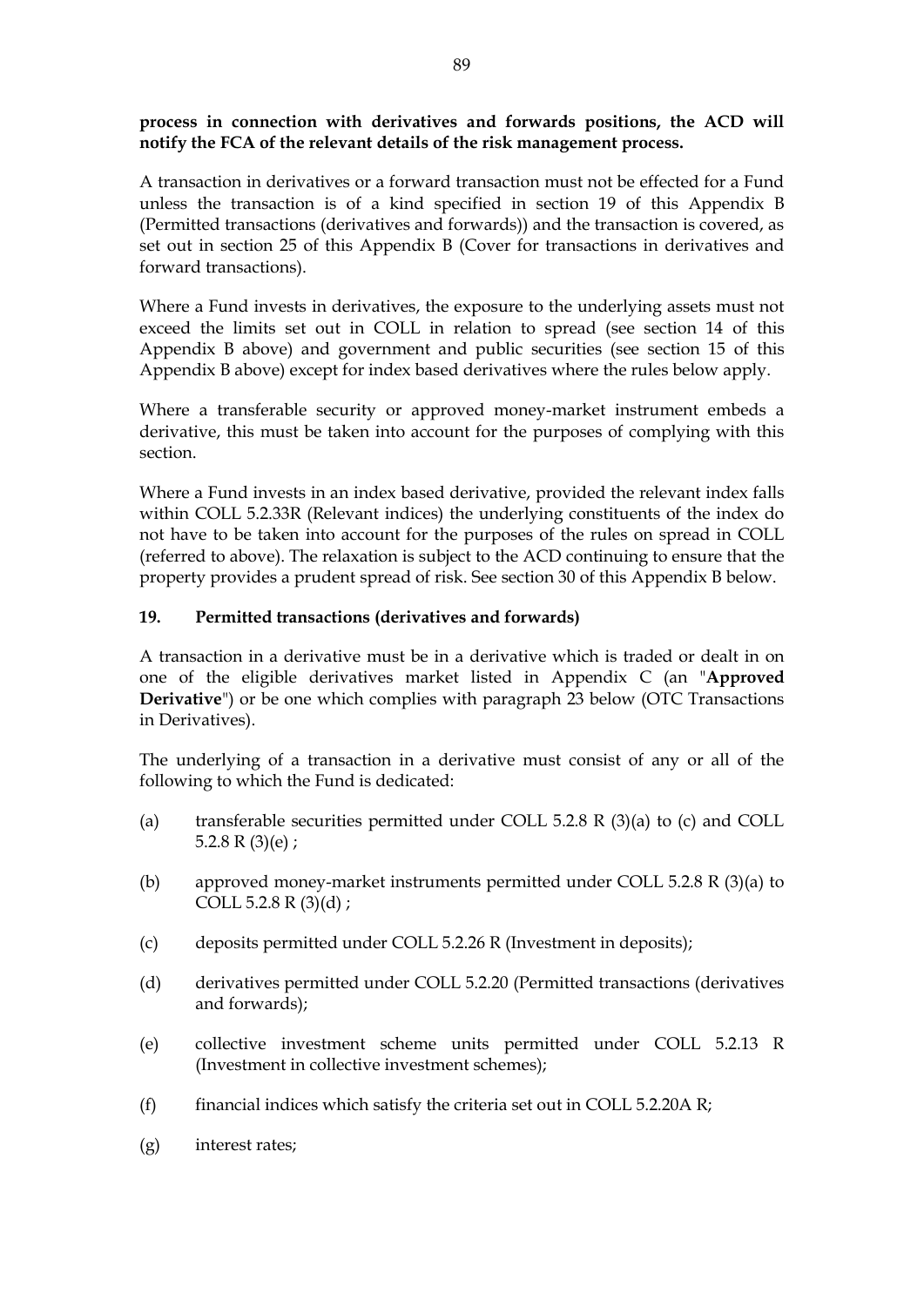**process in connection with derivatives and forwards positions, the ACD will notify the FCA of the relevant details of the risk management process.**

A transaction in derivatives or a forward transaction must not be effected for a Fund unless the transaction is of a kind specified in section 19 of this Appendix B (Permitted transactions (derivatives and forwards)) and the transaction is covered, as set out in section 25 of this Appendix B (Cover for transactions in derivatives and forward transactions).

Where a Fund invests in derivatives, the exposure to the underlying assets must not exceed the limits set out in COLL in relation to spread (see section 14 of this Appendix B above) and government and public securities (see section 15 of this Appendix B above) except for index based derivatives where the rules below apply.

Where a transferable security or approved money-market instrument embeds a derivative, this must be taken into account for the purposes of complying with this section.

Where a Fund invests in an index based derivative, provided the relevant index falls within COLL 5.2.33R (Relevant indices) the underlying constituents of the index do not have to be taken into account for the purposes of the rules on spread in COLL (referred to above). The relaxation is subject to the ACD continuing to ensure that the property provides a prudent spread of risk. See section 30 of this Appendix B below.

## 19. Permitted transactions (derivatives and forwards)

A transaction in a derivative must be in a derivative which is traded or dealt in on one of the eligible derivatives market listed in Appendix C (an "**Approved Derivative**") or be one which complies with paragraph 23 below (OTC Transactions in Derivatives).

The underlying of a transaction in a derivative must consist of any or all of the following to which the Fund is dedicated:

(a) transferable securities permitted under COLL 5.2.8 R (3)(a) to (c) and COLL 5.2.8 R (3)(e) ;

(b) approved money-market instruments permitted under COLL 5.2.8 R (3)(a) to COLL 5.2.8 R (3)(d) ;

(c) deposits permitted under COLL 5.2.26 R (Investment in deposits);

(d) derivatives permitted under COLL 5.2.20 (Permitted transactions (derivatives and forwards);

(e) collective investment scheme units permitted under COLL 5.2.13 R (Investment in collective investment schemes);

(f) financial indices which satisfy the criteria set out in COLL 5.2.20A R;

(g) interest rates;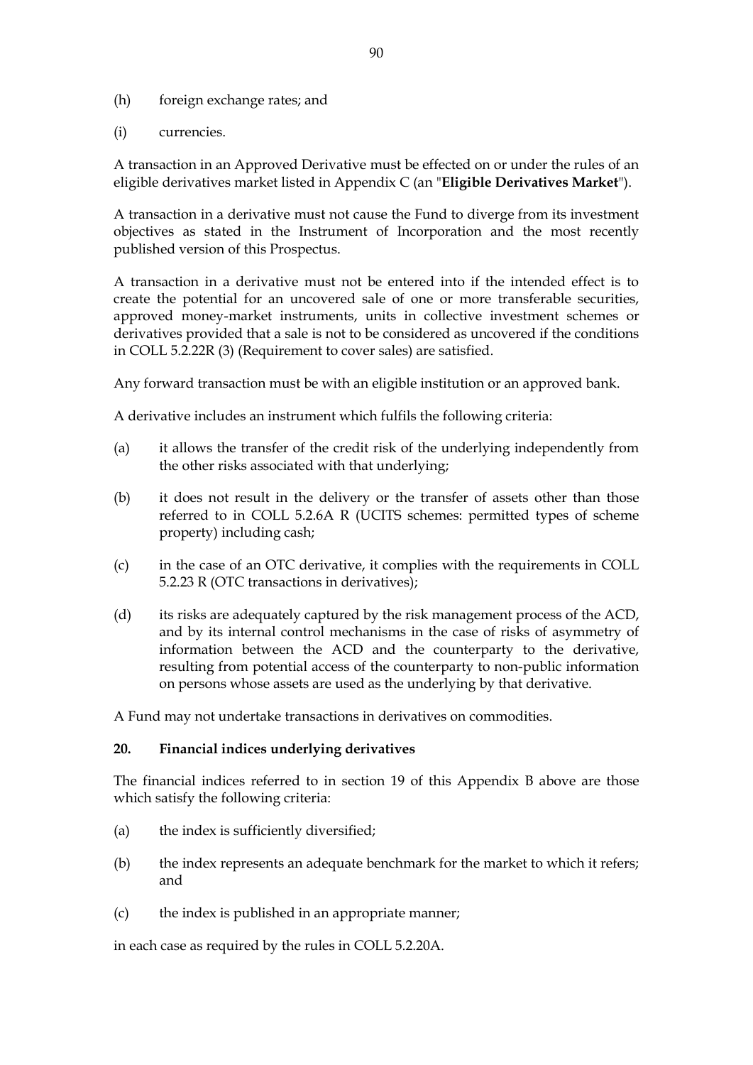(h) foreign exchange rates; and

(i) currencies.

A transaction in an Approved Derivative must be effected on or under the rules of an eligible derivatives market listed in Appendix C (an "**Eligible Derivatives Market**").

A transaction in a derivative must not cause the Fund to diverge from its investment objectives as stated in the Instrument of Incorporation and the most recently published version of this Prospectus.

A transaction in a derivative must not be entered into if the intended effect is to create the potential for an uncovered sale of one or more transferable securities, approved money-market instruments, units in collective investment schemes or derivatives provided that a sale is not to be considered as uncovered if the conditions in COLL 5.2.22R (3) (Requirement to cover sales) are satisfied.

Any forward transaction must be with an eligible institution or an approved bank.

A derivative includes an instrument which fulfils the following criteria:

(a) it allows the transfer of the credit risk of the underlying independently from the other risks associated with that underlying;

(b) it does not result in the delivery or the transfer of assets other than those referred to in COLL 5.2.6A R (UCITS schemes: permitted types of scheme property) including cash;

(c) in the case of an OTC derivative, it complies with the requirements in COLL 5.2.23 R (OTC transactions in derivatives);

(d) its risks are adequately captured by the risk management process of the ACD, and by its internal control mechanisms in the case of risks of asymmetry of information between the ACD and the counterparty to the derivative, resulting from potential access of the counterparty to non-public information on persons whose assets are used as the underlying by that derivative.

A Fund may not undertake transactions in derivatives on commodities.

## 20. Financial indices underlying derivatives

The financial indices referred to in section 19 of this Appendix B above are those which satisfy the following criteria:

(a) the index is sufficiently diversified;

(b) the index represents an adequate benchmark for the market to which it refers; and

(c) the index is published in an appropriate manner;

in each case as required by the rules in COLL 5.2.20A.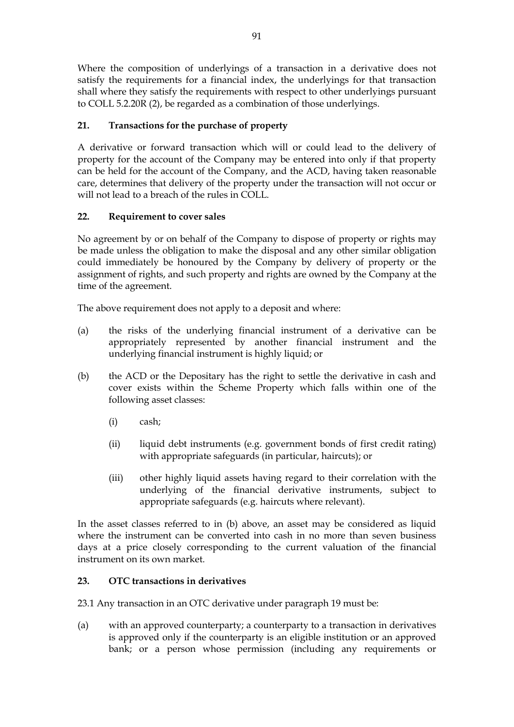Where the composition of underlyings of a transaction in a derivative does not satisfy the requirements for a financial index, the underlyings for that transaction shall where they satisfy the requirements with respect to other underlyings pursuant to COLL 5.2.20R (2), be regarded as a combination of those underlyings.

## 21. Transactions for the purchase of property

A derivative or forward transaction which will or could lead to the delivery of property for the account of the Company may be entered into only if that property can be held for the account of the Company, and the ACD, having taken reasonable care, determines that delivery of the property under the transaction will not occur or will not lead to a breach of the rules in COLL.

## 22. Requirement to cover sales

No agreement by or on behalf of the Company to dispose of property or rights may be made unless the obligation to make the disposal and any other similar obligation could immediately be honoured by the Company by delivery of property or the assignment of rights, and such property and rights are owned by the Company at the time of the agreement.

The above requirement does not apply to a deposit and where:

(a) the risks of the underlying financial instrument of a derivative can be appropriately represented by another financial instrument and the underlying financial instrument is highly liquid; or

(b) the ACD or the Depositary has the right to settle the derivative in cash and cover exists within the Scheme Property which falls within one of the following asset classes:

  (i) cash;

  (ii) liquid debt instruments (e.g. government bonds of first credit rating) with appropriate safeguards (in particular, haircuts); or

  (iii) other highly liquid assets having regard to their correlation with the underlying of the financial derivative instruments, subject to appropriate safeguards (e.g. haircuts where relevant).

In the asset classes referred to in (b) above, an asset may be considered as liquid where the instrument can be converted into cash in no more than seven business days at a price closely corresponding to the current valuation of the financial instrument on its own market.

## 23. OTC transactions in derivatives

23.1 Any transaction in an OTC derivative under paragraph 19 must be:

(a) with an approved counterparty; a counterparty to a transaction in derivatives is approved only if the counterparty is an eligible institution or an approved bank; or a person whose permission (including any requirements or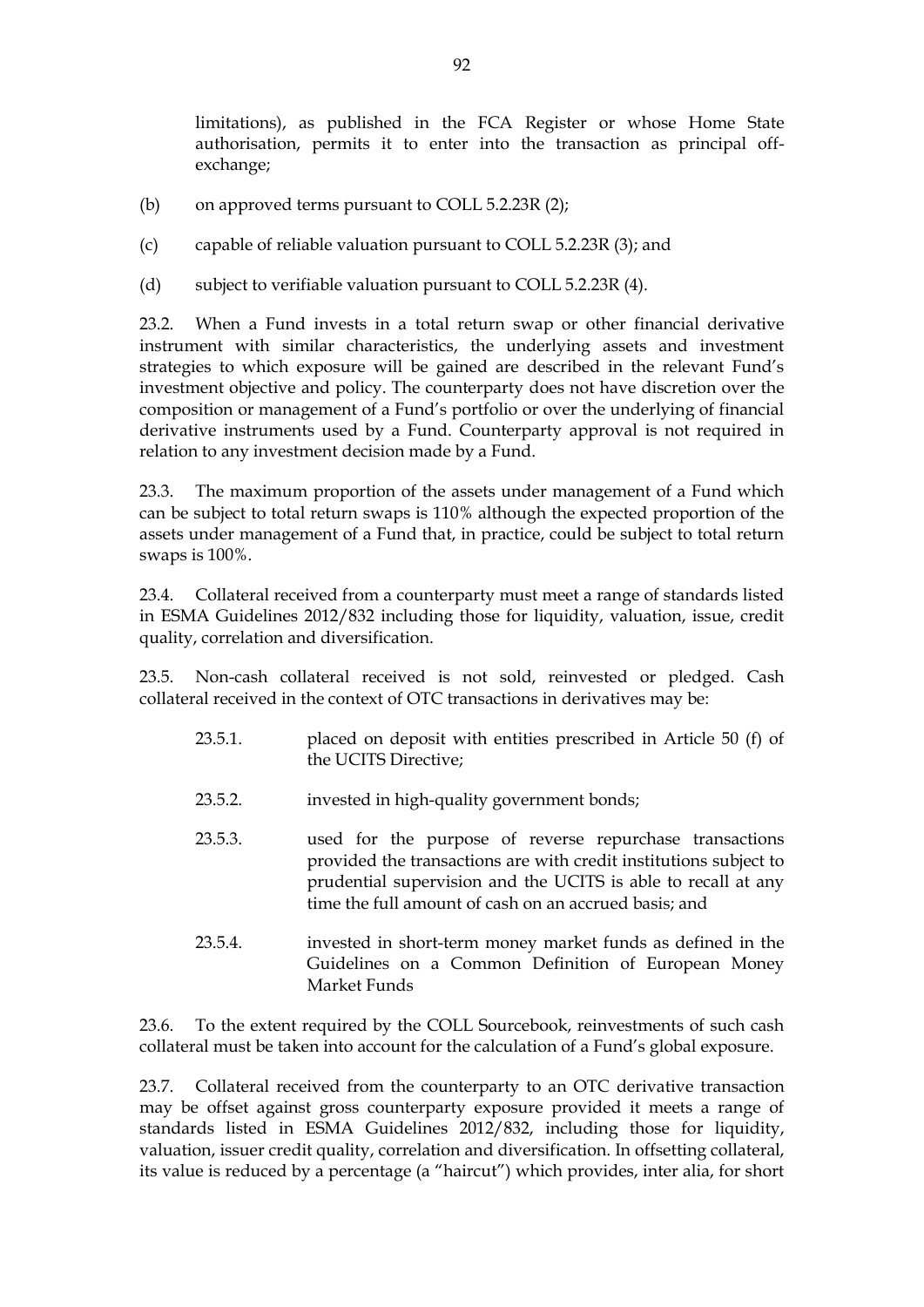limitations), as published in the FCA Register or whose Home State authorisation, permits it to enter into the transaction as principal off-exchange;

(b) on approved terms pursuant to COLL 5.2.23R (2);

(c) capable of reliable valuation pursuant to COLL 5.2.23R (3); and

(d) subject to verifiable valuation pursuant to COLL 5.2.23R (4).

23.2. When a Fund invests in a total return swap or other financial derivative instrument with similar characteristics, the underlying assets and investment strategies to which exposure will be gained are described in the relevant Fund's investment objective and policy. The counterparty does not have discretion over the composition or management of a Fund's portfolio or over the underlying of financial derivative instruments used by a Fund. Counterparty approval is not required in relation to any investment decision made by a Fund.

23.3. The maximum proportion of the assets under management of a Fund which can be subject to total return swaps is 110% although the expected proportion of the assets under management of a Fund that, in practice, could be subject to total return swaps is 100%.

23.4. Collateral received from a counterparty must meet a range of standards listed in ESMA Guidelines 2012/832 including those for liquidity, valuation, issue, credit quality, correlation and diversification.

23.5. Non-cash collateral received is not sold, reinvested or pledged. Cash collateral received in the context of OTC transactions in derivatives may be:

23.5.1. placed on deposit with entities prescribed in Article 50 (f) of the UCITS Directive;

23.5.2. invested in high-quality government bonds;

23.5.3. used for the purpose of reverse repurchase transactions provided the transactions are with credit institutions subject to prudential supervision and the UCITS is able to recall at any time the full amount of cash on an accrued basis; and

23.5.4. invested in short-term money market funds as defined in the Guidelines on a Common Definition of European Money Market Funds

23.6. To the extent required by the COLL Sourcebook, reinvestments of such cash collateral must be taken into account for the calculation of a Fund's global exposure.

23.7. Collateral received from the counterparty to an OTC derivative transaction may be offset against gross counterparty exposure provided it meets a range of standards listed in ESMA Guidelines 2012/832, including those for liquidity, valuation, issuer credit quality, correlation and diversification. In offsetting collateral, its value is reduced by a percentage (a "haircut") which provides, inter alia, for short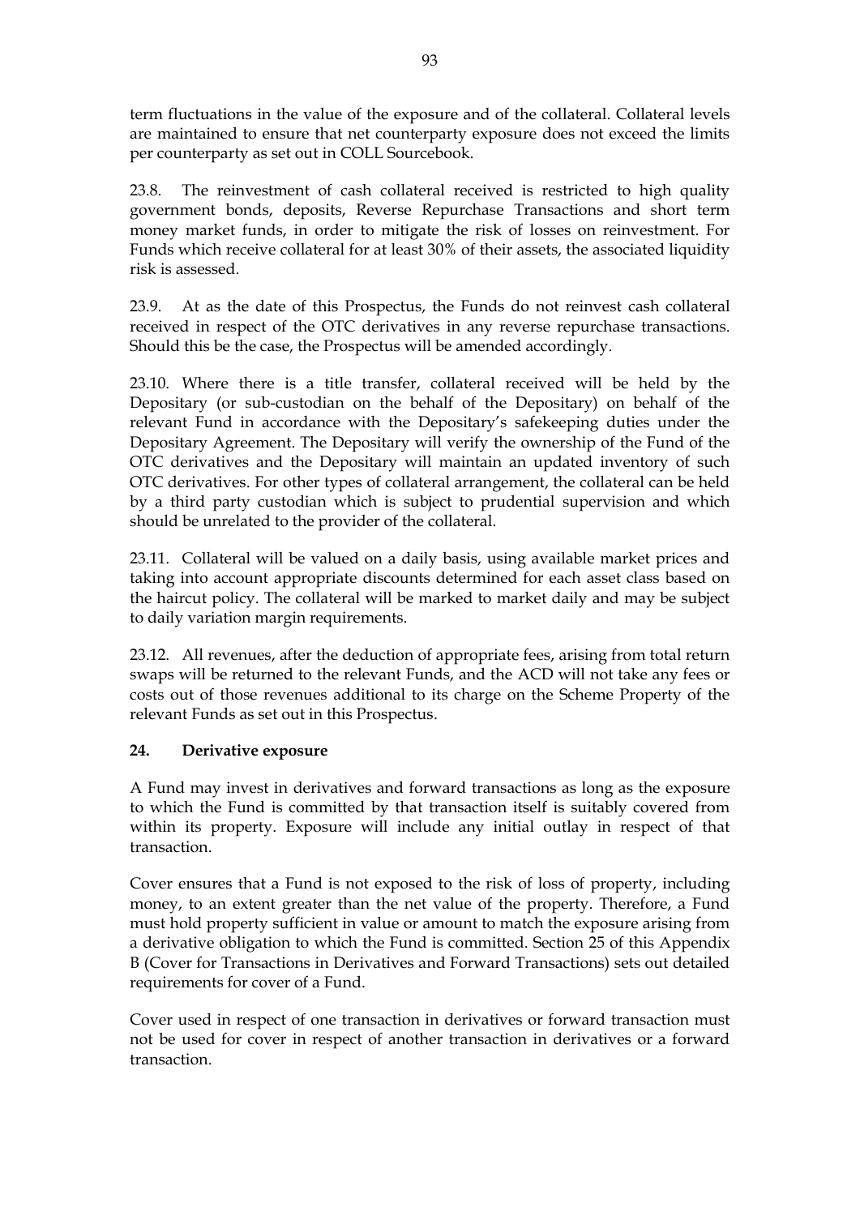term fluctuations in the value of the exposure and of the collateral. Collateral levels are maintained to ensure that net counterparty exposure does not exceed the limits per counterparty as set out in COLL Sourcebook.

23.8. The reinvestment of cash collateral received is restricted to high quality government bonds, deposits, Reverse Repurchase Transactions and short term money market funds, in order to mitigate the risk of losses on reinvestment. For Funds which receive collateral for at least 30% of their assets, the associated liquidity risk is assessed.

23.9. At as the date of this Prospectus, the Funds do not reinvest cash collateral received in respect of the OTC derivatives in any reverse repurchase transactions. Should this be the case, the Prospectus will be amended accordingly.

23.10. Where there is a title transfer, collateral received will be held by the Depositary (or sub-custodian on the behalf of the Depositary) on behalf of the relevant Fund in accordance with the Depositary's safekeeping duties under the Depositary Agreement. The Depositary will verify the ownership of the Fund of the OTC derivatives and the Depositary will maintain an updated inventory of such OTC derivatives. For other types of collateral arrangement, the collateral can be held by a third party custodian which is subject to prudential supervision and which should be unrelated to the provider of the collateral.

23.11. Collateral will be valued on a daily basis, using available market prices and taking into account appropriate discounts determined for each asset class based on the haircut policy. The collateral will be marked to market daily and may be subject to daily variation margin requirements.

23.12. All revenues, after the deduction of appropriate fees, arising from total return swaps will be returned to the relevant Funds, and the ACD will not take any fees or costs out of those revenues additional to its charge on the Scheme Property of the relevant Funds as set out in this Prospectus.

## 24. Derivative exposure

A Fund may invest in derivatives and forward transactions as long as the exposure to which the Fund is committed by that transaction itself is suitably covered from within its property. Exposure will include any initial outlay in respect of that transaction.

Cover ensures that a Fund is not exposed to the risk of loss of property, including money, to an extent greater than the net value of the property. Therefore, a Fund must hold property sufficient in value or amount to match the exposure arising from a derivative obligation to which the Fund is committed. Section 25 of this Appendix B (Cover for Transactions in Derivatives and Forward Transactions) sets out detailed requirements for cover of a Fund.

Cover used in respect of one transaction in derivatives or forward transaction must not be used for cover in respect of another transaction in derivatives or a forward transaction.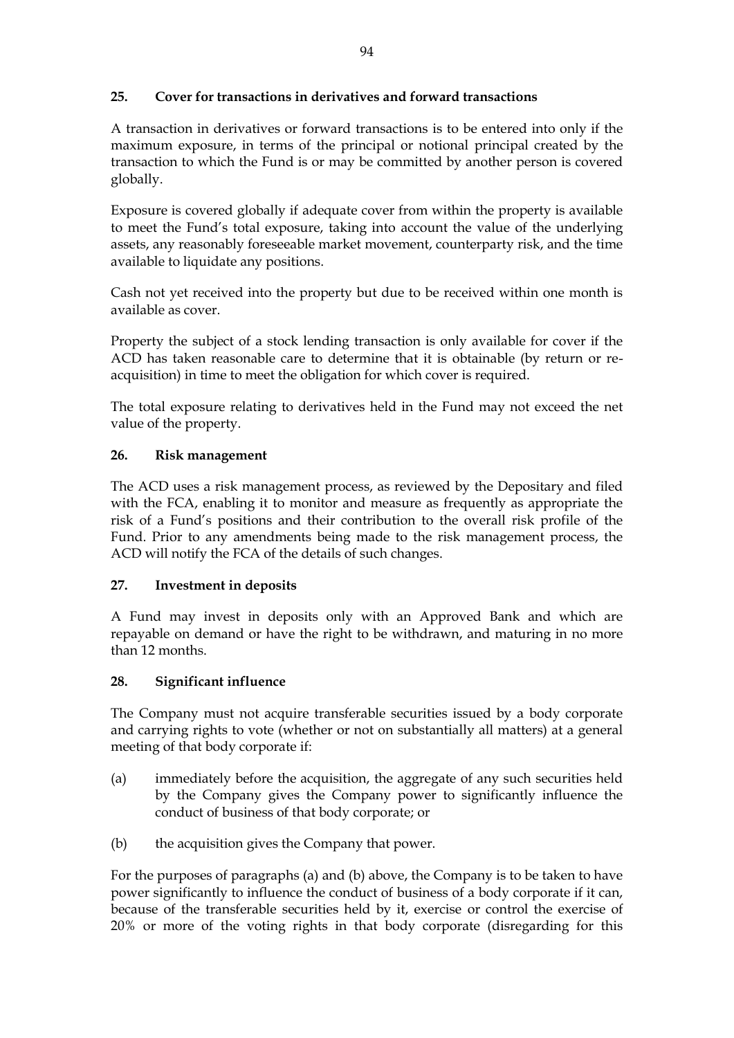## 25. Cover for transactions in derivatives and forward transactions

A transaction in derivatives or forward transactions is to be entered into only if the maximum exposure, in terms of the principal or notional principal created by the transaction to which the Fund is or may be committed by another person is covered globally.

Exposure is covered globally if adequate cover from within the property is available to meet the Fund's total exposure, taking into account the value of the underlying assets, any reasonably foreseeable market movement, counterparty risk, and the time available to liquidate any positions.

Cash not yet received into the property but due to be received within one month is available as cover.

Property the subject of a stock lending transaction is only available for cover if the ACD has taken reasonable care to determine that it is obtainable (by return or re-acquisition) in time to meet the obligation for which cover is required.

The total exposure relating to derivatives held in the Fund may not exceed the net value of the property.

## 26. Risk management

The ACD uses a risk management process, as reviewed by the Depositary and filed with the FCA, enabling it to monitor and measure as frequently as appropriate the risk of a Fund's positions and their contribution to the overall risk profile of the Fund. Prior to any amendments being made to the risk management process, the ACD will notify the FCA of the details of such changes.

## 27. Investment in deposits

A Fund may invest in deposits only with an Approved Bank and which are repayable on demand or have the right to be withdrawn, and maturing in no more than 12 months.

## 28. Significant influence

The Company must not acquire transferable securities issued by a body corporate and carrying rights to vote (whether or not on substantially all matters) at a general meeting of that body corporate if:

(a) immediately before the acquisition, the aggregate of any such securities held by the Company gives the Company power to significantly influence the conduct of business of that body corporate; or

(b) the acquisition gives the Company that power.

For the purposes of paragraphs (a) and (b) above, the Company is to be taken to have power significantly to influence the conduct of business of a body corporate if it can, because of the transferable securities held by it, exercise or control the exercise of 20% or more of the voting rights in that body corporate (disregarding for this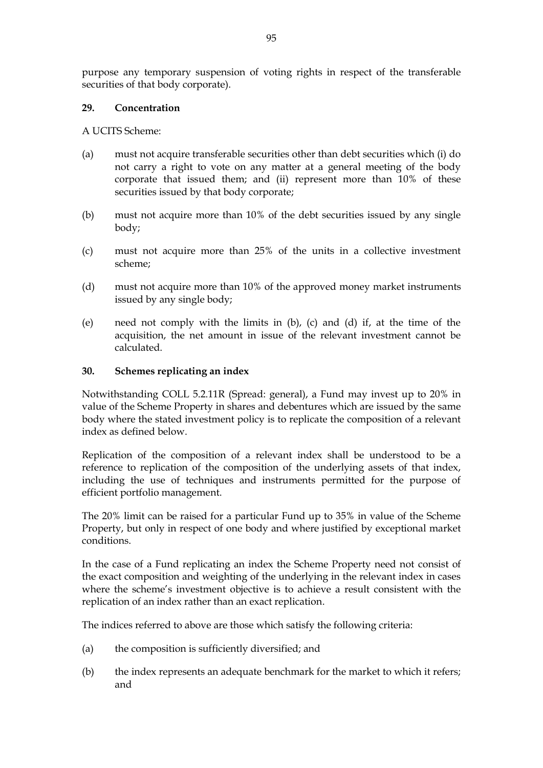purpose any temporary suspension of voting rights in respect of the transferable securities of that body corporate).

**29. Concentration**

A UCITS Scheme:

(a) must not acquire transferable securities other than debt securities which (i) do not carry a right to vote on any matter at a general meeting of the body corporate that issued them; and (ii) represent more than 10% of these securities issued by that body corporate;

(b) must not acquire more than 10% of the debt securities issued by any single body;

(c) must not acquire more than 25% of the units in a collective investment scheme;

(d) must not acquire more than 10% of the approved money market instruments issued by any single body;

(e) need not comply with the limits in (b), (c) and (d) if, at the time of the acquisition, the net amount in issue of the relevant investment cannot be calculated.

**30. Schemes replicating an index**

Notwithstanding COLL 5.2.11R (Spread: general), a Fund may invest up to 20% in value of the Scheme Property in shares and debentures which are issued by the same body where the stated investment policy is to replicate the composition of a relevant index as defined below.

Replication of the composition of a relevant index shall be understood to be a reference to replication of the composition of the underlying assets of that index, including the use of techniques and instruments permitted for the purpose of efficient portfolio management.

The 20% limit can be raised for a particular Fund up to 35% in value of the Scheme Property, but only in respect of one body and where justified by exceptional market conditions.

In the case of a Fund replicating an index the Scheme Property need not consist of the exact composition and weighting of the underlying in the relevant index in cases where the scheme's investment objective is to achieve a result consistent with the replication of an index rather than an exact replication.

The indices referred to above are those which satisfy the following criteria:

(a) the composition is sufficiently diversified; and

(b) the index represents an adequate benchmark for the market to which it refers; and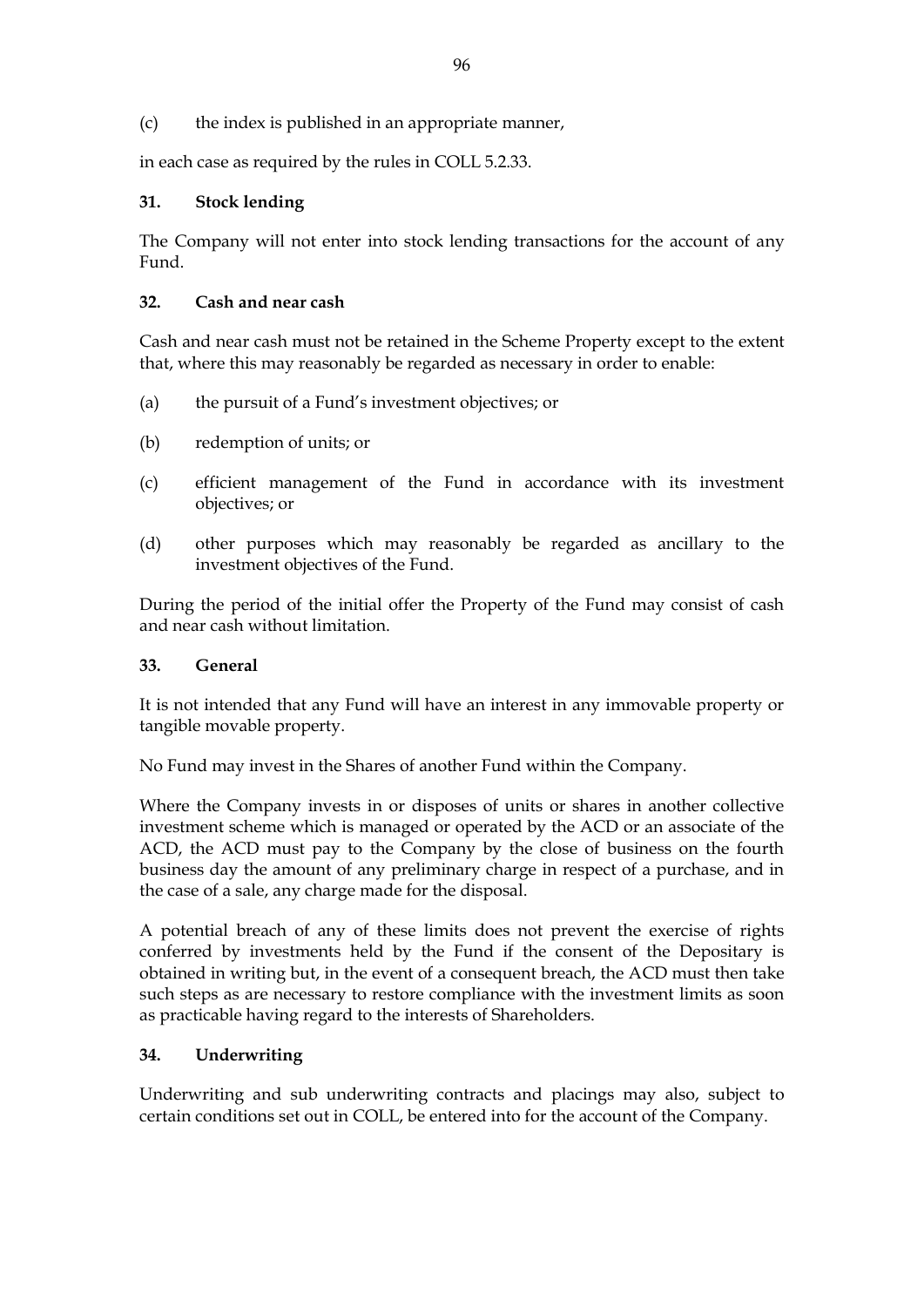(c) the index is published in an appropriate manner,

in each case as required by the rules in COLL 5.2.33.

## 31. Stock lending

The Company will not enter into stock lending transactions for the account of any Fund.

## 32. Cash and near cash

Cash and near cash must not be retained in the Scheme Property except to the extent that, where this may reasonably be regarded as necessary in order to enable:

(a) the pursuit of a Fund's investment objectives; or

(b) redemption of units; or

(c) efficient management of the Fund in accordance with its investment objectives; or

(d) other purposes which may reasonably be regarded as ancillary to the investment objectives of the Fund.

During the period of the initial offer the Property of the Fund may consist of cash and near cash without limitation.

## 33. General

It is not intended that any Fund will have an interest in any immovable property or tangible movable property.

No Fund may invest in the Shares of another Fund within the Company.

Where the Company invests in or disposes of units or shares in another collective investment scheme which is managed or operated by the ACD or an associate of the ACD, the ACD must pay to the Company by the close of business on the fourth business day the amount of any preliminary charge in respect of a purchase, and in the case of a sale, any charge made for the disposal.

A potential breach of any of these limits does not prevent the exercise of rights conferred by investments held by the Fund if the consent of the Depositary is obtained in writing but, in the event of a consequent breach, the ACD must then take such steps as are necessary to restore compliance with the investment limits as soon as practicable having regard to the interests of Shareholders.

## 34. Underwriting

Underwriting and sub underwriting contracts and placings may also, subject to certain conditions set out in COLL, be entered into for the account of the Company.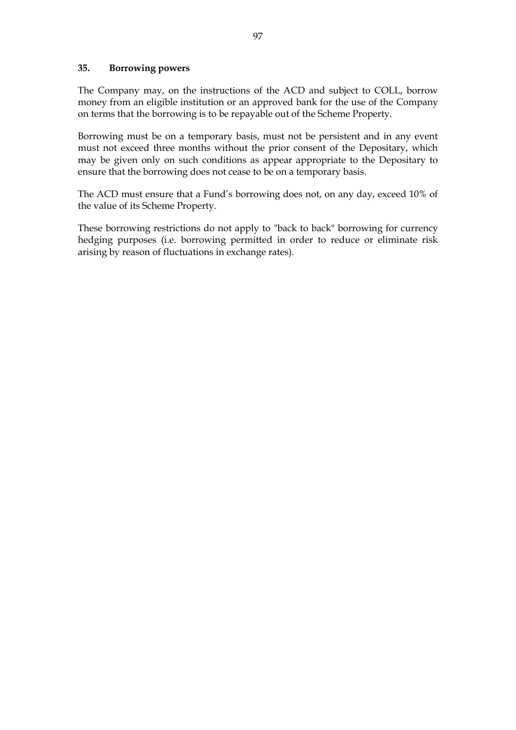## 35. Borrowing powers

The Company may, on the instructions of the ACD and subject to COLL, borrow money from an eligible institution or an approved bank for the use of the Company on terms that the borrowing is to be repayable out of the Scheme Property.

Borrowing must be on a temporary basis, must not be persistent and in any event must not exceed three months without the prior consent of the Depositary, which may be given only on such conditions as appear appropriate to the Depositary to ensure that the borrowing does not cease to be on a temporary basis.

The ACD must ensure that a Fund's borrowing does not, on any day, exceed 10% of the value of its Scheme Property.

These borrowing restrictions do not apply to "back to back" borrowing for currency hedging purposes (i.e. borrowing permitted in order to reduce or eliminate risk arising by reason of fluctuations in exchange rates).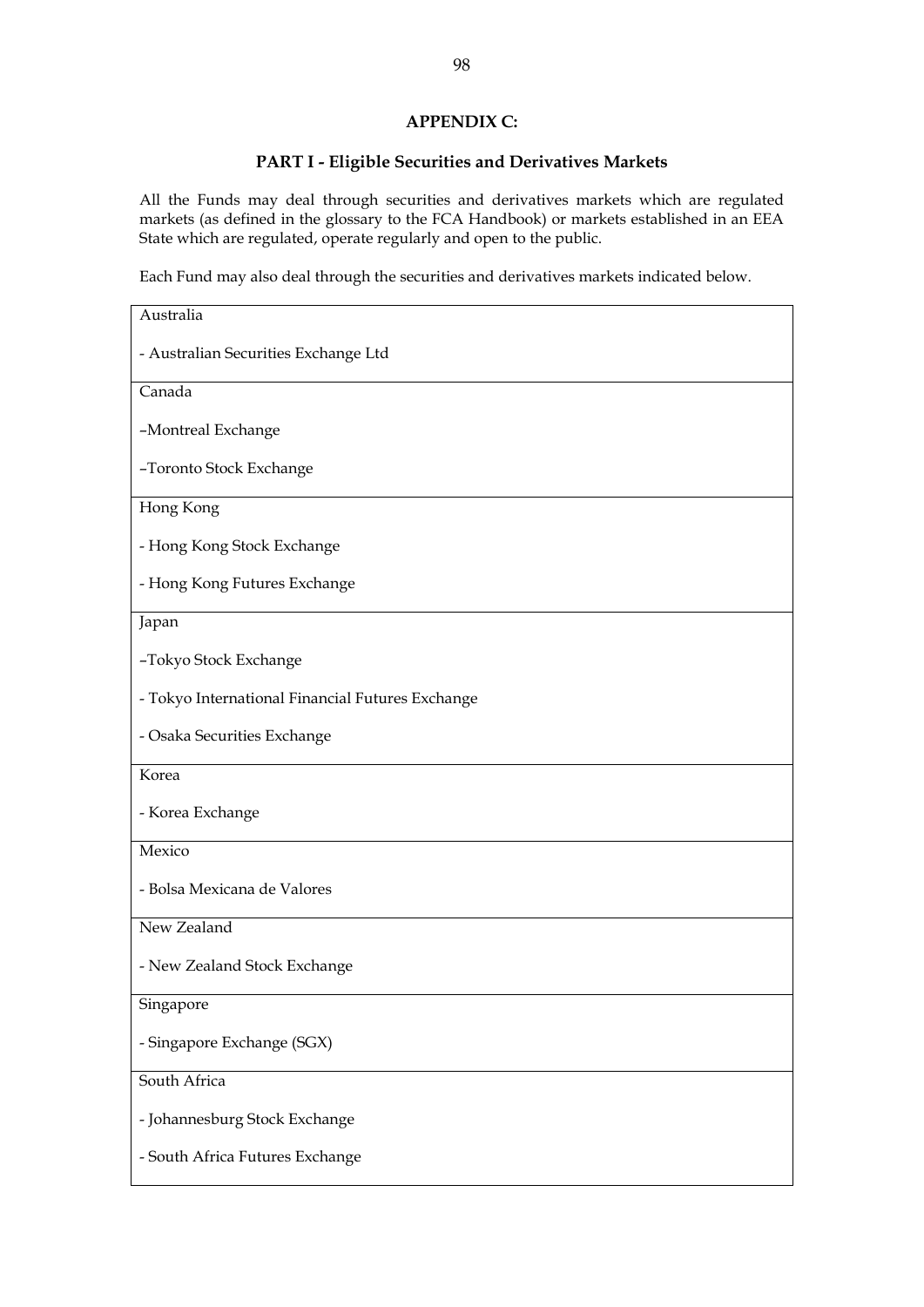## APPENDIX C:

### PART I - Eligible Securities and Derivatives Markets

All the Funds may deal through securities and derivatives markets which are regulated markets (as defined in the glossary to the FCA Handbook) or markets established in an EEA State which are regulated, operate regularly and open to the public.

Each Fund may also deal through the securities and derivatives markets indicated below.

| Markets |
|---|
| Australia<br><br>- Australian Securities Exchange Ltd |
| Canada<br><br>–Montreal Exchange<br><br>–Toronto Stock Exchange |
| Hong Kong<br><br>- Hong Kong Stock Exchange<br><br>- Hong Kong Futures Exchange |
| Japan<br><br>–Tokyo Stock Exchange<br><br>- Tokyo International Financial Futures Exchange<br><br>- Osaka Securities Exchange |
| Korea<br><br>- Korea Exchange |
| Mexico<br><br>- Bolsa Mexicana de Valores |
| New Zealand<br><br>- New Zealand Stock Exchange |
| Singapore<br><br>- Singapore Exchange (SGX) |
| South Africa<br><br>- Johannesburg Stock Exchange<br><br>- South Africa Futures Exchange |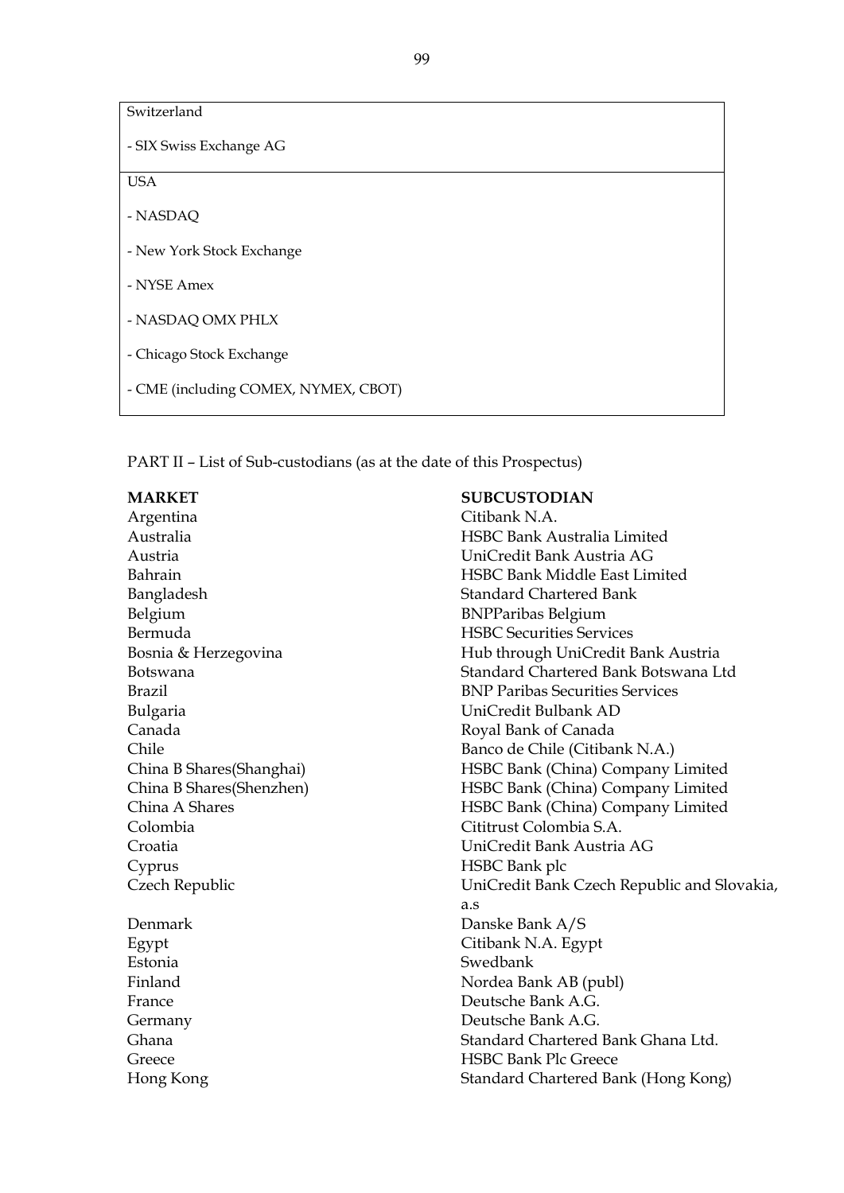| Switzerland |
|---|
| - SIX Swiss Exchange AG |
| USA |
| - NASDAQ |
| - New York Stock Exchange |
| - NYSE Amex |
| - NASDAQ OMX PHLX |
| - Chicago Stock Exchange |
| - CME (including COMEX, NYMEX, CBOT) |

PART II – List of Sub-custodians (as at the date of this Prospectus)

| MARKET | SUBCUSTODIAN |
|---|---|
| Argentina | Citibank N.A. |
| Australia | HSBC Bank Australia Limited |
| Austria | UniCredit Bank Austria AG |
| Bahrain | HSBC Bank Middle East Limited |
| Bangladesh | Standard Chartered Bank |
| Belgium | BNPParibas Belgium |
| Bermuda | HSBC Securities Services |
| Bosnia & Herzegovina | Hub through UniCredit Bank Austria |
| Botswana | Standard Chartered Bank Botswana Ltd |
| Brazil | BNP Paribas Securities Services |
| Bulgaria | UniCredit Bulbank AD |
| Canada | Royal Bank of Canada |
| Chile | Banco de Chile (Citibank N.A.) |
| China B Shares(Shanghai) | HSBC Bank (China) Company Limited |
| China B Shares(Shenzhen) | HSBC Bank (China) Company Limited |
| China A Shares | HSBC Bank (China) Company Limited |
| Colombia | Cititrust Colombia S.A. |
| Croatia | UniCredit Bank Austria AG |
| Cyprus | HSBC Bank plc |
| Czech Republic | UniCredit Bank Czech Republic and Slovakia, a.s |
| Denmark | Danske Bank A/S |
| Egypt | Citibank N.A. Egypt |
| Estonia | Swedbank |
| Finland | Nordea Bank AB (publ) |
| France | Deutsche Bank A.G. |
| Germany | Deutsche Bank A.G. |
| Ghana | Standard Chartered Bank Ghana Ltd. |
| Greece | HSBC Bank Plc Greece |
| Hong Kong | Standard Chartered Bank (Hong Kong) |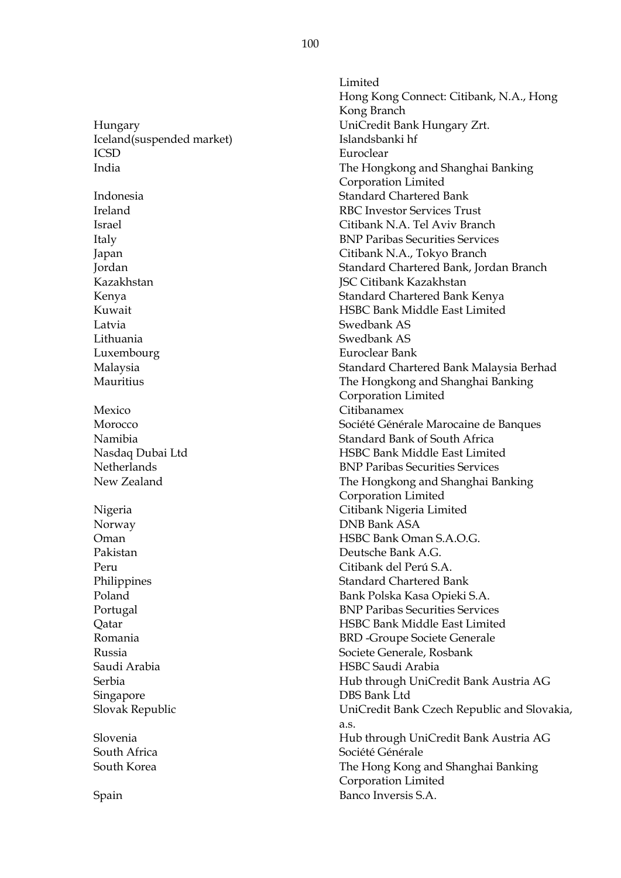| | |
|---|---|
| | Limited |
| | Hong Kong Connect: Citibank, N.A., Hong Kong Branch |
| Hungary | UniCredit Bank Hungary Zrt. |
| Iceland(suspended market) | Islandsbanki hf |
| ICSD | Euroclear |
| India | The Hongkong and Shanghai Banking Corporation Limited |
| Indonesia | Standard Chartered Bank |
| Ireland | RBC Investor Services Trust |
| Israel | Citibank N.A. Tel Aviv Branch |
| Italy | BNP Paribas Securities Services |
| Japan | Citibank N.A., Tokyo Branch |
| Jordan | Standard Chartered Bank, Jordan Branch |
| Kazakhstan | JSC Citibank Kazakhstan |
| Kenya | Standard Chartered Bank Kenya |
| Kuwait | HSBC Bank Middle East Limited |
| Latvia | Swedbank AS |
| Lithuania | Swedbank AS |
| Luxembourg | Euroclear Bank |
| Malaysia | Standard Chartered Bank Malaysia Berhad |
| Mauritius | The Hongkong and Shanghai Banking Corporation Limited |
| Mexico | Citibanamex |
| Morocco | Société Générale Marocaine de Banques |
| Namibia | Standard Bank of South Africa |
| Nasdaq Dubai Ltd | HSBC Bank Middle East Limited |
| Netherlands | BNP Paribas Securities Services |
| New Zealand | The Hongkong and Shanghai Banking Corporation Limited |
| Nigeria | Citibank Nigeria Limited |
| Norway | DNB Bank ASA |
| Oman | HSBC Bank Oman S.A.O.G. |
| Pakistan | Deutsche Bank A.G. |
| Peru | Citibank del Perú S.A. |
| Philippines | Standard Chartered Bank |
| Poland | Bank Polska Kasa Opieki S.A. |
| Portugal | BNP Paribas Securities Services |
| Qatar | HSBC Bank Middle East Limited |
| Romania | BRD -Groupe Societe Generale |
| Russia | Societe Generale, Rosbank |
| Saudi Arabia | HSBC Saudi Arabia |
| Serbia | Hub through UniCredit Bank Austria AG |
| Singapore | DBS Bank Ltd |
| Slovak Republic | UniCredit Bank Czech Republic and Slovakia, a.s. |
| Slovenia | Hub through UniCredit Bank Austria AG |
| South Africa | Société Générale |
| South Korea | The Hong Kong and Shanghai Banking Corporation Limited |
| Spain | Banco Inversis S.A. |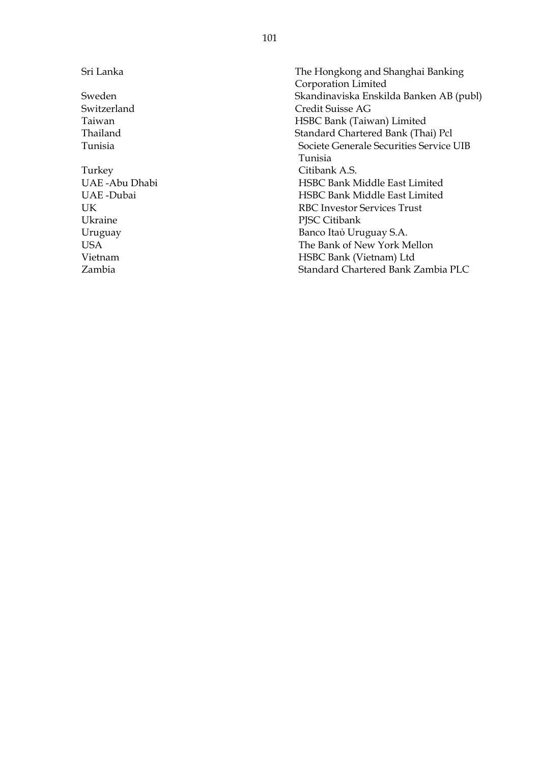| | |
|---|---|
| Sri Lanka | The Hongkong and Shanghai Banking Corporation Limited |
| Sweden | Skandinaviska Enskilda Banken AB (publ) |
| Switzerland | Credit Suisse AG |
| Taiwan | HSBC Bank (Taiwan) Limited |
| Thailand | Standard Chartered Bank (Thai) Pcl |
| Tunisia | Societe Generale Securities Service UIB Tunisia |
| Turkey | Citibank A.S. |
| UAE -Abu Dhabi | HSBC Bank Middle East Limited |
| UAE -Dubai | HSBC Bank Middle East Limited |
| UK | RBC Investor Services Trust |
| Ukraine | PJSC Citibank |
| Uruguay | Banco Itaȕ Uruguay S.A. |
| USA | The Bank of New York Mellon |
| Vietnam | HSBC Bank (Vietnam) Ltd |
| Zambia | Standard Chartered Bank Zambia PLC |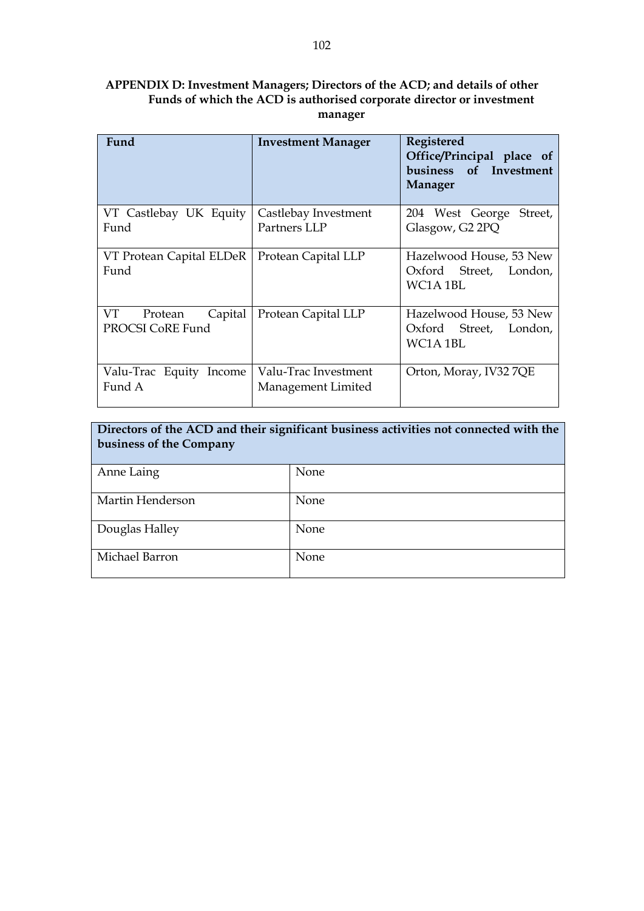## APPENDIX D: Investment Managers; Directors of the ACD; and details of other Funds of which the ACD is authorised corporate director or investment manager

| Fund | Investment Manager | Registered Office/Principal place of business of Investment Manager |
|---|---|---|
| VT Castlebay UK Equity Fund | Castlebay Investment Partners LLP | 204 West George Street, Glasgow, G2 2PQ |
| VT Protean Capital ELDeR Fund | Protean Capital LLP | Hazelwood House, 53 New Oxford Street, London, WC1A 1BL |
| VT Protean Capital PROCSI CoRE Fund | Protean Capital LLP | Hazelwood House, 53 New Oxford Street, London, WC1A 1BL |
| Valu-Trac Equity Income Fund A | Valu-Trac Investment Management Limited | Orton, Moray, IV32 7QE |

| Directors of the ACD and their significant business activities not connected with the business of the Company | |
|---|---|
| Anne Laing | None |
| Martin Henderson | None |
| Douglas Halley | None |
| Michael Barron | None |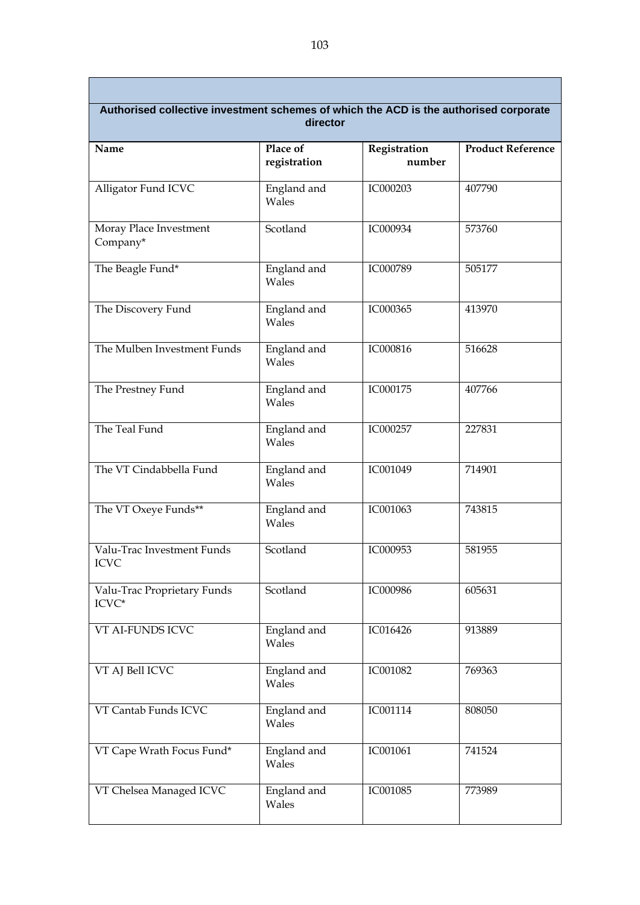| Authorised collective investment schemes of which the ACD is the authorised corporate director | | | |
|---|---|---|---|
| **Name** | **Place of registration** | **Registration number** | **Product Reference** |
| Alligator Fund ICVC | England and Wales | IC000203 | 407790 |
| Moray Place Investment Company* | Scotland | IC000934 | 573760 |
| The Beagle Fund* | England and Wales | IC000789 | 505177 |
| The Discovery Fund | England and Wales | IC000365 | 413970 |
| The Mulben Investment Funds | England and Wales | IC000816 | 516628 |
| The Prestney Fund | England and Wales | IC000175 | 407766 |
| The Teal Fund | England and Wales | IC000257 | 227831 |
| The VT Cindabbella Fund | England and Wales | IC001049 | 714901 |
| The VT Oxeye Funds** | England and Wales | IC001063 | 743815 |
| Valu-Trac Investment Funds ICVC | Scotland | IC000953 | 581955 |
| Valu-Trac Proprietary Funds ICVC* | Scotland | IC000986 | 605631 |
| VT AI-FUNDS ICVC | England and Wales | IC016426 | 913889 |
| VT AJ Bell ICVC | England and Wales | IC001082 | 769363 |
| VT Cantab Funds ICVC | England and Wales | IC001114 | 808050 |
| VT Cape Wrath Focus Fund* | England and Wales | IC001061 | 741524 |
| VT Chelsea Managed ICVC | England and Wales | IC001085 | 773989 |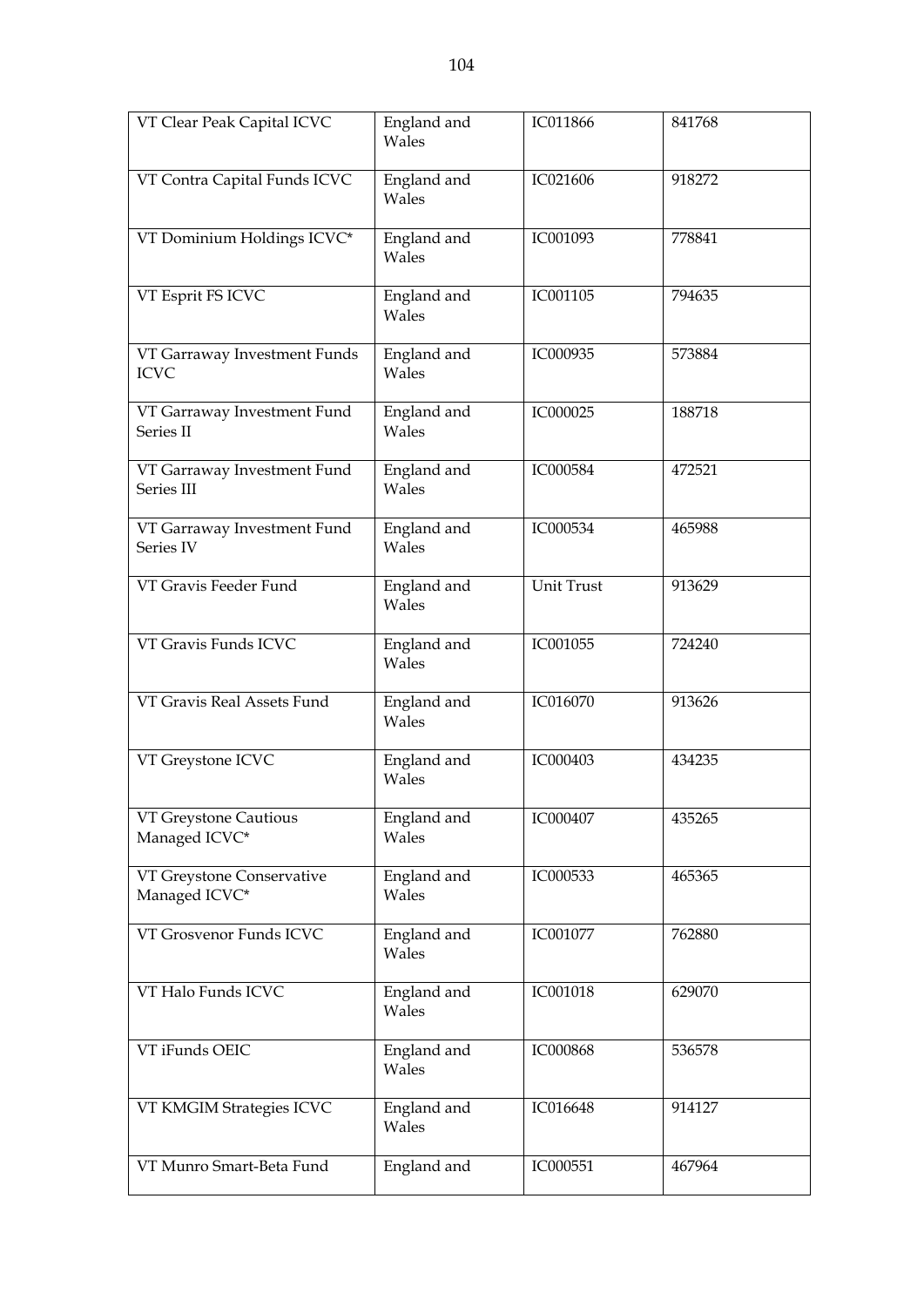| VT Clear Peak Capital ICVC | England and Wales | IC011866 | 841768 |
|---|---|---|---|
| VT Contra Capital Funds ICVC | England and Wales | IC021606 | 918272 |
| VT Dominium Holdings ICVC* | England and Wales | IC001093 | 778841 |
| VT Esprit FS ICVC | England and Wales | IC001105 | 794635 |
| VT Garraway Investment Funds ICVC | England and Wales | IC000935 | 573884 |
| VT Garraway Investment Fund Series II | England and Wales | IC000025 | 188718 |
| VT Garraway Investment Fund Series III | England and Wales | IC000584 | 472521 |
| VT Garraway Investment Fund Series IV | England and Wales | IC000534 | 465988 |
| VT Gravis Feeder Fund | England and Wales | Unit Trust | 913629 |
| VT Gravis Funds ICVC | England and Wales | IC001055 | 724240 |
| VT Gravis Real Assets Fund | England and Wales | IC016070 | 913626 |
| VT Greystone ICVC | England and Wales | IC000403 | 434235 |
| VT Greystone Cautious Managed ICVC* | England and Wales | IC000407 | 435265 |
| VT Greystone Conservative Managed ICVC* | England and Wales | IC000533 | 465365 |
| VT Grosvenor Funds ICVC | England and Wales | IC001077 | 762880 |
| VT Halo Funds ICVC | England and Wales | IC001018 | 629070 |
| VT iFunds OEIC | England and Wales | IC000868 | 536578 |
| VT KMGIM Strategies ICVC | England and Wales | IC016648 | 914127 |
| VT Munro Smart-Beta Fund | England and | IC000551 | 467964 |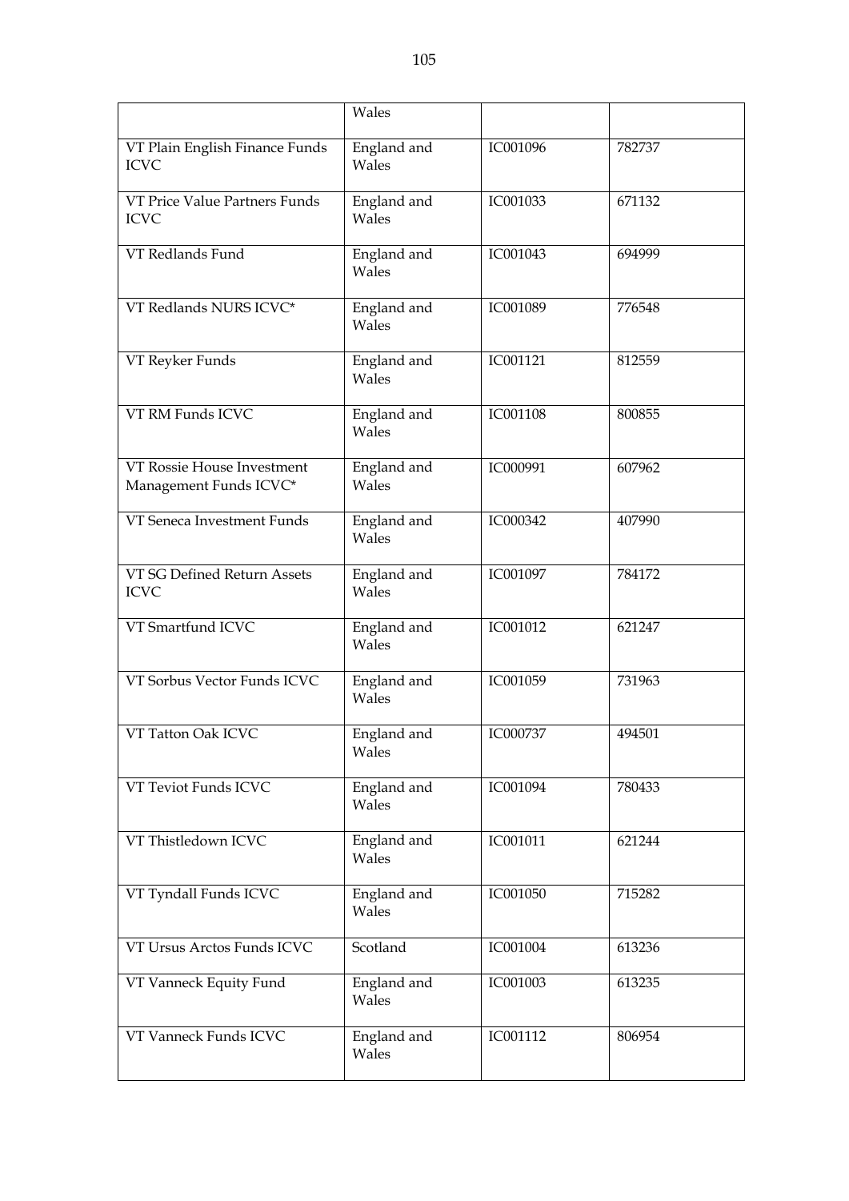| | Wales | | |
|---|---|---|---|
| VT Plain English Finance Funds ICVC | England and Wales | IC001096 | 782737 |
| VT Price Value Partners Funds ICVC | England and Wales | IC001033 | 671132 |
| VT Redlands Fund | England and Wales | IC001043 | 694999 |
| VT Redlands NURS ICVC* | England and Wales | IC001089 | 776548 |
| VT Reyker Funds | England and Wales | IC001121 | 812559 |
| VT RM Funds ICVC | England and Wales | IC001108 | 800855 |
| VT Rossie House Investment Management Funds ICVC* | England and Wales | IC000991 | 607962 |
| VT Seneca Investment Funds | England and Wales | IC000342 | 407990 |
| VT SG Defined Return Assets ICVC | England and Wales | IC001097 | 784172 |
| VT Smartfund ICVC | England and Wales | IC001012 | 621247 |
| VT Sorbus Vector Funds ICVC | England and Wales | IC001059 | 731963 |
| VT Tatton Oak ICVC | England and Wales | IC000737 | 494501 |
| VT Teviot Funds ICVC | England and Wales | IC001094 | 780433 |
| VT Thistledown ICVC | England and Wales | IC001011 | 621244 |
| VT Tyndall Funds ICVC | England and Wales | IC001050 | 715282 |
| VT Ursus Arctos Funds ICVC | Scotland | IC001004 | 613236 |
| VT Vanneck Equity Fund | England and Wales | IC001003 | 613235 |
| VT Vanneck Funds ICVC | England and Wales | IC001112 | 806954 |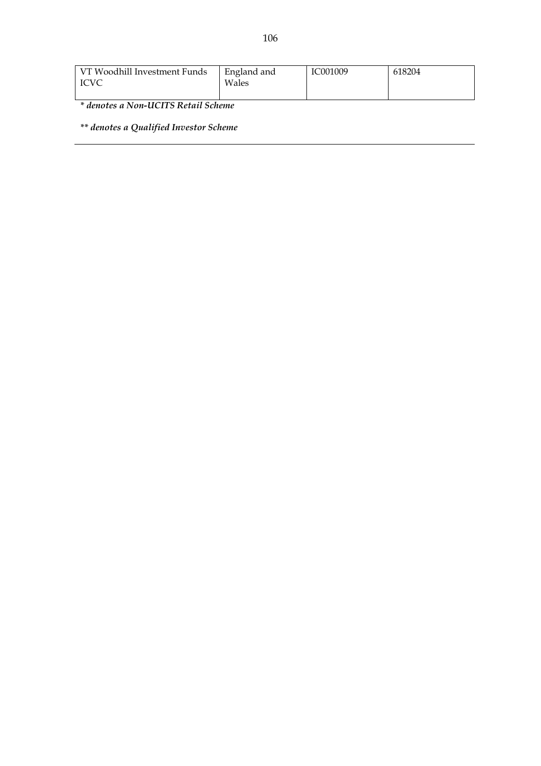| | | | |
|---|---|---|---|
| VT Woodhill Investment Funds ICVC | England and Wales | IC001009 | 618204 |

*\* denotes a Non-UCITS Retail Scheme*

*\*\* denotes a Qualified Investor Scheme*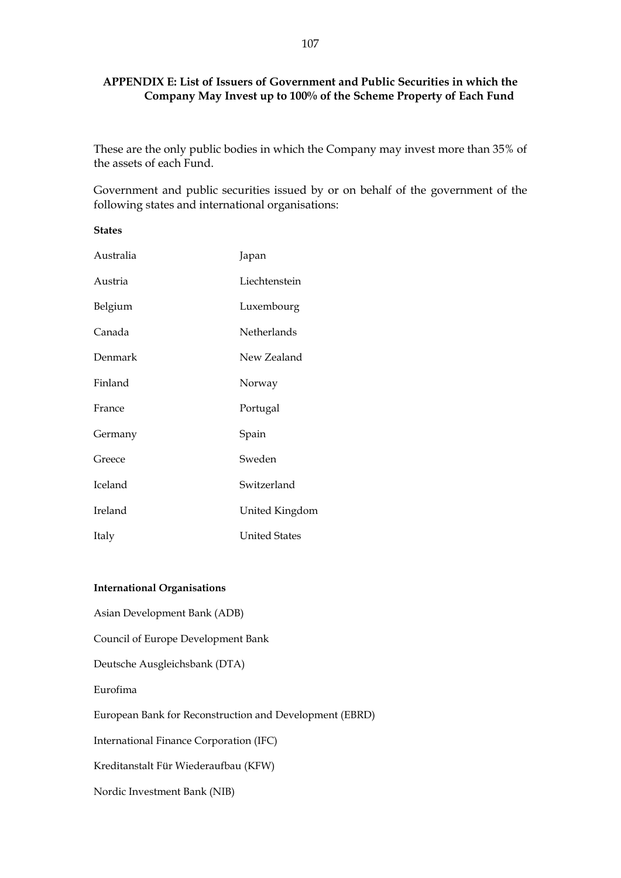## APPENDIX E: List of Issuers of Government and Public Securities in which the Company May Invest up to 100% of the Scheme Property of Each Fund

These are the only public bodies in which the Company may invest more than 35% of the assets of each Fund.

Government and public securities issued by or on behalf of the government of the following states and international organisations:

**States**

| | |
|---|---|
| Australia | Japan |
| Austria | Liechtenstein |
| Belgium | Luxembourg |
| Canada | Netherlands |
| Denmark | New Zealand |
| Finland | Norway |
| France | Portugal |
| Germany | Spain |
| Greece | Sweden |
| Iceland | Switzerland |
| Ireland | United Kingdom |
| Italy | United States |

**International Organisations**

Asian Development Bank (ADB)

Council of Europe Development Bank

Deutsche Ausgleichsbank (DTA)

Eurofima

European Bank for Reconstruction and Development (EBRD)

International Finance Corporation (IFC)

Kreditanstalt Für Wiederaufbau (KFW)

Nordic Investment Bank (NIB)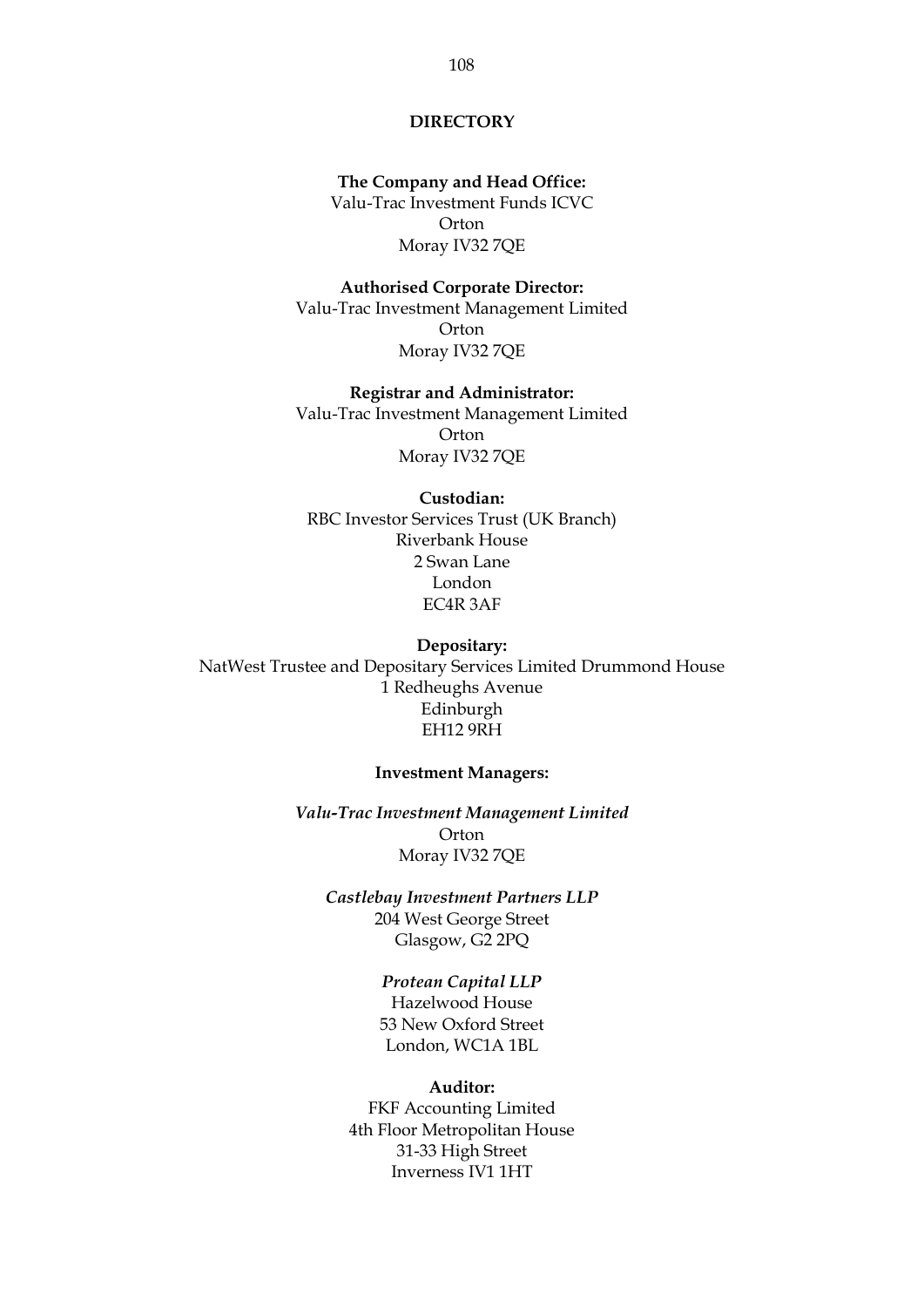## DIRECTORY

**The Company and Head Office:**
Valu-Trac Investment Funds ICVC
Orton
Moray IV32 7QE

**Authorised Corporate Director:**
Valu-Trac Investment Management Limited
Orton
Moray IV32 7QE

**Registrar and Administrator:**
Valu-Trac Investment Management Limited
Orton
Moray IV32 7QE

**Custodian:**
RBC Investor Services Trust (UK Branch)
Riverbank House
2 Swan Lane
London
EC4R 3AF

**Depositary:**
NatWest Trustee and Depositary Services Limited Drummond House
1 Redheughs Avenue
Edinburgh
EH12 9RH

**Investment Managers:**

***Valu-Trac Investment Management Limited***
Orton
Moray IV32 7QE

***Castlebay Investment Partners LLP***
204 West George Street
Glasgow, G2 2PQ

***Protean Capital LLP***
Hazelwood House
53 New Oxford Street
London, WC1A 1BL

**Auditor:**
FKF Accounting Limited
4th Floor Metropolitan House
31-33 High Street
Inverness IV1 1HT